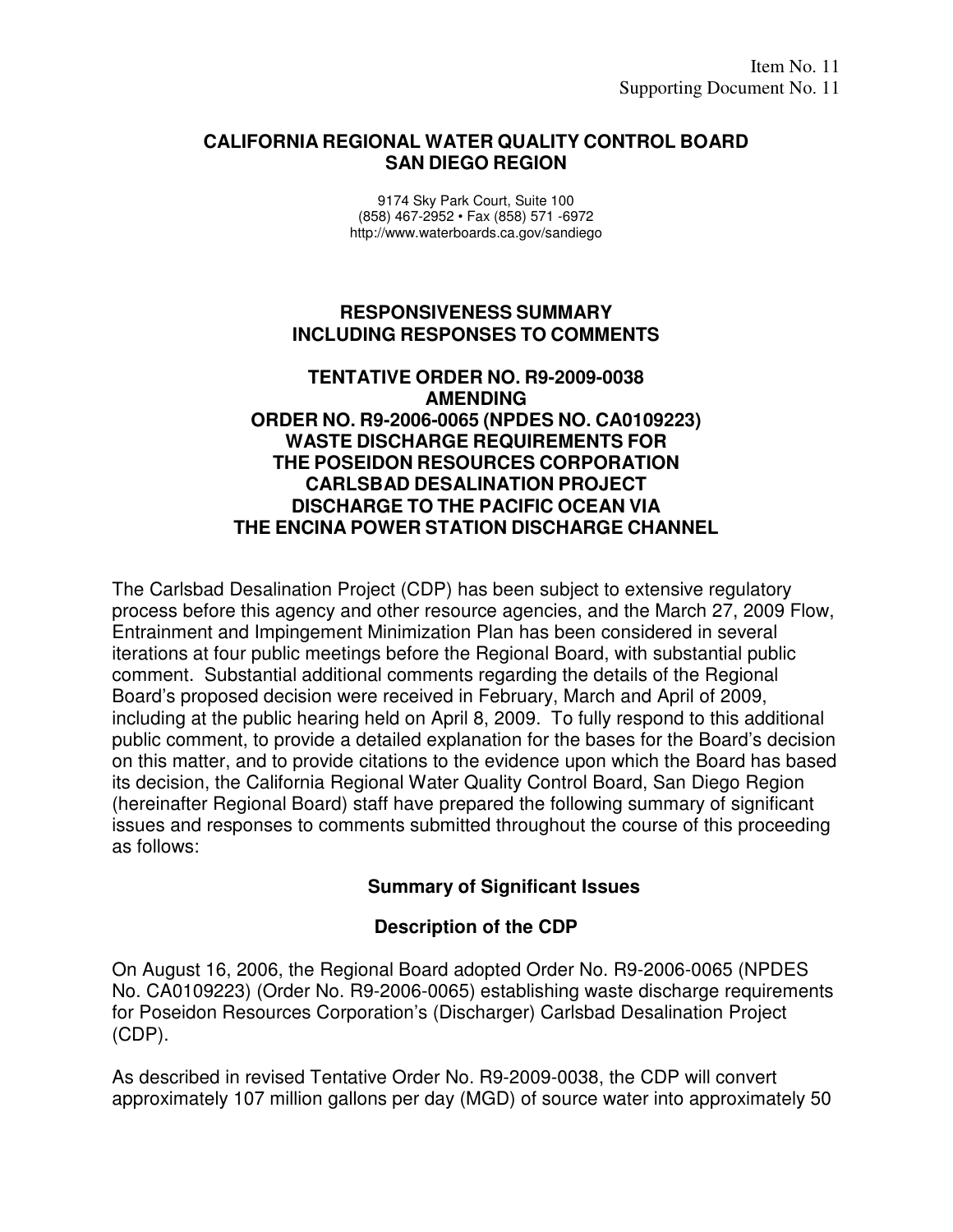Item No. 11
Supporting Document No. 11

# CALIFORNIA REGIONAL WATER QUALITY CONTROL BOARD SAN DIEGO REGION

9174 Sky Park Court, Suite 100
(858) 467-2952 • Fax (858) 571 -6972
http://www.waterboards.ca.gov/sandiego

## RESPONSIVENESS SUMMARY INCLUDING RESPONSES TO COMMENTS

## TENTATIVE ORDER NO. R9-2009-0038 AMENDING ORDER NO. R9-2006-0065 (NPDES NO. CA0109223) WASTE DISCHARGE REQUIREMENTS FOR THE POSEIDON RESOURCES CORPORATION CARLSBAD DESALINATION PROJECT DISCHARGE TO THE PACIFIC OCEAN VIA THE ENCINA POWER STATION DISCHARGE CHANNEL

The Carlsbad Desalination Project (CDP) has been subject to extensive regulatory process before this agency and other resource agencies, and the March 27, 2009 Flow, Entrainment and Impingement Minimization Plan has been considered in several iterations at four public meetings before the Regional Board, with substantial public comment. Substantial additional comments regarding the details of the Regional Board's proposed decision were received in February, March and April of 2009, including at the public hearing held on April 8, 2009. To fully respond to this additional public comment, to provide a detailed explanation for the bases for the Board's decision on this matter, and to provide citations to the evidence upon which the Board has based its decision, the California Regional Water Quality Control Board, San Diego Region (hereinafter Regional Board) staff have prepared the following summary of significant issues and responses to comments submitted throughout the course of this proceeding as follows:

### Summary of Significant Issues

### Description of the CDP

On August 16, 2006, the Regional Board adopted Order No. R9-2006-0065 (NPDES No. CA0109223) (Order No. R9-2006-0065) establishing waste discharge requirements for Poseidon Resources Corporation's (Discharger) Carlsbad Desalination Project (CDP).

As described in revised Tentative Order No. R9-2009-0038, the CDP will convert approximately 107 million gallons per day (MGD) of source water into approximately 50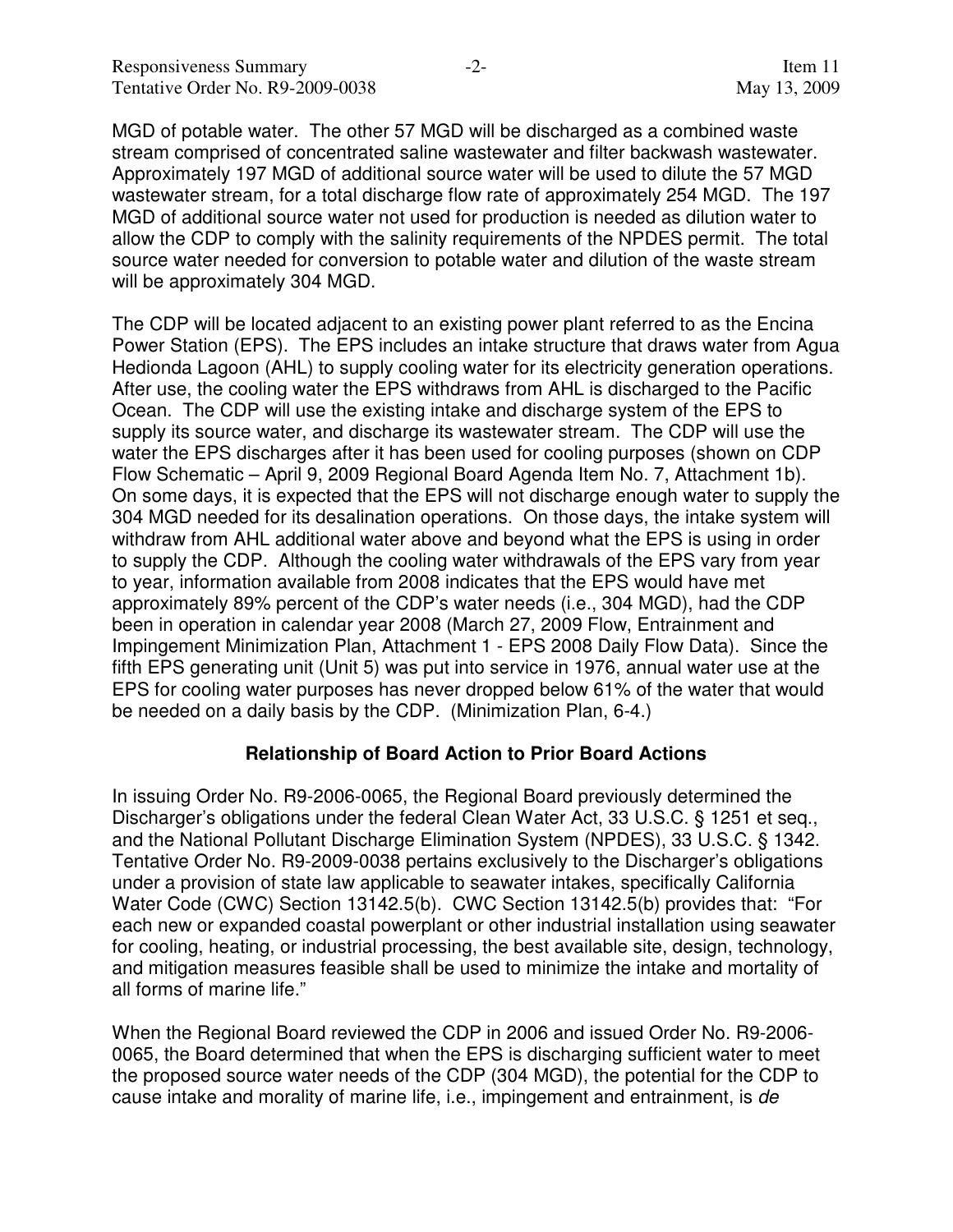MGD of potable water. The other 57 MGD will be discharged as a combined waste stream comprised of concentrated saline wastewater and filter backwash wastewater. Approximately 197 MGD of additional source water will be used to dilute the 57 MGD wastewater stream, for a total discharge flow rate of approximately 254 MGD. The 197 MGD of additional source water not used for production is needed as dilution water to allow the CDP to comply with the salinity requirements of the NPDES permit. The total source water needed for conversion to potable water and dilution of the waste stream will be approximately 304 MGD.

The CDP will be located adjacent to an existing power plant referred to as the Encina Power Station (EPS). The EPS includes an intake structure that draws water from Agua Hedionda Lagoon (AHL) to supply cooling water for its electricity generation operations. After use, the cooling water the EPS withdraws from AHL is discharged to the Pacific Ocean. The CDP will use the existing intake and discharge system of the EPS to supply its source water, and discharge its wastewater stream. The CDP will use the water the EPS discharges after it has been used for cooling purposes (shown on CDP Flow Schematic – April 9, 2009 Regional Board Agenda Item No. 7, Attachment 1b). On some days, it is expected that the EPS will not discharge enough water to supply the 304 MGD needed for its desalination operations. On those days, the intake system will withdraw from AHL additional water above and beyond what the EPS is using in order to supply the CDP. Although the cooling water withdrawals of the EPS vary from year to year, information available from 2008 indicates that the EPS would have met approximately 89% percent of the CDP's water needs (i.e., 304 MGD), had the CDP been in operation in calendar year 2008 (March 27, 2009 Flow, Entrainment and Impingement Minimization Plan, Attachment 1 - EPS 2008 Daily Flow Data). Since the fifth EPS generating unit (Unit 5) was put into service in 1976, annual water use at the EPS for cooling water purposes has never dropped below 61% of the water that would be needed on a daily basis by the CDP. (Minimization Plan, 6-4.)

## Relationship of Board Action to Prior Board Actions

In issuing Order No. R9-2006-0065, the Regional Board previously determined the Discharger's obligations under the federal Clean Water Act, 33 U.S.C. § 1251 et seq., and the National Pollutant Discharge Elimination System (NPDES), 33 U.S.C. § 1342. Tentative Order No. R9-2009-0038 pertains exclusively to the Discharger's obligations under a provision of state law applicable to seawater intakes, specifically California Water Code (CWC) Section 13142.5(b). CWC Section 13142.5(b) provides that: "For each new or expanded coastal powerplant or other industrial installation using seawater for cooling, heating, or industrial processing, the best available site, design, technology, and mitigation measures feasible shall be used to minimize the intake and mortality of all forms of marine life."

When the Regional Board reviewed the CDP in 2006 and issued Order No. R9-2006-0065, the Board determined that when the EPS is discharging sufficient water to meet the proposed source water needs of the CDP (304 MGD), the potential for the CDP to cause intake and morality of marine life, i.e., impingement and entrainment, is *de*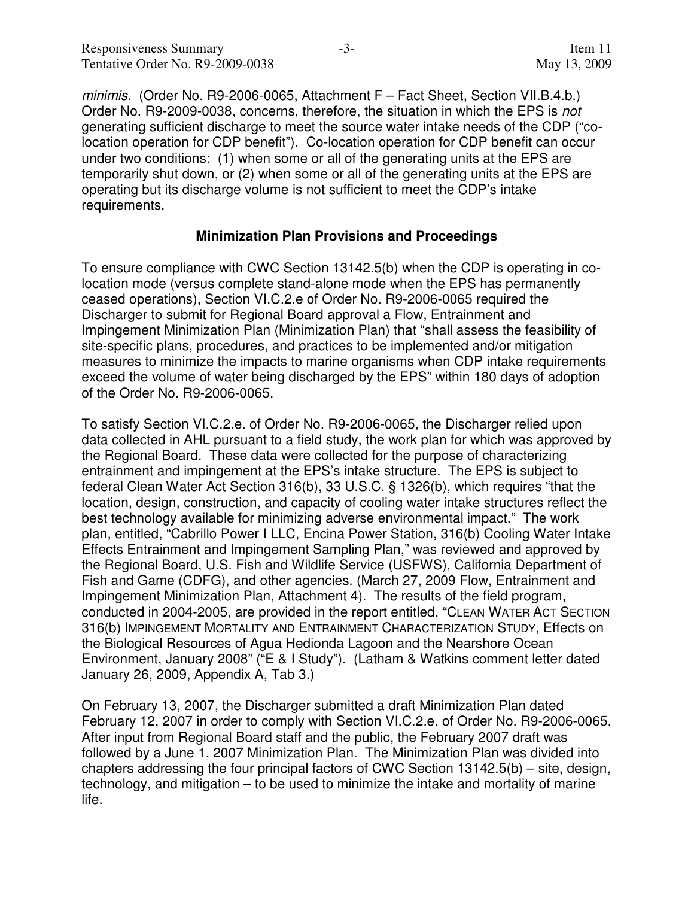*minimis*. (Order No. R9-2006-0065, Attachment F – Fact Sheet, Section VII.B.4.b.) Order No. R9-2009-0038, concerns, therefore, the situation in which the EPS is *not* generating sufficient discharge to meet the source water intake needs of the CDP ("co-location operation for CDP benefit"). Co-location operation for CDP benefit can occur under two conditions: (1) when some or all of the generating units at the EPS are temporarily shut down, or (2) when some or all of the generating units at the EPS are operating but its discharge volume is not sufficient to meet the CDP's intake requirements.

## Minimization Plan Provisions and Proceedings

To ensure compliance with CWC Section 13142.5(b) when the CDP is operating in co-location mode (versus complete stand-alone mode when the EPS has permanently ceased operations), Section VI.C.2.e of Order No. R9-2006-0065 required the Discharger to submit for Regional Board approval a Flow, Entrainment and Impingement Minimization Plan (Minimization Plan) that "shall assess the feasibility of site-specific plans, procedures, and practices to be implemented and/or mitigation measures to minimize the impacts to marine organisms when CDP intake requirements exceed the volume of water being discharged by the EPS" within 180 days of adoption of the Order No. R9-2006-0065.

To satisfy Section VI.C.2.e. of Order No. R9-2006-0065, the Discharger relied upon data collected in AHL pursuant to a field study, the work plan for which was approved by the Regional Board. These data were collected for the purpose of characterizing entrainment and impingement at the EPS's intake structure. The EPS is subject to federal Clean Water Act Section 316(b), 33 U.S.C. § 1326(b), which requires "that the location, design, construction, and capacity of cooling water intake structures reflect the best technology available for minimizing adverse environmental impact." The work plan, entitled, "Cabrillo Power I LLC, Encina Power Station, 316(b) Cooling Water Intake Effects Entrainment and Impingement Sampling Plan," was reviewed and approved by the Regional Board, U.S. Fish and Wildlife Service (USFWS), California Department of Fish and Game (CDFG), and other agencies. (March 27, 2009 Flow, Entrainment and Impingement Minimization Plan, Attachment 4). The results of the field program, conducted in 2004-2005, are provided in the report entitled, "CLEAN WATER ACT SECTION 316(b) IMPINGEMENT MORTALITY AND ENTRAINMENT CHARACTERIZATION STUDY, Effects on the Biological Resources of Agua Hedionda Lagoon and the Nearshore Ocean Environment, January 2008" ("E & I Study"). (Latham & Watkins comment letter dated January 26, 2009, Appendix A, Tab 3.)

On February 13, 2007, the Discharger submitted a draft Minimization Plan dated February 12, 2007 in order to comply with Section VI.C.2.e. of Order No. R9-2006-0065. After input from Regional Board staff and the public, the February 2007 draft was followed by a June 1, 2007 Minimization Plan. The Minimization Plan was divided into chapters addressing the four principal factors of CWC Section 13142.5(b) – site, design, technology, and mitigation – to be used to minimize the intake and mortality of marine life.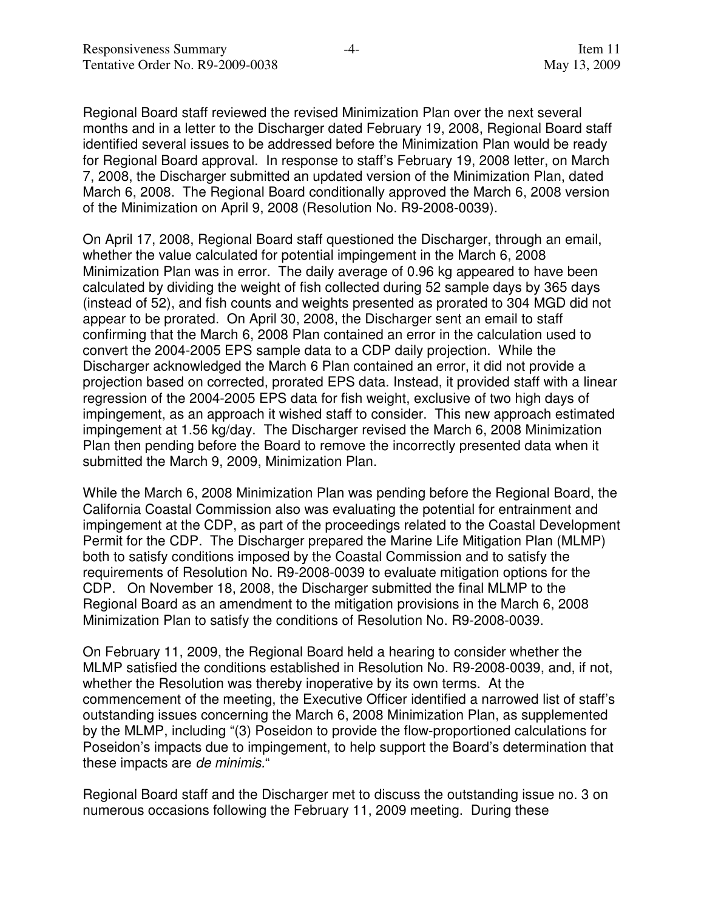Regional Board staff reviewed the revised Minimization Plan over the next several months and in a letter to the Discharger dated February 19, 2008, Regional Board staff identified several issues to be addressed before the Minimization Plan would be ready for Regional Board approval. In response to staff's February 19, 2008 letter, on March 7, 2008, the Discharger submitted an updated version of the Minimization Plan, dated March 6, 2008. The Regional Board conditionally approved the March 6, 2008 version of the Minimization on April 9, 2008 (Resolution No. R9-2008-0039).

On April 17, 2008, Regional Board staff questioned the Discharger, through an email, whether the value calculated for potential impingement in the March 6, 2008 Minimization Plan was in error. The daily average of 0.96 kg appeared to have been calculated by dividing the weight of fish collected during 52 sample days by 365 days (instead of 52), and fish counts and weights presented as prorated to 304 MGD did not appear to be prorated. On April 30, 2008, the Discharger sent an email to staff confirming that the March 6, 2008 Plan contained an error in the calculation used to convert the 2004-2005 EPS sample data to a CDP daily projection. While the Discharger acknowledged the March 6 Plan contained an error, it did not provide a projection based on corrected, prorated EPS data. Instead, it provided staff with a linear regression of the 2004-2005 EPS data for fish weight, exclusive of two high days of impingement, as an approach it wished staff to consider. This new approach estimated impingement at 1.56 kg/day. The Discharger revised the March 6, 2008 Minimization Plan then pending before the Board to remove the incorrectly presented data when it submitted the March 9, 2009, Minimization Plan.

While the March 6, 2008 Minimization Plan was pending before the Regional Board, the California Coastal Commission also was evaluating the potential for entrainment and impingement at the CDP, as part of the proceedings related to the Coastal Development Permit for the CDP. The Discharger prepared the Marine Life Mitigation Plan (MLMP) both to satisfy conditions imposed by the Coastal Commission and to satisfy the requirements of Resolution No. R9-2008-0039 to evaluate mitigation options for the CDP. On November 18, 2008, the Discharger submitted the final MLMP to the Regional Board as an amendment to the mitigation provisions in the March 6, 2008 Minimization Plan to satisfy the conditions of Resolution No. R9-2008-0039.

On February 11, 2009, the Regional Board held a hearing to consider whether the MLMP satisfied the conditions established in Resolution No. R9-2008-0039, and, if not, whether the Resolution was thereby inoperative by its own terms. At the commencement of the meeting, the Executive Officer identified a narrowed list of staff's outstanding issues concerning the March 6, 2008 Minimization Plan, as supplemented by the MLMP, including "(3) Poseidon to provide the flow-proportioned calculations for Poseidon's impacts due to impingement, to help support the Board's determination that these impacts are *de minimis.*"

Regional Board staff and the Discharger met to discuss the outstanding issue no. 3 on numerous occasions following the February 11, 2009 meeting. During these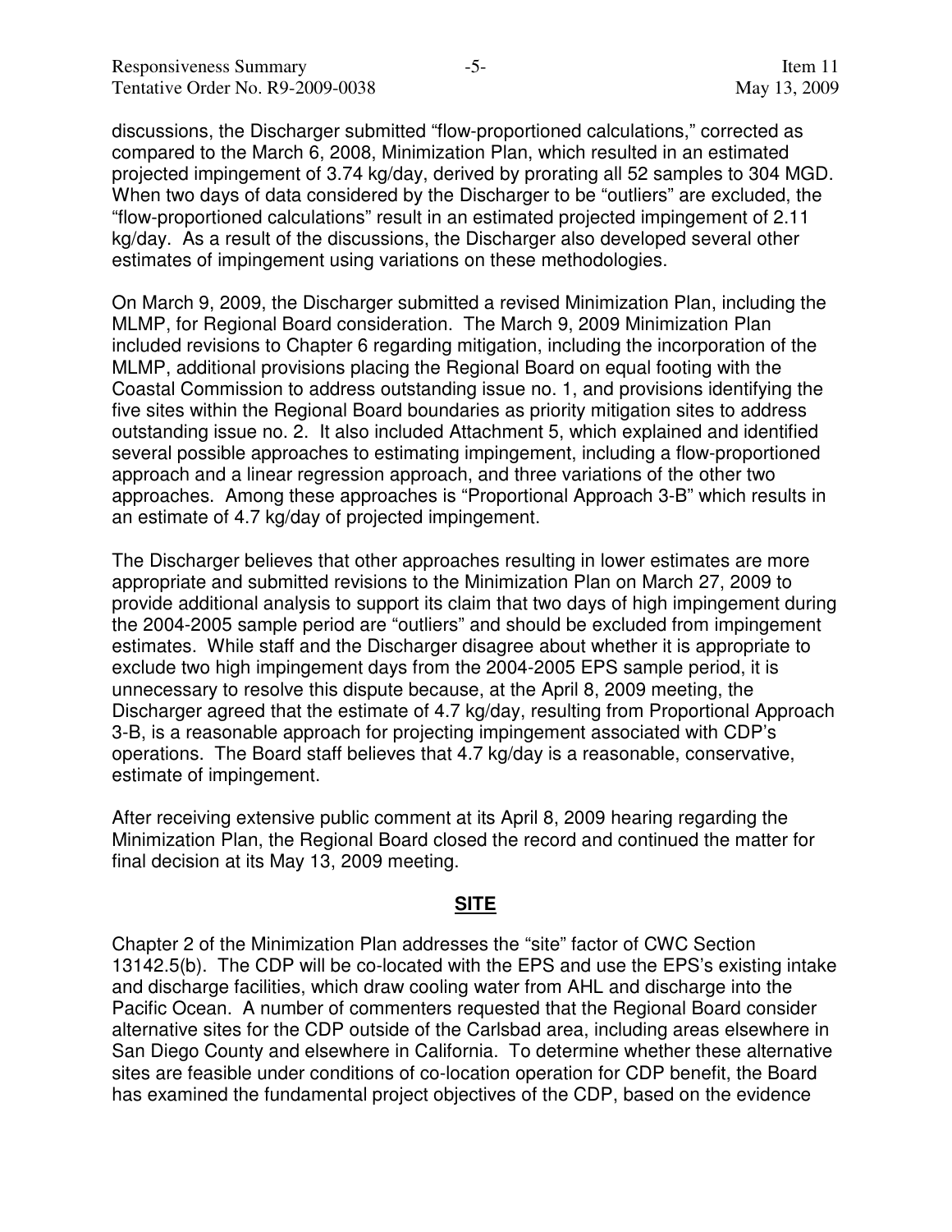discussions, the Discharger submitted "flow-proportioned calculations," corrected as compared to the March 6, 2008, Minimization Plan, which resulted in an estimated projected impingement of 3.74 kg/day, derived by prorating all 52 samples to 304 MGD. When two days of data considered by the Discharger to be "outliers" are excluded, the "flow-proportioned calculations" result in an estimated projected impingement of 2.11 kg/day. As a result of the discussions, the Discharger also developed several other estimates of impingement using variations on these methodologies.

On March 9, 2009, the Discharger submitted a revised Minimization Plan, including the MLMP, for Regional Board consideration. The March 9, 2009 Minimization Plan included revisions to Chapter 6 regarding mitigation, including the incorporation of the MLMP, additional provisions placing the Regional Board on equal footing with the Coastal Commission to address outstanding issue no. 1, and provisions identifying the five sites within the Regional Board boundaries as priority mitigation sites to address outstanding issue no. 2. It also included Attachment 5, which explained and identified several possible approaches to estimating impingement, including a flow-proportioned approach and a linear regression approach, and three variations of the other two approaches. Among these approaches is "Proportional Approach 3-B" which results in an estimate of 4.7 kg/day of projected impingement.

The Discharger believes that other approaches resulting in lower estimates are more appropriate and submitted revisions to the Minimization Plan on March 27, 2009 to provide additional analysis to support its claim that two days of high impingement during the 2004-2005 sample period are "outliers" and should be excluded from impingement estimates. While staff and the Discharger disagree about whether it is appropriate to exclude two high impingement days from the 2004-2005 EPS sample period, it is unnecessary to resolve this dispute because, at the April 8, 2009 meeting, the Discharger agreed that the estimate of 4.7 kg/day, resulting from Proportional Approach 3-B, is a reasonable approach for projecting impingement associated with CDP's operations. The Board staff believes that 4.7 kg/day is a reasonable, conservative, estimate of impingement.

After receiving extensive public comment at its April 8, 2009 hearing regarding the Minimization Plan, the Regional Board closed the record and continued the matter for final decision at its May 13, 2009 meeting.

## **SITE**

Chapter 2 of the Minimization Plan addresses the "site" factor of CWC Section 13142.5(b). The CDP will be co-located with the EPS and use the EPS's existing intake and discharge facilities, which draw cooling water from AHL and discharge into the Pacific Ocean. A number of commenters requested that the Regional Board consider alternative sites for the CDP outside of the Carlsbad area, including areas elsewhere in San Diego County and elsewhere in California. To determine whether these alternative sites are feasible under conditions of co-location operation for CDP benefit, the Board has examined the fundamental project objectives of the CDP, based on the evidence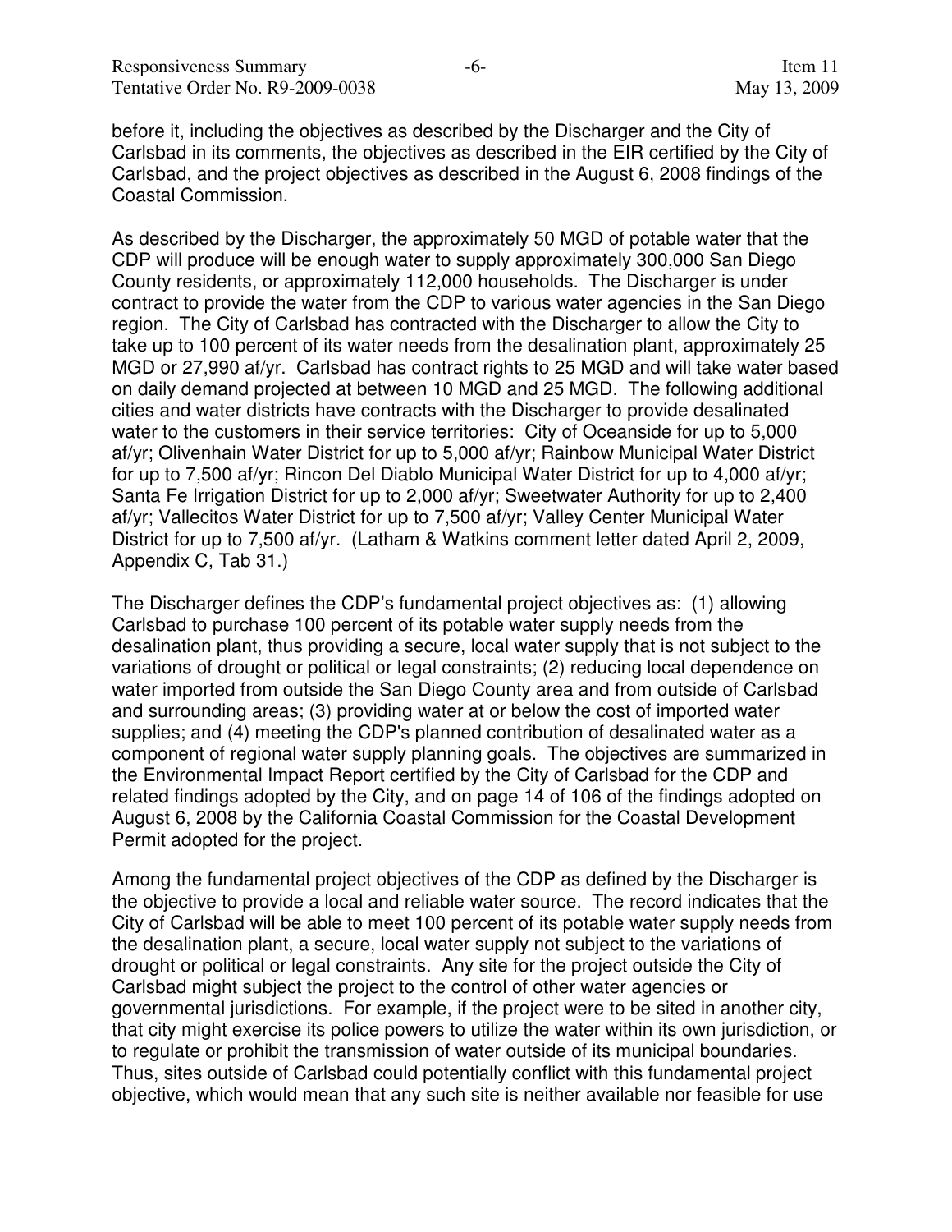before it, including the objectives as described by the Discharger and the City of Carlsbad in its comments, the objectives as described in the EIR certified by the City of Carlsbad, and the project objectives as described in the August 6, 2008 findings of the Coastal Commission.

As described by the Discharger, the approximately 50 MGD of potable water that the CDP will produce will be enough water to supply approximately 300,000 San Diego County residents, or approximately 112,000 households. The Discharger is under contract to provide the water from the CDP to various water agencies in the San Diego region. The City of Carlsbad has contracted with the Discharger to allow the City to take up to 100 percent of its water needs from the desalination plant, approximately 25 MGD or 27,990 af/yr. Carlsbad has contract rights to 25 MGD and will take water based on daily demand projected at between 10 MGD and 25 MGD. The following additional cities and water districts have contracts with the Discharger to provide desalinated water to the customers in their service territories: City of Oceanside for up to 5,000 af/yr; Olivenhain Water District for up to 5,000 af/yr; Rainbow Municipal Water District for up to 7,500 af/yr; Rincon Del Diablo Municipal Water District for up to 4,000 af/yr; Santa Fe Irrigation District for up to 2,000 af/yr; Sweetwater Authority for up to 2,400 af/yr; Vallecitos Water District for up to 7,500 af/yr; Valley Center Municipal Water District for up to 7,500 af/yr. (Latham & Watkins comment letter dated April 2, 2009, Appendix C, Tab 31.)

The Discharger defines the CDP's fundamental project objectives as: (1) allowing Carlsbad to purchase 100 percent of its potable water supply needs from the desalination plant, thus providing a secure, local water supply that is not subject to the variations of drought or political or legal constraints; (2) reducing local dependence on water imported from outside the San Diego County area and from outside of Carlsbad and surrounding areas; (3) providing water at or below the cost of imported water supplies; and (4) meeting the CDP's planned contribution of desalinated water as a component of regional water supply planning goals. The objectives are summarized in the Environmental Impact Report certified by the City of Carlsbad for the CDP and related findings adopted by the City, and on page 14 of 106 of the findings adopted on August 6, 2008 by the California Coastal Commission for the Coastal Development Permit adopted for the project.

Among the fundamental project objectives of the CDP as defined by the Discharger is the objective to provide a local and reliable water source. The record indicates that the City of Carlsbad will be able to meet 100 percent of its potable water supply needs from the desalination plant, a secure, local water supply not subject to the variations of drought or political or legal constraints. Any site for the project outside the City of Carlsbad might subject the project to the control of other water agencies or governmental jurisdictions. For example, if the project were to be sited in another city, that city might exercise its police powers to utilize the water within its own jurisdiction, or to regulate or prohibit the transmission of water outside of its municipal boundaries. Thus, sites outside of Carlsbad could potentially conflict with this fundamental project objective, which would mean that any such site is neither available nor feasible for use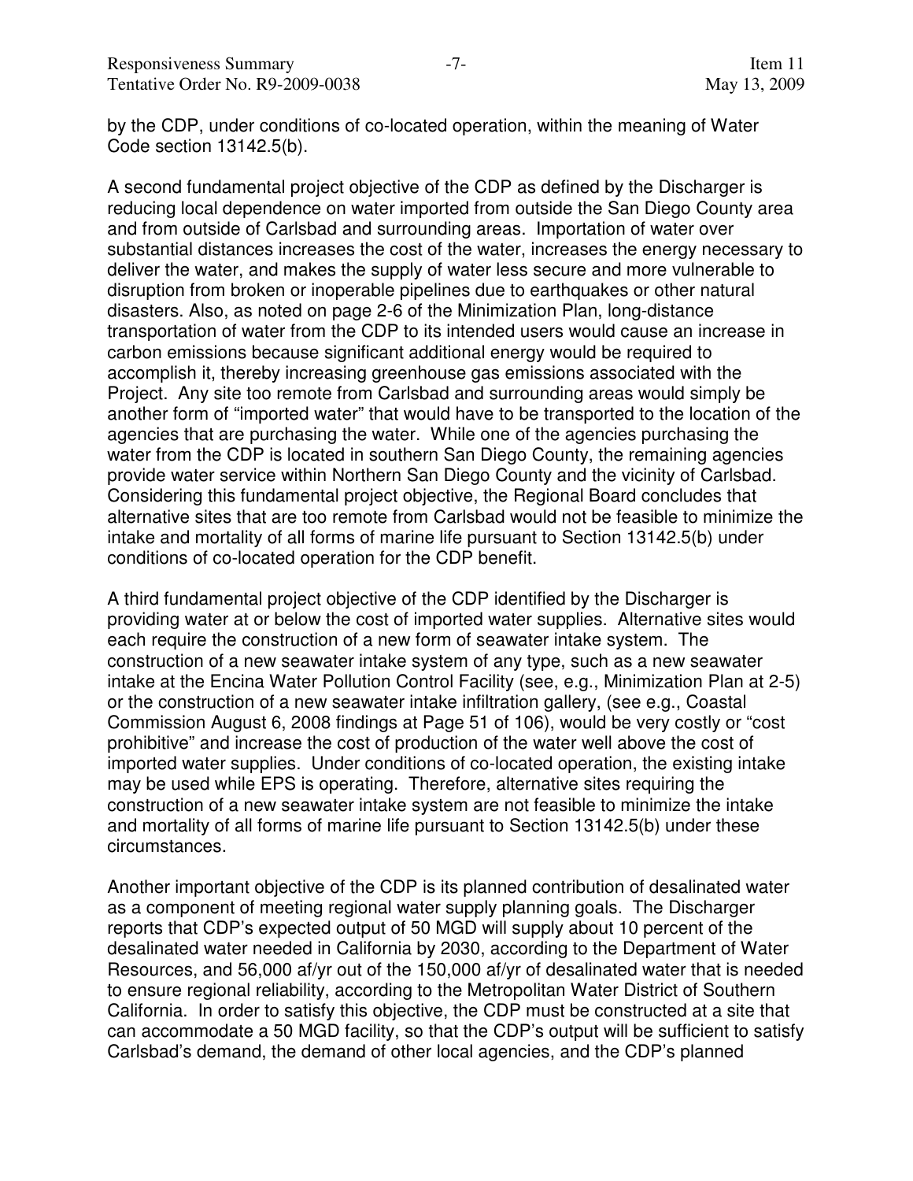by the CDP, under conditions of co-located operation, within the meaning of Water Code section 13142.5(b).

A second fundamental project objective of the CDP as defined by the Discharger is reducing local dependence on water imported from outside the San Diego County area and from outside of Carlsbad and surrounding areas. Importation of water over substantial distances increases the cost of the water, increases the energy necessary to deliver the water, and makes the supply of water less secure and more vulnerable to disruption from broken or inoperable pipelines due to earthquakes or other natural disasters. Also, as noted on page 2-6 of the Minimization Plan, long-distance transportation of water from the CDP to its intended users would cause an increase in carbon emissions because significant additional energy would be required to accomplish it, thereby increasing greenhouse gas emissions associated with the Project. Any site too remote from Carlsbad and surrounding areas would simply be another form of "imported water" that would have to be transported to the location of the agencies that are purchasing the water. While one of the agencies purchasing the water from the CDP is located in southern San Diego County, the remaining agencies provide water service within Northern San Diego County and the vicinity of Carlsbad. Considering this fundamental project objective, the Regional Board concludes that alternative sites that are too remote from Carlsbad would not be feasible to minimize the intake and mortality of all forms of marine life pursuant to Section 13142.5(b) under conditions of co-located operation for the CDP benefit.

A third fundamental project objective of the CDP identified by the Discharger is providing water at or below the cost of imported water supplies. Alternative sites would each require the construction of a new form of seawater intake system. The construction of a new seawater intake system of any type, such as a new seawater intake at the Encina Water Pollution Control Facility (see, e.g., Minimization Plan at 2-5) or the construction of a new seawater intake infiltration gallery, (see e.g., Coastal Commission August 6, 2008 findings at Page 51 of 106), would be very costly or "cost prohibitive" and increase the cost of production of the water well above the cost of imported water supplies. Under conditions of co-located operation, the existing intake may be used while EPS is operating. Therefore, alternative sites requiring the construction of a new seawater intake system are not feasible to minimize the intake and mortality of all forms of marine life pursuant to Section 13142.5(b) under these circumstances.

Another important objective of the CDP is its planned contribution of desalinated water as a component of meeting regional water supply planning goals. The Discharger reports that CDP's expected output of 50 MGD will supply about 10 percent of the desalinated water needed in California by 2030, according to the Department of Water Resources, and 56,000 af/yr out of the 150,000 af/yr of desalinated water that is needed to ensure regional reliability, according to the Metropolitan Water District of Southern California. In order to satisfy this objective, the CDP must be constructed at a site that can accommodate a 50 MGD facility, so that the CDP's output will be sufficient to satisfy Carlsbad's demand, the demand of other local agencies, and the CDP's planned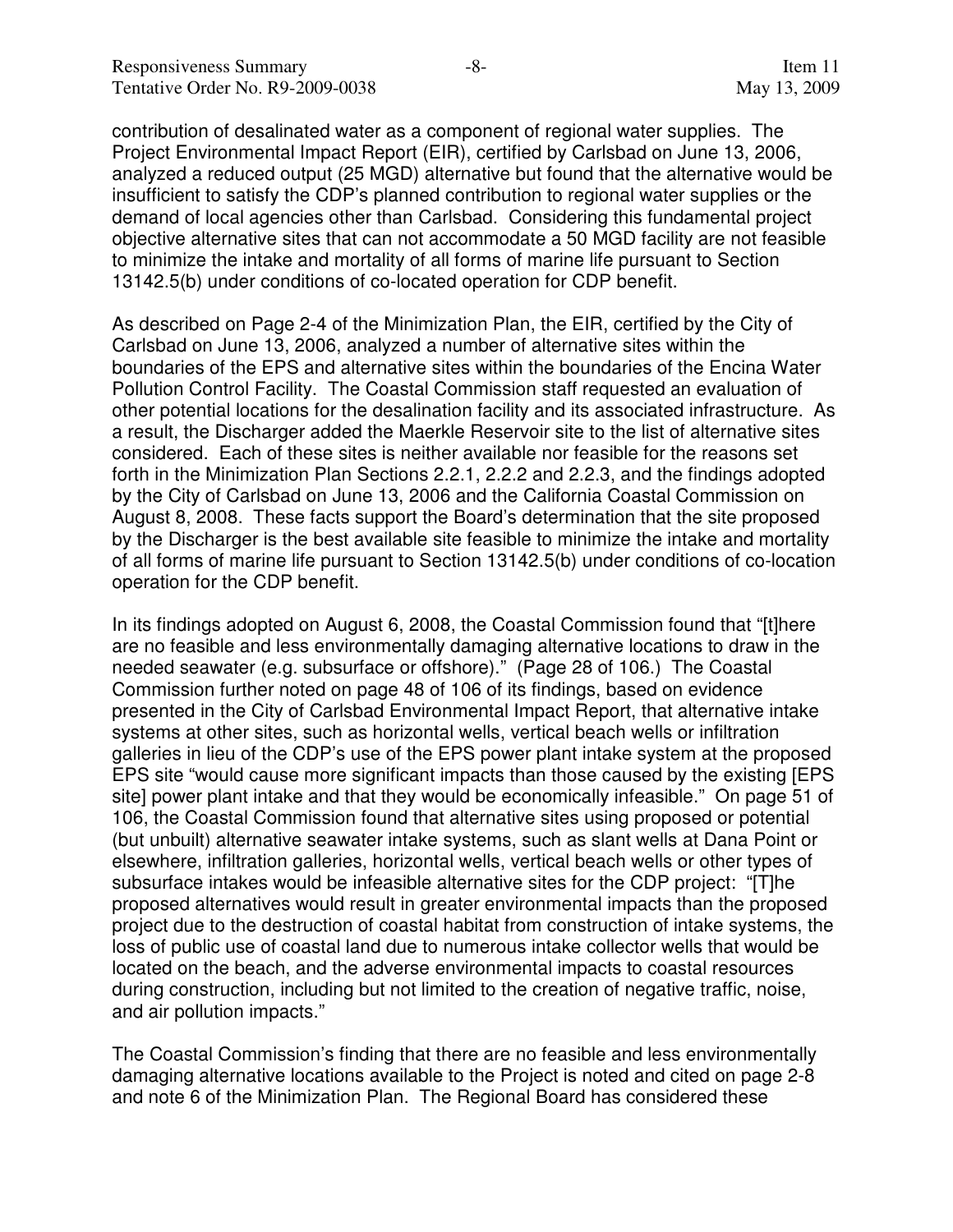contribution of desalinated water as a component of regional water supplies. The Project Environmental Impact Report (EIR), certified by Carlsbad on June 13, 2006, analyzed a reduced output (25 MGD) alternative but found that the alternative would be insufficient to satisfy the CDP's planned contribution to regional water supplies or the demand of local agencies other than Carlsbad. Considering this fundamental project objective alternative sites that can not accommodate a 50 MGD facility are not feasible to minimize the intake and mortality of all forms of marine life pursuant to Section 13142.5(b) under conditions of co-located operation for CDP benefit.

As described on Page 2-4 of the Minimization Plan, the EIR, certified by the City of Carlsbad on June 13, 2006, analyzed a number of alternative sites within the boundaries of the EPS and alternative sites within the boundaries of the Encina Water Pollution Control Facility. The Coastal Commission staff requested an evaluation of other potential locations for the desalination facility and its associated infrastructure. As a result, the Discharger added the Maerkle Reservoir site to the list of alternative sites considered. Each of these sites is neither available nor feasible for the reasons set forth in the Minimization Plan Sections 2.2.1, 2.2.2 and 2.2.3, and the findings adopted by the City of Carlsbad on June 13, 2006 and the California Coastal Commission on August 8, 2008. These facts support the Board's determination that the site proposed by the Discharger is the best available site feasible to minimize the intake and mortality of all forms of marine life pursuant to Section 13142.5(b) under conditions of co-location operation for the CDP benefit.

In its findings adopted on August 6, 2008, the Coastal Commission found that "[t]here are no feasible and less environmentally damaging alternative locations to draw in the needed seawater (e.g. subsurface or offshore)." (Page 28 of 106.) The Coastal Commission further noted on page 48 of 106 of its findings, based on evidence presented in the City of Carlsbad Environmental Impact Report, that alternative intake systems at other sites, such as horizontal wells, vertical beach wells or infiltration galleries in lieu of the CDP's use of the EPS power plant intake system at the proposed EPS site "would cause more significant impacts than those caused by the existing [EPS site] power plant intake and that they would be economically infeasible." On page 51 of 106, the Coastal Commission found that alternative sites using proposed or potential (but unbuilt) alternative seawater intake systems, such as slant wells at Dana Point or elsewhere, infiltration galleries, horizontal wells, vertical beach wells or other types of subsurface intakes would be infeasible alternative sites for the CDP project: "[T]he proposed alternatives would result in greater environmental impacts than the proposed project due to the destruction of coastal habitat from construction of intake systems, the loss of public use of coastal land due to numerous intake collector wells that would be located on the beach, and the adverse environmental impacts to coastal resources during construction, including but not limited to the creation of negative traffic, noise, and air pollution impacts."

The Coastal Commission's finding that there are no feasible and less environmentally damaging alternative locations available to the Project is noted and cited on page 2-8 and note 6 of the Minimization Plan. The Regional Board has considered these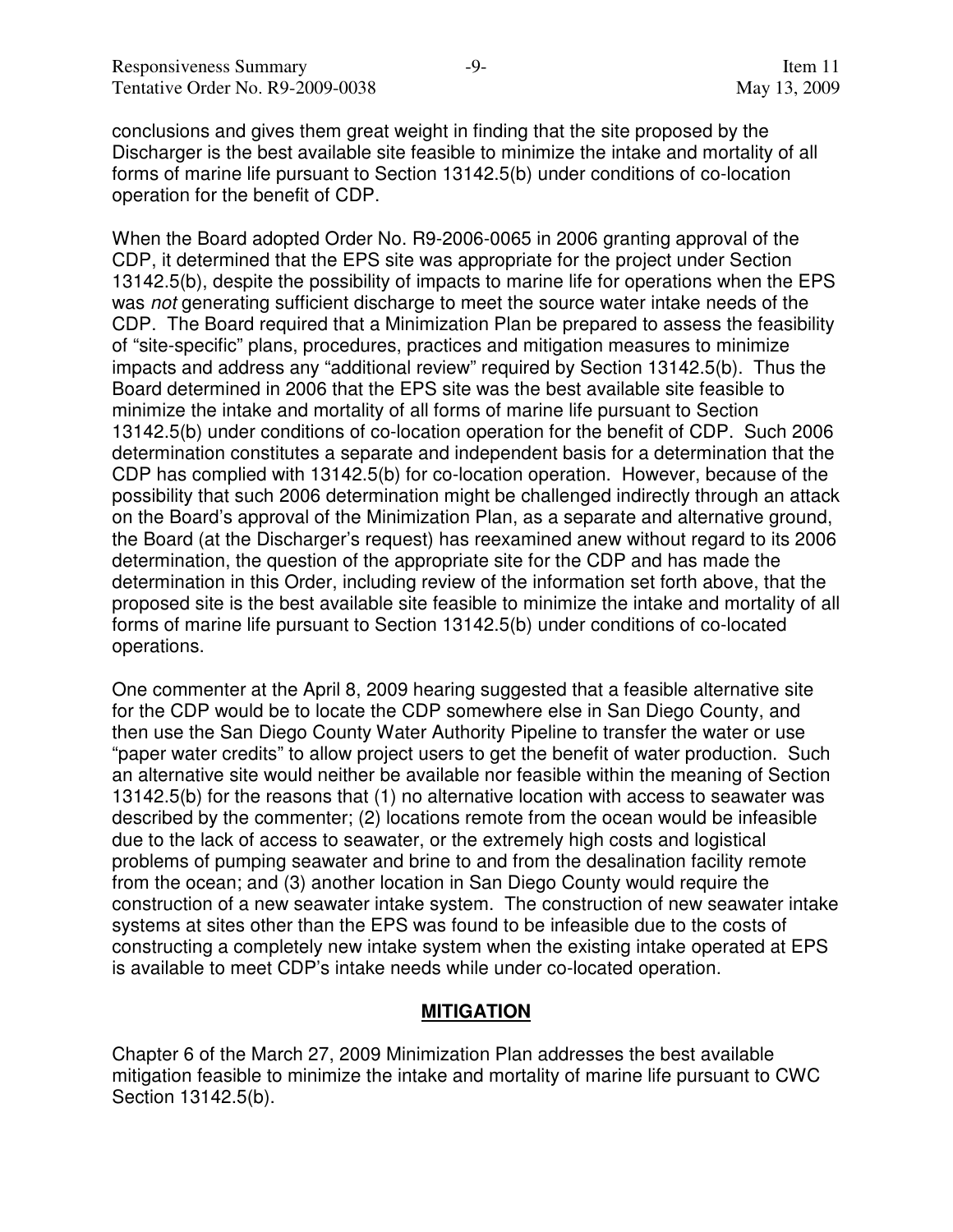conclusions and gives them great weight in finding that the site proposed by the Discharger is the best available site feasible to minimize the intake and mortality of all forms of marine life pursuant to Section 13142.5(b) under conditions of co-location operation for the benefit of CDP.

When the Board adopted Order No. R9-2006-0065 in 2006 granting approval of the CDP, it determined that the EPS site was appropriate for the project under Section 13142.5(b), despite the possibility of impacts to marine life for operations when the EPS was *not* generating sufficient discharge to meet the source water intake needs of the CDP. The Board required that a Minimization Plan be prepared to assess the feasibility of "site-specific" plans, procedures, practices and mitigation measures to minimize impacts and address any "additional review" required by Section 13142.5(b). Thus the Board determined in 2006 that the EPS site was the best available site feasible to minimize the intake and mortality of all forms of marine life pursuant to Section 13142.5(b) under conditions of co-location operation for the benefit of CDP. Such 2006 determination constitutes a separate and independent basis for a determination that the CDP has complied with 13142.5(b) for co-location operation. However, because of the possibility that such 2006 determination might be challenged indirectly through an attack on the Board's approval of the Minimization Plan, as a separate and alternative ground, the Board (at the Discharger's request) has reexamined anew without regard to its 2006 determination, the question of the appropriate site for the CDP and has made the determination in this Order, including review of the information set forth above, that the proposed site is the best available site feasible to minimize the intake and mortality of all forms of marine life pursuant to Section 13142.5(b) under conditions of co-located operations.

One commenter at the April 8, 2009 hearing suggested that a feasible alternative site for the CDP would be to locate the CDP somewhere else in San Diego County, and then use the San Diego County Water Authority Pipeline to transfer the water or use "paper water credits" to allow project users to get the benefit of water production. Such an alternative site would neither be available nor feasible within the meaning of Section 13142.5(b) for the reasons that (1) no alternative location with access to seawater was described by the commenter; (2) locations remote from the ocean would be infeasible due to the lack of access to seawater, or the extremely high costs and logistical problems of pumping seawater and brine to and from the desalination facility remote from the ocean; and (3) another location in San Diego County would require the construction of a new seawater intake system. The construction of new seawater intake systems at sites other than the EPS was found to be infeasible due to the costs of constructing a completely new intake system when the existing intake operated at EPS is available to meet CDP's intake needs while under co-located operation.

## MITIGATION

Chapter 6 of the March 27, 2009 Minimization Plan addresses the best available mitigation feasible to minimize the intake and mortality of marine life pursuant to CWC Section 13142.5(b).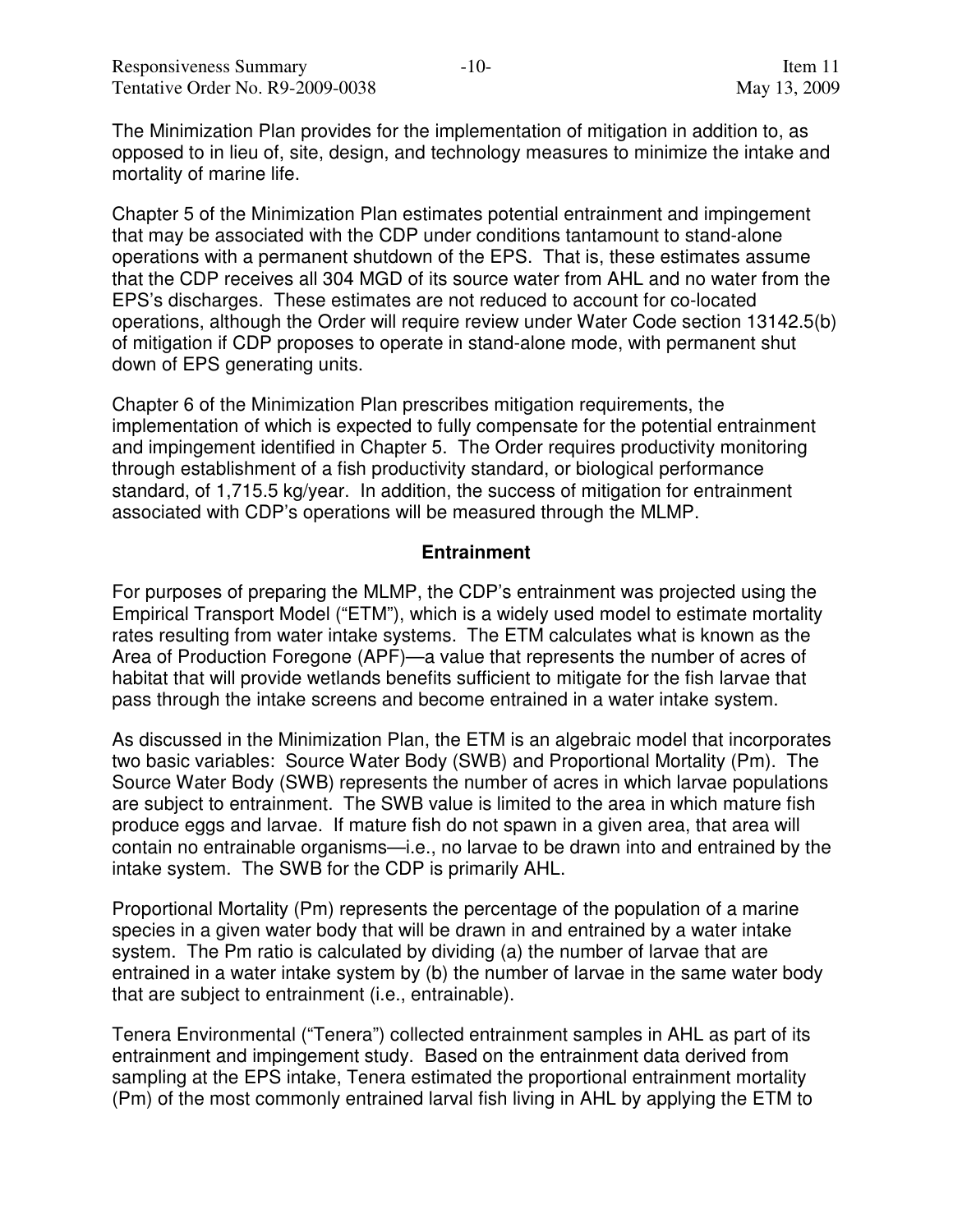The Minimization Plan provides for the implementation of mitigation in addition to, as opposed to in lieu of, site, design, and technology measures to minimize the intake and mortality of marine life.

Chapter 5 of the Minimization Plan estimates potential entrainment and impingement that may be associated with the CDP under conditions tantamount to stand-alone operations with a permanent shutdown of the EPS. That is, these estimates assume that the CDP receives all 304 MGD of its source water from AHL and no water from the EPS's discharges. These estimates are not reduced to account for co-located operations, although the Order will require review under Water Code section 13142.5(b) of mitigation if CDP proposes to operate in stand-alone mode, with permanent shut down of EPS generating units.

Chapter 6 of the Minimization Plan prescribes mitigation requirements, the implementation of which is expected to fully compensate for the potential entrainment and impingement identified in Chapter 5. The Order requires productivity monitoring through establishment of a fish productivity standard, or biological performance standard, of 1,715.5 kg/year. In addition, the success of mitigation for entrainment associated with CDP's operations will be measured through the MLMP.

## Entrainment

For purposes of preparing the MLMP, the CDP's entrainment was projected using the Empirical Transport Model ("ETM"), which is a widely used model to estimate mortality rates resulting from water intake systems. The ETM calculates what is known as the Area of Production Foregone (APF)—a value that represents the number of acres of habitat that will provide wetlands benefits sufficient to mitigate for the fish larvae that pass through the intake screens and become entrained in a water intake system.

As discussed in the Minimization Plan, the ETM is an algebraic model that incorporates two basic variables: Source Water Body (SWB) and Proportional Mortality (Pm). The Source Water Body (SWB) represents the number of acres in which larvae populations are subject to entrainment. The SWB value is limited to the area in which mature fish produce eggs and larvae. If mature fish do not spawn in a given area, that area will contain no entrainable organisms—i.e., no larvae to be drawn into and entrained by the intake system. The SWB for the CDP is primarily AHL.

Proportional Mortality (Pm) represents the percentage of the population of a marine species in a given water body that will be drawn in and entrained by a water intake system. The Pm ratio is calculated by dividing (a) the number of larvae that are entrained in a water intake system by (b) the number of larvae in the same water body that are subject to entrainment (i.e., entrainable).

Tenera Environmental ("Tenera") collected entrainment samples in AHL as part of its entrainment and impingement study. Based on the entrainment data derived from sampling at the EPS intake, Tenera estimated the proportional entrainment mortality (Pm) of the most commonly entrained larval fish living in AHL by applying the ETM to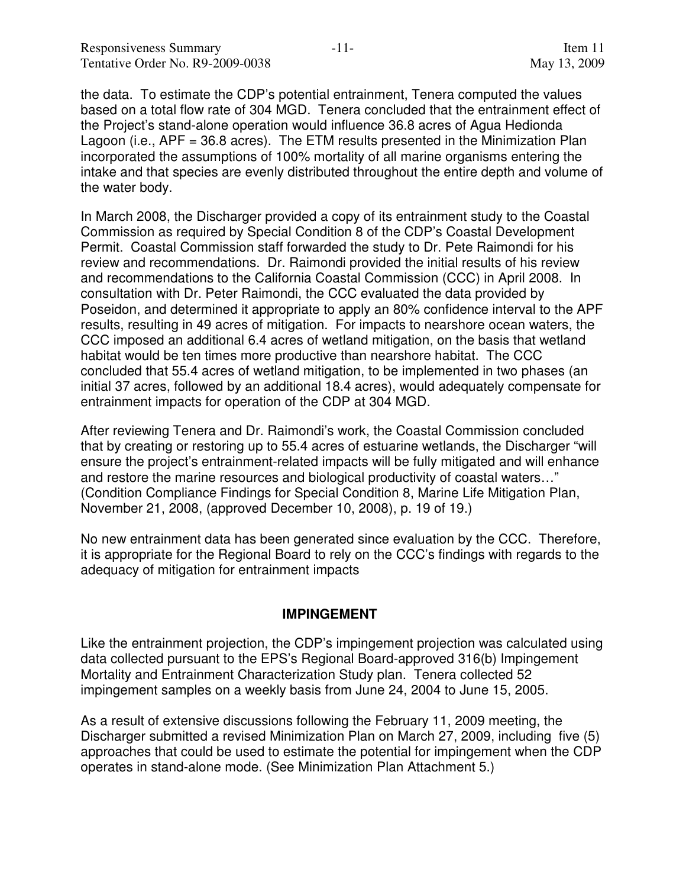the data. To estimate the CDP's potential entrainment, Tenera computed the values based on a total flow rate of 304 MGD. Tenera concluded that the entrainment effect of the Project's stand-alone operation would influence 36.8 acres of Agua Hedionda Lagoon (i.e., APF = 36.8 acres). The ETM results presented in the Minimization Plan incorporated the assumptions of 100% mortality of all marine organisms entering the intake and that species are evenly distributed throughout the entire depth and volume of the water body.

In March 2008, the Discharger provided a copy of its entrainment study to the Coastal Commission as required by Special Condition 8 of the CDP's Coastal Development Permit. Coastal Commission staff forwarded the study to Dr. Pete Raimondi for his review and recommendations. Dr. Raimondi provided the initial results of his review and recommendations to the California Coastal Commission (CCC) in April 2008. In consultation with Dr. Peter Raimondi, the CCC evaluated the data provided by Poseidon, and determined it appropriate to apply an 80% confidence interval to the APF results, resulting in 49 acres of mitigation. For impacts to nearshore ocean waters, the CCC imposed an additional 6.4 acres of wetland mitigation, on the basis that wetland habitat would be ten times more productive than nearshore habitat. The CCC concluded that 55.4 acres of wetland mitigation, to be implemented in two phases (an initial 37 acres, followed by an additional 18.4 acres), would adequately compensate for entrainment impacts for operation of the CDP at 304 MGD.

After reviewing Tenera and Dr. Raimondi's work, the Coastal Commission concluded that by creating or restoring up to 55.4 acres of estuarine wetlands, the Discharger "will ensure the project's entrainment-related impacts will be fully mitigated and will enhance and restore the marine resources and biological productivity of coastal waters…" (Condition Compliance Findings for Special Condition 8, Marine Life Mitigation Plan, November 21, 2008, (approved December 10, 2008), p. 19 of 19.)

No new entrainment data has been generated since evaluation by the CCC. Therefore, it is appropriate for the Regional Board to rely on the CCC's findings with regards to the adequacy of mitigation for entrainment impacts

## IMPINGEMENT

Like the entrainment projection, the CDP's impingement projection was calculated using data collected pursuant to the EPS's Regional Board-approved 316(b) Impingement Mortality and Entrainment Characterization Study plan. Tenera collected 52 impingement samples on a weekly basis from June 24, 2004 to June 15, 2005.

As a result of extensive discussions following the February 11, 2009 meeting, the Discharger submitted a revised Minimization Plan on March 27, 2009, including five (5) approaches that could be used to estimate the potential for impingement when the CDP operates in stand-alone mode. (See Minimization Plan Attachment 5.)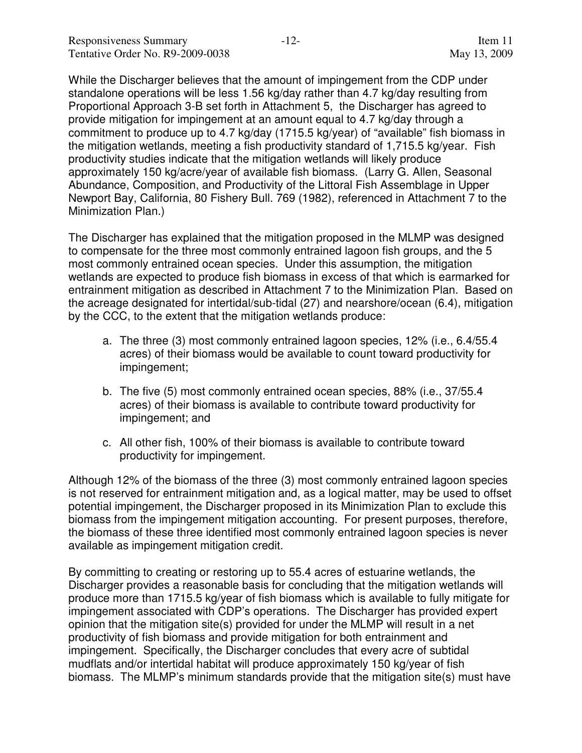While the Discharger believes that the amount of impingement from the CDP under standalone operations will be less 1.56 kg/day rather than 4.7 kg/day resulting from Proportional Approach 3-B set forth in Attachment 5, the Discharger has agreed to provide mitigation for impingement at an amount equal to 4.7 kg/day through a commitment to produce up to 4.7 kg/day (1715.5 kg/year) of "available" fish biomass in the mitigation wetlands, meeting a fish productivity standard of 1,715.5 kg/year. Fish productivity studies indicate that the mitigation wetlands will likely produce approximately 150 kg/acre/year of available fish biomass. (Larry G. Allen, Seasonal Abundance, Composition, and Productivity of the Littoral Fish Assemblage in Upper Newport Bay, California, 80 Fishery Bull. 769 (1982), referenced in Attachment 7 to the Minimization Plan.)

The Discharger has explained that the mitigation proposed in the MLMP was designed to compensate for the three most commonly entrained lagoon fish groups, and the 5 most commonly entrained ocean species. Under this assumption, the mitigation wetlands are expected to produce fish biomass in excess of that which is earmarked for entrainment mitigation as described in Attachment 7 to the Minimization Plan. Based on the acreage designated for intertidal/sub-tidal (27) and nearshore/ocean (6.4), mitigation by the CCC, to the extent that the mitigation wetlands produce:

a. The three (3) most commonly entrained lagoon species, 12% (i.e., 6.4/55.4 acres) of their biomass would be available to count toward productivity for impingement;

b. The five (5) most commonly entrained ocean species, 88% (i.e., 37/55.4 acres) of their biomass is available to contribute toward productivity for impingement; and

c. All other fish, 100% of their biomass is available to contribute toward productivity for impingement.

Although 12% of the biomass of the three (3) most commonly entrained lagoon species is not reserved for entrainment mitigation and, as a logical matter, may be used to offset potential impingement, the Discharger proposed in its Minimization Plan to exclude this biomass from the impingement mitigation accounting. For present purposes, therefore, the biomass of these three identified most commonly entrained lagoon species is never available as impingement mitigation credit.

By committing to creating or restoring up to 55.4 acres of estuarine wetlands, the Discharger provides a reasonable basis for concluding that the mitigation wetlands will produce more than 1715.5 kg/year of fish biomass which is available to fully mitigate for impingement associated with CDP's operations. The Discharger has provided expert opinion that the mitigation site(s) provided for under the MLMP will result in a net productivity of fish biomass and provide mitigation for both entrainment and impingement. Specifically, the Discharger concludes that every acre of subtidal mudflats and/or intertidal habitat will produce approximately 150 kg/year of fish biomass. The MLMP's minimum standards provide that the mitigation site(s) must have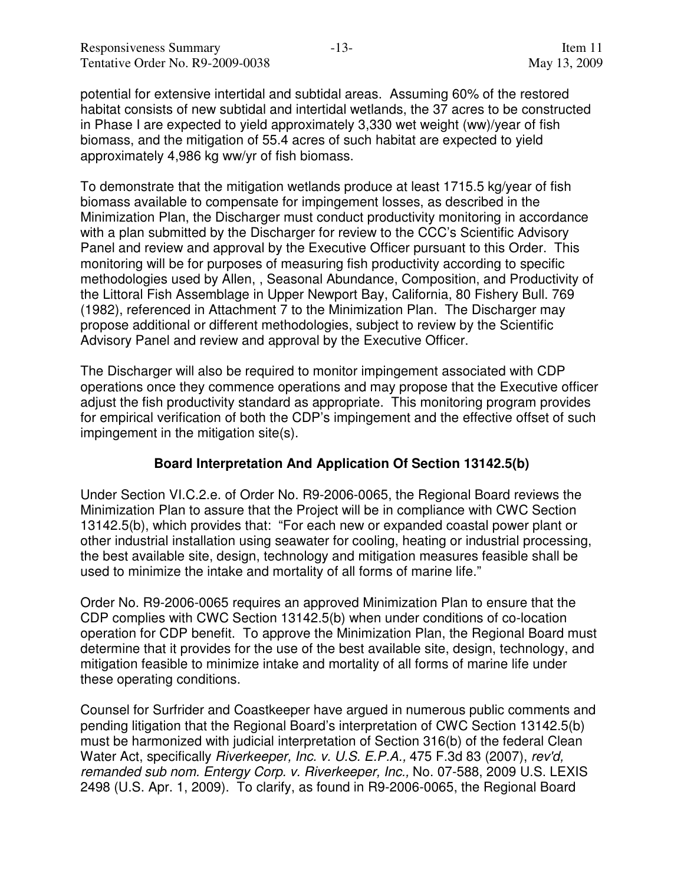potential for extensive intertidal and subtidal areas. Assuming 60% of the restored habitat consists of new subtidal and intertidal wetlands, the 37 acres to be constructed in Phase I are expected to yield approximately 3,330 wet weight (ww)/year of fish biomass, and the mitigation of 55.4 acres of such habitat are expected to yield approximately 4,986 kg ww/yr of fish biomass.

To demonstrate that the mitigation wetlands produce at least 1715.5 kg/year of fish biomass available to compensate for impingement losses, as described in the Minimization Plan, the Discharger must conduct productivity monitoring in accordance with a plan submitted by the Discharger for review to the CCC's Scientific Advisory Panel and review and approval by the Executive Officer pursuant to this Order. This monitoring will be for purposes of measuring fish productivity according to specific methodologies used by Allen, , Seasonal Abundance, Composition, and Productivity of the Littoral Fish Assemblage in Upper Newport Bay, California, 80 Fishery Bull. 769 (1982), referenced in Attachment 7 to the Minimization Plan. The Discharger may propose additional or different methodologies, subject to review by the Scientific Advisory Panel and review and approval by the Executive Officer.

The Discharger will also be required to monitor impingement associated with CDP operations once they commence operations and may propose that the Executive officer adjust the fish productivity standard as appropriate. This monitoring program provides for empirical verification of both the CDP's impingement and the effective offset of such impingement in the mitigation site(s).

## Board Interpretation And Application Of Section 13142.5(b)

Under Section VI.C.2.e. of Order No. R9-2006-0065, the Regional Board reviews the Minimization Plan to assure that the Project will be in compliance with CWC Section 13142.5(b), which provides that: "For each new or expanded coastal power plant or other industrial installation using seawater for cooling, heating or industrial processing, the best available site, design, technology and mitigation measures feasible shall be used to minimize the intake and mortality of all forms of marine life."

Order No. R9-2006-0065 requires an approved Minimization Plan to ensure that the CDP complies with CWC Section 13142.5(b) when under conditions of co-location operation for CDP benefit. To approve the Minimization Plan, the Regional Board must determine that it provides for the use of the best available site, design, technology, and mitigation feasible to minimize intake and mortality of all forms of marine life under these operating conditions.

Counsel for Surfrider and Coastkeeper have argued in numerous public comments and pending litigation that the Regional Board's interpretation of CWC Section 13142.5(b) must be harmonized with judicial interpretation of Section 316(b) of the federal Clean Water Act, specifically *Riverkeeper, Inc. v. U.S. E.P.A.,* 475 F.3d 83 (2007), *rev'd, remanded sub nom. Entergy Corp. v. Riverkeeper, Inc.,* No. 07-588, 2009 U.S. LEXIS 2498 (U.S. Apr. 1, 2009). To clarify, as found in R9-2006-0065, the Regional Board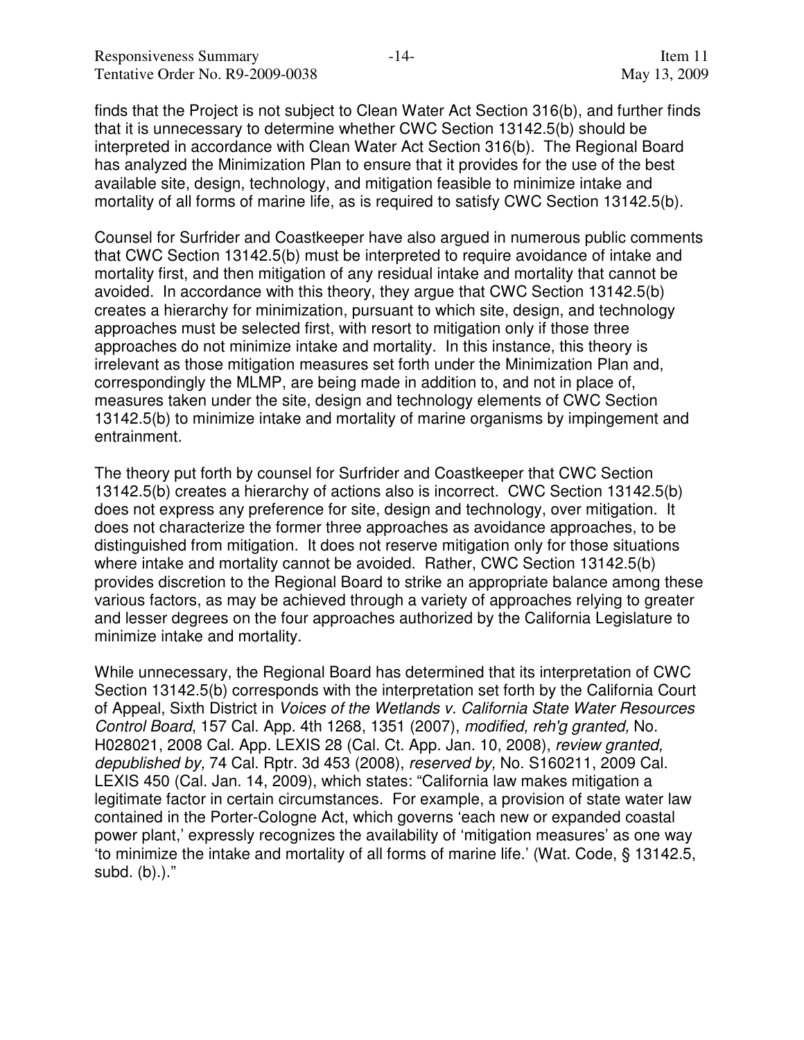finds that the Project is not subject to Clean Water Act Section 316(b), and further finds that it is unnecessary to determine whether CWC Section 13142.5(b) should be interpreted in accordance with Clean Water Act Section 316(b). The Regional Board has analyzed the Minimization Plan to ensure that it provides for the use of the best available site, design, technology, and mitigation feasible to minimize intake and mortality of all forms of marine life, as is required to satisfy CWC Section 13142.5(b).

Counsel for Surfrider and Coastkeeper have also argued in numerous public comments that CWC Section 13142.5(b) must be interpreted to require avoidance of intake and mortality first, and then mitigation of any residual intake and mortality that cannot be avoided. In accordance with this theory, they argue that CWC Section 13142.5(b) creates a hierarchy for minimization, pursuant to which site, design, and technology approaches must be selected first, with resort to mitigation only if those three approaches do not minimize intake and mortality. In this instance, this theory is irrelevant as those mitigation measures set forth under the Minimization Plan and, correspondingly the MLMP, are being made in addition to, and not in place of, measures taken under the site, design and technology elements of CWC Section 13142.5(b) to minimize intake and mortality of marine organisms by impingement and entrainment.

The theory put forth by counsel for Surfrider and Coastkeeper that CWC Section 13142.5(b) creates a hierarchy of actions also is incorrect. CWC Section 13142.5(b) does not express any preference for site, design and technology, over mitigation. It does not characterize the former three approaches as avoidance approaches, to be distinguished from mitigation. It does not reserve mitigation only for those situations where intake and mortality cannot be avoided. Rather, CWC Section 13142.5(b) provides discretion to the Regional Board to strike an appropriate balance among these various factors, as may be achieved through a variety of approaches relying to greater and lesser degrees on the four approaches authorized by the California Legislature to minimize intake and mortality.

While unnecessary, the Regional Board has determined that its interpretation of CWC Section 13142.5(b) corresponds with the interpretation set forth by the California Court of Appeal, Sixth District in *Voices of the Wetlands v. California State Water Resources Control Board*, 157 Cal. App. 4th 1268, 1351 (2007), *modified, reh'g granted,* No. H028021, 2008 Cal. App. LEXIS 28 (Cal. Ct. App. Jan. 10, 2008), *review granted, depublished by,* 74 Cal. Rptr. 3d 453 (2008), *reserved by,* No. S160211, 2009 Cal. LEXIS 450 (Cal. Jan. 14, 2009), which states: "California law makes mitigation a legitimate factor in certain circumstances. For example, a provision of state water law contained in the Porter-Cologne Act, which governs 'each new or expanded coastal power plant,' expressly recognizes the availability of 'mitigation measures' as one way 'to minimize the intake and mortality of all forms of marine life.' (Wat. Code, § 13142.5, subd. (b).)."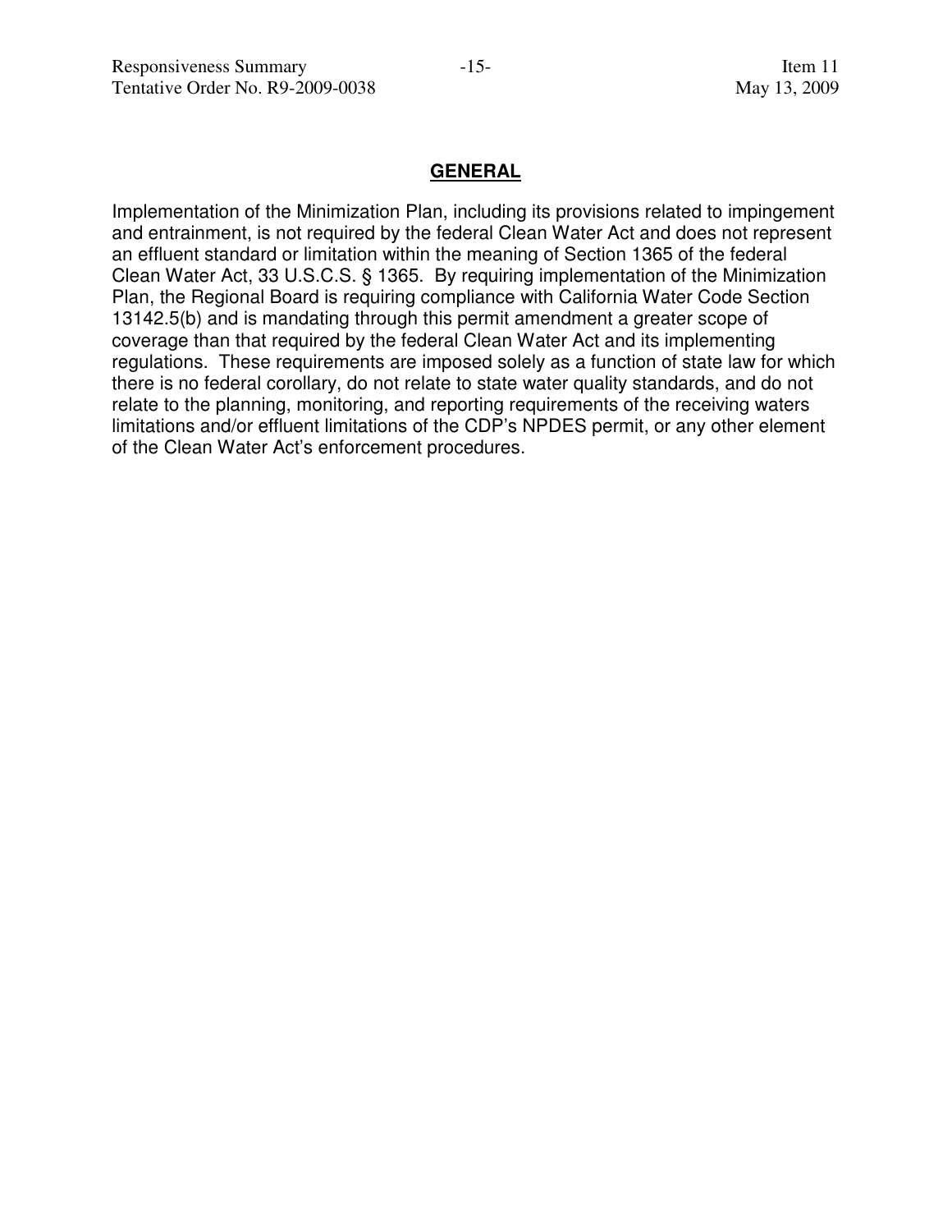## GENERAL

Implementation of the Minimization Plan, including its provisions related to impingement and entrainment, is not required by the federal Clean Water Act and does not represent an effluent standard or limitation within the meaning of Section 1365 of the federal Clean Water Act, 33 U.S.C.S. § 1365. By requiring implementation of the Minimization Plan, the Regional Board is requiring compliance with California Water Code Section 13142.5(b) and is mandating through this permit amendment a greater scope of coverage than that required by the federal Clean Water Act and its implementing regulations. These requirements are imposed solely as a function of state law for which there is no federal corollary, do not relate to state water quality standards, and do not relate to the planning, monitoring, and reporting requirements of the receiving waters limitations and/or effluent limitations of the CDP's NPDES permit, or any other element of the Clean Water Act's enforcement procedures.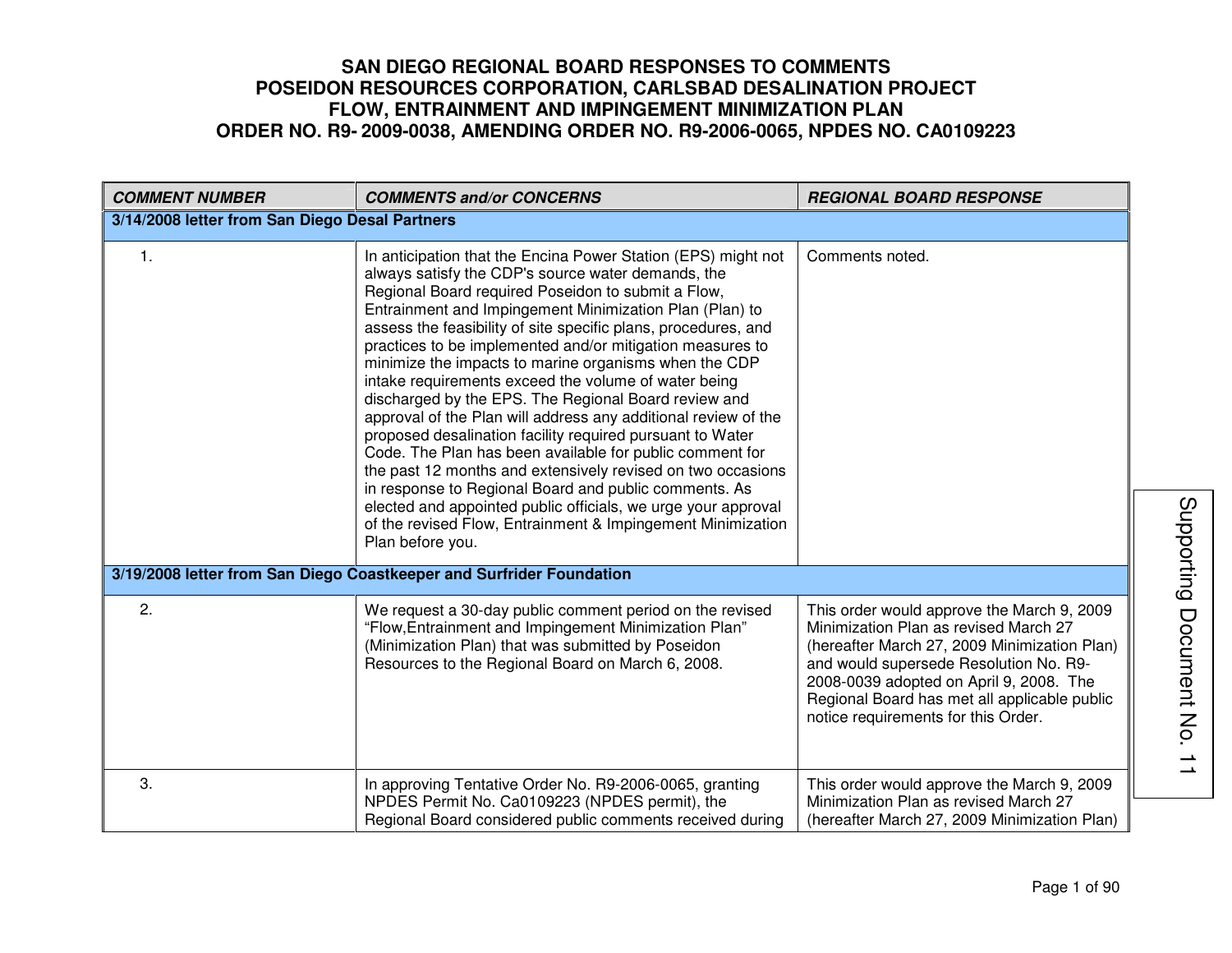# SAN DIEGO REGIONAL BOARD RESPONSES TO COMMENTS
# POSEIDON RESOURCES CORPORATION, CARLSBAD DESALINATION PROJECT
# FLOW, ENTRAINMENT AND IMPINGEMENT MINIMIZATION PLAN
# ORDER NO. R9- 2009-0038, AMENDING ORDER NO. R9-2006-0065, NPDES NO. CA0109223

Supporting Document No. 11

| *COMMENT NUMBER* | *COMMENTS and/or CONCERNS* | *REGIONAL BOARD RESPONSE* |
|---|---|---|
| **3/14/2008 letter from San Diego Desal Partners** | | |
| 1. | In anticipation that the Encina Power Station (EPS) might not always satisfy the CDP's source water demands, the Regional Board required Poseidon to submit a Flow, Entrainment and Impingement Minimization Plan (Plan) to assess the feasibility of site specific plans, procedures, and practices to be implemented and/or mitigation measures to minimize the impacts to marine organisms when the CDP intake requirements exceed the volume of water being discharged by the EPS. The Regional Board review and approval of the Plan will address any additional review of the proposed desalination facility required pursuant to Water Code. The Plan has been available for public comment for the past 12 months and extensively revised on two occasions in response to Regional Board and public comments. As elected and appointed public officials, we urge your approval of the revised Flow, Entrainment & Impingement Minimization Plan before you. | Comments noted. |
| **3/19/2008 letter from San Diego Coastkeeper and Surfrider Foundation** | | |
| 2. | We request a 30-day public comment period on the revised "Flow,Entrainment and Impingement Minimization Plan" (Minimization Plan) that was submitted by Poseidon Resources to the Regional Board on March 6, 2008. | This order would approve the March 9, 2009 Minimization Plan as revised March 27 (hereafter March 27, 2009 Minimization Plan) and would supersede Resolution No. R9-2008-0039 adopted on April 9, 2008. The Regional Board has met all applicable public notice requirements for this Order. |
| 3. | In approving Tentative Order No. R9-2006-0065, granting NPDES Permit No. Ca0109223 (NPDES permit), the Regional Board considered public comments received during | This order would approve the March 9, 2009 Minimization Plan as revised March 27 (hereafter March 27, 2009 Minimization Plan) |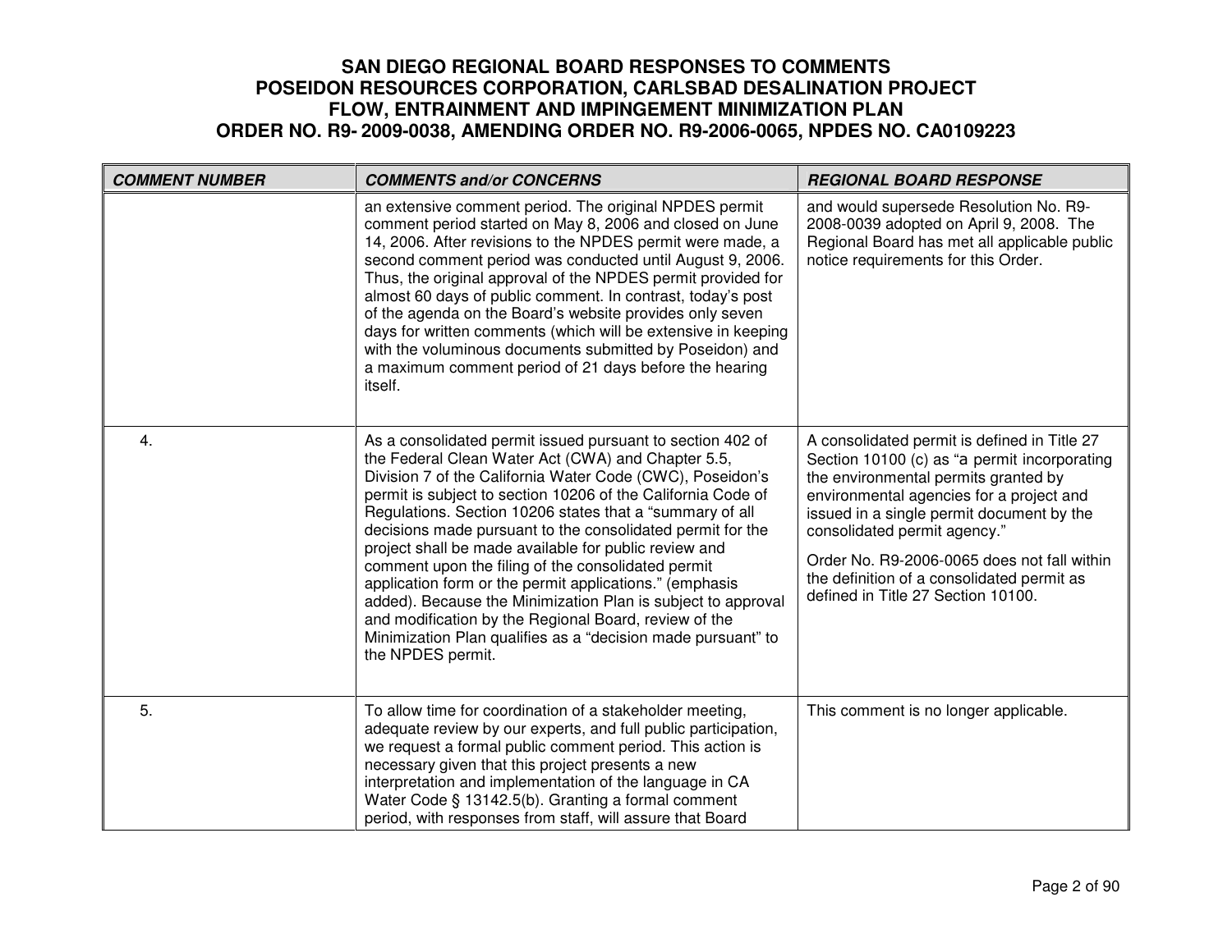| COMMENT NUMBER | COMMENTS and/or CONCERNS | REGIONAL BOARD RESPONSE |
|---|---|---|
| | an extensive comment period. The original NPDES permit comment period started on May 8, 2006 and closed on June 14, 2006. After revisions to the NPDES permit were made, a second comment period was conducted until August 9, 2006. Thus, the original approval of the NPDES permit provided for almost 60 days of public comment. In contrast, today's post of the agenda on the Board's website provides only seven days for written comments (which will be extensive in keeping with the voluminous documents submitted by Poseidon) and a maximum comment period of 21 days before the hearing itself. | and would supersede Resolution No. R9-2008-0039 adopted on April 9, 2008. The Regional Board has met all applicable public notice requirements for this Order. |
| 4. | As a consolidated permit issued pursuant to section 402 of the Federal Clean Water Act (CWA) and Chapter 5.5, Division 7 of the California Water Code (CWC), Poseidon's permit is subject to section 10206 of the California Code of Regulations. Section 10206 states that a "summary of all decisions made pursuant to the consolidated permit for the project shall be made available for public review and comment upon the filing of the consolidated permit application form or the permit applications." (emphasis added). Because the Minimization Plan is subject to approval and modification by the Regional Board, review of the Minimization Plan qualifies as a "decision made pursuant" to the NPDES permit. | A consolidated permit is defined in Title 27 Section 10100 (c) as "a permit incorporating the environmental permits granted by environmental agencies for a project and issued in a single permit document by the consolidated permit agency."<br><br>Order No. R9-2006-0065 does not fall within the definition of a consolidated permit as defined in Title 27 Section 10100. |
| 5. | To allow time for coordination of a stakeholder meeting, adequate review by our experts, and full public participation, we request a formal public comment period. This action is necessary given that this project presents a new interpretation and implementation of the language in CA Water Code § 13142.5(b). Granting a formal comment period, with responses from staff, will assure that Board | This comment is no longer applicable. |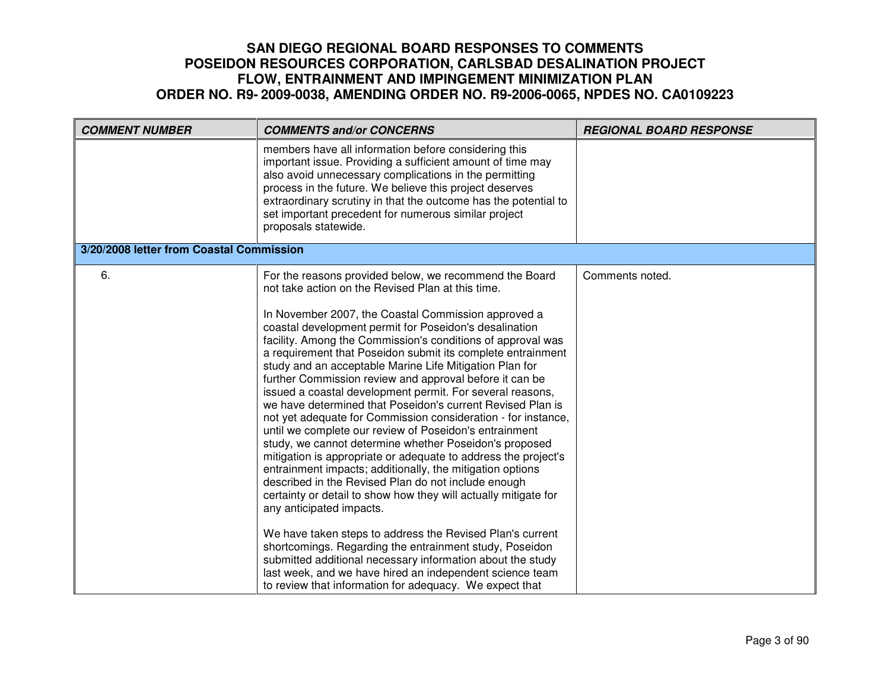# SAN DIEGO REGIONAL BOARD RESPONSES TO COMMENTS POSEIDON RESOURCES CORPORATION, CARLSBAD DESALINATION PROJECT FLOW, ENTRAINMENT AND IMPINGEMENT MINIMIZATION PLAN ORDER NO. R9- 2009-0038, AMENDING ORDER NO. R9-2006-0065, NPDES NO. CA0109223

| *COMMENT NUMBER* | *COMMENTS and/or CONCERNS* | *REGIONAL BOARD RESPONSE* |
|---|---|---|
| | members have all information before considering this important issue. Providing a sufficient amount of time may also avoid unnecessary complications in the permitting process in the future. We believe this project deserves extraordinary scrutiny in that the outcome has the potential to set important precedent for numerous similar project proposals statewide. | |
| **3/20/2008 letter from Coastal Commission** | | |
| 6. | For the reasons provided below, we recommend the Board not take action on the Revised Plan at this time.<br><br>In November 2007, the Coastal Commission approved a coastal development permit for Poseidon's desalination facility. Among the Commission's conditions of approval was a requirement that Poseidon submit its complete entrainment study and an acceptable Marine Life Mitigation Plan for further Commission review and approval before it can be issued a coastal development permit. For several reasons, we have determined that Poseidon's current Revised Plan is not yet adequate for Commission consideration - for instance, until we complete our review of Poseidon's entrainment study, we cannot determine whether Poseidon's proposed mitigation is appropriate or adequate to address the project's entrainment impacts; additionally, the mitigation options described in the Revised Plan do not include enough certainty or detail to show how they will actually mitigate for any anticipated impacts.<br><br>We have taken steps to address the Revised Plan's current shortcomings. Regarding the entrainment study, Poseidon submitted additional necessary information about the study last week, and we have hired an independent science team to review that information for adequacy. We expect that | Comments noted. |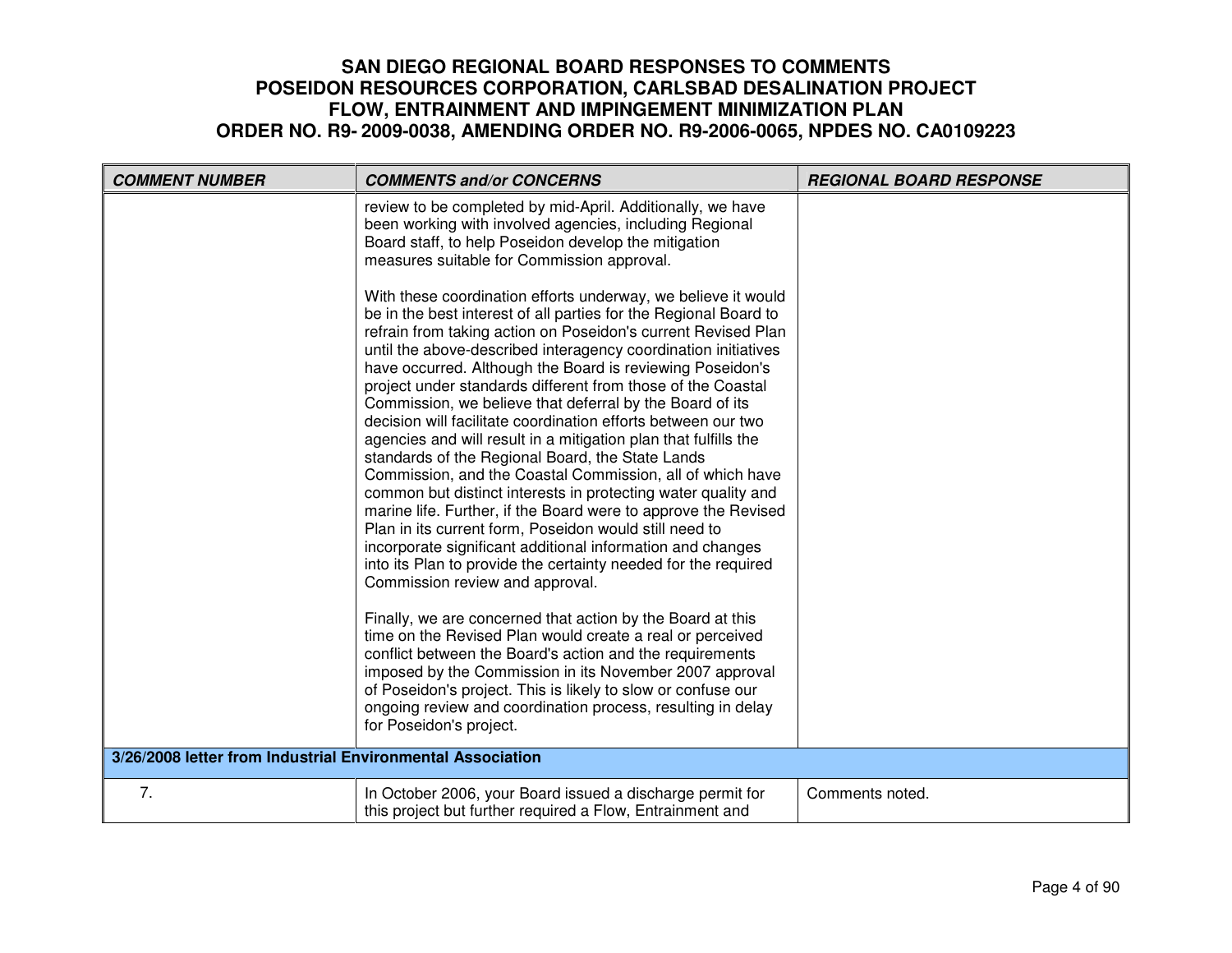# SAN DIEGO REGIONAL BOARD RESPONSES TO COMMENTS
# POSEIDON RESOURCES CORPORATION, CARLSBAD DESALINATION PROJECT
# FLOW, ENTRAINMENT AND IMPINGEMENT MINIMIZATION PLAN
# ORDER NO. R9- 2009-0038, AMENDING ORDER NO. R9-2006-0065, NPDES NO. CA0109223

| ***COMMENT NUMBER*** | ***COMMENTS and/or CONCERNS*** | ***REGIONAL BOARD RESPONSE*** |
|---|---|---|
| | review to be completed by mid-April. Additionally, we have been working with involved agencies, including Regional Board staff, to help Poseidon develop the mitigation measures suitable for Commission approval.<br><br>With these coordination efforts underway, we believe it would be in the best interest of all parties for the Regional Board to refrain from taking action on Poseidon's current Revised Plan until the above-described interagency coordination initiatives have occurred. Although the Board is reviewing Poseidon's project under standards different from those of the Coastal Commission, we believe that deferral by the Board of its decision will facilitate coordination efforts between our two agencies and will result in a mitigation plan that fulfills the standards of the Regional Board, the State Lands Commission, and the Coastal Commission, all of which have common but distinct interests in protecting water quality and marine life. Further, if the Board were to approve the Revised Plan in its current form, Poseidon would still need to incorporate significant additional information and changes into its Plan to provide the certainty needed for the required Commission review and approval.<br><br>Finally, we are concerned that action by the Board at this time on the Revised Plan would create a real or perceived conflict between the Board's action and the requirements imposed by the Commission in its November 2007 approval of Poseidon's project. This is likely to slow or confuse our ongoing review and coordination process, resulting in delay for Poseidon's project. | |
| **3/26/2008 letter from Industrial Environmental Association** | | |
| 7. | In October 2006, your Board issued a discharge permit for this project but further required a Flow, Entrainment and | Comments noted. |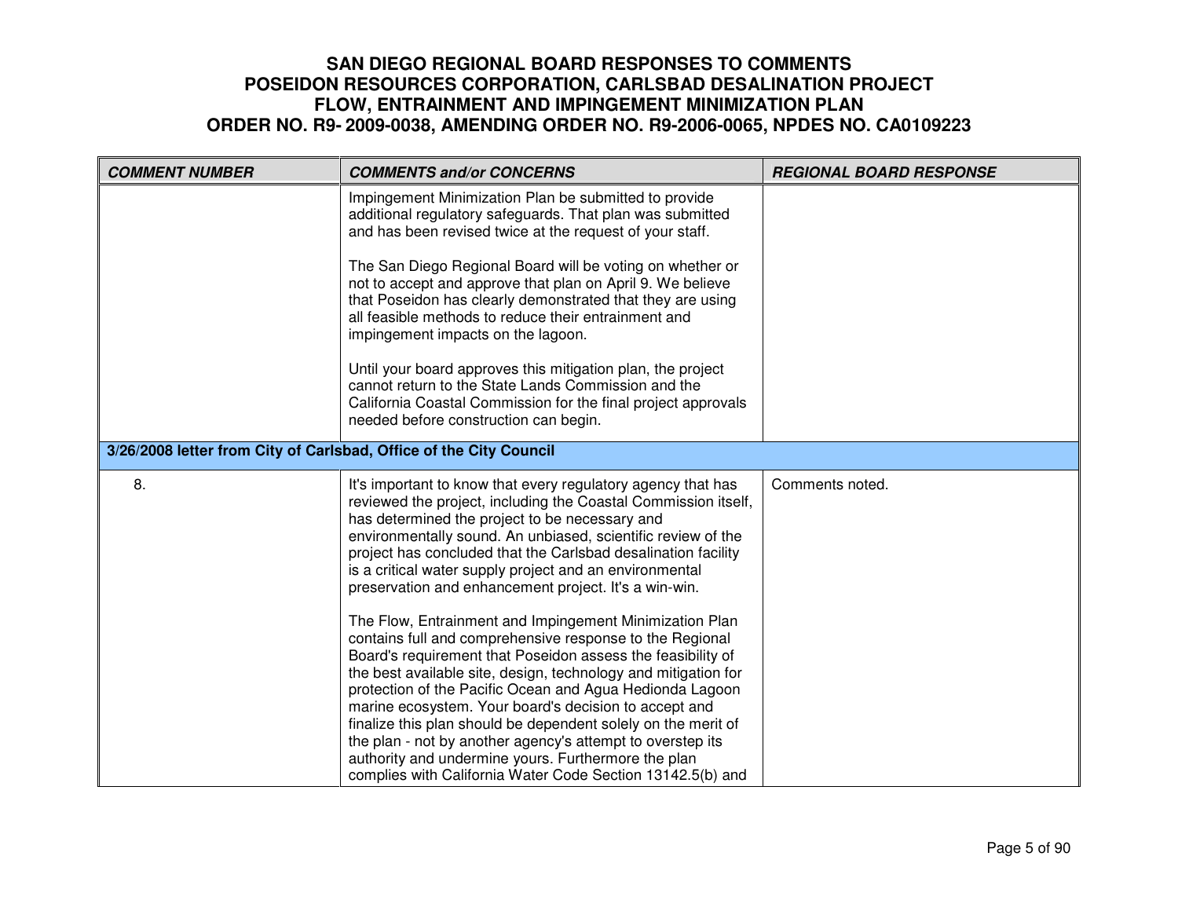# SAN DIEGO REGIONAL BOARD RESPONSES TO COMMENTS
# POSEIDON RESOURCES CORPORATION, CARLSBAD DESALINATION PROJECT
# FLOW, ENTRAINMENT AND IMPINGEMENT MINIMIZATION PLAN
# ORDER NO. R9- 2009-0038, AMENDING ORDER NO. R9-2006-0065, NPDES NO. CA0109223

| *COMMENT NUMBER* | *COMMENTS and/or CONCERNS* | *REGIONAL BOARD RESPONSE* |
|---|---|---|
| | Impingement Minimization Plan be submitted to provide additional regulatory safeguards. That plan was submitted and has been revised twice at the request of your staff.<br><br>The San Diego Regional Board will be voting on whether or not to accept and approve that plan on April 9. We believe that Poseidon has clearly demonstrated that they are using all feasible methods to reduce their entrainment and impingement impacts on the lagoon.<br><br>Until your board approves this mitigation plan, the project cannot return to the State Lands Commission and the California Coastal Commission for the final project approvals needed before construction can begin. | |
| **3/26/2008 letter from City of Carlsbad, Office of the City Council** | | |
| 8. | It's important to know that every regulatory agency that has reviewed the project, including the Coastal Commission itself, has determined the project to be necessary and environmentally sound. An unbiased, scientific review of the project has concluded that the Carlsbad desalination facility is a critical water supply project and an environmental preservation and enhancement project. It's a win-win.<br><br>The Flow, Entrainment and Impingement Minimization Plan contains full and comprehensive response to the Regional Board's requirement that Poseidon assess the feasibility of the best available site, design, technology and mitigation for protection of the Pacific Ocean and Agua Hedionda Lagoon marine ecosystem. Your board's decision to accept and finalize this plan should be dependent solely on the merit of the plan - not by another agency's attempt to overstep its authority and undermine yours. Furthermore the plan complies with California Water Code Section 13142.5(b) and | Comments noted. |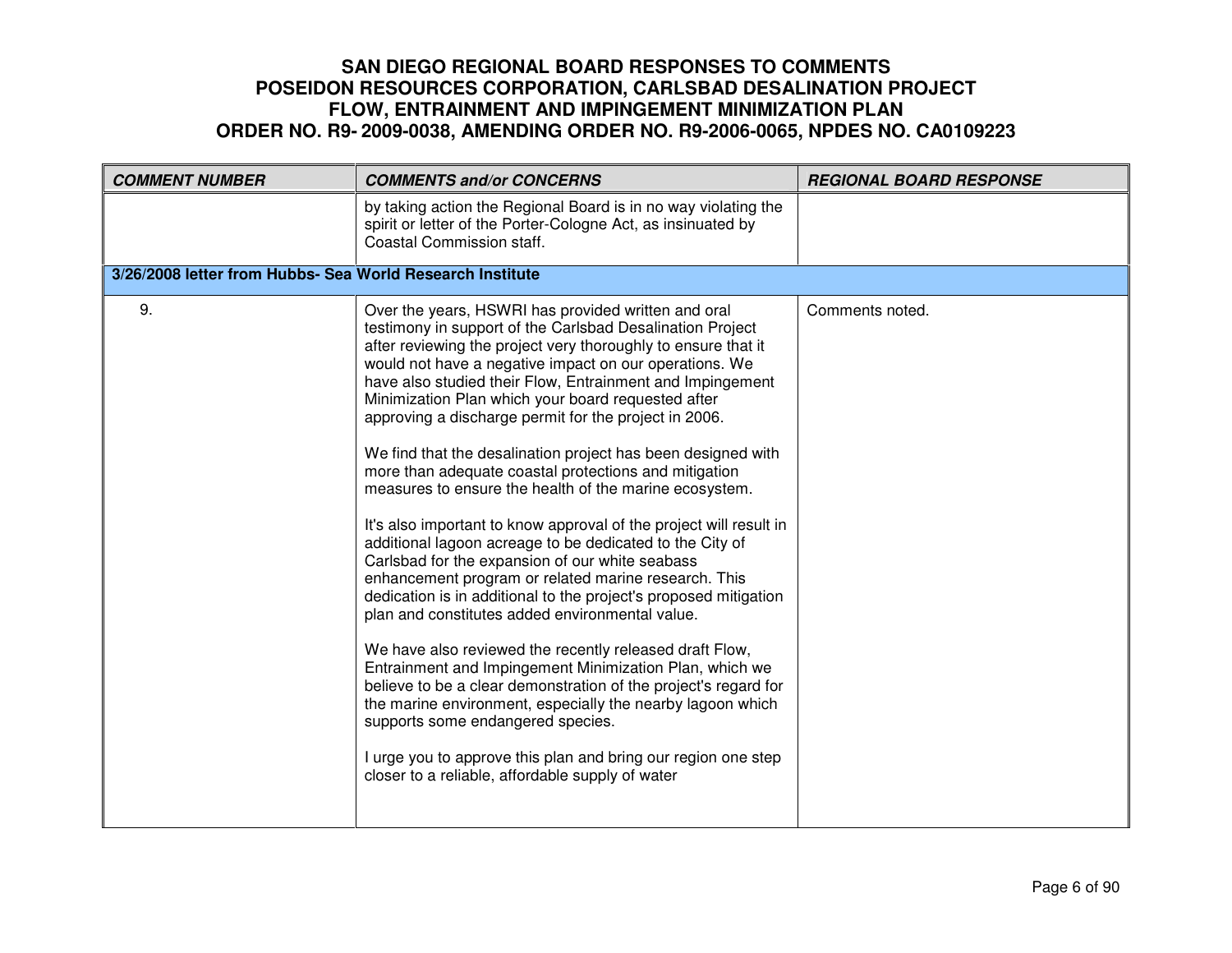# SAN DIEGO REGIONAL BOARD RESPONSES TO COMMENTS
# POSEIDON RESOURCES CORPORATION, CARLSBAD DESALINATION PROJECT
# FLOW, ENTRAINMENT AND IMPINGEMENT MINIMIZATION PLAN
# ORDER NO. R9- 2009-0038, AMENDING ORDER NO. R9-2006-0065, NPDES NO. CA0109223

| *COMMENT NUMBER* | *COMMENTS and/or CONCERNS* | *REGIONAL BOARD RESPONSE* |
|---|---|---|
| | by taking action the Regional Board is in no way violating the spirit or letter of the Porter-Cologne Act, as insinuated by Coastal Commission staff. | |
| **3/26/2008 letter from Hubbs- Sea World Research Institute** | | |
| 9. | Over the years, HSWRI has provided written and oral testimony in support of the Carlsbad Desalination Project after reviewing the project very thoroughly to ensure that it would not have a negative impact on our operations. We have also studied their Flow, Entrainment and Impingement Minimization Plan which your board requested after approving a discharge permit for the project in 2006.<br><br>We find that the desalination project has been designed with more than adequate coastal protections and mitigation measures to ensure the health of the marine ecosystem.<br><br>It's also important to know approval of the project will result in additional lagoon acreage to be dedicated to the City of Carlsbad for the expansion of our white seabass enhancement program or related marine research. This dedication is in additional to the project's proposed mitigation plan and constitutes added environmental value.<br><br>We have also reviewed the recently released draft Flow, Entrainment and Impingement Minimization Plan, which we believe to be a clear demonstration of the project's regard for the marine environment, especially the nearby lagoon which supports some endangered species.<br><br>I urge you to approve this plan and bring our region one step closer to a reliable, affordable supply of water | Comments noted. |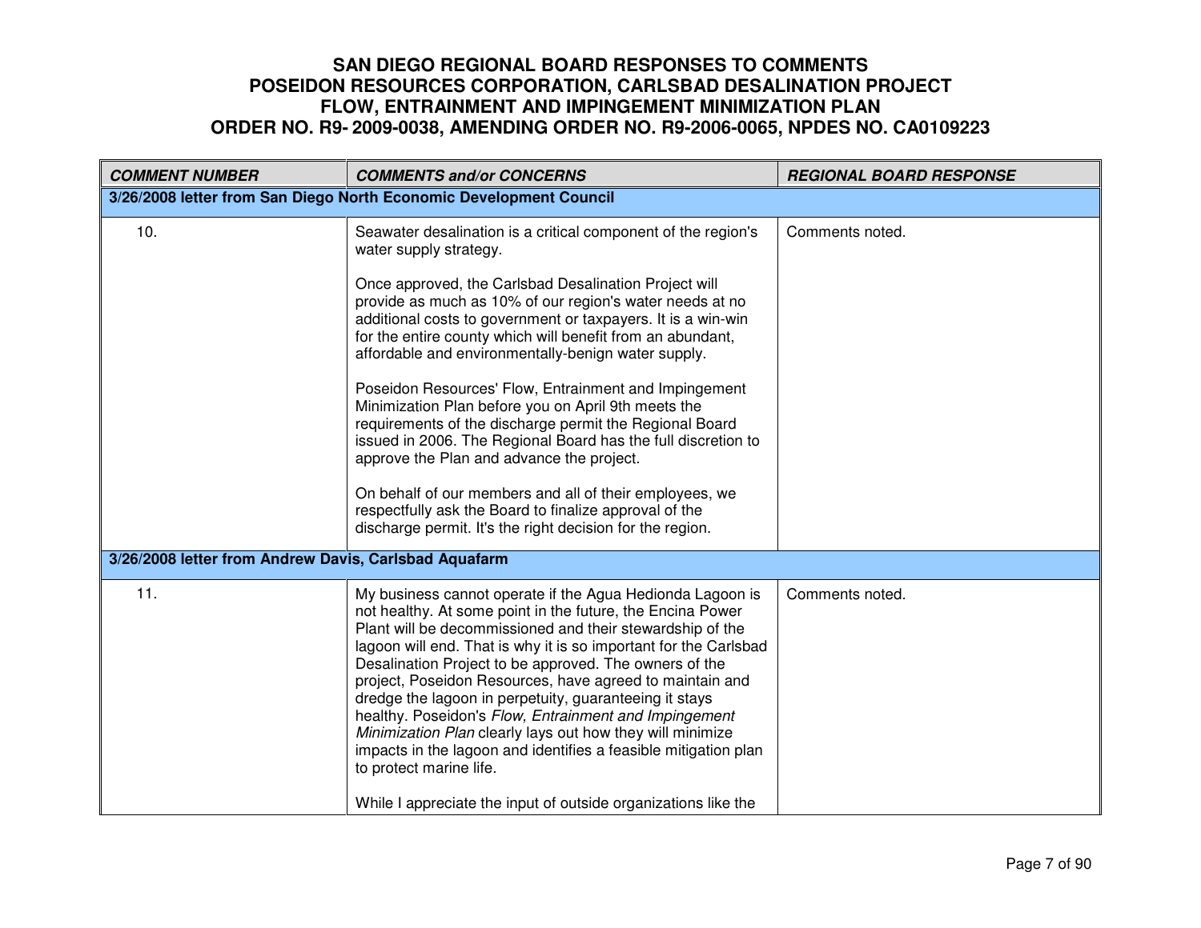# SAN DIEGO REGIONAL BOARD RESPONSES TO COMMENTS
# POSEIDON RESOURCES CORPORATION, CARLSBAD DESALINATION PROJECT
# FLOW, ENTRAINMENT AND IMPINGEMENT MINIMIZATION PLAN
# ORDER NO. R9- 2009-0038, AMENDING ORDER NO. R9-2006-0065, NPDES NO. CA0109223

| *COMMENT NUMBER* | *COMMENTS and/or CONCERNS* | *REGIONAL BOARD RESPONSE* |
|---|---|---|
| **3/26/2008 letter from San Diego North Economic Development Council** | | |
| 10. | Seawater desalination is a critical component of the region's water supply strategy.<br><br>Once approved, the Carlsbad Desalination Project will provide as much as 10% of our region's water needs at no additional costs to government or taxpayers. It is a win-win for the entire county which will benefit from an abundant, affordable and environmentally-benign water supply.<br><br>Poseidon Resources' Flow, Entrainment and Impingement Minimization Plan before you on April 9th meets the requirements of the discharge permit the Regional Board issued in 2006. The Regional Board has the full discretion to approve the Plan and advance the project.<br><br>On behalf of our members and all of their employees, we respectfully ask the Board to finalize approval of the discharge permit. It's the right decision for the region. | Comments noted. |
| **3/26/2008 letter from Andrew Davis, Carlsbad Aquafarm** | | |
| 11. | My business cannot operate if the Agua Hedionda Lagoon is not healthy. At some point in the future, the Encina Power Plant will be decommissioned and their stewardship of the lagoon will end. That is why it is so important for the Carlsbad Desalination Project to be approved. The owners of the project, Poseidon Resources, have agreed to maintain and dredge the lagoon in perpetuity, guaranteeing it stays healthy. Poseidon's *Flow, Entrainment and Impingement Minimization Plan* clearly lays out how they will minimize impacts in the lagoon and identifies a feasible mitigation plan to protect marine life.<br><br>While I appreciate the input of outside organizations like the | Comments noted. |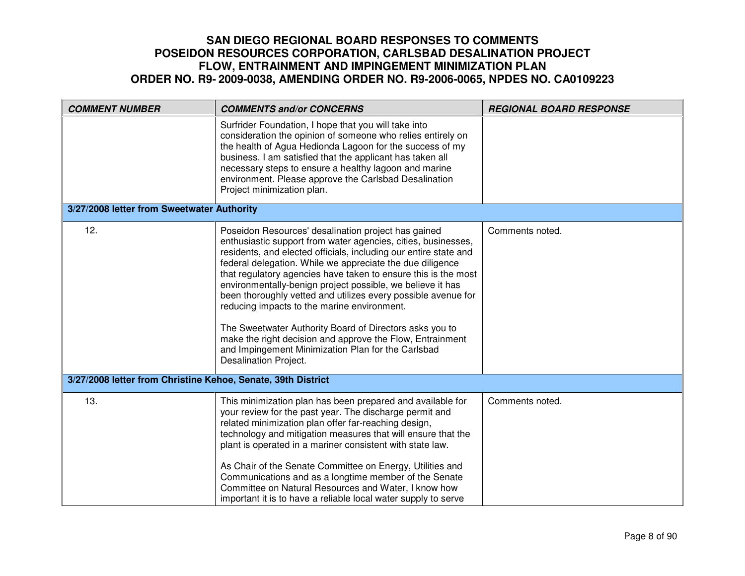# SAN DIEGO REGIONAL BOARD RESPONSES TO COMMENTS
# POSEIDON RESOURCES CORPORATION, CARLSBAD DESALINATION PROJECT
# FLOW, ENTRAINMENT AND IMPINGEMENT MINIMIZATION PLAN
# ORDER NO. R9- 2009-0038, AMENDING ORDER NO. R9-2006-0065, NPDES NO. CA0109223

| ***COMMENT NUMBER*** | ***COMMENTS and/or CONCERNS*** | ***REGIONAL BOARD RESPONSE*** |
|---|---|---|
| | Surfrider Foundation, I hope that you will take into consideration the opinion of someone who relies entirely on the health of Agua Hedionda Lagoon for the success of my business. I am satisfied that the applicant has taken all necessary steps to ensure a healthy lagoon and marine environment. Please approve the Carlsbad Desalination Project minimization plan. | |
| **3/27/2008 letter from Sweetwater Authority** | | |
| 12. | Poseidon Resources' desalination project has gained enthusiastic support from water agencies, cities, businesses, residents, and elected officials, including our entire state and federal delegation. While we appreciate the due diligence that regulatory agencies have taken to ensure this is the most environmentally-benign project possible, we believe it has been thoroughly vetted and utilizes every possible avenue for reducing impacts to the marine environment.<br><br>The Sweetwater Authority Board of Directors asks you to make the right decision and approve the Flow, Entrainment and Impingement Minimization Plan for the Carlsbad Desalination Project. | Comments noted. |
| **3/27/2008 letter from Christine Kehoe, Senate, 39th District** | | |
| 13. | This minimization plan has been prepared and available for your review for the past year. The discharge permit and related minimization plan offer far-reaching design, technology and mitigation measures that will ensure that the plant is operated in a mariner consistent with state law.<br><br>As Chair of the Senate Committee on Energy, Utilities and Communications and as a longtime member of the Senate Committee on Natural Resources and Water, I know how important it is to have a reliable local water supply to serve | Comments noted. |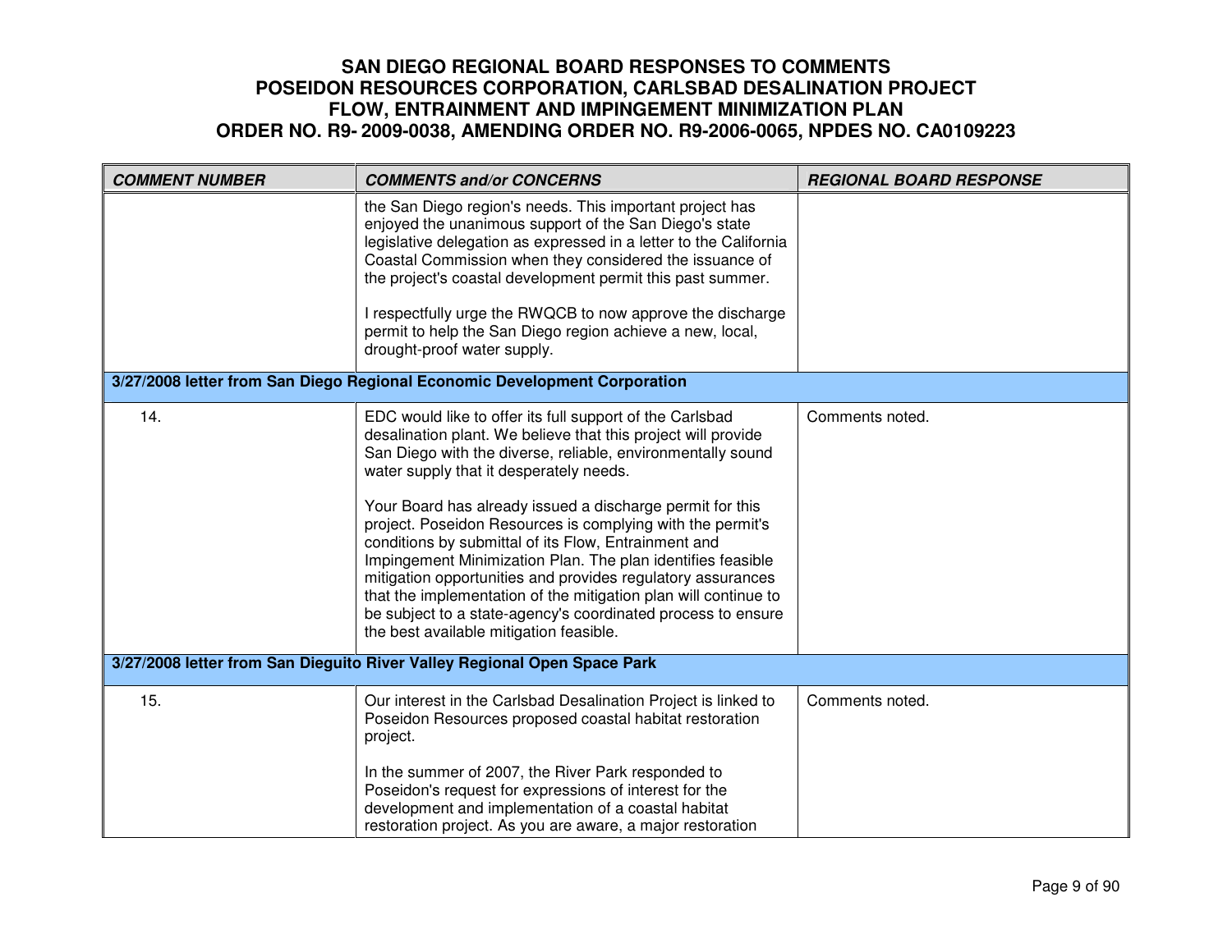| COMMENT NUMBER | COMMENTS and/or CONCERNS | REGIONAL BOARD RESPONSE |
|---|---|---|
| | the San Diego region's needs. This important project has enjoyed the unanimous support of the San Diego's state legislative delegation as expressed in a letter to the California Coastal Commission when they considered the issuance of the project's coastal development permit this past summer.<br><br>I respectfully urge the RWQCB to now approve the discharge permit to help the San Diego region achieve a new, local, drought-proof water supply. | |
| **3/27/2008 letter from San Diego Regional Economic Development Corporation** | | |
| 14. | EDC would like to offer its full support of the Carlsbad desalination plant. We believe that this project will provide San Diego with the diverse, reliable, environmentally sound water supply that it desperately needs.<br><br>Your Board has already issued a discharge permit for this project. Poseidon Resources is complying with the permit's conditions by submittal of its Flow, Entrainment and Impingement Minimization Plan. The plan identifies feasible mitigation opportunities and provides regulatory assurances that the implementation of the mitigation plan will continue to be subject to a state-agency's coordinated process to ensure the best available mitigation feasible. | Comments noted. |
| **3/27/2008 letter from San Dieguito River Valley Regional Open Space Park** | | |
| 15. | Our interest in the Carlsbad Desalination Project is linked to Poseidon Resources proposed coastal habitat restoration project.<br><br>In the summer of 2007, the River Park responded to Poseidon's request for expressions of interest for the development and implementation of a coastal habitat restoration project. As you are aware, a major restoration | Comments noted. |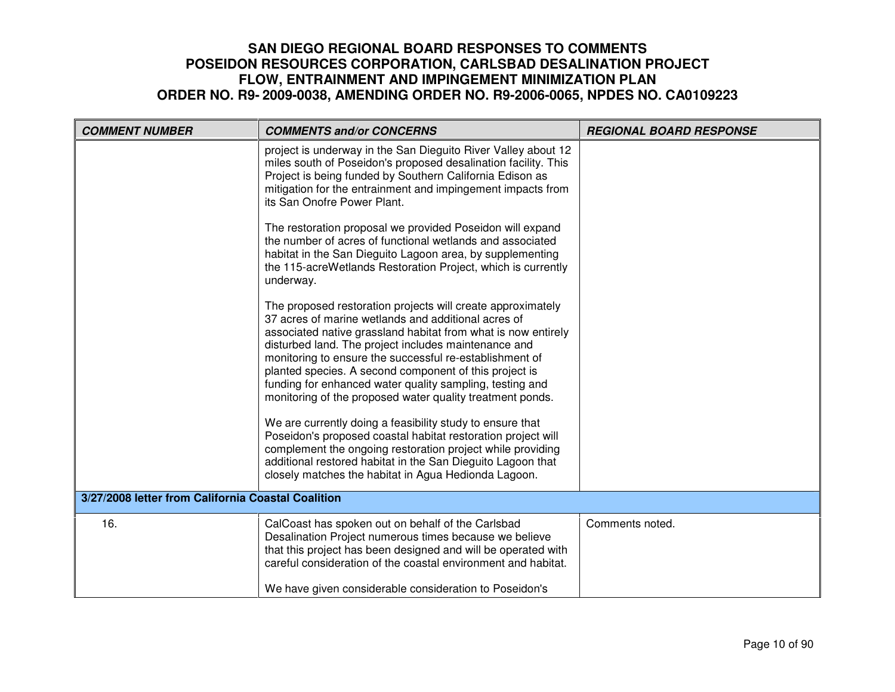# SAN DIEGO REGIONAL BOARD RESPONSES TO COMMENTS
# POSEIDON RESOURCES CORPORATION, CARLSBAD DESALINATION PROJECT
# FLOW, ENTRAINMENT AND IMPINGEMENT MINIMIZATION PLAN
# ORDER NO. R9- 2009-0038, AMENDING ORDER NO. R9-2006-0065, NPDES NO. CA0109223

| COMMENT NUMBER | COMMENTS and/or CONCERNS | REGIONAL BOARD RESPONSE |
|---|---|---|
| | project is underway in the San Dieguito River Valley about 12 miles south of Poseidon's proposed desalination facility. This Project is being funded by Southern California Edison as mitigation for the entrainment and impingement impacts from its San Onofre Power Plant.<br><br>The restoration proposal we provided Poseidon will expand the number of acres of functional wetlands and associated habitat in the San Dieguito Lagoon area, by supplementing the 115-acreWetlands Restoration Project, which is currently underway.<br><br>The proposed restoration projects will create approximately 37 acres of marine wetlands and additional acres of associated native grassland habitat from what is now entirely disturbed land. The project includes maintenance and monitoring to ensure the successful re-establishment of planted species. A second component of this project is funding for enhanced water quality sampling, testing and monitoring of the proposed water quality treatment ponds.<br><br>We are currently doing a feasibility study to ensure that Poseidon's proposed coastal habitat restoration project will complement the ongoing restoration project while providing additional restored habitat in the San Dieguito Lagoon that closely matches the habitat in Agua Hedionda Lagoon. | |
| **3/27/2008 letter from California Coastal Coalition** | | |
| 16. | CalCoast has spoken out on behalf of the Carlsbad Desalination Project numerous times because we believe that this project has been designed and will be operated with careful consideration of the coastal environment and habitat.<br><br>We have given considerable consideration to Poseidon's | Comments noted. |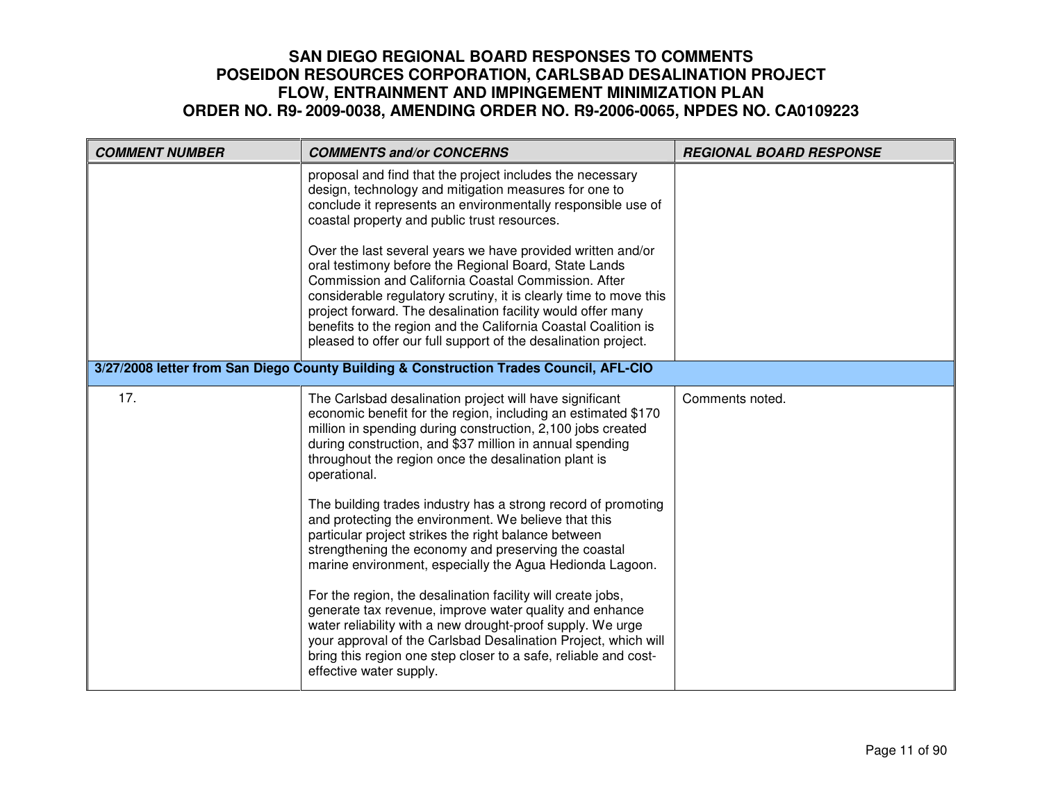| COMMENT NUMBER | COMMENTS and/or CONCERNS | REGIONAL BOARD RESPONSE |
|---|---|---|
| | proposal and find that the project includes the necessary design, technology and mitigation measures for one to conclude it represents an environmentally responsible use of coastal property and public trust resources.<br><br>Over the last several years we have provided written and/or oral testimony before the Regional Board, State Lands Commission and California Coastal Commission. After considerable regulatory scrutiny, it is clearly time to move this project forward. The desalination facility would offer many benefits to the region and the California Coastal Coalition is pleased to offer our full support of the desalination project. | |
| **3/27/2008 letter from San Diego County Building & Construction Trades Council, AFL-CIO** | | |
| 17. | The Carlsbad desalination project will have significant economic benefit for the region, including an estimated $170 million in spending during construction, 2,100 jobs created during construction, and $37 million in annual spending throughout the region once the desalination plant is operational.<br><br>The building trades industry has a strong record of promoting and protecting the environment. We believe that this particular project strikes the right balance between strengthening the economy and preserving the coastal marine environment, especially the Agua Hedionda Lagoon.<br><br>For the region, the desalination facility will create jobs, generate tax revenue, improve water quality and enhance water reliability with a new drought-proof supply. We urge your approval of the Carlsbad Desalination Project, which will bring this region one step closer to a safe, reliable and cost-effective water supply. | Comments noted. |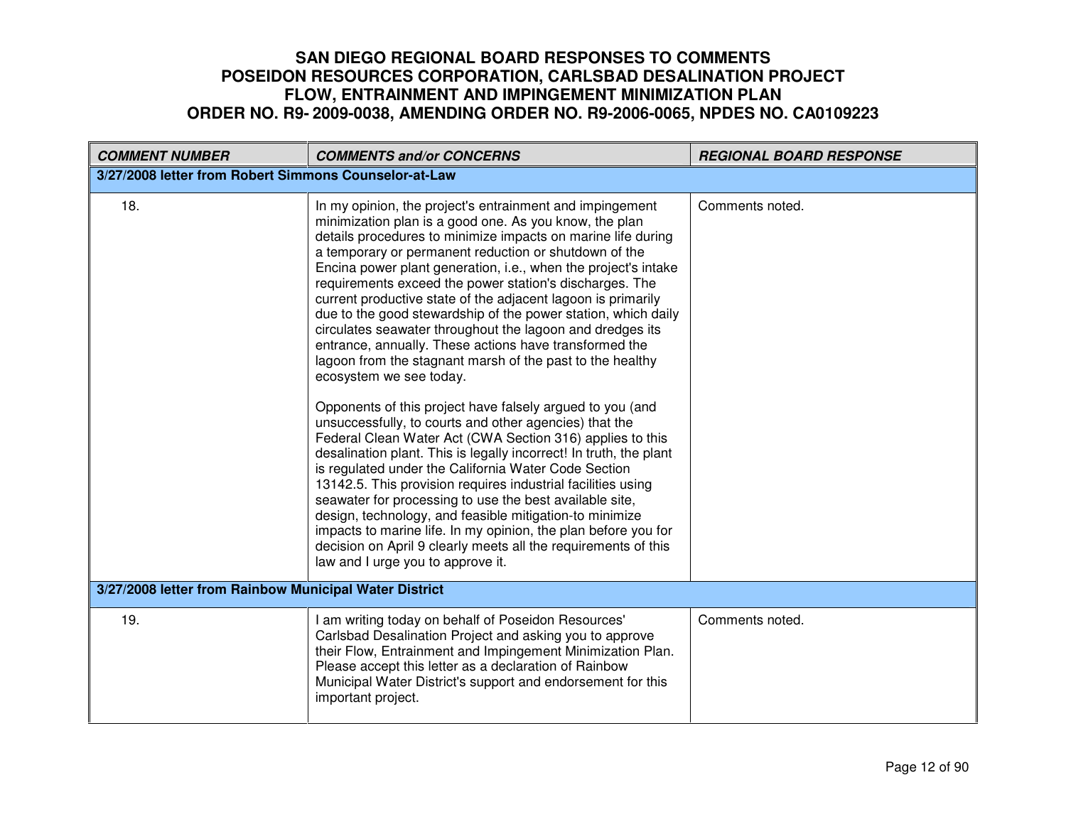# SAN DIEGO REGIONAL BOARD RESPONSES TO COMMENTS POSEIDON RESOURCES CORPORATION, CARLSBAD DESALINATION PROJECT FLOW, ENTRAINMENT AND IMPINGEMENT MINIMIZATION PLAN ORDER NO. R9- 2009-0038, AMENDING ORDER NO. R9-2006-0065, NPDES NO. CA0109223

| *COMMENT NUMBER* | *COMMENTS and/or CONCERNS* | *REGIONAL BOARD RESPONSE* |
|---|---|---|
| **3/27/2008 letter from Robert Simmons Counselor-at-Law** | | |
| 18. | In my opinion, the project's entrainment and impingement minimization plan is a good one. As you know, the plan details procedures to minimize impacts on marine life during a temporary or permanent reduction or shutdown of the Encina power plant generation, i.e., when the project's intake requirements exceed the power station's discharges. The current productive state of the adjacent lagoon is primarily due to the good stewardship of the power station, which daily circulates seawater throughout the lagoon and dredges its entrance, annually. These actions have transformed the lagoon from the stagnant marsh of the past to the healthy ecosystem we see today.<br><br>Opponents of this project have falsely argued to you (and unsuccessfully, to courts and other agencies) that the Federal Clean Water Act (CWA Section 316) applies to this desalination plant. This is legally incorrect! In truth, the plant is regulated under the California Water Code Section 13142.5. This provision requires industrial facilities using seawater for processing to use the best available site, design, technology, and feasible mitigation-to minimize impacts to marine life. In my opinion, the plan before you for decision on April 9 clearly meets all the requirements of this law and I urge you to approve it. | Comments noted. |
| **3/27/2008 letter from Rainbow Municipal Water District** | | |
| 19. | I am writing today on behalf of Poseidon Resources' Carlsbad Desalination Project and asking you to approve their Flow, Entrainment and Impingement Minimization Plan. Please accept this letter as a declaration of Rainbow Municipal Water District's support and endorsement for this important project. | Comments noted. |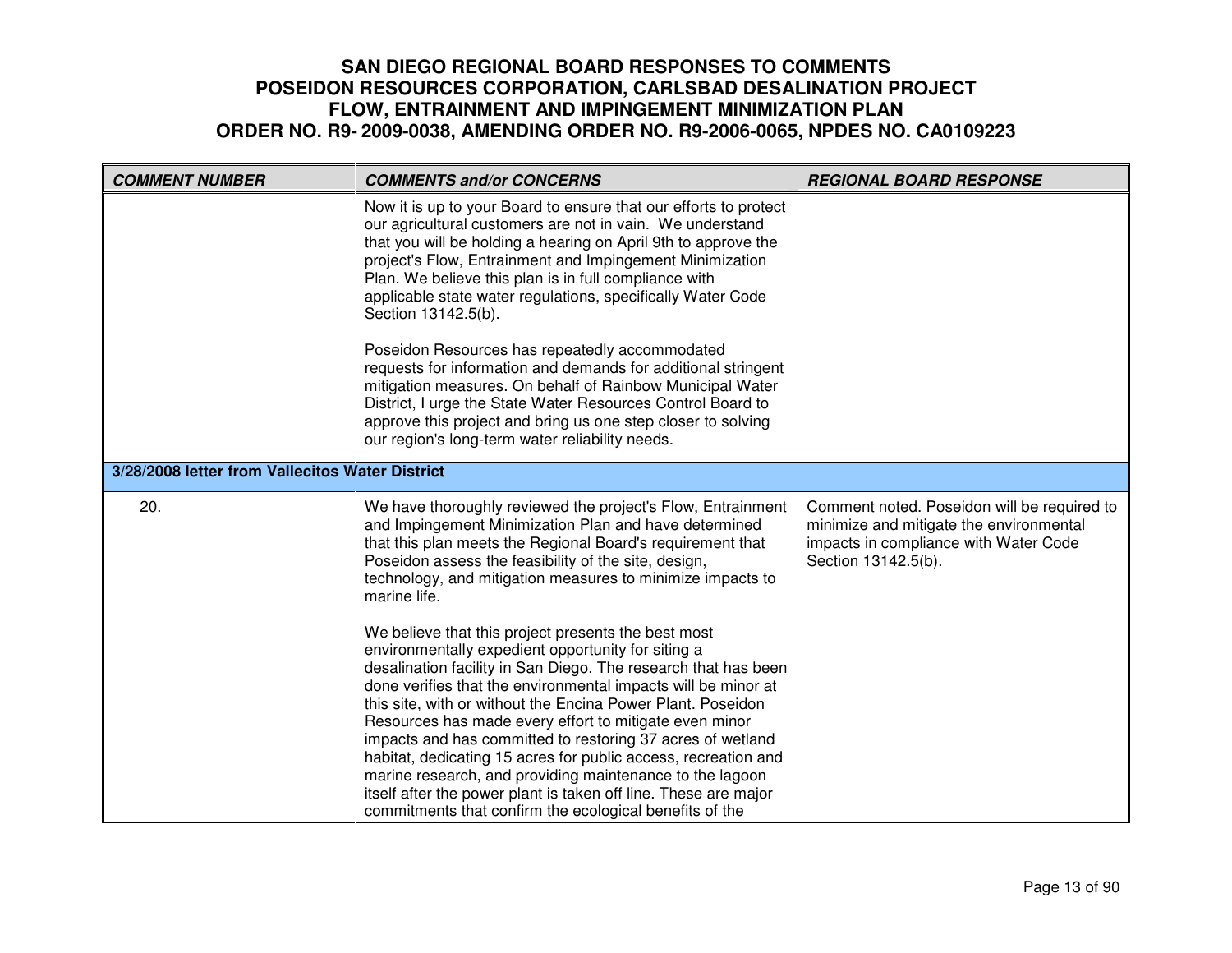# SAN DIEGO REGIONAL BOARD RESPONSES TO COMMENTS POSEIDON RESOURCES CORPORATION, CARLSBAD DESALINATION PROJECT FLOW, ENTRAINMENT AND IMPINGEMENT MINIMIZATION PLAN ORDER NO. R9- 2009-0038, AMENDING ORDER NO. R9-2006-0065, NPDES NO. CA0109223

| ***COMMENT NUMBER*** | ***COMMENTS and/or CONCERNS*** | ***REGIONAL BOARD RESPONSE*** |
|---|---|---|
| | Now it is up to your Board to ensure that our efforts to protect our agricultural customers are not in vain. We understand that you will be holding a hearing on April 9th to approve the project's Flow, Entrainment and Impingement Minimization Plan. We believe this plan is in full compliance with applicable state water regulations, specifically Water Code Section 13142.5(b).<br><br>Poseidon Resources has repeatedly accommodated requests for information and demands for additional stringent mitigation measures. On behalf of Rainbow Municipal Water District, I urge the State Water Resources Control Board to approve this project and bring us one step closer to solving our region's long-term water reliability needs. | |
| **3/28/2008 letter from Vallecitos Water District** | | |
| 20. | We have thoroughly reviewed the project's Flow, Entrainment and Impingement Minimization Plan and have determined that this plan meets the Regional Board's requirement that Poseidon assess the feasibility of the site, design, technology, and mitigation measures to minimize impacts to marine life.<br><br>We believe that this project presents the best most environmentally expedient opportunity for siting a desalination facility in San Diego. The research that has been done verifies that the environmental impacts will be minor at this site, with or without the Encina Power Plant. Poseidon Resources has made every effort to mitigate even minor impacts and has committed to restoring 37 acres of wetland habitat, dedicating 15 acres for public access, recreation and marine research, and providing maintenance to the lagoon itself after the power plant is taken off line. These are major commitments that confirm the ecological benefits of the | Comment noted. Poseidon will be required to minimize and mitigate the environmental impacts in compliance with Water Code Section 13142.5(b). |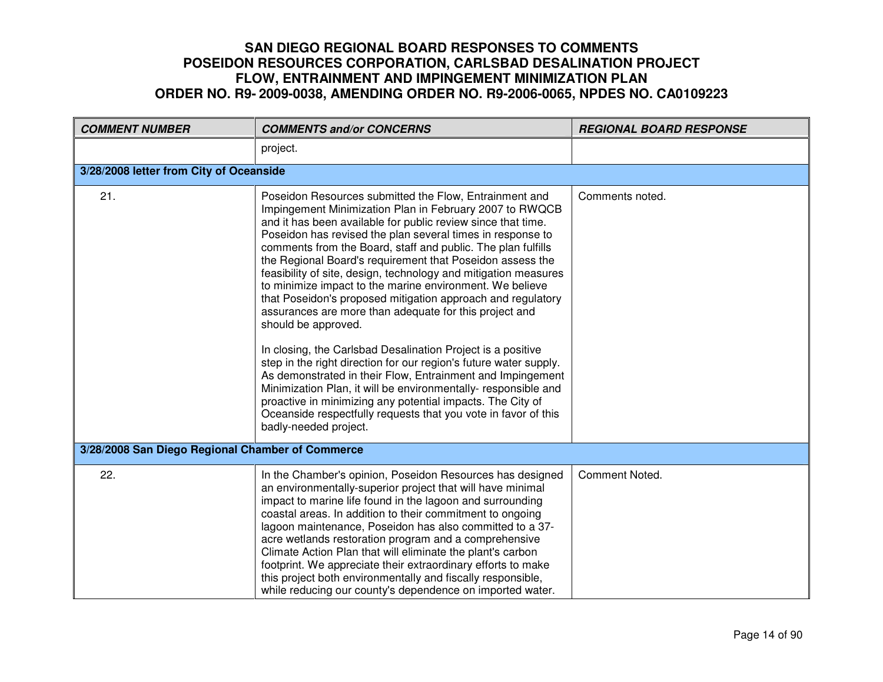| COMMENT NUMBER | COMMENTS and/or CONCERNS | REGIONAL BOARD RESPONSE |
|---|---|---|
| | project. | |
| **3/28/2008 letter from City of Oceanside** | | |
| 21. | Poseidon Resources submitted the Flow, Entrainment and Impingement Minimization Plan in February 2007 to RWQCB and it has been available for public review since that time. Poseidon has revised the plan several times in response to comments from the Board, staff and public. The plan fulfills the Regional Board's requirement that Poseidon assess the feasibility of site, design, technology and mitigation measures to minimize impact to the marine environment. We believe that Poseidon's proposed mitigation approach and regulatory assurances are more than adequate for this project and should be approved.<br><br>In closing, the Carlsbad Desalination Project is a positive step in the right direction for our region's future water supply. As demonstrated in their Flow, Entrainment and Impingement Minimization Plan, it will be environmentally- responsible and proactive in minimizing any potential impacts. The City of Oceanside respectfully requests that you vote in favor of this badly-needed project. | Comments noted. |
| **3/28/2008 San Diego Regional Chamber of Commerce** | | |
| 22. | In the Chamber's opinion, Poseidon Resources has designed an environmentally-superior project that will have minimal impact to marine life found in the lagoon and surrounding coastal areas. In addition to their commitment to ongoing lagoon maintenance, Poseidon has also committed to a 37-acre wetlands restoration program and a comprehensive Climate Action Plan that will eliminate the plant's carbon footprint. We appreciate their extraordinary efforts to make this project both environmentally and fiscally responsible, while reducing our county's dependence on imported water. | Comment Noted. |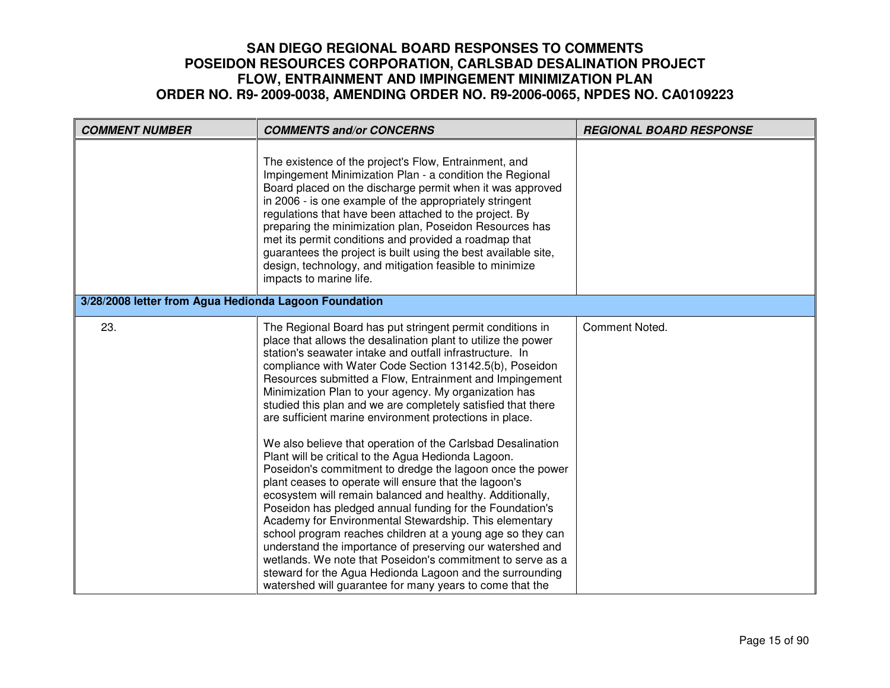# SAN DIEGO REGIONAL BOARD RESPONSES TO COMMENTS POSEIDON RESOURCES CORPORATION, CARLSBAD DESALINATION PROJECT FLOW, ENTRAINMENT AND IMPINGEMENT MINIMIZATION PLAN ORDER NO. R9- 2009-0038, AMENDING ORDER NO. R9-2006-0065, NPDES NO. CA0109223

| COMMENT NUMBER | COMMENTS and/or CONCERNS | REGIONAL BOARD RESPONSE |
|---|---|---|
| | The existence of the project's Flow, Entrainment, and Impingement Minimization Plan - a condition the Regional Board placed on the discharge permit when it was approved in 2006 - is one example of the appropriately stringent regulations that have been attached to the project. By preparing the minimization plan, Poseidon Resources has met its permit conditions and provided a roadmap that guarantees the project is built using the best available site, design, technology, and mitigation feasible to minimize impacts to marine life. | |
| **3/28/2008 letter from Agua Hedionda Lagoon Foundation** | | |
| 23. | The Regional Board has put stringent permit conditions in place that allows the desalination plant to utilize the power station's seawater intake and outfall infrastructure. In compliance with Water Code Section 13142.5(b), Poseidon Resources submitted a Flow, Entrainment and Impingement Minimization Plan to your agency. My organization has studied this plan and we are completely satisfied that there are sufficient marine environment protections in place.<br><br>We also believe that operation of the Carlsbad Desalination Plant will be critical to the Agua Hedionda Lagoon. Poseidon's commitment to dredge the lagoon once the power plant ceases to operate will ensure that the lagoon's ecosystem will remain balanced and healthy. Additionally, Poseidon has pledged annual funding for the Foundation's Academy for Environmental Stewardship. This elementary school program reaches children at a young age so they can understand the importance of preserving our watershed and wetlands. We note that Poseidon's commitment to serve as a steward for the Agua Hedionda Lagoon and the surrounding watershed will guarantee for many years to come that the | Comment Noted. |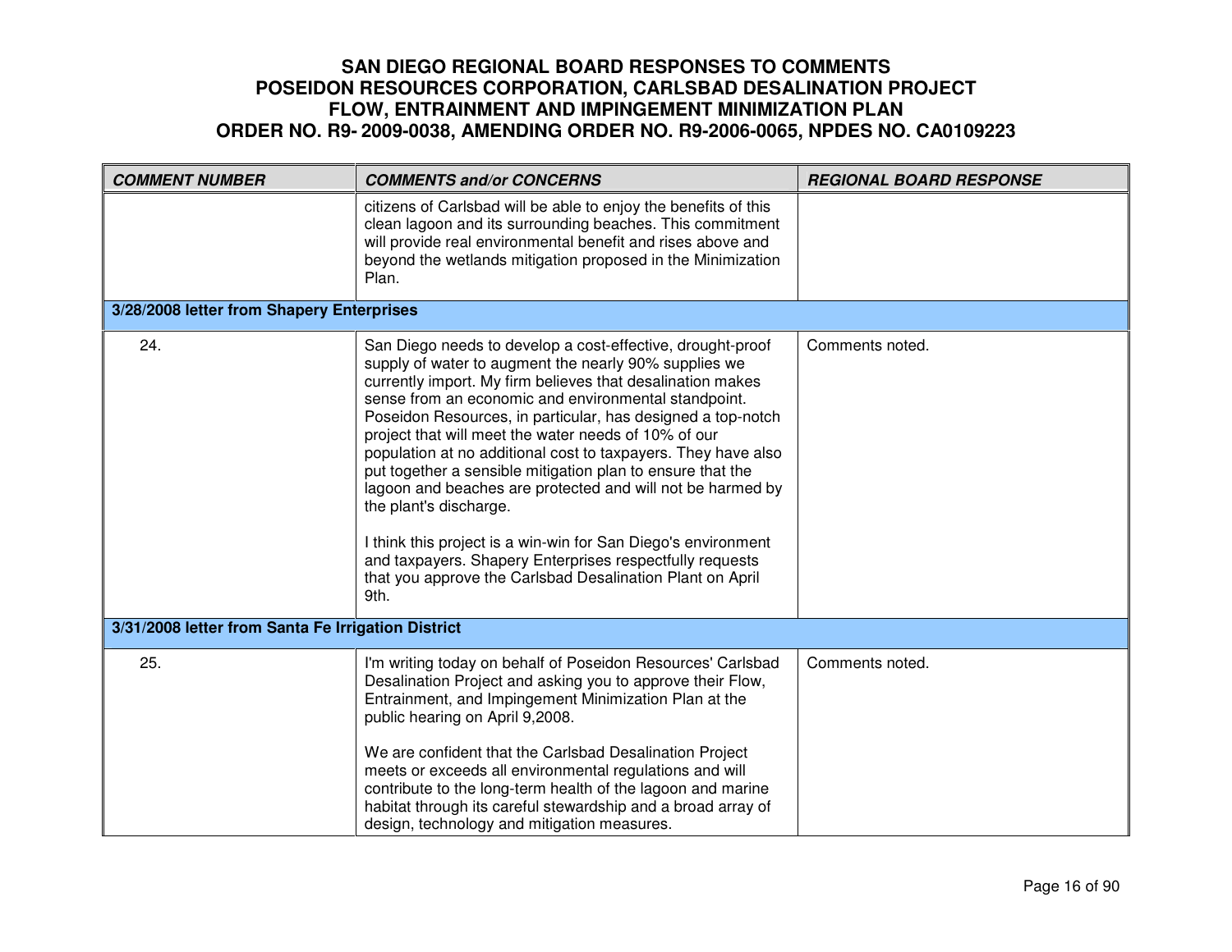| COMMENT NUMBER | COMMENTS and/or CONCERNS | REGIONAL BOARD RESPONSE |
|---|---|---|
| | citizens of Carlsbad will be able to enjoy the benefits of this clean lagoon and its surrounding beaches. This commitment will provide real environmental benefit and rises above and beyond the wetlands mitigation proposed in the Minimization Plan. | |
| **3/28/2008 letter from Shapery Enterprises** | | |
| 24. | San Diego needs to develop a cost-effective, drought-proof supply of water to augment the nearly 90% supplies we currently import. My firm believes that desalination makes sense from an economic and environmental standpoint. Poseidon Resources, in particular, has designed a top-notch project that will meet the water needs of 10% of our population at no additional cost to taxpayers. They have also put together a sensible mitigation plan to ensure that the lagoon and beaches are protected and will not be harmed by the plant's discharge.<br><br>I think this project is a win-win for San Diego's environment and taxpayers. Shapery Enterprises respectfully requests that you approve the Carlsbad Desalination Plant on April 9th. | Comments noted. |
| **3/31/2008 letter from Santa Fe Irrigation District** | | |
| 25. | I'm writing today on behalf of Poseidon Resources' Carlsbad Desalination Project and asking you to approve their Flow, Entrainment, and Impingement Minimization Plan at the public hearing on April 9,2008.<br><br>We are confident that the Carlsbad Desalination Project meets or exceeds all environmental regulations and will contribute to the long-term health of the lagoon and marine habitat through its careful stewardship and a broad array of design, technology and mitigation measures. | Comments noted. |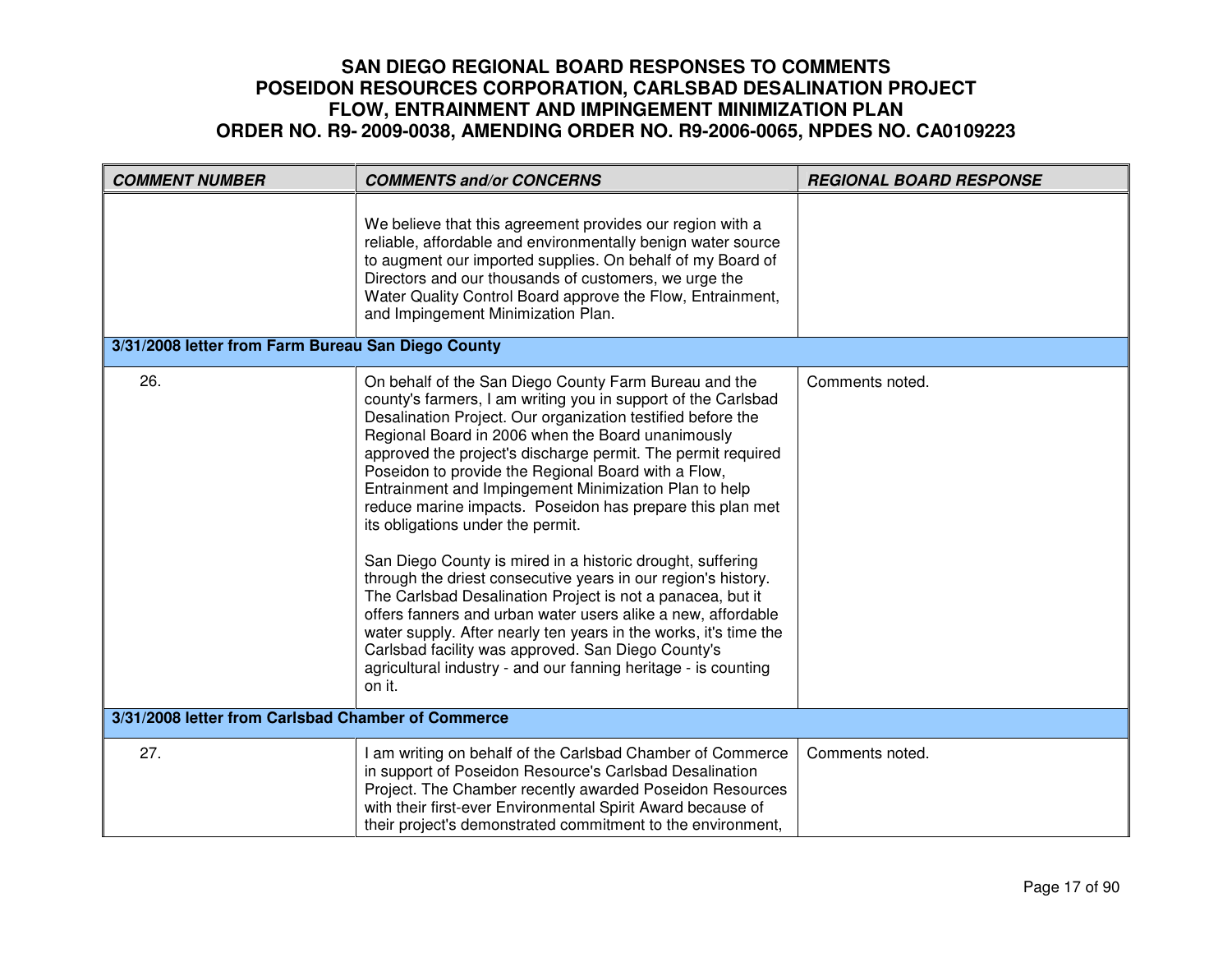# SAN DIEGO REGIONAL BOARD RESPONSES TO COMMENTS
# POSEIDON RESOURCES CORPORATION, CARLSBAD DESALINATION PROJECT
# FLOW, ENTRAINMENT AND IMPINGEMENT MINIMIZATION PLAN
# ORDER NO. R9- 2009-0038, AMENDING ORDER NO. R9-2006-0065, NPDES NO. CA0109223

| *COMMENT NUMBER* | *COMMENTS and/or CONCERNS* | *REGIONAL BOARD RESPONSE* |
|---|---|---|
| | We believe that this agreement provides our region with a reliable, affordable and environmentally benign water source to augment our imported supplies. On behalf of my Board of Directors and our thousands of customers, we urge the Water Quality Control Board approve the Flow, Entrainment, and Impingement Minimization Plan. | |
| **3/31/2008 letter from Farm Bureau San Diego County** | | |
| 26. | On behalf of the San Diego County Farm Bureau and the county's farmers, I am writing you in support of the Carlsbad Desalination Project. Our organization testified before the Regional Board in 2006 when the Board unanimously approved the project's discharge permit. The permit required Poseidon to provide the Regional Board with a Flow, Entrainment and Impingement Minimization Plan to help reduce marine impacts. Poseidon has prepare this plan met its obligations under the permit.<br><br>San Diego County is mired in a historic drought, suffering through the driest consecutive years in our region's history. The Carlsbad Desalination Project is not a panacea, but it offers fanners and urban water users alike a new, affordable water supply. After nearly ten years in the works, it's time the Carlsbad facility was approved. San Diego County's agricultural industry - and our fanning heritage - is counting on it. | Comments noted. |
| **3/31/2008 letter from Carlsbad Chamber of Commerce** | | |
| 27. | I am writing on behalf of the Carlsbad Chamber of Commerce in support of Poseidon Resource's Carlsbad Desalination Project. The Chamber recently awarded Poseidon Resources with their first-ever Environmental Spirit Award because of their project's demonstrated commitment to the environment, | Comments noted. |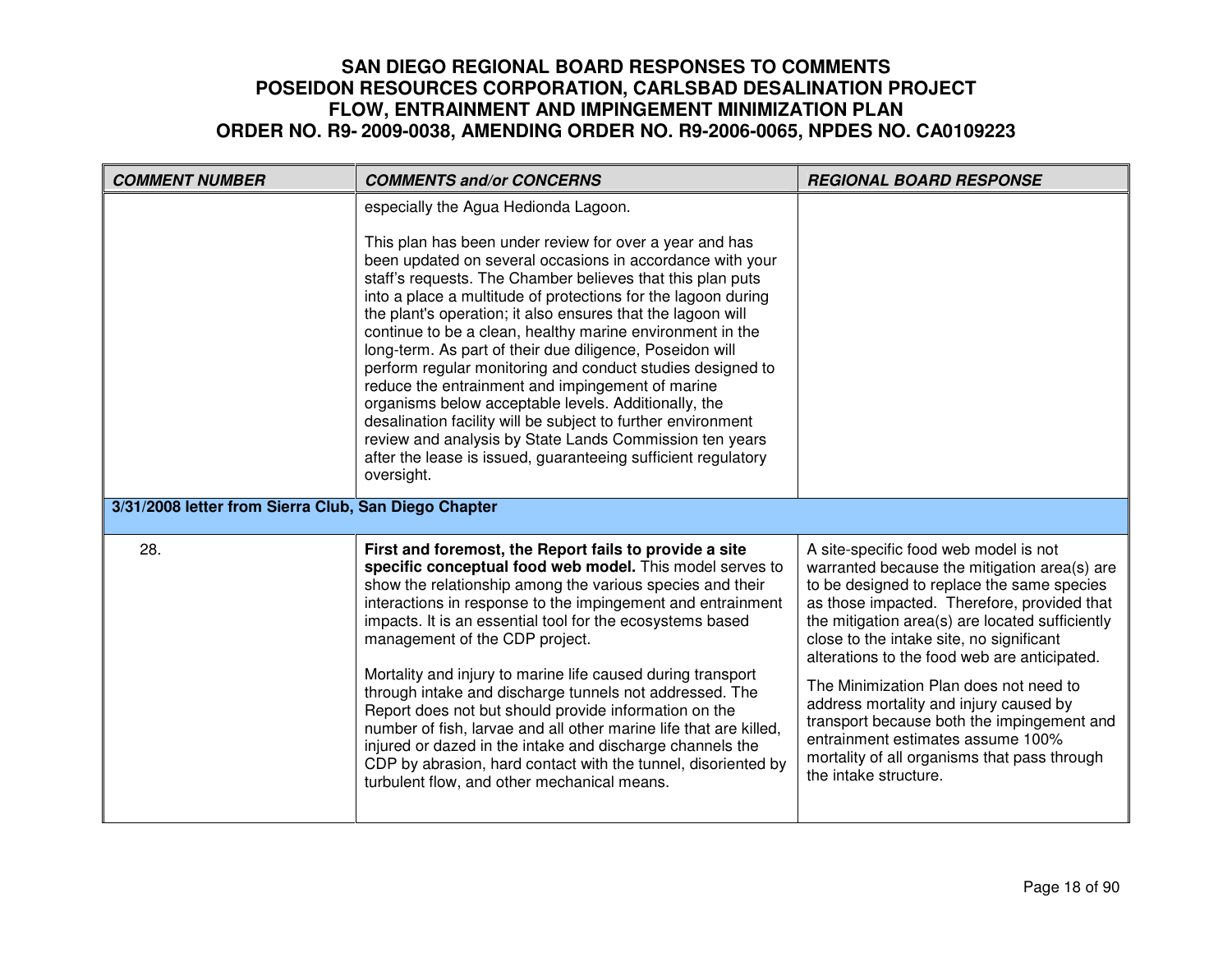# SAN DIEGO REGIONAL BOARD RESPONSES TO COMMENTS
# POSEIDON RESOURCES CORPORATION, CARLSBAD DESALINATION PROJECT
# FLOW, ENTRAINMENT AND IMPINGEMENT MINIMIZATION PLAN
# ORDER NO. R9- 2009-0038, AMENDING ORDER NO. R9-2006-0065, NPDES NO. CA0109223

| *COMMENT NUMBER* | *COMMENTS and/or CONCERNS* | *REGIONAL BOARD RESPONSE* |
|---|---|---|
| | especially the Agua Hedionda Lagoon.<br><br>This plan has been under review for over a year and has been updated on several occasions in accordance with your staff's requests. The Chamber believes that this plan puts into a place a multitude of protections for the lagoon during the plant's operation; it also ensures that the lagoon will continue to be a clean, healthy marine environment in the long-term. As part of their due diligence, Poseidon will perform regular monitoring and conduct studies designed to reduce the entrainment and impingement of marine organisms below acceptable levels. Additionally, the desalination facility will be subject to further environment review and analysis by State Lands Commission ten years after the lease is issued, guaranteeing sufficient regulatory oversight. | |
| **3/31/2008 letter from Sierra Club, San Diego Chapter** | | |
| 28. | **First and foremost, the Report fails to provide a site specific conceptual food web model.** This model serves to show the relationship among the various species and their interactions in response to the impingement and entrainment impacts. It is an essential tool for the ecosystems based management of the CDP project.<br><br>Mortality and injury to marine life caused during transport through intake and discharge tunnels not addressed. The Report does not but should provide information on the number of fish, larvae and all other marine life that are killed, injured or dazed in the intake and discharge channels the CDP by abrasion, hard contact with the tunnel, disoriented by turbulent flow, and other mechanical means. | A site-specific food web model is not warranted because the mitigation area(s) are to be designed to replace the same species as those impacted. Therefore, provided that the mitigation area(s) are located sufficiently close to the intake site, no significant alterations to the food web are anticipated.<br><br>The Minimization Plan does not need to address mortality and injury caused by transport because both the impingement and entrainment estimates assume 100% mortality of all organisms that pass through the intake structure. |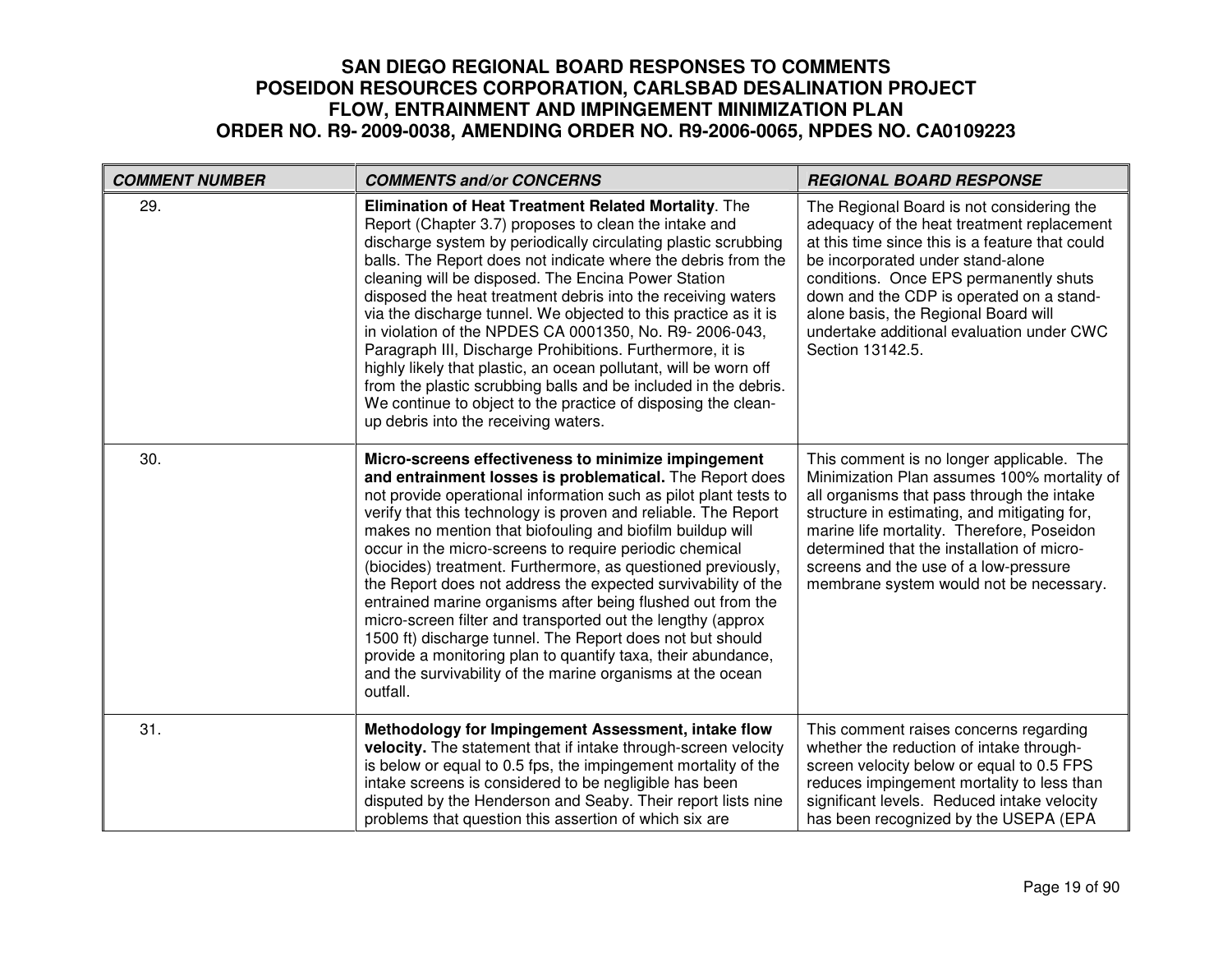# SAN DIEGO REGIONAL BOARD RESPONSES TO COMMENTS
# POSEIDON RESOURCES CORPORATION, CARLSBAD DESALINATION PROJECT
# FLOW, ENTRAINMENT AND IMPINGEMENT MINIMIZATION PLAN
# ORDER NO. R9- 2009-0038, AMENDING ORDER NO. R9-2006-0065, NPDES NO. CA0109223

| *COMMENT NUMBER* | *COMMENTS and/or CONCERNS* | *REGIONAL BOARD RESPONSE* |
|---|---|---|
| 29. | **Elimination of Heat Treatment Related Mortality**. The Report (Chapter 3.7) proposes to clean the intake and discharge system by periodically circulating plastic scrubbing balls. The Report does not indicate where the debris from the cleaning will be disposed. The Encina Power Station disposed the heat treatment debris into the receiving waters via the discharge tunnel. We objected to this practice as it is in violation of the NPDES CA 0001350, No. R9- 2006-043, Paragraph III, Discharge Prohibitions. Furthermore, it is highly likely that plastic, an ocean pollutant, will be worn off from the plastic scrubbing balls and be included in the debris. We continue to object to the practice of disposing the clean-up debris into the receiving waters. | The Regional Board is not considering the adequacy of the heat treatment replacement at this time since this is a feature that could be incorporated under stand-alone conditions. Once EPS permanently shuts down and the CDP is operated on a stand-alone basis, the Regional Board will undertake additional evaluation under CWC Section 13142.5. |
| 30. | **Micro-screens effectiveness to minimize impingement and entrainment losses is problematical.** The Report does not provide operational information such as pilot plant tests to verify that this technology is proven and reliable. The Report makes no mention that biofouling and biofilm buildup will occur in the micro-screens to require periodic chemical (biocides) treatment. Furthermore, as questioned previously, the Report does not address the expected survivability of the entrained marine organisms after being flushed out from the micro-screen filter and transported out the lengthy (approx 1500 ft) discharge tunnel. The Report does not but should provide a monitoring plan to quantify taxa, their abundance, and the survivability of the marine organisms at the ocean outfall. | This comment is no longer applicable. The Minimization Plan assumes 100% mortality of all organisms that pass through the intake structure in estimating, and mitigating for, marine life mortality. Therefore, Poseidon determined that the installation of micro-screens and the use of a low-pressure membrane system would not be necessary. |
| 31. | **Methodology for Impingement Assessment, intake flow velocity.** The statement that if intake through-screen velocity is below or equal to 0.5 fps, the impingement mortality of the intake screens is considered to be negligible has been disputed by the Henderson and Seaby. Their report lists nine problems that question this assertion of which six are | This comment raises concerns regarding whether the reduction of intake through-screen velocity below or equal to 0.5 FPS reduces impingement mortality to less than significant levels. Reduced intake velocity has been recognized by the USEPA (EPA |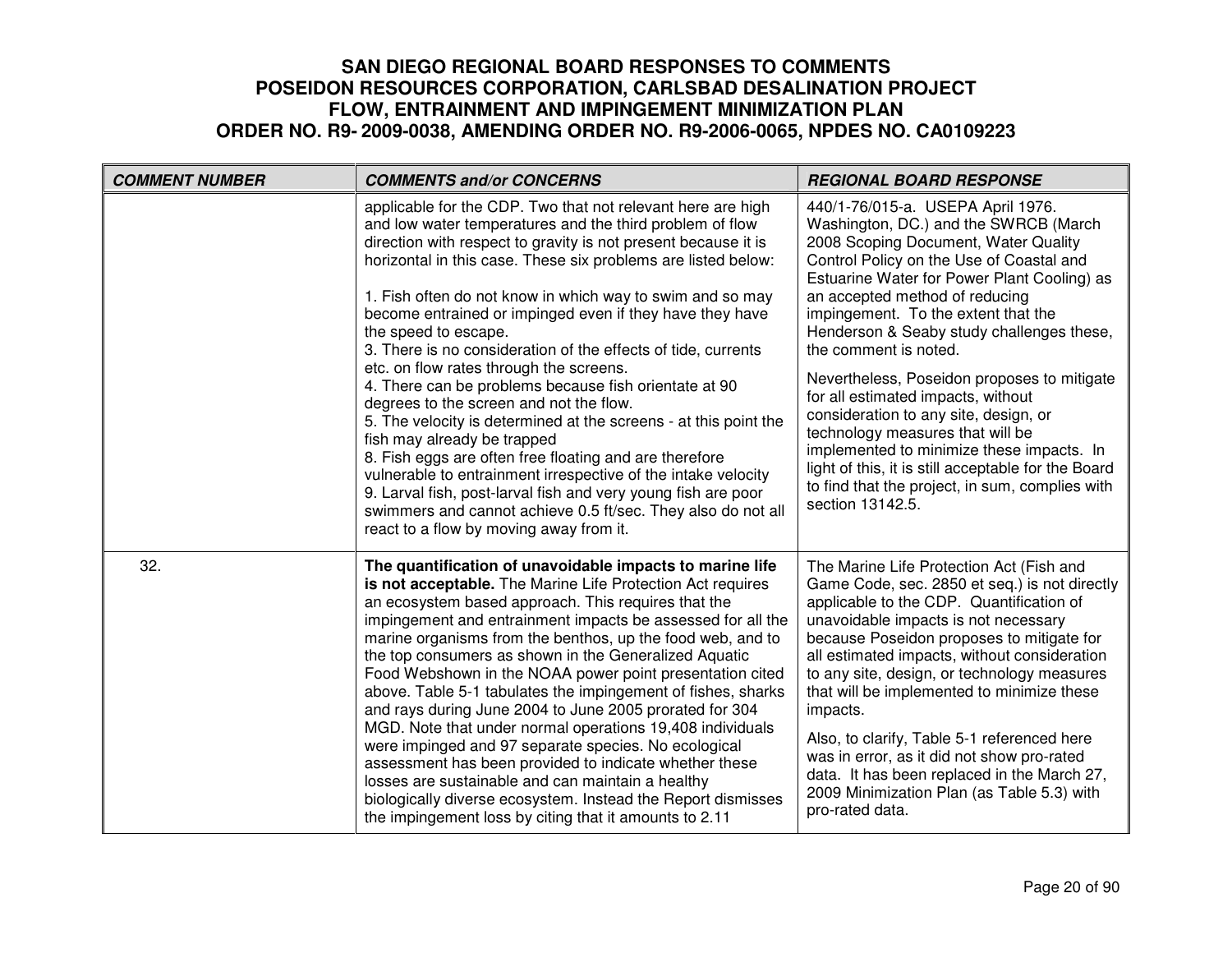# SAN DIEGO REGIONAL BOARD RESPONSES TO COMMENTS POSEIDON RESOURCES CORPORATION, CARLSBAD DESALINATION PROJECT FLOW, ENTRAINMENT AND IMPINGEMENT MINIMIZATION PLAN ORDER NO. R9- 2009-0038, AMENDING ORDER NO. R9-2006-0065, NPDES NO. CA0109223

| *COMMENT NUMBER* | *COMMENTS and/or CONCERNS* | *REGIONAL BOARD RESPONSE* |
|---|---|---|
| | applicable for the CDP. Two that not relevant here are high and low water temperatures and the third problem of flow direction with respect to gravity is not present because it is horizontal in this case. These six problems are listed below:<br><br>1. Fish often do not know in which way to swim and so may become entrained or impinged even if they have they have the speed to escape.<br>3. There is no consideration of the effects of tide, currents etc. on flow rates through the screens.<br>4. There can be problems because fish orientate at 90 degrees to the screen and not the flow.<br>5. The velocity is determined at the screens - at this point the fish may already be trapped<br>8. Fish eggs are often free floating and are therefore vulnerable to entrainment irrespective of the intake velocity<br>9. Larval fish, post-larval fish and very young fish are poor swimmers and cannot achieve 0.5 ft/sec. They also do not all react to a flow by moving away from it. | 440/1-76/015-a. USEPA April 1976. Washington, DC.) and the SWRCB (March 2008 Scoping Document, Water Quality Control Policy on the Use of Coastal and Estuarine Water for Power Plant Cooling) as an accepted method of reducing impingement. To the extent that the Henderson & Seaby study challenges these, the comment is noted.<br><br>Nevertheless, Poseidon proposes to mitigate for all estimated impacts, without consideration to any site, design, or technology measures that will be implemented to minimize these impacts. In light of this, it is still acceptable for the Board to find that the project, in sum, complies with section 13142.5. |
| 32. | **The quantification of unavoidable impacts to marine life is not acceptable.** The Marine Life Protection Act requires an ecosystem based approach. This requires that the impingement and entrainment impacts be assessed for all the marine organisms from the benthos, up the food web, and to the top consumers as shown in the Generalized Aquatic Food Webshown in the NOAA power point presentation cited above. Table 5-1 tabulates the impingement of fishes, sharks and rays during June 2004 to June 2005 prorated for 304 MGD. Note that under normal operations 19,408 individuals were impinged and 97 separate species. No ecological assessment has been provided to indicate whether these losses are sustainable and can maintain a healthy biologically diverse ecosystem. Instead the Report dismisses the impingement loss by citing that it amounts to 2.11 | The Marine Life Protection Act (Fish and Game Code, sec. 2850 et seq.) is not directly applicable to the CDP. Quantification of unavoidable impacts is not necessary because Poseidon proposes to mitigate for all estimated impacts, without consideration to any site, design, or technology measures that will be implemented to minimize these impacts.<br><br>Also, to clarify, Table 5-1 referenced here was in error, as it did not show pro-rated data. It has been replaced in the March 27, 2009 Minimization Plan (as Table 5.3) with pro-rated data. |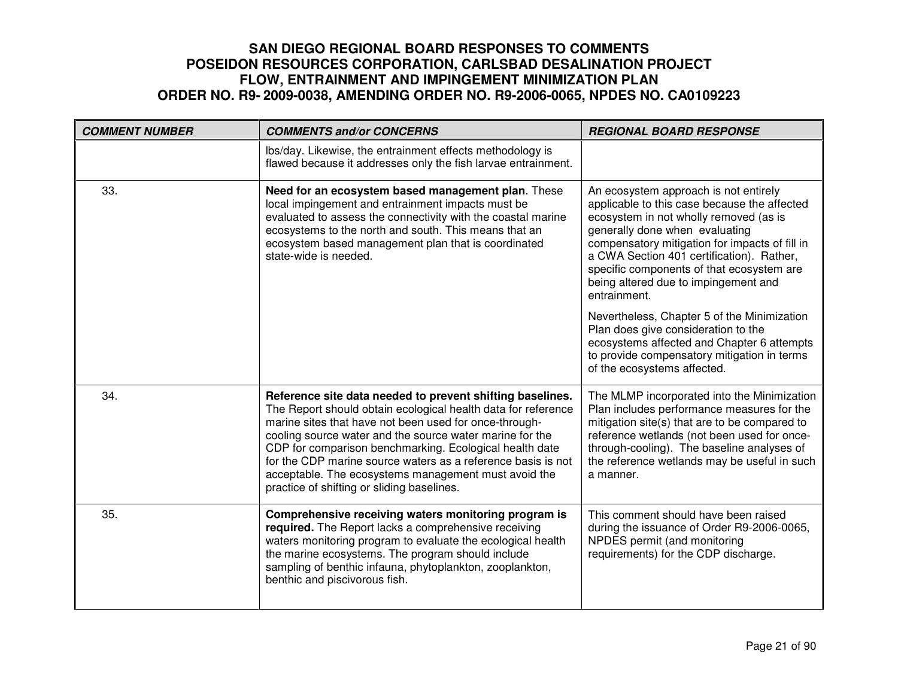| COMMENT NUMBER | COMMENTS and/or CONCERNS | REGIONAL BOARD RESPONSE |
|---|---|---|
| | lbs/day. Likewise, the entrainment effects methodology is flawed because it addresses only the fish larvae entrainment. | |
| 33. | **Need for an ecosystem based management plan**. These local impingement and entrainment impacts must be evaluated to assess the connectivity with the coastal marine ecosystems to the north and south. This means that an ecosystem based management plan that is coordinated state-wide is needed. | An ecosystem approach is not entirely applicable to this case because the affected ecosystem in not wholly removed (as is generally done when evaluating compensatory mitigation for impacts of fill in a CWA Section 401 certification). Rather, specific components of that ecosystem are being altered due to impingement and entrainment.<br><br>Nevertheless, Chapter 5 of the Minimization Plan does give consideration to the ecosystems affected and Chapter 6 attempts to provide compensatory mitigation in terms of the ecosystems affected. |
| 34. | **Reference site data needed to prevent shifting baselines.** The Report should obtain ecological health data for reference marine sites that have not been used for once-through-cooling source water and the source water marine for the CDP for comparison benchmarking. Ecological health date for the CDP marine source waters as a reference basis is not acceptable. The ecosystems management must avoid the practice of shifting or sliding baselines. | The MLMP incorporated into the Minimization Plan includes performance measures for the mitigation site(s) that are to be compared to reference wetlands (not been used for once-through-cooling). The baseline analyses of the reference wetlands may be useful in such a manner. |
| 35. | **Comprehensive receiving waters monitoring program is required.** The Report lacks a comprehensive receiving waters monitoring program to evaluate the ecological health the marine ecosystems. The program should include sampling of benthic infauna, phytoplankton, zooplankton, benthic and piscivorous fish. | This comment should have been raised during the issuance of Order R9-2006-0065, NPDES permit (and monitoring requirements) for the CDP discharge. |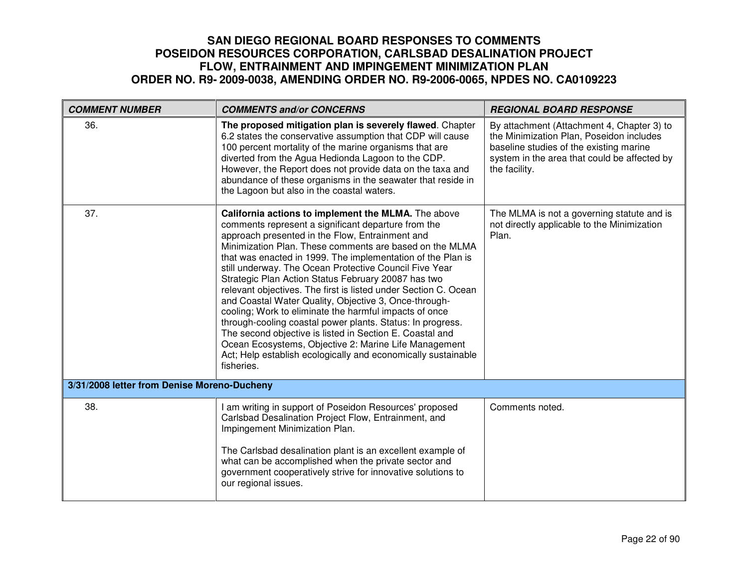# SAN DIEGO REGIONAL BOARD RESPONSES TO COMMENTS
# POSEIDON RESOURCES CORPORATION, CARLSBAD DESALINATION PROJECT
# FLOW, ENTRAINMENT AND IMPINGEMENT MINIMIZATION PLAN
# ORDER NO. R9- 2009-0038, AMENDING ORDER NO. R9-2006-0065, NPDES NO. CA0109223

| *COMMENT NUMBER* | *COMMENTS and/or CONCERNS* | *REGIONAL BOARD RESPONSE* |
|---|---|---|
| 36. | **The proposed mitigation plan is severely flawed**. Chapter 6.2 states the conservative assumption that CDP will cause 100 percent mortality of the marine organisms that are diverted from the Agua Hedionda Lagoon to the CDP. However, the Report does not provide data on the taxa and abundance of these organisms in the seawater that reside in the Lagoon but also in the coastal waters. | By attachment (Attachment 4, Chapter 3) to the Minimization Plan, Poseidon includes baseline studies of the existing marine system in the area that could be affected by the facility. |
| 37. | **California actions to implement the MLMA.** The above comments represent a significant departure from the approach presented in the Flow, Entrainment and Minimization Plan. These comments are based on the MLMA that was enacted in 1999. The implementation of the Plan is still underway. The Ocean Protective Council Five Year Strategic Plan Action Status February 20087 has two relevant objectives. The first is listed under Section C. Ocean and Coastal Water Quality, Objective 3, Once-through-cooling; Work to eliminate the harmful impacts of once through-cooling coastal power plants. Status: In progress. The second objective is listed in Section E. Coastal and Ocean Ecosystems, Objective 2: Marine Life Management Act; Help establish ecologically and economically sustainable fisheries. | The MLMA is not a governing statute and is not directly applicable to the Minimization Plan. |
| **3/31/2008 letter from Denise Moreno-Ducheny** | | |
| 38. | I am writing in support of Poseidon Resources' proposed Carlsbad Desalination Project Flow, Entrainment, and Impingement Minimization Plan.<br><br>The Carlsbad desalination plant is an excellent example of what can be accomplished when the private sector and government cooperatively strive for innovative solutions to our regional issues. | Comments noted. |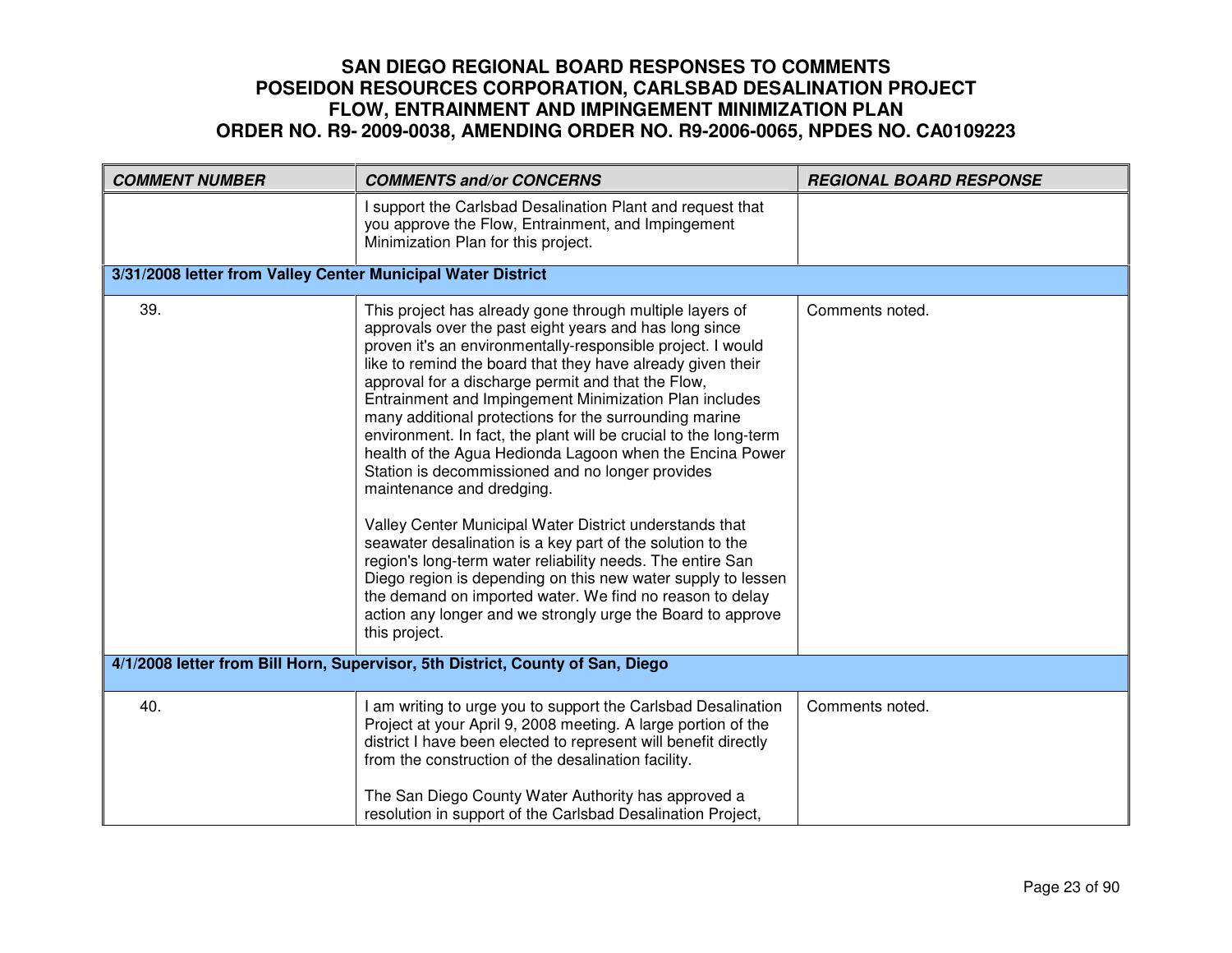# SAN DIEGO REGIONAL BOARD RESPONSES TO COMMENTS
# POSEIDON RESOURCES CORPORATION, CARLSBAD DESALINATION PROJECT
# FLOW, ENTRAINMENT AND IMPINGEMENT MINIMIZATION PLAN
# ORDER NO. R9- 2009-0038, AMENDING ORDER NO. R9-2006-0065, NPDES NO. CA0109223

| *COMMENT NUMBER* | *COMMENTS and/or CONCERNS* | *REGIONAL BOARD RESPONSE* |
|---|---|---|
| | I support the Carlsbad Desalination Plant and request that you approve the Flow, Entrainment, and Impingement Minimization Plan for this project. | |
| **3/31/2008 letter from Valley Center Municipal Water District** | | |
| 39. | This project has already gone through multiple layers of approvals over the past eight years and has long since proven it's an environmentally-responsible project. I would like to remind the board that they have already given their approval for a discharge permit and that the Flow, Entrainment and Impingement Minimization Plan includes many additional protections for the surrounding marine environment. In fact, the plant will be crucial to the long-term health of the Agua Hedionda Lagoon when the Encina Power Station is decommissioned and no longer provides maintenance and dredging.<br><br>Valley Center Municipal Water District understands that seawater desalination is a key part of the solution to the region's long-term water reliability needs. The entire San Diego region is depending on this new water supply to lessen the demand on imported water. We find no reason to delay action any longer and we strongly urge the Board to approve this project. | Comments noted. |
| **4/1/2008 letter from Bill Horn, Supervisor, 5th District, County of San, Diego** | | |
| 40. | I am writing to urge you to support the Carlsbad Desalination Project at your April 9, 2008 meeting. A large portion of the district I have been elected to represent will benefit directly from the construction of the desalination facility.<br><br>The San Diego County Water Authority has approved a resolution in support of the Carlsbad Desalination Project, | Comments noted. |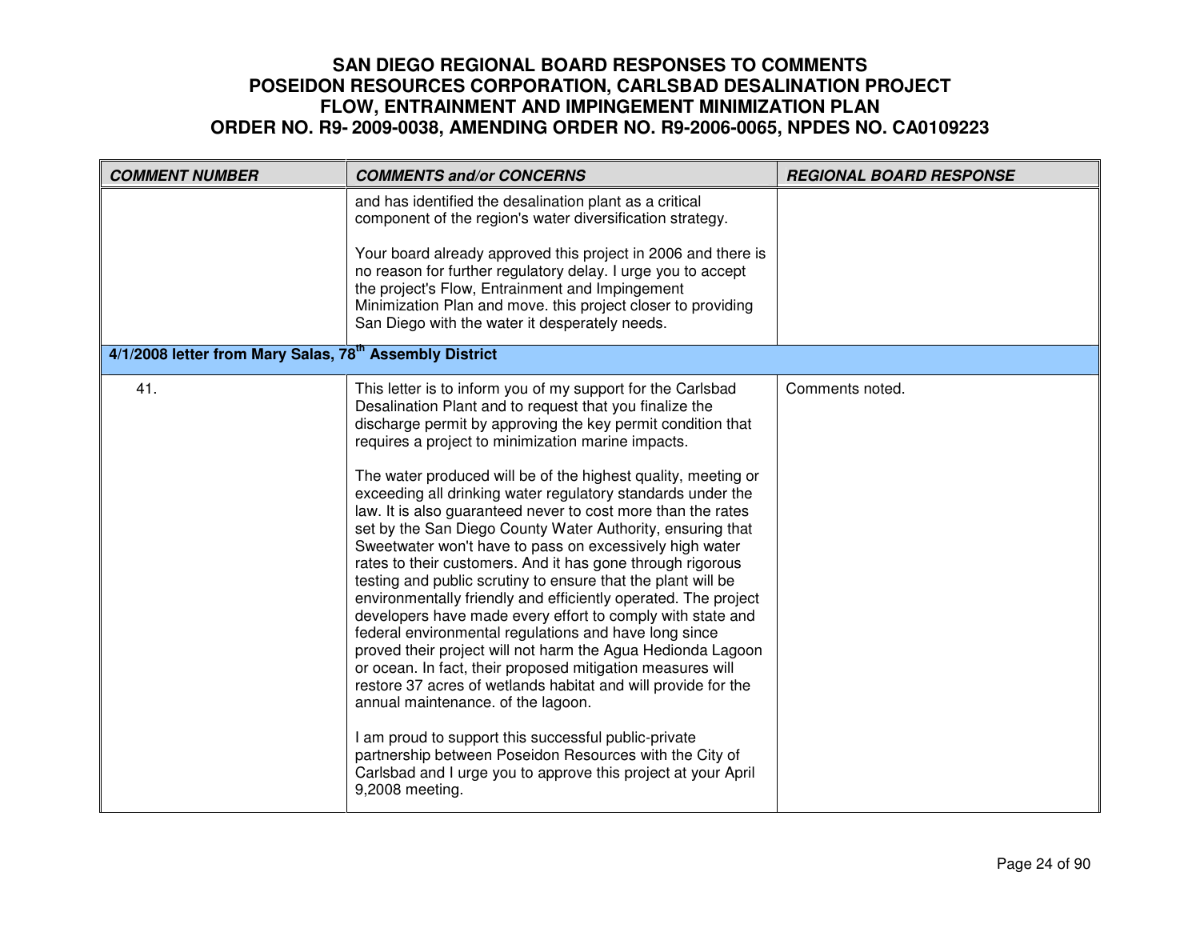| COMMENT NUMBER | COMMENTS and/or CONCERNS | REGIONAL BOARD RESPONSE |
|---|---|---|
| | and has identified the desalination plant as a critical component of the region's water diversification strategy.<br><br>Your board already approved this project in 2006 and there is no reason for further regulatory delay. I urge you to accept the project's Flow, Entrainment and Impingement Minimization Plan and move. this project closer to providing San Diego with the water it desperately needs. | |
| **4/1/2008 letter from Mary Salas, 78th Assembly District** | | |
| 41. | This letter is to inform you of my support for the Carlsbad Desalination Plant and to request that you finalize the discharge permit by approving the key permit condition that requires a project to minimization marine impacts.<br><br>The water produced will be of the highest quality, meeting or exceeding all drinking water regulatory standards under the law. It is also guaranteed never to cost more than the rates set by the San Diego County Water Authority, ensuring that Sweetwater won't have to pass on excessively high water rates to their customers. And it has gone through rigorous testing and public scrutiny to ensure that the plant will be environmentally friendly and efficiently operated. The project developers have made every effort to comply with state and federal environmental regulations and have long since proved their project will not harm the Agua Hedionda Lagoon or ocean. In fact, their proposed mitigation measures will restore 37 acres of wetlands habitat and will provide for the annual maintenance. of the lagoon.<br><br>I am proud to support this successful public-private partnership between Poseidon Resources with the City of Carlsbad and I urge you to approve this project at your April 9,2008 meeting. | Comments noted. |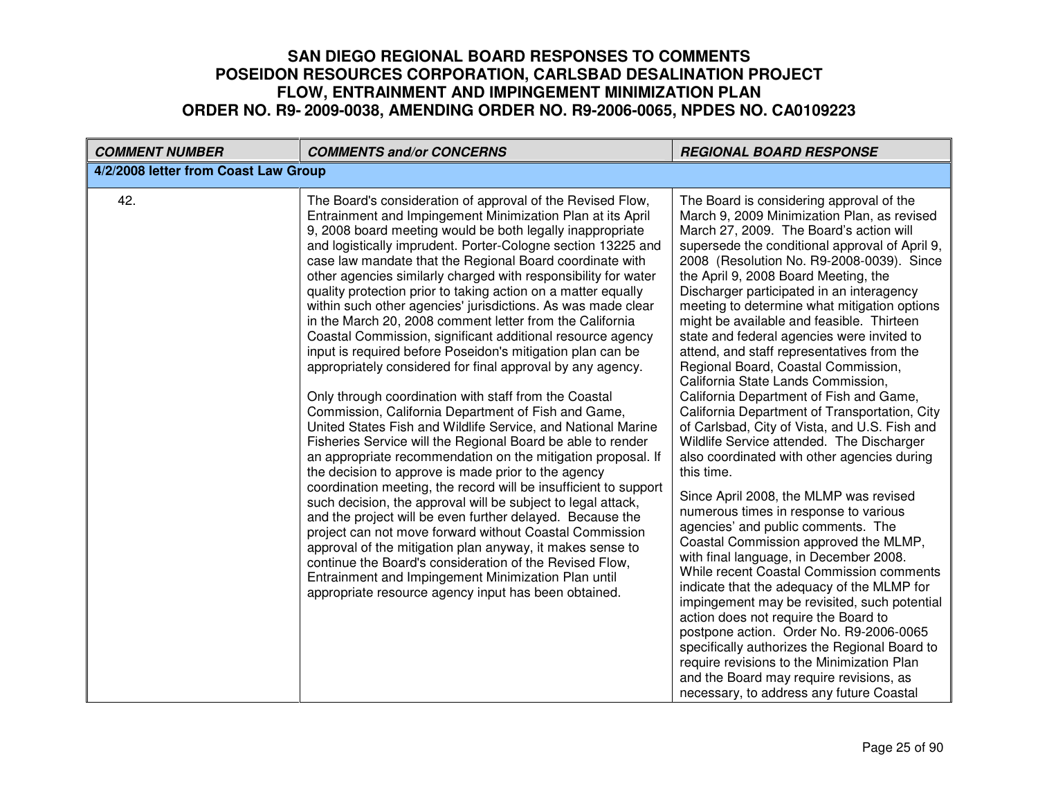# SAN DIEGO REGIONAL BOARD RESPONSES TO COMMENTS
# POSEIDON RESOURCES CORPORATION, CARLSBAD DESALINATION PROJECT
# FLOW, ENTRAINMENT AND IMPINGEMENT MINIMIZATION PLAN
# ORDER NO. R9- 2009-0038, AMENDING ORDER NO. R9-2006-0065, NPDES NO. CA0109223

| *COMMENT NUMBER* | *COMMENTS and/or CONCERNS* | *REGIONAL BOARD RESPONSE* |
|---|---|---|
| **4/2/2008 letter from Coast Law Group** | | |
| 42. | The Board's consideration of approval of the Revised Flow, Entrainment and Impingement Minimization Plan at its April 9, 2008 board meeting would be both legally inappropriate and logistically imprudent. Porter-Cologne section 13225 and case law mandate that the Regional Board coordinate with other agencies similarly charged with responsibility for water quality protection prior to taking action on a matter equally within such other agencies' jurisdictions. As was made clear in the March 20, 2008 comment letter from the California Coastal Commission, significant additional resource agency input is required before Poseidon's mitigation plan can be appropriately considered for final approval by any agency.<br><br>Only through coordination with staff from the Coastal Commission, California Department of Fish and Game, United States Fish and Wildlife Service, and National Marine Fisheries Service will the Regional Board be able to render an appropriate recommendation on the mitigation proposal. If the decision to approve is made prior to the agency coordination meeting, the record will be insufficient to support such decision, the approval will be subject to legal attack, and the project will be even further delayed. Because the project can not move forward without Coastal Commission approval of the mitigation plan anyway, it makes sense to continue the Board's consideration of the Revised Flow, Entrainment and Impingement Minimization Plan until appropriate resource agency input has been obtained. | The Board is considering approval of the March 9, 2009 Minimization Plan, as revised March 27, 2009. The Board's action will supersede the conditional approval of April 9, 2008 (Resolution No. R9-2008-0039). Since the April 9, 2008 Board Meeting, the Discharger participated in an interagency meeting to determine what mitigation options might be available and feasible. Thirteen state and federal agencies were invited to attend, and staff representatives from the Regional Board, Coastal Commission, California State Lands Commission, California Department of Fish and Game, California Department of Transportation, City of Carlsbad, City of Vista, and U.S. Fish and Wildlife Service attended. The Discharger also coordinated with other agencies during this time.<br><br>Since April 2008, the MLMP was revised numerous times in response to various agencies' and public comments. The Coastal Commission approved the MLMP, with final language, in December 2008. While recent Coastal Commission comments indicate that the adequacy of the MLMP for impingement may be revisited, such potential action does not require the Board to postpone action. Order No. R9-2006-0065 specifically authorizes the Regional Board to require revisions to the Minimization Plan and the Board may require revisions, as necessary, to address any future Coastal |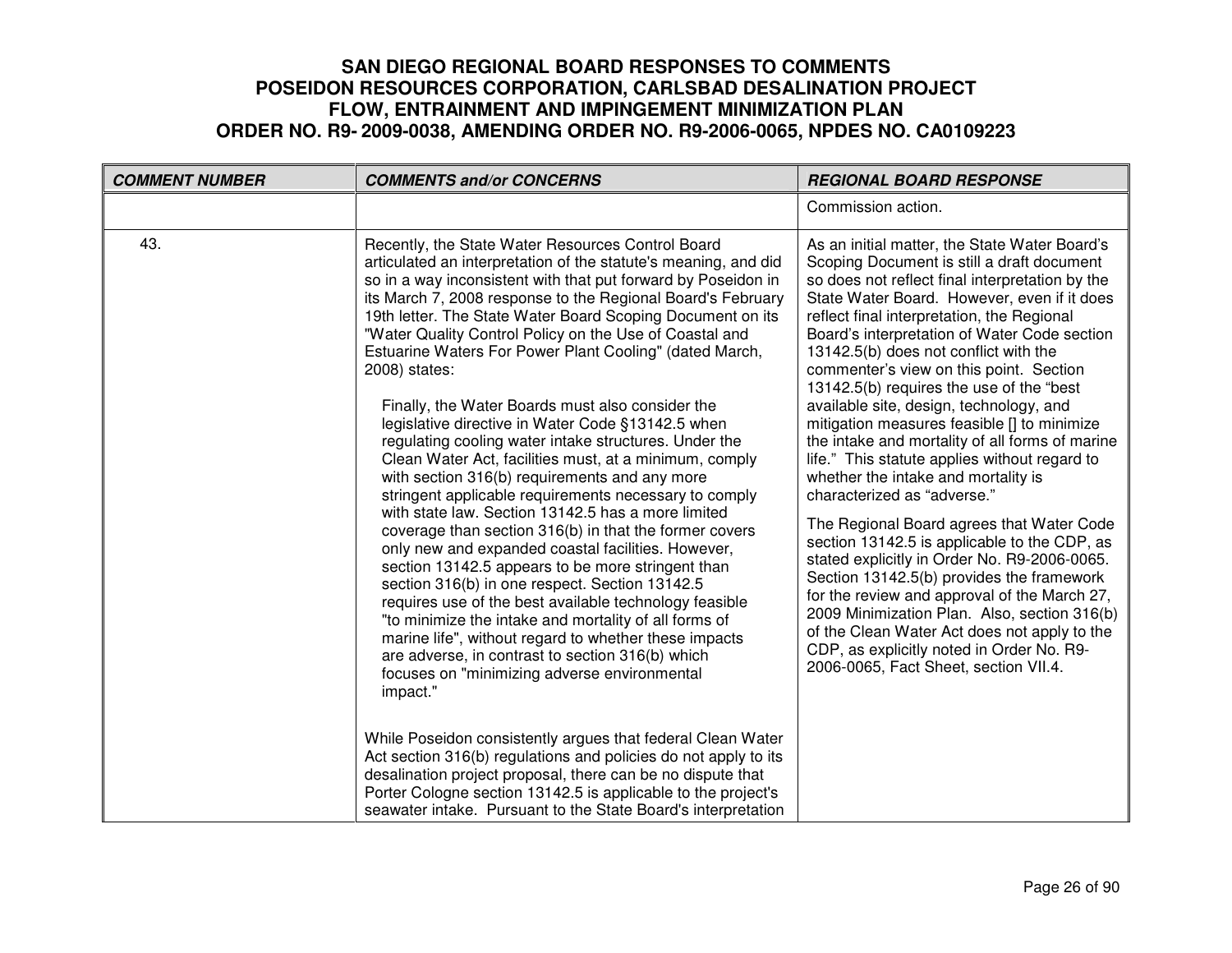# SAN DIEGO REGIONAL BOARD RESPONSES TO COMMENTS
# POSEIDON RESOURCES CORPORATION, CARLSBAD DESALINATION PROJECT
# FLOW, ENTRAINMENT AND IMPINGEMENT MINIMIZATION PLAN
# ORDER NO. R9- 2009-0038, AMENDING ORDER NO. R9-2006-0065, NPDES NO. CA0109223

| COMMENT NUMBER | COMMENTS and/or CONCERNS | REGIONAL BOARD RESPONSE |
|---|---|---|
| | | Commission action. |
| 43. | Recently, the State Water Resources Control Board articulated an interpretation of the statute's meaning, and did so in a way inconsistent with that put forward by Poseidon in its March 7, 2008 response to the Regional Board's February 19th letter. The State Water Board Scoping Document on its "Water Quality Control Policy on the Use of Coastal and Estuarine Waters For Power Plant Cooling" (dated March, 2008) states:<br><br>Finally, the Water Boards must also consider the legislative directive in Water Code §13142.5 when regulating cooling water intake structures. Under the Clean Water Act, facilities must, at a minimum, comply with section 316(b) requirements and any more stringent applicable requirements necessary to comply with state law. Section 13142.5 has a more limited coverage than section 316(b) in that the former covers only new and expanded coastal facilities. However, section 13142.5 appears to be more stringent than section 316(b) in one respect. Section 13142.5 requires use of the best available technology feasible "to minimize the intake and mortality of all forms of marine life", without regard to whether these impacts are adverse, in contrast to section 316(b) which focuses on "minimizing adverse environmental impact."<br><br>While Poseidon consistently argues that federal Clean Water Act section 316(b) regulations and policies do not apply to its desalination project proposal, there can be no dispute that Porter Cologne section 13142.5 is applicable to the project's seawater intake. Pursuant to the State Board's interpretation | As an initial matter, the State Water Board's Scoping Document is still a draft document so does not reflect final interpretation by the State Water Board. However, even if it does reflect final interpretation, the Regional Board's interpretation of Water Code section 13142.5(b) does not conflict with the commenter's view on this point. Section 13142.5(b) requires the use of the "best available site, design, technology, and mitigation measures feasible [] to minimize the intake and mortality of all forms of marine life." This statute applies without regard to whether the intake and mortality is characterized as "adverse."<br><br>The Regional Board agrees that Water Code section 13142.5 is applicable to the CDP, as stated explicitly in Order No. R9-2006-0065. Section 13142.5(b) provides the framework for the review and approval of the March 27, 2009 Minimization Plan. Also, section 316(b) of the Clean Water Act does not apply to the CDP, as explicitly noted in Order No. R9-2006-0065, Fact Sheet, section VII.4. |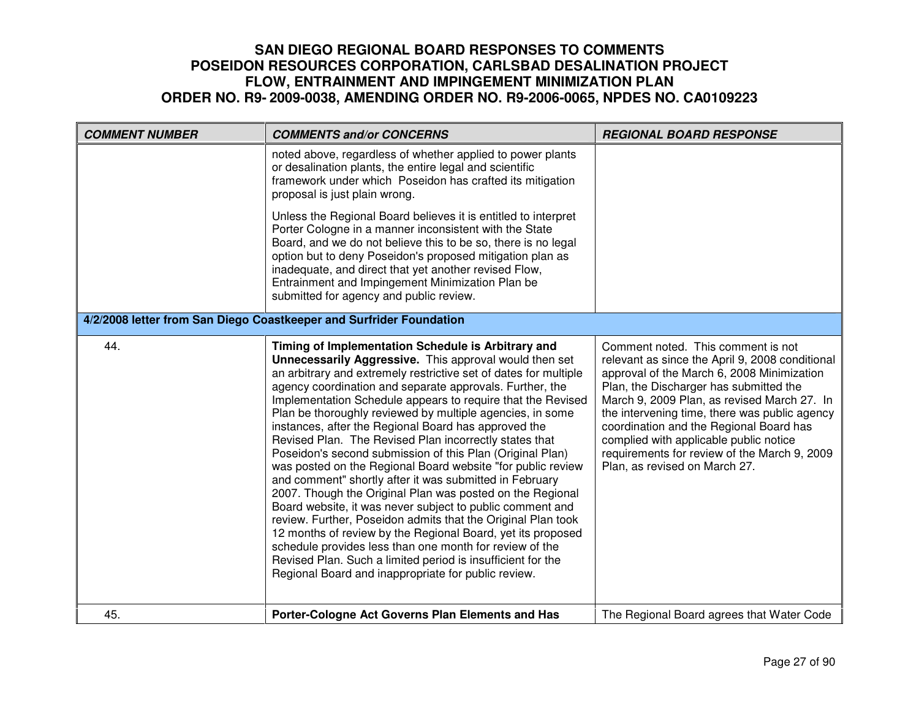# SAN DIEGO REGIONAL BOARD RESPONSES TO COMMENTS
# POSEIDON RESOURCES CORPORATION, CARLSBAD DESALINATION PROJECT
# FLOW, ENTRAINMENT AND IMPINGEMENT MINIMIZATION PLAN
# ORDER NO. R9- 2009-0038, AMENDING ORDER NO. R9-2006-0065, NPDES NO. CA0109223

| *COMMENT NUMBER* | *COMMENTS and/or CONCERNS* | *REGIONAL BOARD RESPONSE* |
|---|---|---|
| | noted above, regardless of whether applied to power plants or desalination plants, the entire legal and scientific framework under which Poseidon has crafted its mitigation proposal is just plain wrong.<br><br>Unless the Regional Board believes it is entitled to interpret Porter Cologne in a manner inconsistent with the State Board, and we do not believe this to be so, there is no legal option but to deny Poseidon's proposed mitigation plan as inadequate, and direct that yet another revised Flow, Entrainment and Impingement Minimization Plan be submitted for agency and public review. | |
| **4/2/2008 letter from San Diego Coastkeeper and Surfrider Foundation** | | |
| 44. | **Timing of Implementation Schedule is Arbitrary and Unnecessarily Aggressive.** This approval would then set an arbitrary and extremely restrictive set of dates for multiple agency coordination and separate approvals. Further, the Implementation Schedule appears to require that the Revised Plan be thoroughly reviewed by multiple agencies, in some instances, after the Regional Board has approved the Revised Plan. The Revised Plan incorrectly states that Poseidon's second submission of this Plan (Original Plan) was posted on the Regional Board website "for public review and comment" shortly after it was submitted in February 2007. Though the Original Plan was posted on the Regional Board website, it was never subject to public comment and review. Further, Poseidon admits that the Original Plan took 12 months of review by the Regional Board, yet its proposed schedule provides less than one month for review of the Revised Plan. Such a limited period is insufficient for the Regional Board and inappropriate for public review. | Comment noted. This comment is not relevant as since the April 9, 2008 conditional approval of the March 6, 2008 Minimization Plan, the Discharger has submitted the March 9, 2009 Plan, as revised March 27. In the intervening time, there was public agency coordination and the Regional Board has complied with applicable public notice requirements for review of the March 9, 2009 Plan, as revised on March 27. |
| 45. | **Porter-Cologne Act Governs Plan Elements and Has** | The Regional Board agrees that Water Code |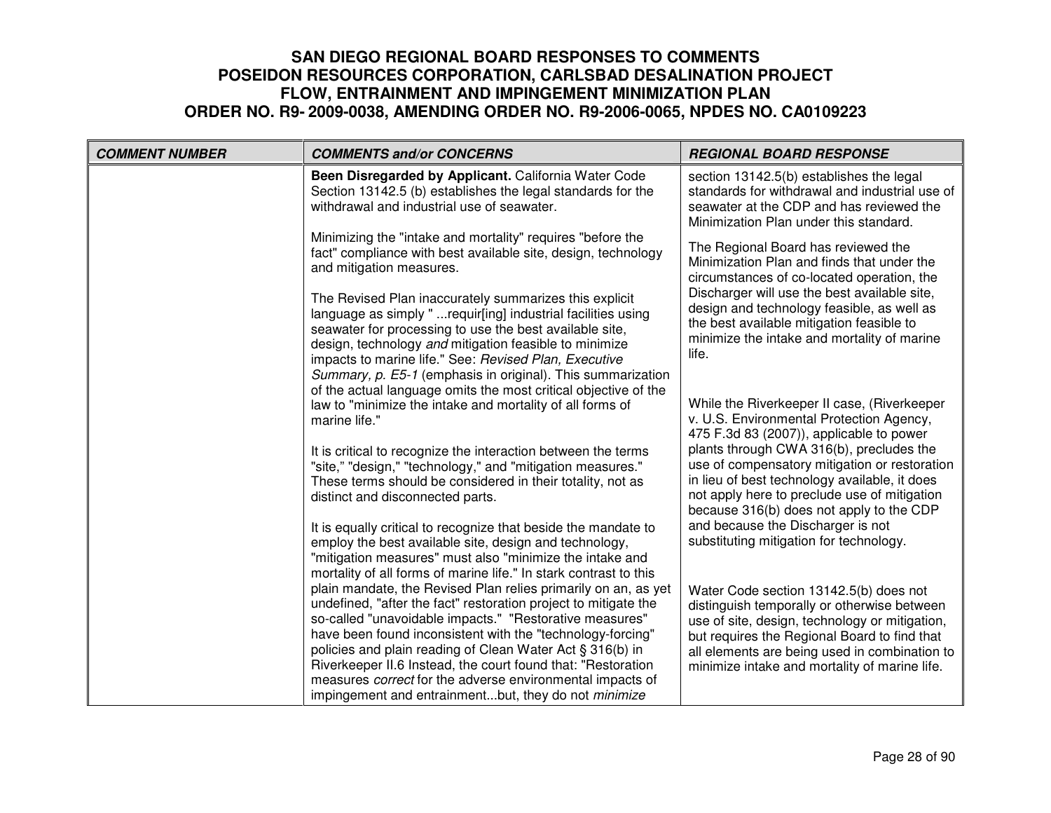# SAN DIEGO REGIONAL BOARD RESPONSES TO COMMENTS
# POSEIDON RESOURCES CORPORATION, CARLSBAD DESALINATION PROJECT
# FLOW, ENTRAINMENT AND IMPINGEMENT MINIMIZATION PLAN
# ORDER NO. R9- 2009-0038, AMENDING ORDER NO. R9-2006-0065, NPDES NO. CA0109223

| COMMENT NUMBER | COMMENTS and/or CONCERNS | REGIONAL BOARD RESPONSE |
|---|---|---|
| | **Been Disregarded by Applicant.** California Water Code Section 13142.5 (b) establishes the legal standards for the withdrawal and industrial use of seawater.<br><br>Minimizing the "intake and mortality" requires "before the fact" compliance with best available site, design, technology and mitigation measures.<br><br>The Revised Plan inaccurately summarizes this explicit language as simply " ...requir[ing] industrial facilities using seawater for processing to use the best available site, design, technology *and* mitigation feasible to minimize impacts to marine life." See: *Revised Plan, Executive Summary, p. E5-1* (emphasis in original). This summarization of the actual language omits the most critical objective of the law to "minimize the intake and mortality of all forms of marine life."<br><br>It is critical to recognize the interaction between the terms "site," "design," "technology," and "mitigation measures." These terms should be considered in their totality, not as distinct and disconnected parts.<br><br>It is equally critical to recognize that beside the mandate to employ the best available site, design and technology, "mitigation measures" must also "minimize the intake and mortality of all forms of marine life." In stark contrast to this plain mandate, the Revised Plan relies primarily on an, as yet undefined, "after the fact" restoration project to mitigate the so-called "unavoidable impacts." "Restorative measures" have been found inconsistent with the "technology-forcing" policies and plain reading of Clean Water Act § 316(b) in Riverkeeper II.6 Instead, the court found that: "Restoration measures *correct* for the adverse environmental impacts of impingement and entrainment...but, they do not *minimize* | section 13142.5(b) establishes the legal standards for withdrawal and industrial use of seawater at the CDP and has reviewed the Minimization Plan under this standard.<br><br>The Regional Board has reviewed the Minimization Plan and finds that under the circumstances of co-located operation, the Discharger will use the best available site, design and technology feasible, as well as the best available mitigation feasible to minimize the intake and mortality of marine life.<br><br>While the Riverkeeper II case, (Riverkeeper v. U.S. Environmental Protection Agency, 475 F.3d 83 (2007)), applicable to power plants through CWA 316(b), precludes the use of compensatory mitigation or restoration in lieu of best technology available, it does not apply here to preclude use of mitigation because 316(b) does not apply to the CDP and because the Discharger is not substituting mitigation for technology.<br><br>Water Code section 13142.5(b) does not distinguish temporally or otherwise between use of site, design, technology or mitigation, but requires the Regional Board to find that all elements are being used in combination to minimize intake and mortality of marine life. |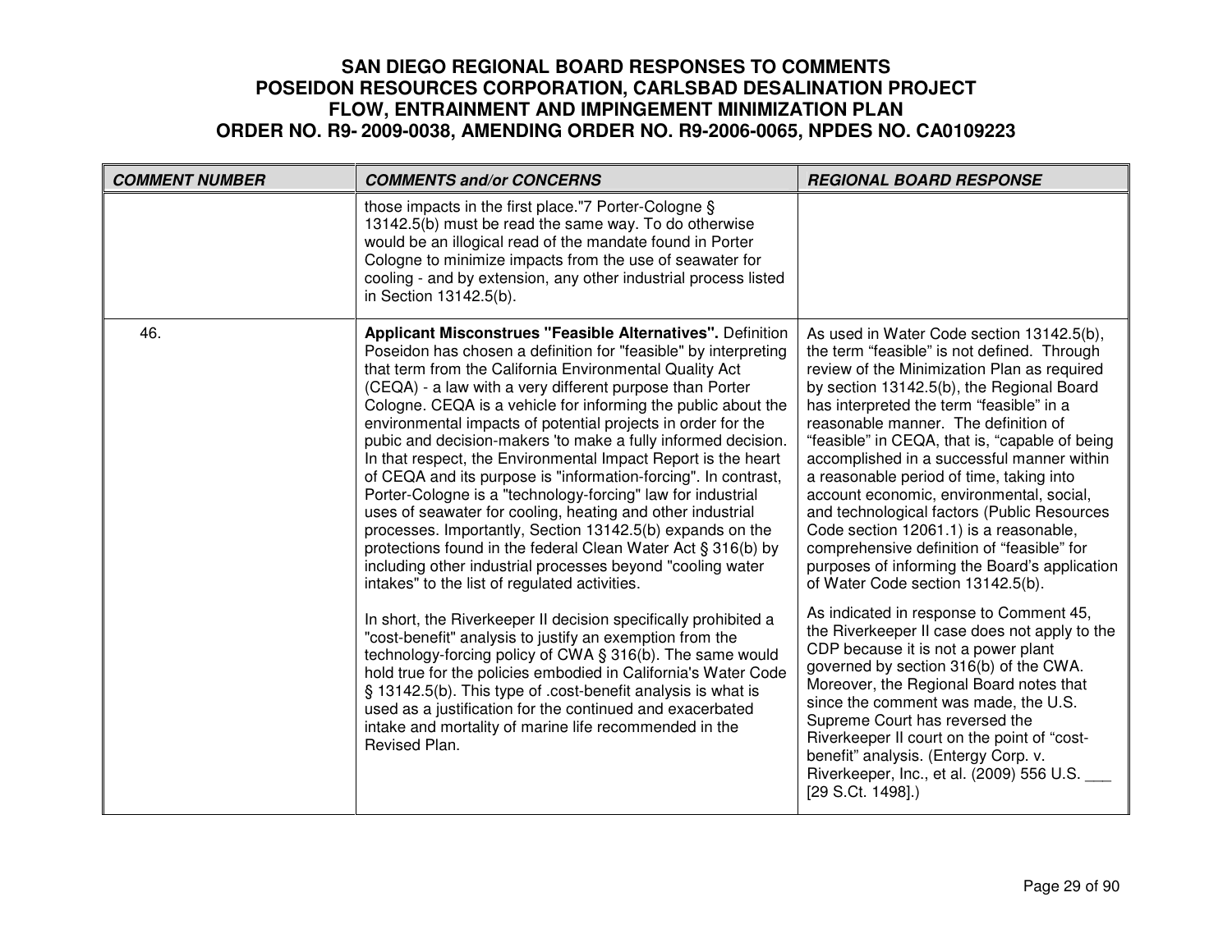# SAN DIEGO REGIONAL BOARD RESPONSES TO COMMENTS
# POSEIDON RESOURCES CORPORATION, CARLSBAD DESALINATION PROJECT
# FLOW, ENTRAINMENT AND IMPINGEMENT MINIMIZATION PLAN
# ORDER NO. R9- 2009-0038, AMENDING ORDER NO. R9-2006-0065, NPDES NO. CA0109223

| COMMENT NUMBER | COMMENTS and/or CONCERNS | REGIONAL BOARD RESPONSE |
|---|---|---|
| | those impacts in the first place."7 Porter-Cologne § 13142.5(b) must be read the same way. To do otherwise would be an illogical read of the mandate found in Porter Cologne to minimize impacts from the use of seawater for cooling - and by extension, any other industrial process listed in Section 13142.5(b). | |
| 46. | **Applicant Misconstrues "Feasible Alternatives".** Definition Poseidon has chosen a definition for "feasible" by interpreting that term from the California Environmental Quality Act (CEQA) - a law with a very different purpose than Porter Cologne. CEQA is a vehicle for informing the public about the environmental impacts of potential projects in order for the pubic and decision-makers 'to make a fully informed decision. In that respect, the Environmental Impact Report is the heart of CEQA and its purpose is "information-forcing". In contrast, Porter-Cologne is a "technology-forcing" law for industrial uses of seawater for cooling, heating and other industrial processes. Importantly, Section 13142.5(b) expands on the protections found in the federal Clean Water Act § 316(b) by including other industrial processes beyond "cooling water intakes" to the list of regulated activities.<br><br>In short, the Riverkeeper II decision specifically prohibited a "cost-benefit" analysis to justify an exemption from the technology-forcing policy of CWA § 316(b). The same would hold true for the policies embodied in California's Water Code § 13142.5(b). This type of .cost-benefit analysis is what is used as a justification for the continued and exacerbated intake and mortality of marine life recommended in the Revised Plan. | As used in Water Code section 13142.5(b), the term "feasible" is not defined. Through review of the Minimization Plan as required by section 13142.5(b), the Regional Board has interpreted the term "feasible" in a reasonable manner. The definition of "feasible" in CEQA, that is, "capable of being accomplished in a successful manner within a reasonable period of time, taking into account economic, environmental, social, and technological factors (Public Resources Code section 12061.1) is a reasonable, comprehensive definition of "feasible" for purposes of informing the Board's application of Water Code section 13142.5(b).<br><br>As indicated in response to Comment 45, the Riverkeeper II case does not apply to the CDP because it is not a power plant governed by section 316(b) of the CWA. Moreover, the Regional Board notes that since the comment was made, the U.S. Supreme Court has reversed the Riverkeeper II court on the point of "cost-benefit" analysis. (Entergy Corp. v. Riverkeeper, Inc., et al. (2009) 556 U.S. ___ [29 S.Ct. 1498].) |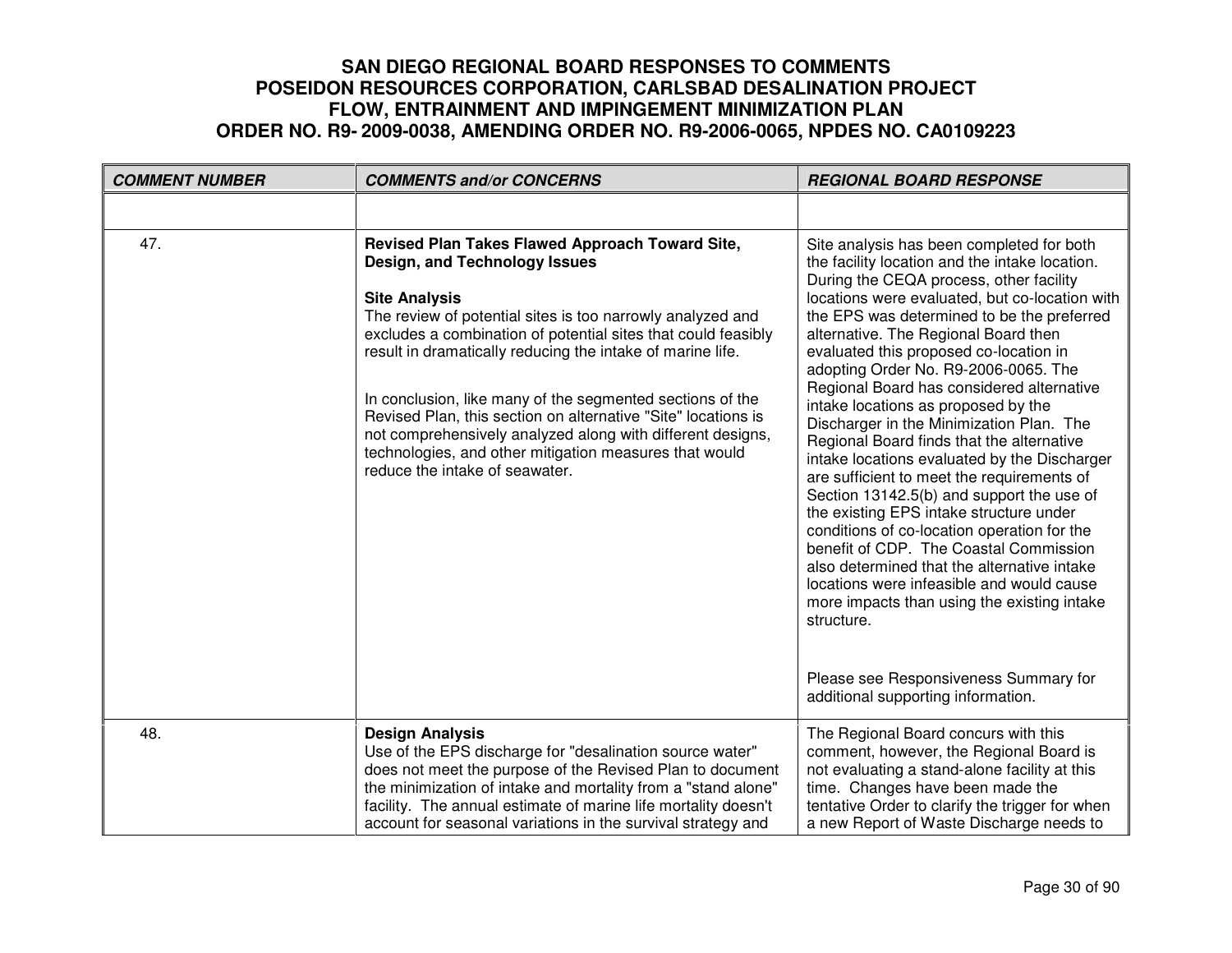# SAN DIEGO REGIONAL BOARD RESPONSES TO COMMENTS
# POSEIDON RESOURCES CORPORATION, CARLSBAD DESALINATION PROJECT
# FLOW, ENTRAINMENT AND IMPINGEMENT MINIMIZATION PLAN
# ORDER NO. R9- 2009-0038, AMENDING ORDER NO. R9-2006-0065, NPDES NO. CA0109223

| COMMENT NUMBER | COMMENTS and/or CONCERNS | REGIONAL BOARD RESPONSE |
|---|---|---|
| | | |
| 47. | **Revised Plan Takes Flawed Approach Toward Site, Design, and Technology Issues**<br><br>**Site Analysis**<br>The review of potential sites is too narrowly analyzed and excludes a combination of potential sites that could feasibly result in dramatically reducing the intake of marine life.<br><br>In conclusion, like many of the segmented sections of the Revised Plan, this section on alternative "Site" locations is not comprehensively analyzed along with different designs, technologies, and other mitigation measures that would reduce the intake of seawater. | Site analysis has been completed for both the facility location and the intake location. During the CEQA process, other facility locations were evaluated, but co-location with the EPS was determined to be the preferred alternative. The Regional Board then evaluated this proposed co-location in adopting Order No. R9-2006-0065. The Regional Board has considered alternative intake locations as proposed by the Discharger in the Minimization Plan. The Regional Board finds that the alternative intake locations evaluated by the Discharger are sufficient to meet the requirements of Section 13142.5(b) and support the use of the existing EPS intake structure under conditions of co-location operation for the benefit of CDP. The Coastal Commission also determined that the alternative intake locations were infeasible and would cause more impacts than using the existing intake structure.<br><br>Please see Responsiveness Summary for additional supporting information. |
| 48. | **Design Analysis**<br>Use of the EPS discharge for "desalination source water" does not meet the purpose of the Revised Plan to document the minimization of intake and mortality from a "stand alone" facility. The annual estimate of marine life mortality doesn't account for seasonal variations in the survival strategy and | The Regional Board concurs with this comment, however, the Regional Board is not evaluating a stand-alone facility at this time. Changes have been made the tentative Order to clarify the trigger for when a new Report of Waste Discharge needs to |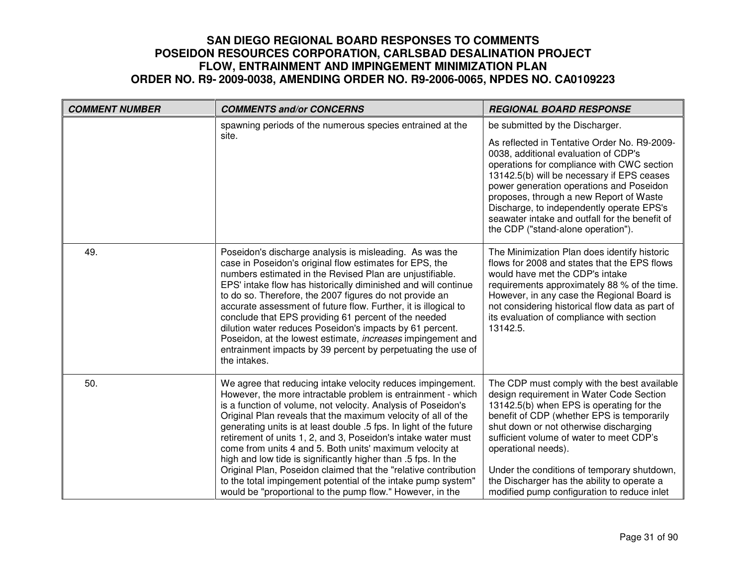# SAN DIEGO REGIONAL BOARD RESPONSES TO COMMENTS
# POSEIDON RESOURCES CORPORATION, CARLSBAD DESALINATION PROJECT
# FLOW, ENTRAINMENT AND IMPINGEMENT MINIMIZATION PLAN
# ORDER NO. R9- 2009-0038, AMENDING ORDER NO. R9-2006-0065, NPDES NO. CA0109223

| COMMENT NUMBER | COMMENTS and/or CONCERNS | REGIONAL BOARD RESPONSE |
|---|---|---|
| | spawning periods of the numerous species entrained at the site. | be submitted by the Discharger.<br><br>As reflected in Tentative Order No. R9-2009-0038, additional evaluation of CDP's operations for compliance with CWC section 13142.5(b) will be necessary if EPS ceases power generation operations and Poseidon proposes, through a new Report of Waste Discharge, to independently operate EPS's seawater intake and outfall for the benefit of the CDP ("stand-alone operation"). |
| 49. | Poseidon's discharge analysis is misleading. As was the case in Poseidon's original flow estimates for EPS, the numbers estimated in the Revised Plan are unjustifiable. EPS' intake flow has historically diminished and will continue to do so. Therefore, the 2007 figures do not provide an accurate assessment of future flow. Further, it is illogical to conclude that EPS providing 61 percent of the needed dilution water reduces Poseidon's impacts by 61 percent. Poseidon, at the lowest estimate, *increases* impingement and entrainment impacts by 39 percent by perpetuating the use of the intakes. | The Minimization Plan does identify historic flows for 2008 and states that the EPS flows would have met the CDP's intake requirements approximately 88 % of the time. However, in any case the Regional Board is not considering historical flow data as part of its evaluation of compliance with section 13142.5. |
| 50. | We agree that reducing intake velocity reduces impingement. However, the more intractable problem is entrainment - which is a function of volume, not velocity. Analysis of Poseidon's Original Plan reveals that the maximum velocity of all of the generating units is at least double .5 fps. In light of the future retirement of units 1, 2, and 3, Poseidon's intake water must come from units 4 and 5. Both units' maximum velocity at high and low tide is significantly higher than .5 fps. In the Original Plan, Poseidon claimed that the "relative contribution to the total impingement potential of the intake pump system" would be "proportional to the pump flow." However, in the | The CDP must comply with the best available design requirement in Water Code Section 13142.5(b) when EPS is operating for the benefit of CDP (whether EPS is temporarily shut down or not otherwise discharging sufficient volume of water to meet CDP's operational needs).<br><br>Under the conditions of temporary shutdown, the Discharger has the ability to operate a modified pump configuration to reduce inlet |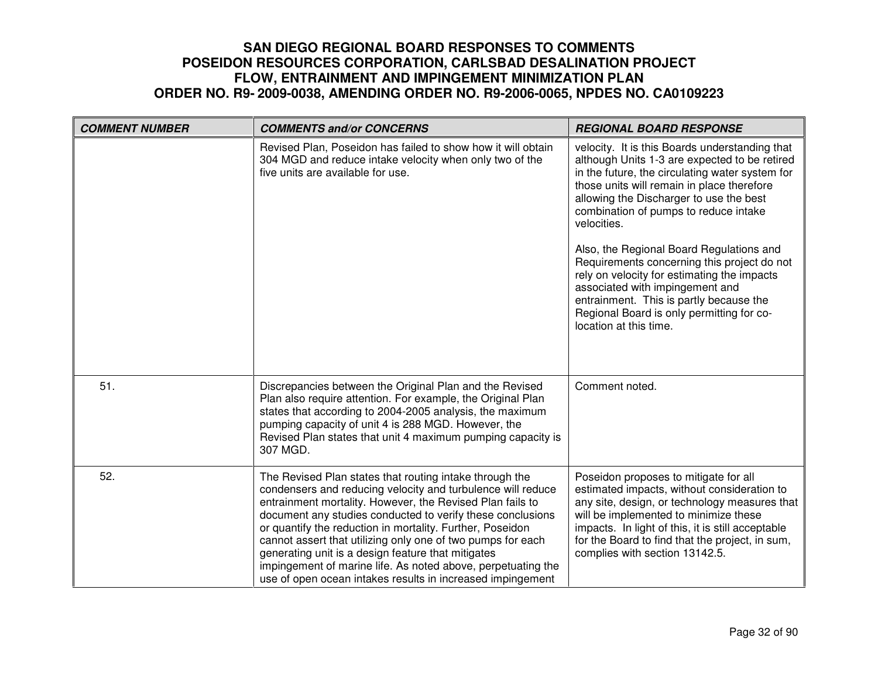# SAN DIEGO REGIONAL BOARD RESPONSES TO COMMENTS
# POSEIDON RESOURCES CORPORATION, CARLSBAD DESALINATION PROJECT
# FLOW, ENTRAINMENT AND IMPINGEMENT MINIMIZATION PLAN
# ORDER NO. R9- 2009-0038, AMENDING ORDER NO. R9-2006-0065, NPDES NO. CA0109223

| *COMMENT NUMBER* | *COMMENTS and/or CONCERNS* | *REGIONAL BOARD RESPONSE* |
|---|---|---|
| | Revised Plan, Poseidon has failed to show how it will obtain 304 MGD and reduce intake velocity when only two of the five units are available for use. | velocity. It is this Boards understanding that although Units 1-3 are expected to be retired in the future, the circulating water system for those units will remain in place therefore allowing the Discharger to use the best combination of pumps to reduce intake velocities.<br><br>Also, the Regional Board Regulations and Requirements concerning this project do not rely on velocity for estimating the impacts associated with impingement and entrainment. This is partly because the Regional Board is only permitting for co-location at this time. |
| 51. | Discrepancies between the Original Plan and the Revised Plan also require attention. For example, the Original Plan states that according to 2004-2005 analysis, the maximum pumping capacity of unit 4 is 288 MGD. However, the Revised Plan states that unit 4 maximum pumping capacity is 307 MGD. | Comment noted. |
| 52. | The Revised Plan states that routing intake through the condensers and reducing velocity and turbulence will reduce entrainment mortality. However, the Revised Plan fails to document any studies conducted to verify these conclusions or quantify the reduction in mortality. Further, Poseidon cannot assert that utilizing only one of two pumps for each generating unit is a design feature that mitigates impingement of marine life. As noted above, perpetuating the use of open ocean intakes results in increased impingement | Poseidon proposes to mitigate for all estimated impacts, without consideration to any site, design, or technology measures that will be implemented to minimize these impacts. In light of this, it is still acceptable for the Board to find that the project, in sum, complies with section 13142.5. |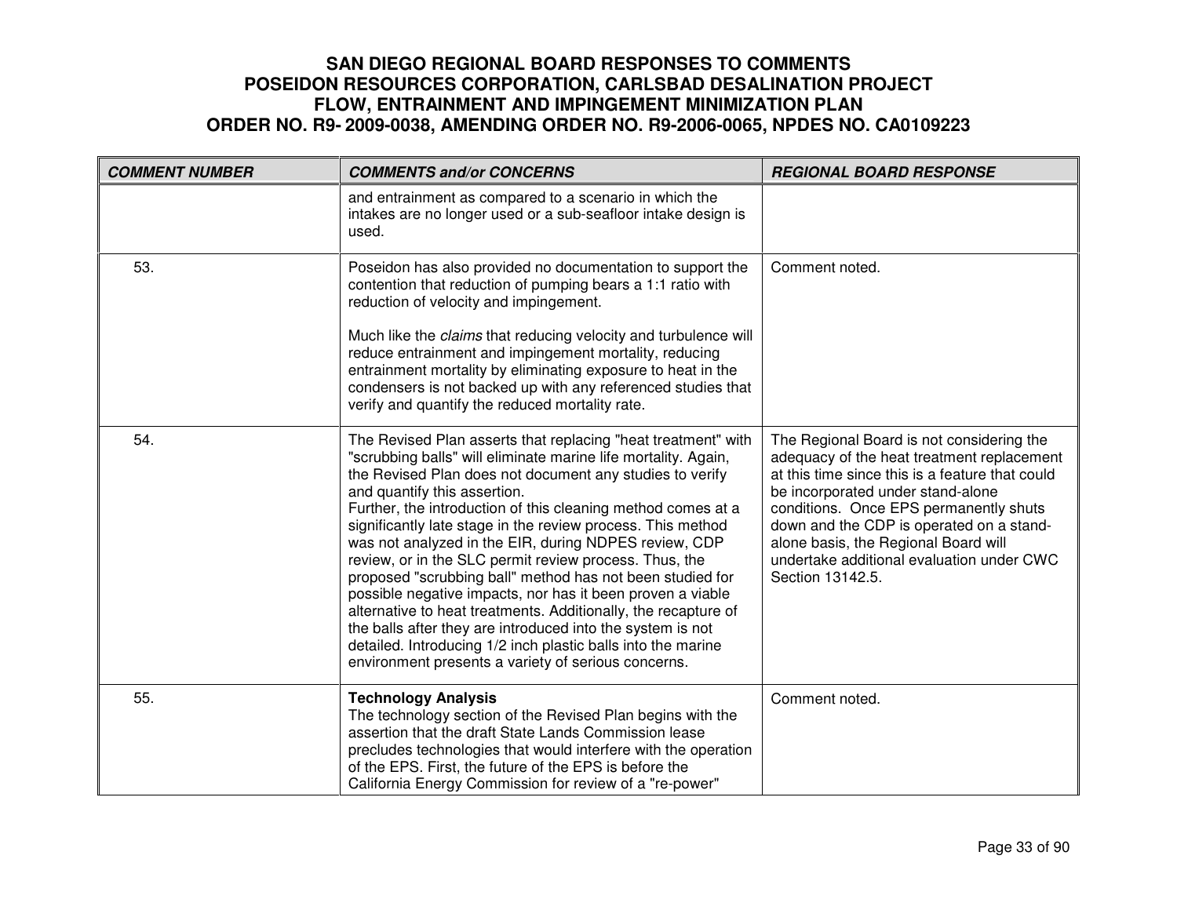| COMMENT NUMBER | COMMENTS and/or CONCERNS | REGIONAL BOARD RESPONSE |
|---|---|---|
| | and entrainment as compared to a scenario in which the intakes are no longer used or a sub-seafloor intake design is used. | |
| 53. | Poseidon has also provided no documentation to support the contention that reduction of pumping bears a 1:1 ratio with reduction of velocity and impingement.<br><br>Much like the *claims* that reducing velocity and turbulence will reduce entrainment and impingement mortality, reducing entrainment mortality by eliminating exposure to heat in the condensers is not backed up with any referenced studies that verify and quantify the reduced mortality rate. | Comment noted. |
| 54. | The Revised Plan asserts that replacing "heat treatment" with "scrubbing balls" will eliminate marine life mortality. Again, the Revised Plan does not document any studies to verify and quantify this assertion.<br>Further, the introduction of this cleaning method comes at a significantly late stage in the review process. This method was not analyzed in the EIR, during NDPES review, CDP review, or in the SLC permit review process. Thus, the proposed "scrubbing ball" method has not been studied for possible negative impacts, nor has it been proven a viable alternative to heat treatments. Additionally, the recapture of the balls after they are introduced into the system is not detailed. Introducing 1/2 inch plastic balls into the marine environment presents a variety of serious concerns. | The Regional Board is not considering the adequacy of the heat treatment replacement at this time since this is a feature that could be incorporated under stand-alone conditions. Once EPS permanently shuts down and the CDP is operated on a stand-alone basis, the Regional Board will undertake additional evaluation under CWC Section 13142.5. |
| 55. | **Technology Analysis**<br>The technology section of the Revised Plan begins with the assertion that the draft State Lands Commission lease precludes technologies that would interfere with the operation of the EPS. First, the future of the EPS is before the California Energy Commission for review of a "re-power" | Comment noted. |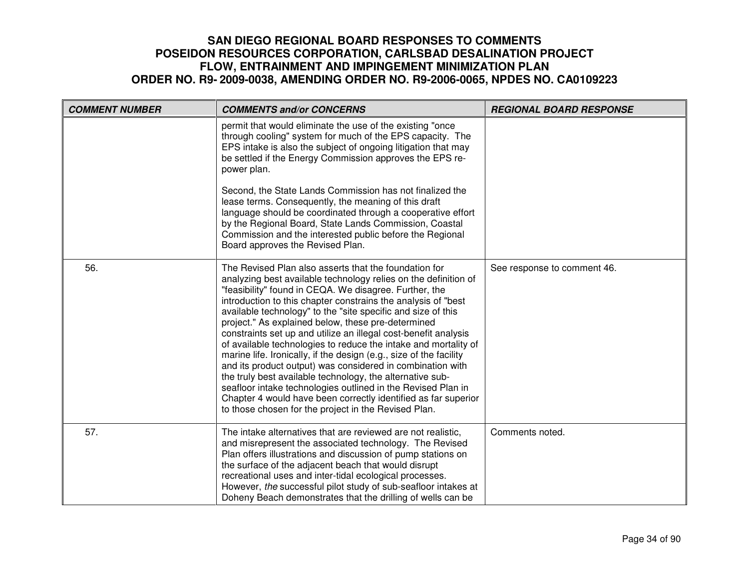# SAN DIEGO REGIONAL BOARD RESPONSES TO COMMENTS
# POSEIDON RESOURCES CORPORATION, CARLSBAD DESALINATION PROJECT
# FLOW, ENTRAINMENT AND IMPINGEMENT MINIMIZATION PLAN
# ORDER NO. R9- 2009-0038, AMENDING ORDER NO. R9-2006-0065, NPDES NO. CA0109223

| COMMENT NUMBER | COMMENTS and/or CONCERNS | REGIONAL BOARD RESPONSE |
|---|---|---|
| | permit that would eliminate the use of the existing "once through cooling" system for much of the EPS capacity. The EPS intake is also the subject of ongoing litigation that may be settled if the Energy Commission approves the EPS re-power plan.<br><br>Second, the State Lands Commission has not finalized the lease terms. Consequently, the meaning of this draft language should be coordinated through a cooperative effort by the Regional Board, State Lands Commission, Coastal Commission and the interested public before the Regional Board approves the Revised Plan. | |
| 56. | The Revised Plan also asserts that the foundation for analyzing best available technology relies on the definition of "feasibility" found in CEQA. We disagree. Further, the introduction to this chapter constrains the analysis of "best available technology" to the "site specific and size of this project." As explained below, these pre-determined constraints set up and utilize an illegal cost-benefit analysis of available technologies to reduce the intake and mortality of marine life. Ironically, if the design (e.g., size of the facility and its product output) was considered in combination with the truly best available technology, the alternative sub-seafloor intake technologies outlined in the Revised Plan in Chapter 4 would have been correctly identified as far superior to those chosen for the project in the Revised Plan. | See response to comment 46. |
| 57. | The intake alternatives that are reviewed are not realistic, and misrepresent the associated technology. The Revised Plan offers illustrations and discussion of pump stations on the surface of the adjacent beach that would disrupt recreational uses and inter-tidal ecological processes. However, *the* successful pilot study of sub-seafloor intakes at Doheny Beach demonstrates that the drilling of wells can be | Comments noted. |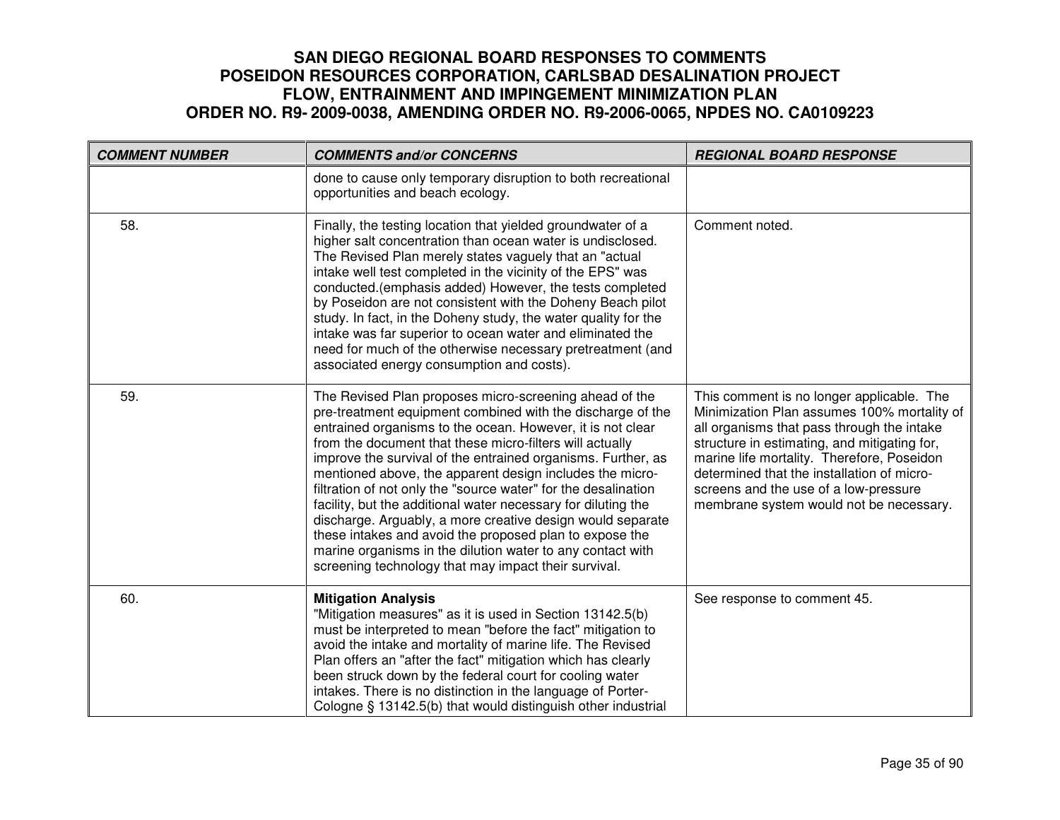# SAN DIEGO REGIONAL BOARD RESPONSES TO COMMENTS
# POSEIDON RESOURCES CORPORATION, CARLSBAD DESALINATION PROJECT
# FLOW, ENTRAINMENT AND IMPINGEMENT MINIMIZATION PLAN
# ORDER NO. R9- 2009-0038, AMENDING ORDER NO. R9-2006-0065, NPDES NO. CA0109223

| *COMMENT NUMBER* | *COMMENTS and/or CONCERNS* | *REGIONAL BOARD RESPONSE* |
|---|---|---|
| | done to cause only temporary disruption to both recreational opportunities and beach ecology. | |
| 58. | Finally, the testing location that yielded groundwater of a higher salt concentration than ocean water is undisclosed. The Revised Plan merely states vaguely that an "actual intake well test completed in the vicinity of the EPS" was conducted.(emphasis added) However, the tests completed by Poseidon are not consistent with the Doheny Beach pilot study. In fact, in the Doheny study, the water quality for the intake was far superior to ocean water and eliminated the need for much of the otherwise necessary pretreatment (and associated energy consumption and costs). | Comment noted. |
| 59. | The Revised Plan proposes micro-screening ahead of the pre-treatment equipment combined with the discharge of the entrained organisms to the ocean. However, it is not clear from the document that these micro-filters will actually improve the survival of the entrained organisms. Further, as mentioned above, the apparent design includes the micro-filtration of not only the "source water" for the desalination facility, but the additional water necessary for diluting the discharge. Arguably, a more creative design would separate these intakes and avoid the proposed plan to expose the marine organisms in the dilution water to any contact with screening technology that may impact their survival. | This comment is no longer applicable. The Minimization Plan assumes 100% mortality of all organisms that pass through the intake structure in estimating, and mitigating for, marine life mortality. Therefore, Poseidon determined that the installation of micro-screens and the use of a low-pressure membrane system would not be necessary. |
| 60. | **Mitigation Analysis**<br>"Mitigation measures" as it is used in Section 13142.5(b) must be interpreted to mean "before the fact" mitigation to avoid the intake and mortality of marine life. The Revised Plan offers an "after the fact" mitigation which has clearly been struck down by the federal court for cooling water intakes. There is no distinction in the language of Porter-Cologne § 13142.5(b) that would distinguish other industrial | See response to comment 45. |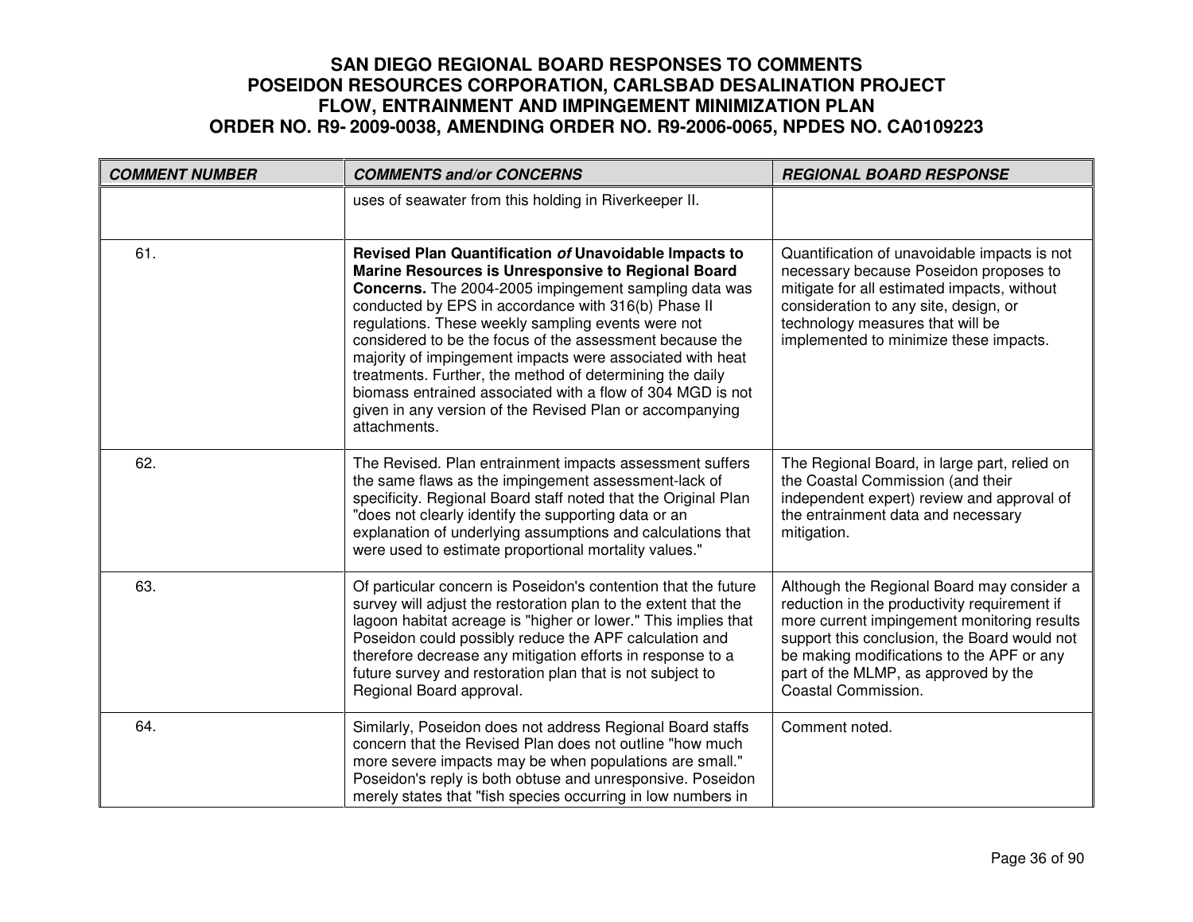# SAN DIEGO REGIONAL BOARD RESPONSES TO COMMENTS POSEIDON RESOURCES CORPORATION, CARLSBAD DESALINATION PROJECT FLOW, ENTRAINMENT AND IMPINGEMENT MINIMIZATION PLAN ORDER NO. R9- 2009-0038, AMENDING ORDER NO. R9-2006-0065, NPDES NO. CA0109223

| COMMENT NUMBER | COMMENTS and/or CONCERNS | REGIONAL BOARD RESPONSE |
|---|---|---|
| | uses of seawater from this holding in Riverkeeper II. | |
| 61. | **Revised Plan Quantification *of* Unavoidable Impacts to Marine Resources is Unresponsive to Regional Board Concerns.** The 2004-2005 impingement sampling data was conducted by EPS in accordance with 316(b) Phase II regulations. These weekly sampling events were not considered to be the focus of the assessment because the majority of impingement impacts were associated with heat treatments. Further, the method of determining the daily biomass entrained associated with a flow of 304 MGD is not given in any version of the Revised Plan or accompanying attachments. | Quantification of unavoidable impacts is not necessary because Poseidon proposes to mitigate for all estimated impacts, without consideration to any site, design, or technology measures that will be implemented to minimize these impacts. |
| 62. | The Revised. Plan entrainment impacts assessment suffers the same flaws as the impingement assessment-lack of specificity. Regional Board staff noted that the Original Plan "does not clearly identify the supporting data or an explanation of underlying assumptions and calculations that were used to estimate proportional mortality values." | The Regional Board, in large part, relied on the Coastal Commission (and their independent expert) review and approval of the entrainment data and necessary mitigation. |
| 63. | Of particular concern is Poseidon's contention that the future survey will adjust the restoration plan to the extent that the lagoon habitat acreage is "higher or lower." This implies that Poseidon could possibly reduce the APF calculation and therefore decrease any mitigation efforts in response to a future survey and restoration plan that is not subject to Regional Board approval. | Although the Regional Board may consider a reduction in the productivity requirement if more current impingement monitoring results support this conclusion, the Board would not be making modifications to the APF or any part of the MLMP, as approved by the Coastal Commission. |
| 64. | Similarly, Poseidon does not address Regional Board staffs concern that the Revised Plan does not outline "how much more severe impacts may be when populations are small." Poseidon's reply is both obtuse and unresponsive. Poseidon merely states that "fish species occurring in low numbers in | Comment noted. |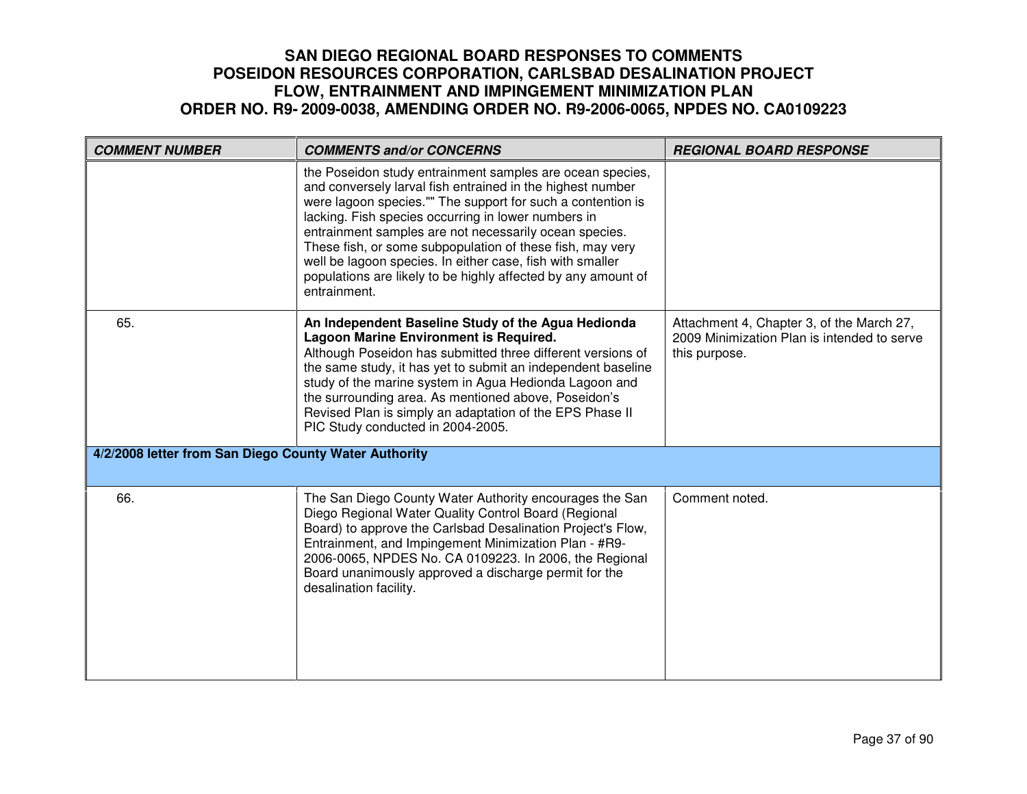| COMMENT NUMBER | COMMENTS and/or CONCERNS | REGIONAL BOARD RESPONSE |
|---|---|---|
| | the Poseidon study entrainment samples are ocean species, and conversely larval fish entrained in the highest number were lagoon species."" The support for such a contention is lacking. Fish species occurring in lower numbers in entrainment samples are not necessarily ocean species. These fish, or some subpopulation of these fish, may very well be lagoon species. In either case, fish with smaller populations are likely to be highly affected by any amount of entrainment. | |
| 65. | **An Independent Baseline Study of the Agua Hedionda Lagoon Marine Environment is Required.** Although Poseidon has submitted three different versions of the same study, it has yet to submit an independent baseline study of the marine system in Agua Hedionda Lagoon and the surrounding area. As mentioned above, Poseidon's Revised Plan is simply an adaptation of the EPS Phase II PIC Study conducted in 2004-2005. | Attachment 4, Chapter 3, of the March 27, 2009 Minimization Plan is intended to serve this purpose. |
| **4/2/2008 letter from San Diego County Water Authority** | | |
| 66. | The San Diego County Water Authority encourages the San Diego Regional Water Quality Control Board (Regional Board) to approve the Carlsbad Desalination Project's Flow, Entrainment, and Impingement Minimization Plan - #R9-2006-0065, NPDES No. CA 0109223. In 2006, the Regional Board unanimously approved a discharge permit for the desalination facility. | Comment noted. |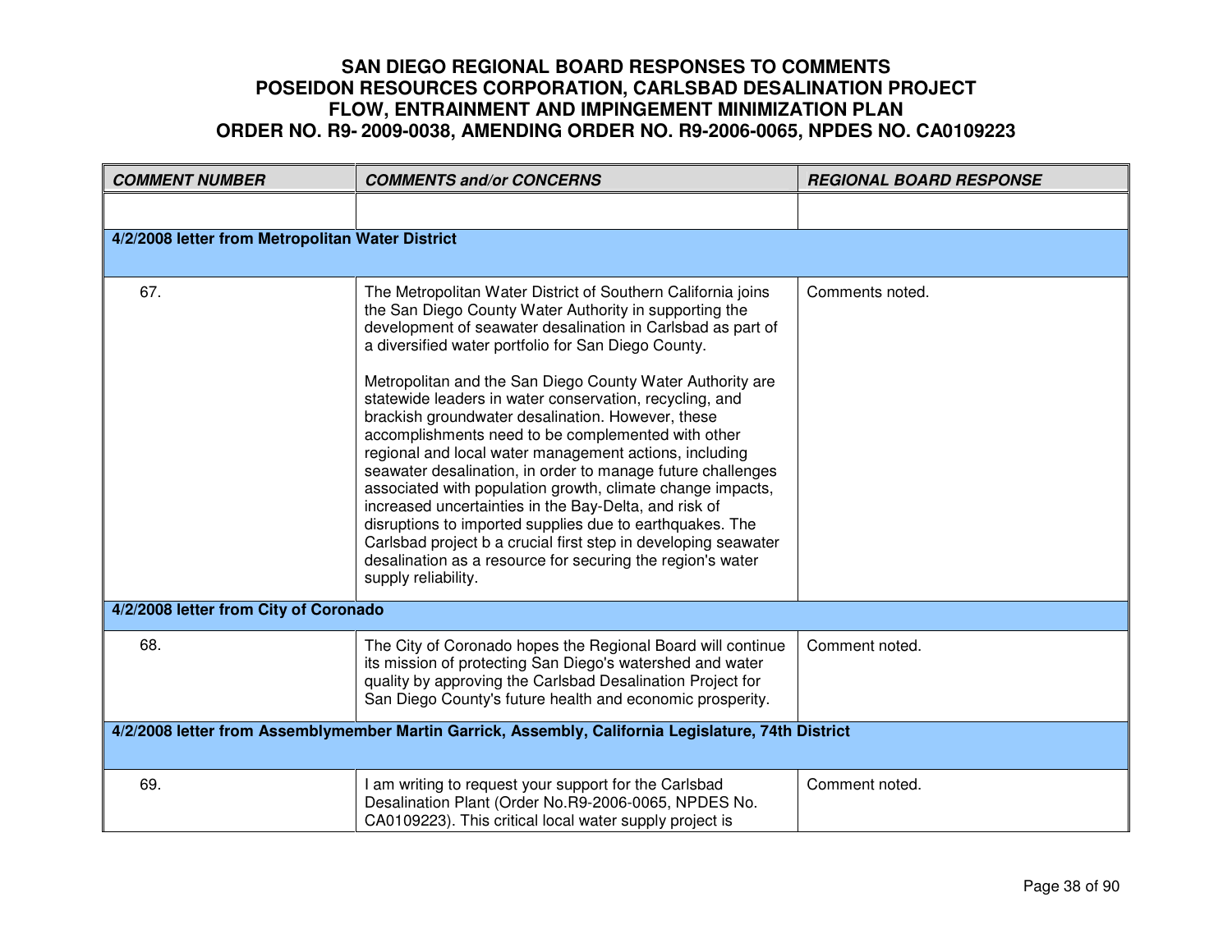# SAN DIEGO REGIONAL BOARD RESPONSES TO COMMENTS
# POSEIDON RESOURCES CORPORATION, CARLSBAD DESALINATION PROJECT
# FLOW, ENTRAINMENT AND IMPINGEMENT MINIMIZATION PLAN
# ORDER NO. R9- 2009-0038, AMENDING ORDER NO. R9-2006-0065, NPDES NO. CA0109223

| *COMMENT NUMBER* | *COMMENTS and/or CONCERNS* | *REGIONAL BOARD RESPONSE* |
|---|---|---|
| | | |
| **4/2/2008 letter from Metropolitan Water District** | | |
| 67. | The Metropolitan Water District of Southern California joins the San Diego County Water Authority in supporting the development of seawater desalination in Carlsbad as part of a diversified water portfolio for San Diego County.<br><br>Metropolitan and the San Diego County Water Authority are statewide leaders in water conservation, recycling, and brackish groundwater desalination. However, these accomplishments need to be complemented with other regional and local water management actions, including seawater desalination, in order to manage future challenges associated with population growth, climate change impacts, increased uncertainties in the Bay-Delta, and risk of disruptions to imported supplies due to earthquakes. The Carlsbad project b a crucial first step in developing seawater desalination as a resource for securing the region's water supply reliability. | Comments noted. |
| **4/2/2008 letter from City of Coronado** | | |
| 68. | The City of Coronado hopes the Regional Board will continue its mission of protecting San Diego's watershed and water quality by approving the Carlsbad Desalination Project for San Diego County's future health and economic prosperity. | Comment noted. |
| **4/2/2008 letter from Assemblymember Martin Garrick, Assembly, California Legislature, 74th District** | | |
| 69. | I am writing to request your support for the Carlsbad Desalination Plant (Order No.R9-2006-0065, NPDES No. CA0109223). This critical local water supply project is | Comment noted. |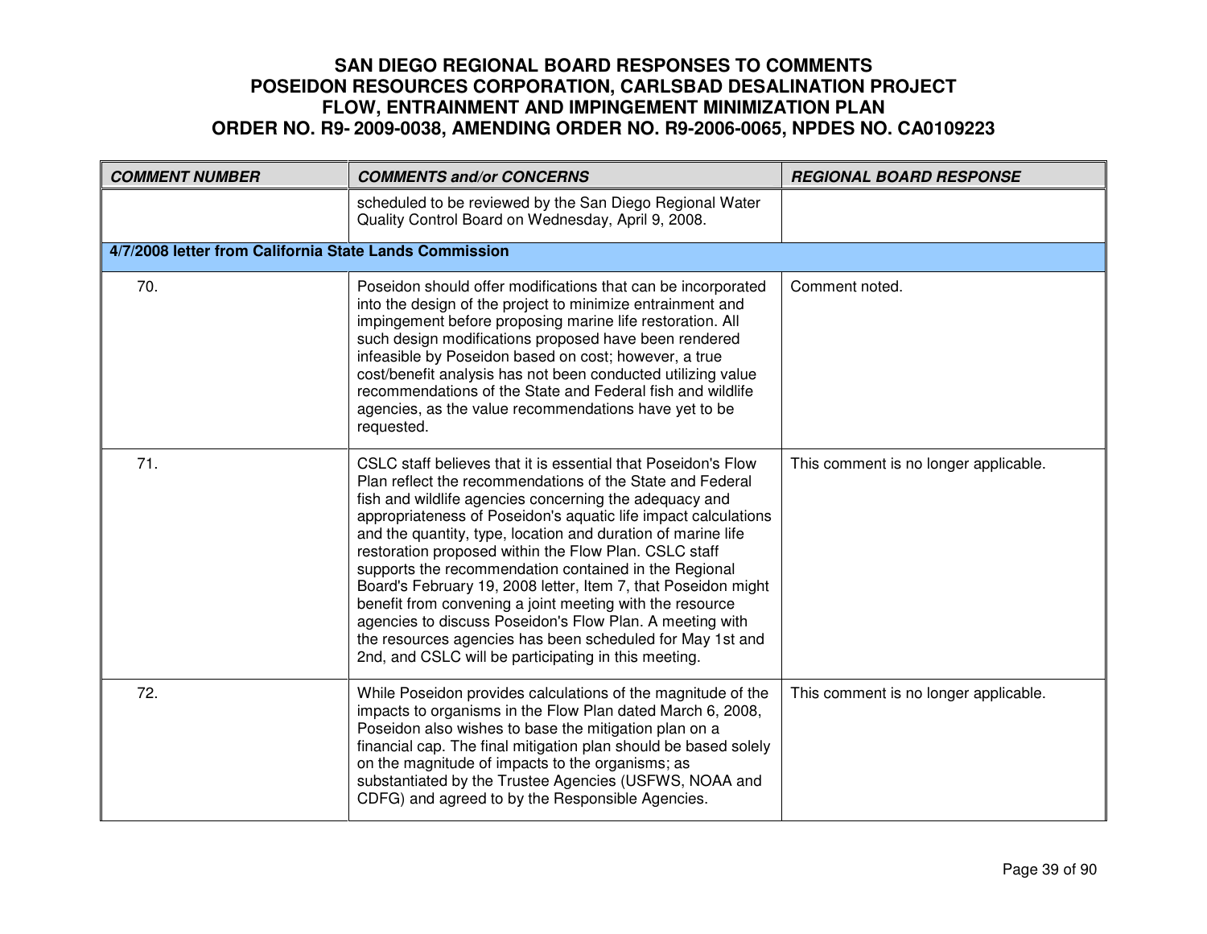| COMMENT NUMBER | COMMENTS and/or CONCERNS | REGIONAL BOARD RESPONSE |
|---|---|---|
| | scheduled to be reviewed by the San Diego Regional Water Quality Control Board on Wednesday, April 9, 2008. | |
| **4/7/2008 letter from California State Lands Commission** | | |
| 70. | Poseidon should offer modifications that can be incorporated into the design of the project to minimize entrainment and impingement before proposing marine life restoration. All such design modifications proposed have been rendered infeasible by Poseidon based on cost; however, a true cost/benefit analysis has not been conducted utilizing value recommendations of the State and Federal fish and wildlife agencies, as the value recommendations have yet to be requested. | Comment noted. |
| 71. | CSLC staff believes that it is essential that Poseidon's Flow Plan reflect the recommendations of the State and Federal fish and wildlife agencies concerning the adequacy and appropriateness of Poseidon's aquatic life impact calculations and the quantity, type, location and duration of marine life restoration proposed within the Flow Plan. CSLC staff supports the recommendation contained in the Regional Board's February 19, 2008 letter, Item 7, that Poseidon might benefit from convening a joint meeting with the resource agencies to discuss Poseidon's Flow Plan. A meeting with the resources agencies has been scheduled for May 1st and 2nd, and CSLC will be participating in this meeting. | This comment is no longer applicable. |
| 72. | While Poseidon provides calculations of the magnitude of the impacts to organisms in the Flow Plan dated March 6, 2008, Poseidon also wishes to base the mitigation plan on a financial cap. The final mitigation plan should be based solely on the magnitude of impacts to the organisms; as substantiated by the Trustee Agencies (USFWS, NOAA and CDFG) and agreed to by the Responsible Agencies. | This comment is no longer applicable. |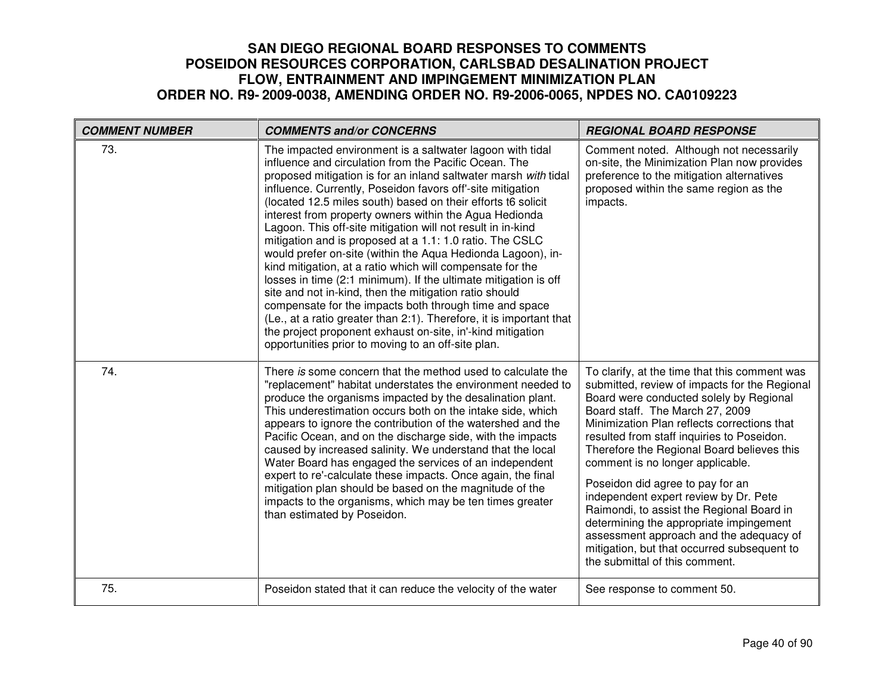# SAN DIEGO REGIONAL BOARD RESPONSES TO COMMENTS POSEIDON RESOURCES CORPORATION, CARLSBAD DESALINATION PROJECT FLOW, ENTRAINMENT AND IMPINGEMENT MINIMIZATION PLAN ORDER NO. R9- 2009-0038, AMENDING ORDER NO. R9-2006-0065, NPDES NO. CA0109223

| *COMMENT NUMBER* | *COMMENTS and/or CONCERNS* | *REGIONAL BOARD RESPONSE* |
|---|---|---|
| 73. | The impacted environment is a saltwater lagoon with tidal influence and circulation from the Pacific Ocean. The proposed mitigation is for an inland saltwater marsh *with* tidal influence. Currently, Poseidon favors off'-site mitigation (located 12.5 miles south) based on their efforts t6 solicit interest from property owners within the Agua Hedionda Lagoon. This off-site mitigation will not result in in-kind mitigation and is proposed at a 1.1: 1.0 ratio. The CSLC would prefer on-site (within the Aqua Hedionda Lagoon), in-kind mitigation, at a ratio which will compensate for the losses in time (2:1 minimum). If the ultimate mitigation is off site and not in-kind, then the mitigation ratio should compensate for the impacts both through time and space (Le., at a ratio greater than 2:1). Therefore, it is important that the project proponent exhaust on-site, in'-kind mitigation opportunities prior to moving to an off-site plan. | Comment noted. Although not necessarily on-site, the Minimization Plan now provides preference to the mitigation alternatives proposed within the same region as the impacts. |
| 74. | There *is* some concern that the method used to calculate the "replacement" habitat understates the environment needed to produce the organisms impacted by the desalination plant. This underestimation occurs both on the intake side, which appears to ignore the contribution of the watershed and the Pacific Ocean, and on the discharge side, with the impacts caused by increased salinity. We understand that the local Water Board has engaged the services of an independent expert to re'-calculate these impacts. Once again, the final mitigation plan should be based on the magnitude of the impacts to the organisms, which may be ten times greater than estimated by Poseidon. | To clarify, at the time that this comment was submitted, review of impacts for the Regional Board were conducted solely by Regional Board staff. The March 27, 2009 Minimization Plan reflects corrections that resulted from staff inquiries to Poseidon. Therefore the Regional Board believes this comment is no longer applicable.<br><br>Poseidon did agree to pay for an independent expert review by Dr. Pete Raimondi, to assist the Regional Board in determining the appropriate impingement assessment approach and the adequacy of mitigation, but that occurred subsequent to the submittal of this comment. |
| 75. | Poseidon stated that it can reduce the velocity of the water | See response to comment 50. |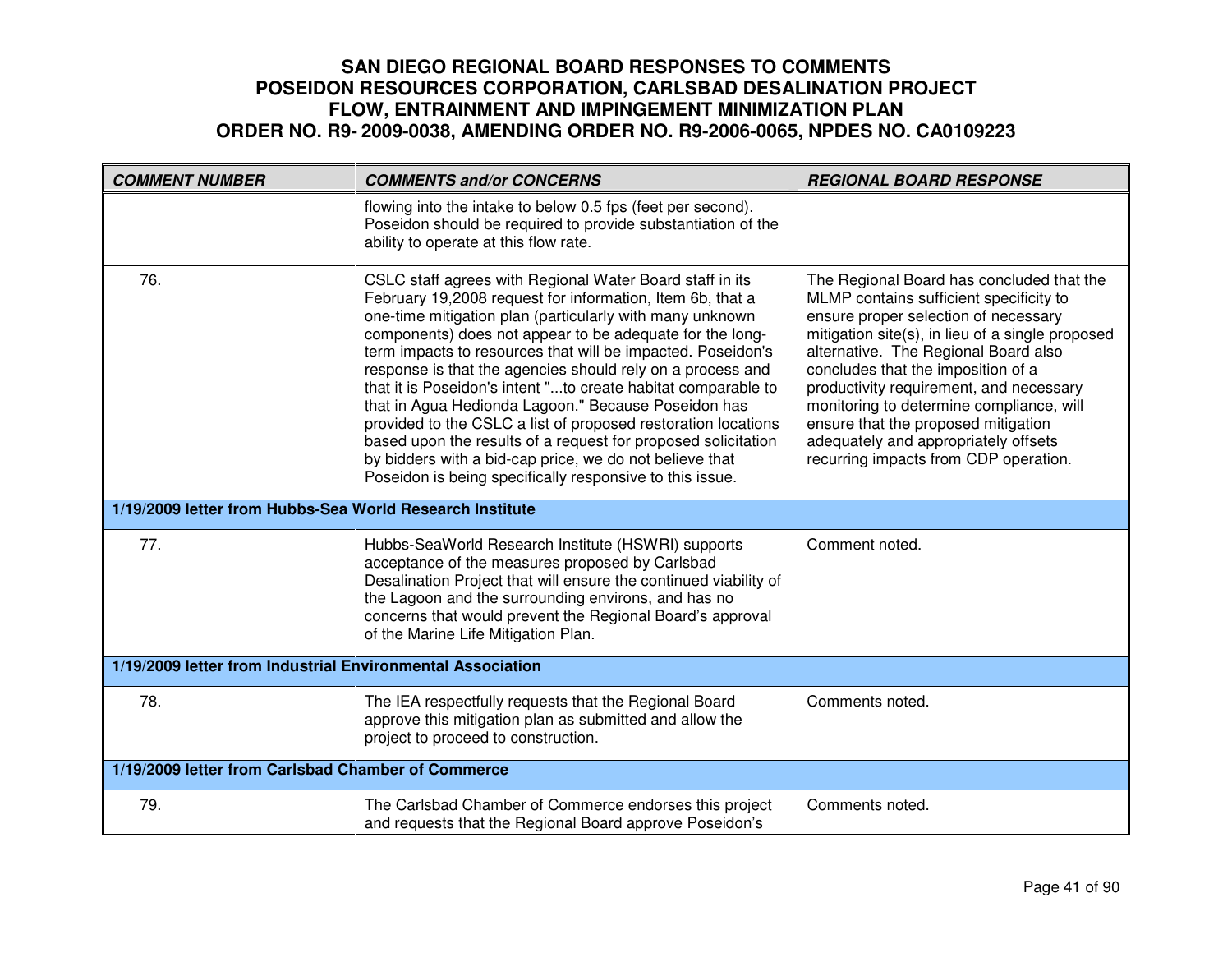# SAN DIEGO REGIONAL BOARD RESPONSES TO COMMENTS
# POSEIDON RESOURCES CORPORATION, CARLSBAD DESALINATION PROJECT
# FLOW, ENTRAINMENT AND IMPINGEMENT MINIMIZATION PLAN
# ORDER NO. R9- 2009-0038, AMENDING ORDER NO. R9-2006-0065, NPDES NO. CA0109223

| *COMMENT NUMBER* | *COMMENTS and/or CONCERNS* | *REGIONAL BOARD RESPONSE* |
|---|---|---|
| | flowing into the intake to below 0.5 fps (feet per second). Poseidon should be required to provide substantiation of the ability to operate at this flow rate. | |
| 76. | CSLC staff agrees with Regional Water Board staff in its February 19,2008 request for information, Item 6b, that a one-time mitigation plan (particularly with many unknown components) does not appear to be adequate for the long-term impacts to resources that will be impacted. Poseidon's response is that the agencies should rely on a process and that it is Poseidon's intent "...to create habitat comparable to that in Agua Hedionda Lagoon." Because Poseidon has provided to the CSLC a list of proposed restoration locations based upon the results of a request for proposed solicitation by bidders with a bid-cap price, we do not believe that Poseidon is being specifically responsive to this issue. | The Regional Board has concluded that the MLMP contains sufficient specificity to ensure proper selection of necessary mitigation site(s), in lieu of a single proposed alternative. The Regional Board also concludes that the imposition of a productivity requirement, and necessary monitoring to determine compliance, will ensure that the proposed mitigation adequately and appropriately offsets recurring impacts from CDP operation. |
| **1/19/2009 letter from Hubbs-Sea World Research Institute** | | |
| 77. | Hubbs-SeaWorld Research Institute (HSWRI) supports acceptance of the measures proposed by Carlsbad Desalination Project that will ensure the continued viability of the Lagoon and the surrounding environs, and has no concerns that would prevent the Regional Board's approval of the Marine Life Mitigation Plan. | Comment noted. |
| **1/19/2009 letter from Industrial Environmental Association** | | |
| 78. | The IEA respectfully requests that the Regional Board approve this mitigation plan as submitted and allow the project to proceed to construction. | Comments noted. |
| **1/19/2009 letter from Carlsbad Chamber of Commerce** | | |
| 79. | The Carlsbad Chamber of Commerce endorses this project and requests that the Regional Board approve Poseidon's | Comments noted. |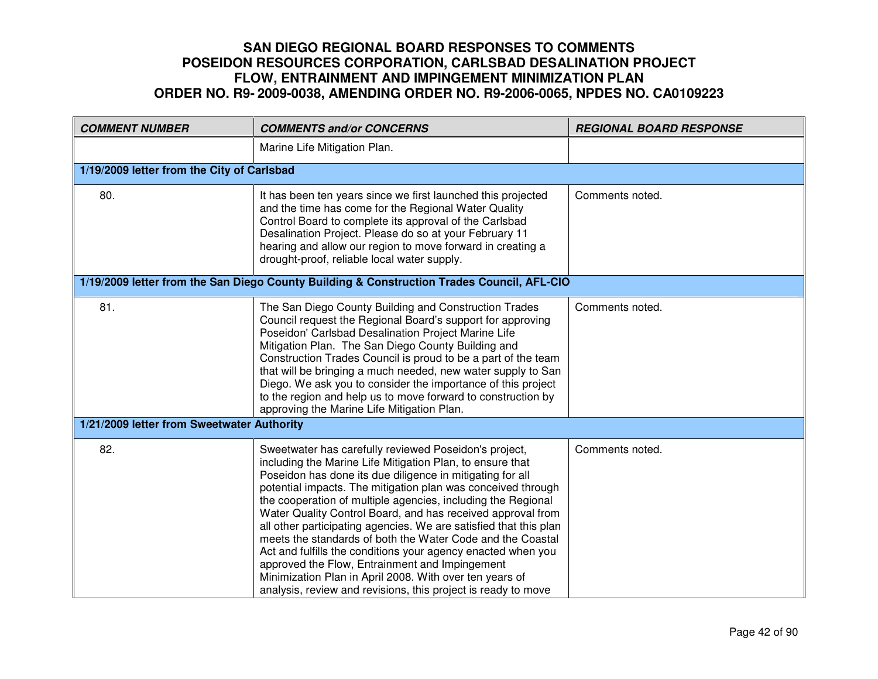# SAN DIEGO REGIONAL BOARD RESPONSES TO COMMENTS
# POSEIDON RESOURCES CORPORATION, CARLSBAD DESALINATION PROJECT
# FLOW, ENTRAINMENT AND IMPINGEMENT MINIMIZATION PLAN
# ORDER NO. R9- 2009-0038, AMENDING ORDER NO. R9-2006-0065, NPDES NO. CA0109223

| COMMENT NUMBER | COMMENTS and/or CONCERNS | REGIONAL BOARD RESPONSE |
|---|---|---|
| | Marine Life Mitigation Plan. | |
| **1/19/2009 letter from the City of Carlsbad** | | |
| 80. | It has been ten years since we first launched this projected and the time has come for the Regional Water Quality Control Board to complete its approval of the Carlsbad Desalination Project. Please do so at your February 11 hearing and allow our region to move forward in creating a drought-proof, reliable local water supply. | Comments noted. |
| **1/19/2009 letter from the San Diego County Building & Construction Trades Council, AFL-CIO** | | |
| 81. | The San Diego County Building and Construction Trades Council request the Regional Board's support for approving Poseidon' Carlsbad Desalination Project Marine Life Mitigation Plan. The San Diego County Building and Construction Trades Council is proud to be a part of the team that will be bringing a much needed, new water supply to San Diego. We ask you to consider the importance of this project to the region and help us to move forward to construction by approving the Marine Life Mitigation Plan. | Comments noted. |
| **1/21/2009 letter from Sweetwater Authority** | | |
| 82. | Sweetwater has carefully reviewed Poseidon's project, including the Marine Life Mitigation Plan, to ensure that Poseidon has done its due diligence in mitigating for all potential impacts. The mitigation plan was conceived through the cooperation of multiple agencies, including the Regional Water Quality Control Board, and has received approval from all other participating agencies. We are satisfied that this plan meets the standards of both the Water Code and the Coastal Act and fulfills the conditions your agency enacted when you approved the Flow, Entrainment and Impingement Minimization Plan in April 2008. With over ten years of analysis, review and revisions, this project is ready to move | Comments noted. |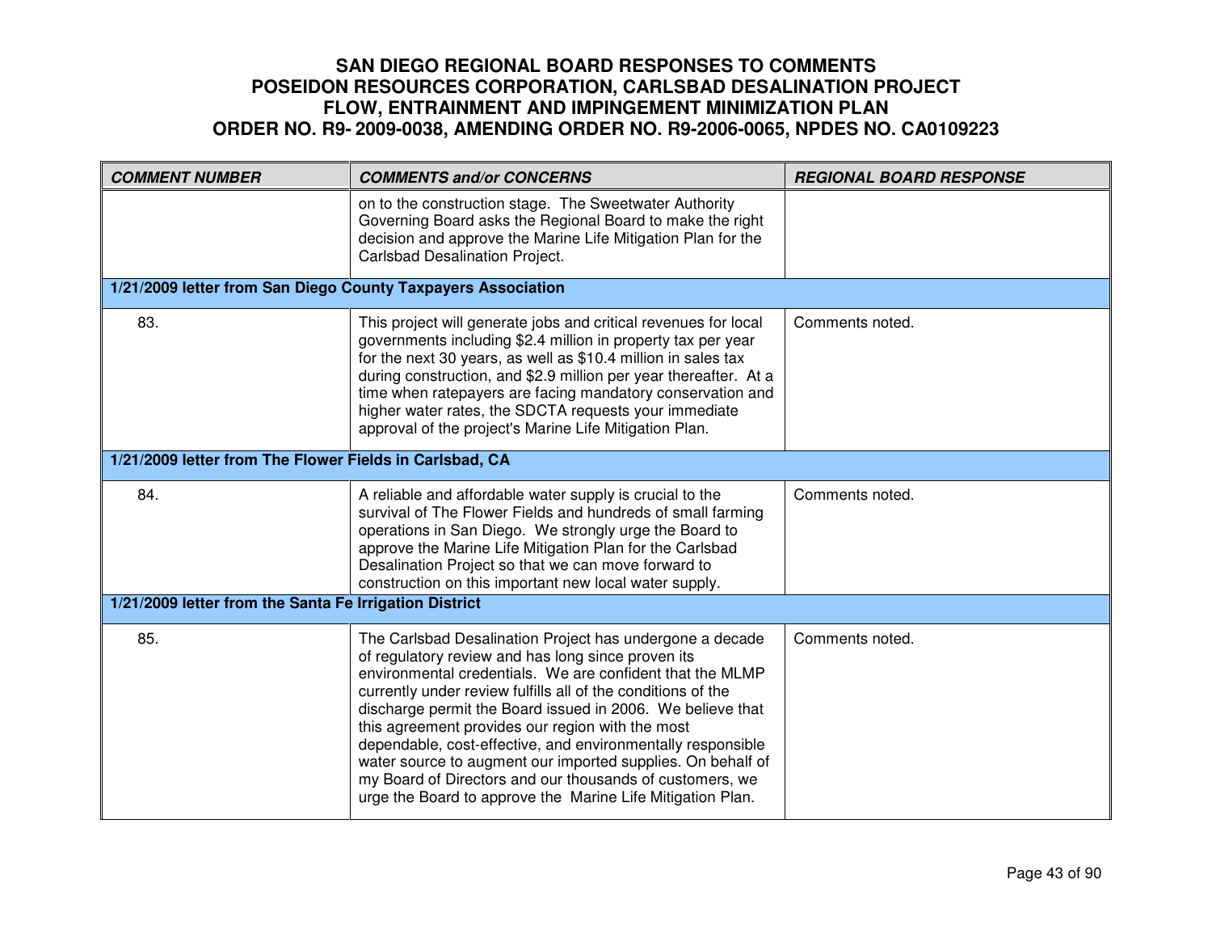# SAN DIEGO REGIONAL BOARD RESPONSES TO COMMENTS
# POSEIDON RESOURCES CORPORATION, CARLSBAD DESALINATION PROJECT
# FLOW, ENTRAINMENT AND IMPINGEMENT MINIMIZATION PLAN
# ORDER NO. R9- 2009-0038, AMENDING ORDER NO. R9-2006-0065, NPDES NO. CA0109223

| *COMMENT NUMBER* | *COMMENTS and/or CONCERNS* | *REGIONAL BOARD RESPONSE* |
|---|---|---|
| | on to the construction stage. The Sweetwater Authority Governing Board asks the Regional Board to make the right decision and approve the Marine Life Mitigation Plan for the Carlsbad Desalination Project. | |
| **1/21/2009 letter from San Diego County Taxpayers Association** | | |
| 83. | This project will generate jobs and critical revenues for local governments including $2.4 million in property tax per year for the next 30 years, as well as $10.4 million in sales tax during construction, and $2.9 million per year thereafter. At a time when ratepayers are facing mandatory conservation and higher water rates, the SDCTA requests your immediate approval of the project's Marine Life Mitigation Plan. | Comments noted. |
| **1/21/2009 letter from The Flower Fields in Carlsbad, CA** | | |
| 84. | A reliable and affordable water supply is crucial to the survival of The Flower Fields and hundreds of small farming operations in San Diego. We strongly urge the Board to approve the Marine Life Mitigation Plan for the Carlsbad Desalination Project so that we can move forward to construction on this important new local water supply. | Comments noted. |
| **1/21/2009 letter from the Santa Fe Irrigation District** | | |
| 85. | The Carlsbad Desalination Project has undergone a decade of regulatory review and has long since proven its environmental credentials. We are confident that the MLMP currently under review fulfills all of the conditions of the discharge permit the Board issued in 2006. We believe that this agreement provides our region with the most dependable, cost-effective, and environmentally responsible water source to augment our imported supplies. On behalf of my Board of Directors and our thousands of customers, we urge the Board to approve the Marine Life Mitigation Plan. | Comments noted. |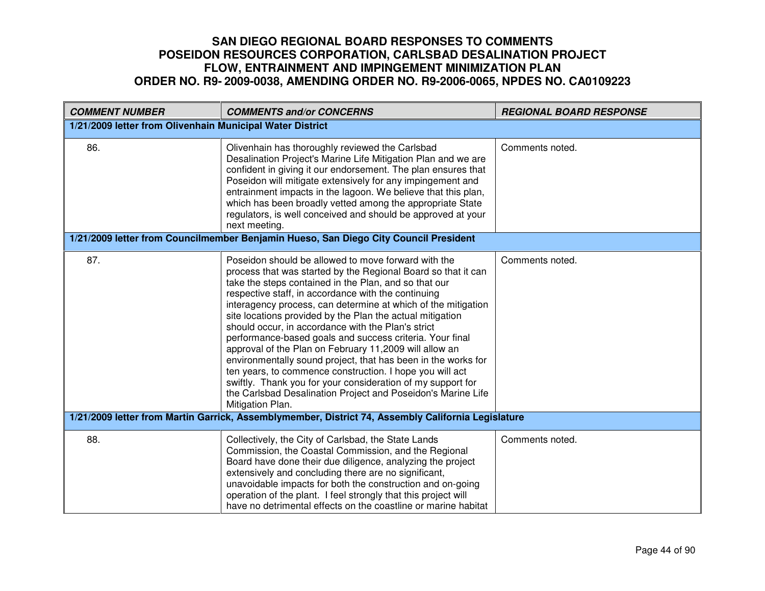# SAN DIEGO REGIONAL BOARD RESPONSES TO COMMENTS
# POSEIDON RESOURCES CORPORATION, CARLSBAD DESALINATION PROJECT
# FLOW, ENTRAINMENT AND IMPINGEMENT MINIMIZATION PLAN
# ORDER NO. R9- 2009-0038, AMENDING ORDER NO. R9-2006-0065, NPDES NO. CA0109223

| COMMENT NUMBER | COMMENTS and/or CONCERNS | REGIONAL BOARD RESPONSE |
|---|---|---|
| **1/21/2009 letter from Olivenhain Municipal Water District** | | |
| 86. | Olivenhain has thoroughly reviewed the Carlsbad Desalination Project's Marine Life Mitigation Plan and we are confident in giving it our endorsement. The plan ensures that Poseidon will mitigate extensively for any impingement and entrainment impacts in the lagoon. We believe that this plan, which has been broadly vetted among the appropriate State regulators, is well conceived and should be approved at your next meeting. | Comments noted. |
| **1/21/2009 letter from Councilmember Benjamin Hueso, San Diego City Council President** | | |
| 87. | Poseidon should be allowed to move forward with the process that was started by the Regional Board so that it can take the steps contained in the Plan, and so that our respective staff, in accordance with the continuing interagency process, can determine at which of the mitigation site locations provided by the Plan the actual mitigation should occur, in accordance with the Plan's strict performance-based goals and success criteria. Your final approval of the Plan on February 11,2009 will allow an environmentally sound project, that has been in the works for ten years, to commence construction. I hope you will act swiftly. Thank you for your consideration of my support for the Carlsbad Desalination Project and Poseidon's Marine Life Mitigation Plan. | Comments noted. |
| **1/21/2009 letter from Martin Garrick, Assemblymember, District 74, Assembly California Legislature** | | |
| 88. | Collectively, the City of Carlsbad, the State Lands Commission, the Coastal Commission, and the Regional Board have done their due diligence, analyzing the project extensively and concluding there are no significant, unavoidable impacts for both the construction and on-going operation of the plant. I feel strongly that this project will have no detrimental effects on the coastline or marine habitat | Comments noted. |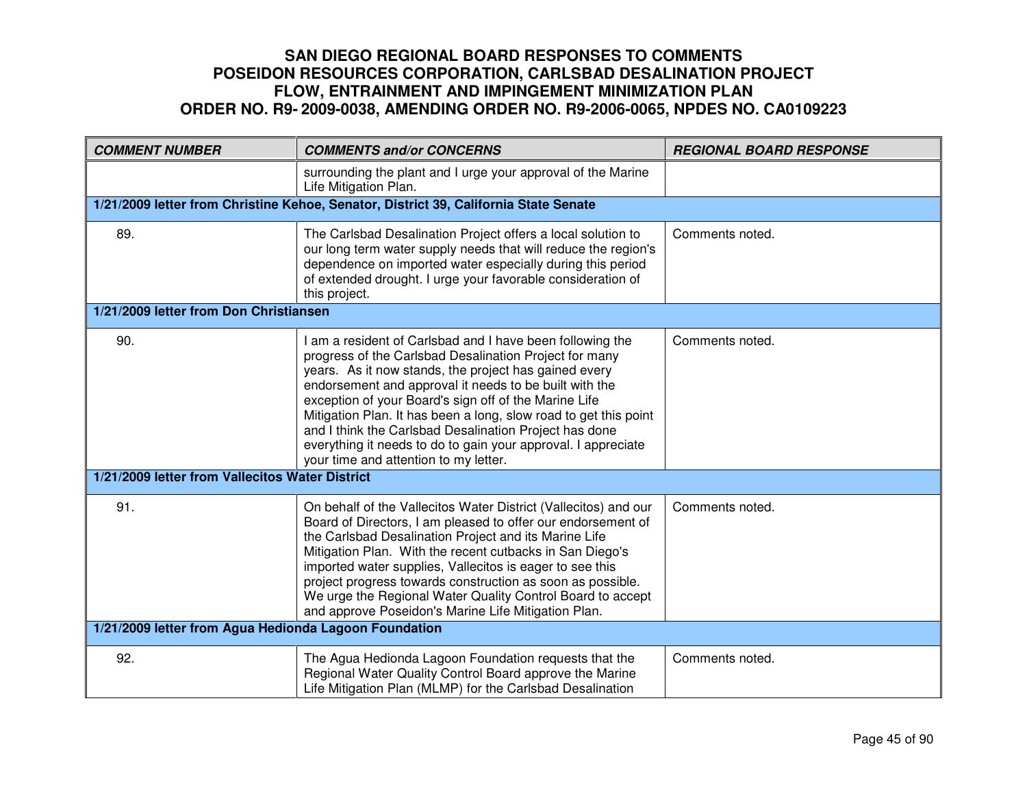# SAN DIEGO REGIONAL BOARD RESPONSES TO COMMENTS POSEIDON RESOURCES CORPORATION, CARLSBAD DESALINATION PROJECT FLOW, ENTRAINMENT AND IMPINGEMENT MINIMIZATION PLAN ORDER NO. R9- 2009-0038, AMENDING ORDER NO. R9-2006-0065, NPDES NO. CA0109223

| ***COMMENT NUMBER*** | ***COMMENTS and/or CONCERNS*** | ***REGIONAL BOARD RESPONSE*** |
|---|---|---|
| | surrounding the plant and I urge your approval of the Marine Life Mitigation Plan. | |
| **1/21/2009 letter from Christine Kehoe, Senator, District 39, California State Senate** | | |
| 89. | The Carlsbad Desalination Project offers a local solution to our long term water supply needs that will reduce the region's dependence on imported water especially during this period of extended drought. I urge your favorable consideration of this project. | Comments noted. |
| **1/21/2009 letter from Don Christiansen** | | |
| 90. | I am a resident of Carlsbad and I have been following the progress of the Carlsbad Desalination Project for many years. As it now stands, the project has gained every endorsement and approval it needs to be built with the exception of your Board's sign off of the Marine Life Mitigation Plan. It has been a long, slow road to get this point and I think the Carlsbad Desalination Project has done everything it needs to do to gain your approval. I appreciate your time and attention to my letter. | Comments noted. |
| **1/21/2009 letter from Vallecitos Water District** | | |
| 91. | On behalf of the Vallecitos Water District (Vallecitos) and our Board of Directors, I am pleased to offer our endorsement of the Carlsbad Desalination Project and its Marine Life Mitigation Plan. With the recent cutbacks in San Diego's imported water supplies, Vallecitos is eager to see this project progress towards construction as soon as possible. We urge the Regional Water Quality Control Board to accept and approve Poseidon's Marine Life Mitigation Plan. | Comments noted. |
| **1/21/2009 letter from Agua Hedionda Lagoon Foundation** | | |
| 92. | The Agua Hedionda Lagoon Foundation requests that the Regional Water Quality Control Board approve the Marine Life Mitigation Plan (MLMP) for the Carlsbad Desalination | Comments noted. |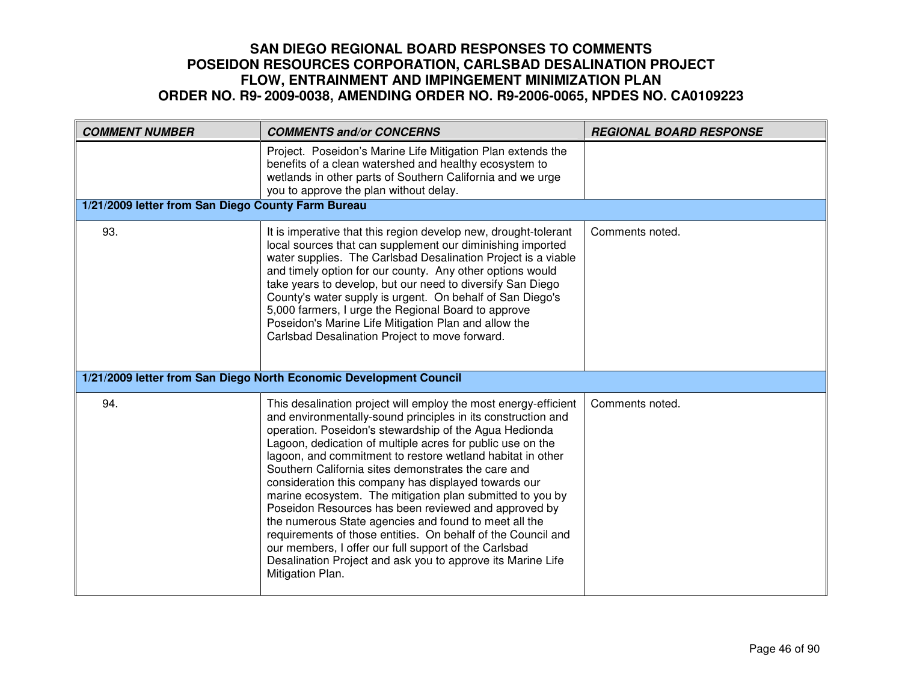# SAN DIEGO REGIONAL BOARD RESPONSES TO COMMENTS POSEIDON RESOURCES CORPORATION, CARLSBAD DESALINATION PROJECT FLOW, ENTRAINMENT AND IMPINGEMENT MINIMIZATION PLAN ORDER NO. R9- 2009-0038, AMENDING ORDER NO. R9-2006-0065, NPDES NO. CA0109223

| *COMMENT NUMBER* | *COMMENTS and/or CONCERNS* | *REGIONAL BOARD RESPONSE* |
|---|---|---|
| | Project. Poseidon's Marine Life Mitigation Plan extends the benefits of a clean watershed and healthy ecosystem to wetlands in other parts of Southern California and we urge you to approve the plan without delay. | |
| **1/21/2009 letter from San Diego County Farm Bureau** | | |
| 93. | It is imperative that this region develop new, drought-tolerant local sources that can supplement our diminishing imported water supplies. The Carlsbad Desalination Project is a viable and timely option for our county. Any other options would take years to develop, but our need to diversify San Diego County's water supply is urgent. On behalf of San Diego's 5,000 farmers, I urge the Regional Board to approve Poseidon's Marine Life Mitigation Plan and allow the Carlsbad Desalination Project to move forward. | Comments noted. |
| **1/21/2009 letter from San Diego North Economic Development Council** | | |
| 94. | This desalination project will employ the most energy-efficient and environmentally-sound principles in its construction and operation. Poseidon's stewardship of the Agua Hedionda Lagoon, dedication of multiple acres for public use on the lagoon, and commitment to restore wetland habitat in other Southern California sites demonstrates the care and consideration this company has displayed towards our marine ecosystem. The mitigation plan submitted to you by Poseidon Resources has been reviewed and approved by the numerous State agencies and found to meet all the requirements of those entities. On behalf of the Council and our members, I offer our full support of the Carlsbad Desalination Project and ask you to approve its Marine Life Mitigation Plan. | Comments noted. |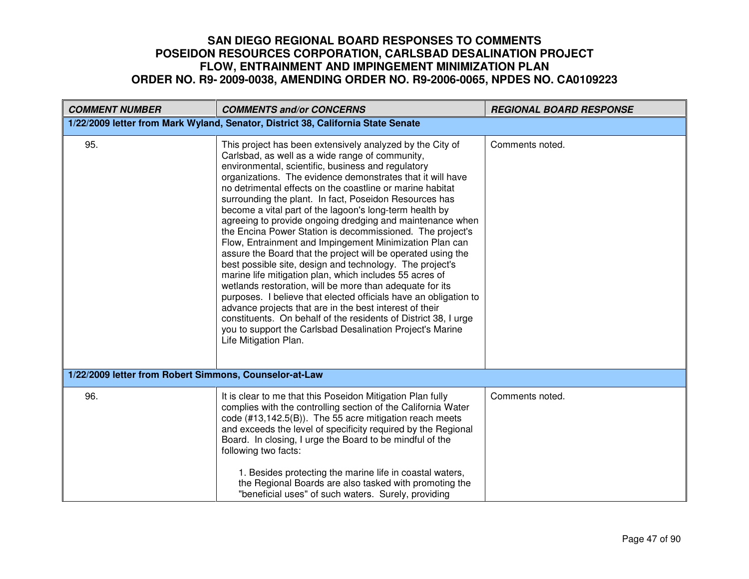# SAN DIEGO REGIONAL BOARD RESPONSES TO COMMENTS
# POSEIDON RESOURCES CORPORATION, CARLSBAD DESALINATION PROJECT
# FLOW, ENTRAINMENT AND IMPINGEMENT MINIMIZATION PLAN
# ORDER NO. R9- 2009-0038, AMENDING ORDER NO. R9-2006-0065, NPDES NO. CA0109223

| COMMENT NUMBER | COMMENTS and/or CONCERNS | REGIONAL BOARD RESPONSE |
|---|---|---|
| **1/22/2009 letter from Mark Wyland, Senator, District 38, California State Senate** | | |
| 95. | This project has been extensively analyzed by the City of Carlsbad, as well as a wide range of community, environmental, scientific, business and regulatory organizations. The evidence demonstrates that it will have no detrimental effects on the coastline or marine habitat surrounding the plant. In fact, Poseidon Resources has become a vital part of the lagoon's long-term health by agreeing to provide ongoing dredging and maintenance when the Encina Power Station is decommissioned. The project's Flow, Entrainment and Impingement Minimization Plan can assure the Board that the project will be operated using the best possible site, design and technology. The project's marine life mitigation plan, which includes 55 acres of wetlands restoration, will be more than adequate for its purposes. I believe that elected officials have an obligation to advance projects that are in the best interest of their constituents. On behalf of the residents of District 38, I urge you to support the Carlsbad Desalination Project's Marine Life Mitigation Plan. | Comments noted. |
| **1/22/2009 letter from Robert Simmons, Counselor-at-Law** | | |
| 96. | It is clear to me that this Poseidon Mitigation Plan fully complies with the controlling section of the California Water code (#13,142.5(B)). The 55 acre mitigation reach meets and exceeds the level of specificity required by the Regional Board. In closing, I urge the Board to be mindful of the following two facts:<br><br>1. Besides protecting the marine life in coastal waters, the Regional Boards are also tasked with promoting the "beneficial uses" of such waters. Surely, providing | Comments noted. |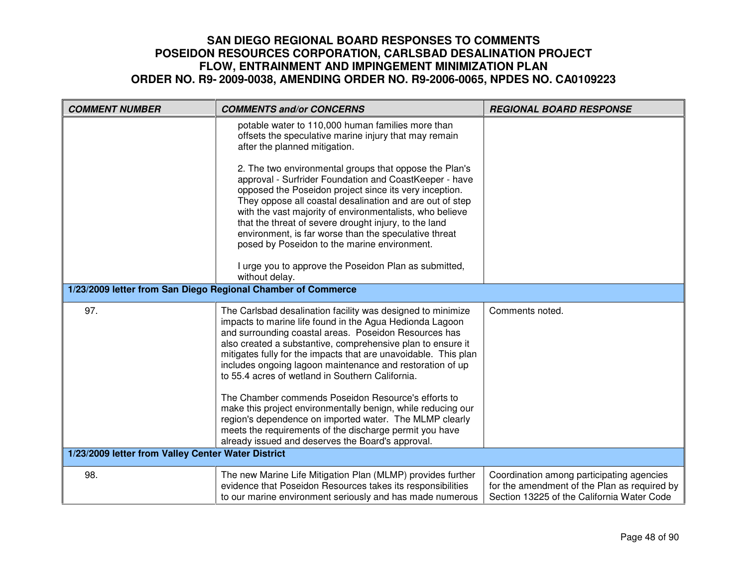# SAN DIEGO REGIONAL BOARD RESPONSES TO COMMENTS
# POSEIDON RESOURCES CORPORATION, CARLSBAD DESALINATION PROJECT
# FLOW, ENTRAINMENT AND IMPINGEMENT MINIMIZATION PLAN
# ORDER NO. R9- 2009-0038, AMENDING ORDER NO. R9-2006-0065, NPDES NO. CA0109223

| COMMENT NUMBER | COMMENTS and/or CONCERNS | REGIONAL BOARD RESPONSE |
|---|---|---|
| | potable water to 110,000 human families more than offsets the speculative marine injury that may remain after the planned mitigation.<br><br>2. The two environmental groups that oppose the Plan's approval - Surfrider Foundation and CoastKeeper - have opposed the Poseidon project since its very inception. They oppose all coastal desalination and are out of step with the vast majority of environmentalists, who believe that the threat of severe drought injury, to the land environment, is far worse than the speculative threat posed by Poseidon to the marine environment.<br><br>I urge you to approve the Poseidon Plan as submitted, without delay. | |
| **1/23/2009 letter from San Diego Regional Chamber of Commerce** | | |
| 97. | The Carlsbad desalination facility was designed to minimize impacts to marine life found in the Agua Hedionda Lagoon and surrounding coastal areas. Poseidon Resources has also created a substantive, comprehensive plan to ensure it mitigates fully for the impacts that are unavoidable. This plan includes ongoing lagoon maintenance and restoration of up to 55.4 acres of wetland in Southern California.<br><br>The Chamber commends Poseidon Resource's efforts to make this project environmentally benign, while reducing our region's dependence on imported water. The MLMP clearly meets the requirements of the discharge permit you have already issued and deserves the Board's approval. | Comments noted. |
| **1/23/2009 letter from Valley Center Water District** | | |
| 98. | The new Marine Life Mitigation Plan (MLMP) provides further evidence that Poseidon Resources takes its responsibilities to our marine environment seriously and has made numerous | Coordination among participating agencies for the amendment of the Plan as required by Section 13225 of the California Water Code |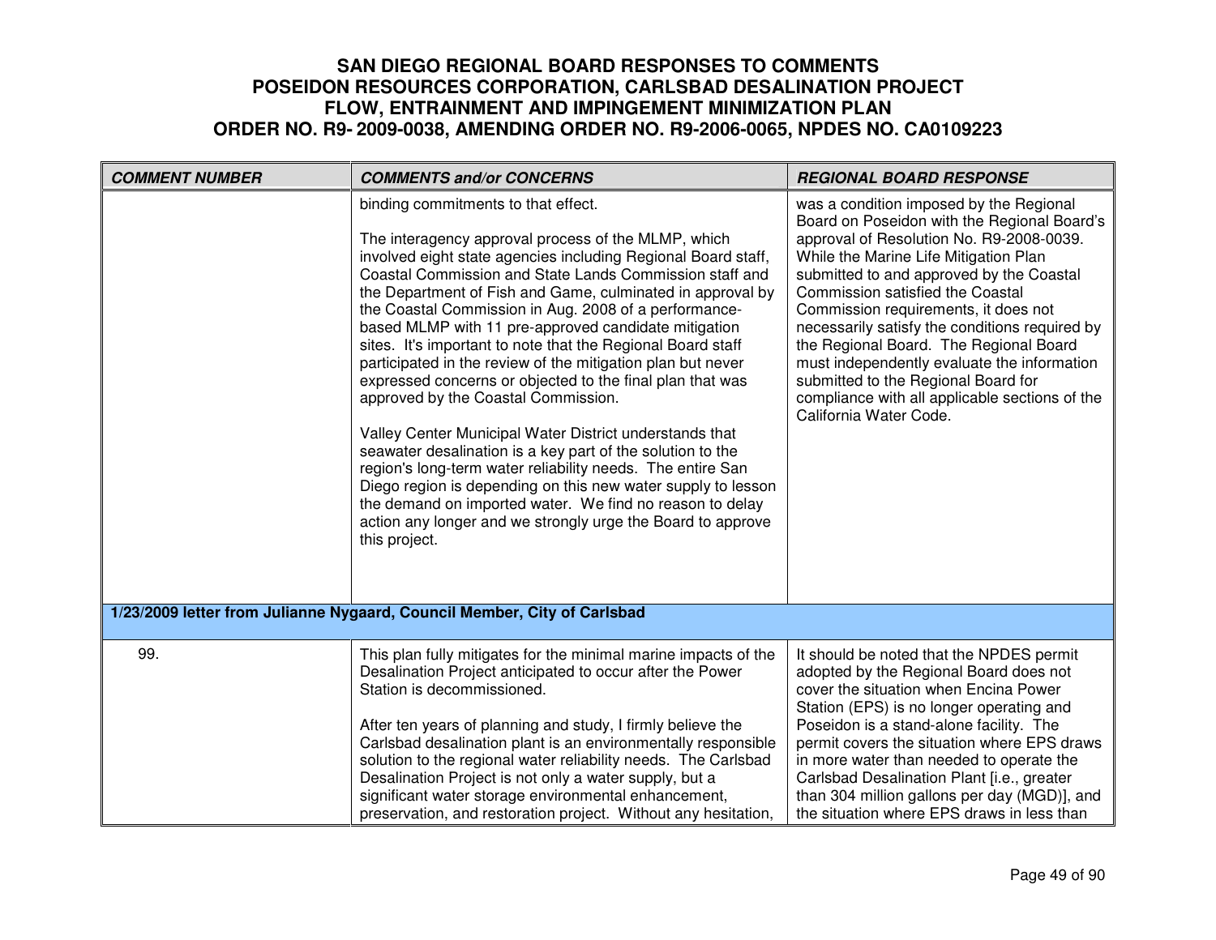# SAN DIEGO REGIONAL BOARD RESPONSES TO COMMENTS
# POSEIDON RESOURCES CORPORATION, CARLSBAD DESALINATION PROJECT
# FLOW, ENTRAINMENT AND IMPINGEMENT MINIMIZATION PLAN
# ORDER NO. R9- 2009-0038, AMENDING ORDER NO. R9-2006-0065, NPDES NO. CA0109223

| COMMENT NUMBER | COMMENTS and/or CONCERNS | REGIONAL BOARD RESPONSE |
|---|---|---|
| | binding commitments to that effect.<br><br>The interagency approval process of the MLMP, which involved eight state agencies including Regional Board staff, Coastal Commission and State Lands Commission staff and the Department of Fish and Game, culminated in approval by the Coastal Commission in Aug. 2008 of a performance-based MLMP with 11 pre-approved candidate mitigation sites. It's important to note that the Regional Board staff participated in the review of the mitigation plan but never expressed concerns or objected to the final plan that was approved by the Coastal Commission.<br><br>Valley Center Municipal Water District understands that seawater desalination is a key part of the solution to the region's long-term water reliability needs. The entire San Diego region is depending on this new water supply to lesson the demand on imported water. We find no reason to delay action any longer and we strongly urge the Board to approve this project. | was a condition imposed by the Regional Board on Poseidon with the Regional Board's approval of Resolution No. R9-2008-0039. While the Marine Life Mitigation Plan submitted to and approved by the Coastal Commission satisfied the Coastal Commission requirements, it does not necessarily satisfy the conditions required by the Regional Board. The Regional Board must independently evaluate the information submitted to the Regional Board for compliance with all applicable sections of the California Water Code. |
| **1/23/2009 letter from Julianne Nygaard, Council Member, City of Carlsbad** | | |
| 99. | This plan fully mitigates for the minimal marine impacts of the Desalination Project anticipated to occur after the Power Station is decommissioned.<br><br>After ten years of planning and study, I firmly believe the Carlsbad desalination plant is an environmentally responsible solution to the regional water reliability needs. The Carlsbad Desalination Project is not only a water supply, but a significant water storage environmental enhancement, preservation, and restoration project. Without any hesitation, | It should be noted that the NPDES permit adopted by the Regional Board does not cover the situation when Encina Power Station (EPS) is no longer operating and Poseidon is a stand-alone facility. The permit covers the situation where EPS draws in more water than needed to operate the Carlsbad Desalination Plant [i.e., greater than 304 million gallons per day (MGD)], and the situation where EPS draws in less than |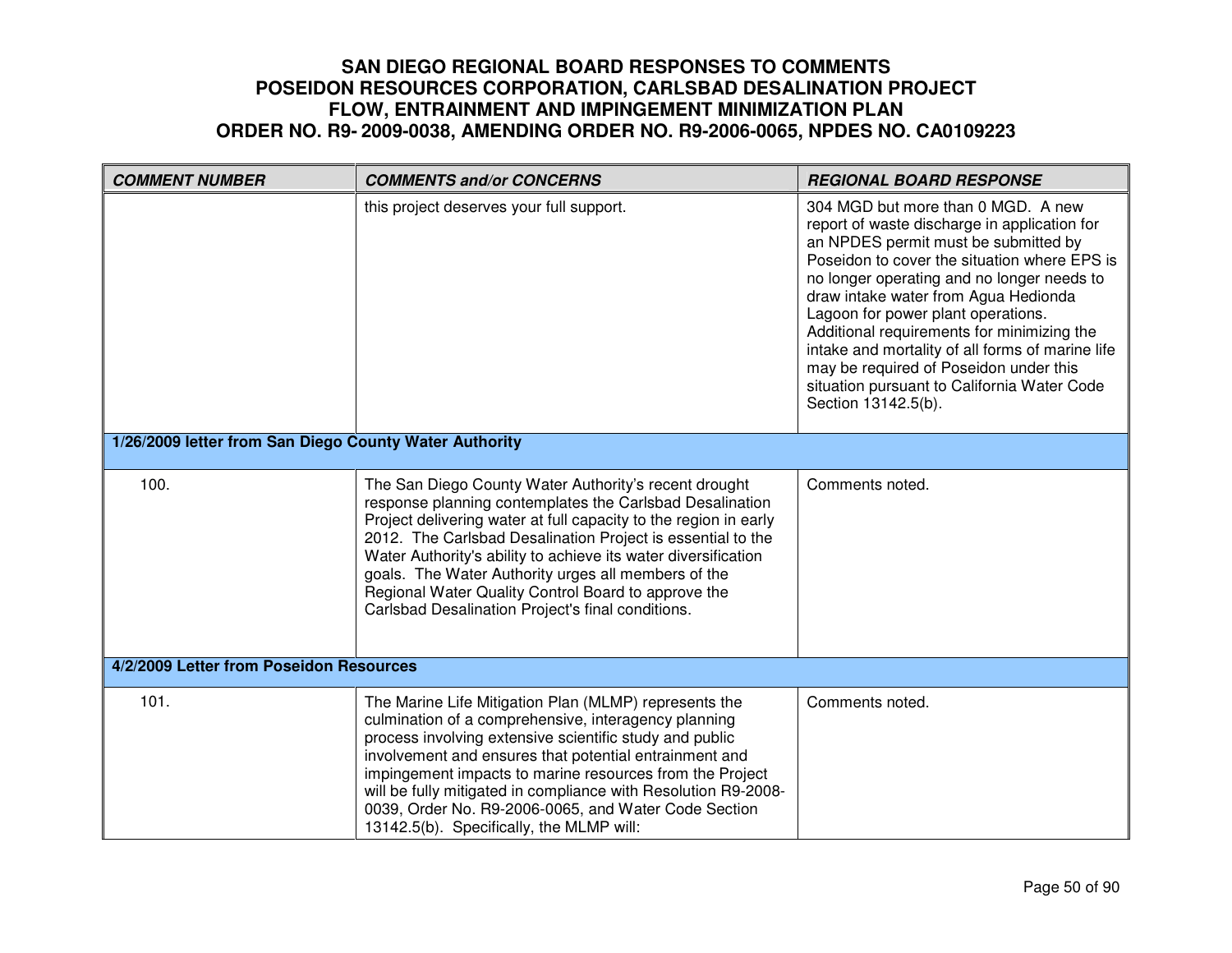# SAN DIEGO REGIONAL BOARD RESPONSES TO COMMENTS POSEIDON RESOURCES CORPORATION, CARLSBAD DESALINATION PROJECT FLOW, ENTRAINMENT AND IMPINGEMENT MINIMIZATION PLAN ORDER NO. R9- 2009-0038, AMENDING ORDER NO. R9-2006-0065, NPDES NO. CA0109223

| *COMMENT NUMBER* | *COMMENTS and/or CONCERNS* | *REGIONAL BOARD RESPONSE* |
|---|---|---|
| | this project deserves your full support. | 304 MGD but more than 0 MGD. A new report of waste discharge in application for an NPDES permit must be submitted by Poseidon to cover the situation where EPS is no longer operating and no longer needs to draw intake water from Agua Hedionda Lagoon for power plant operations. Additional requirements for minimizing the intake and mortality of all forms of marine life may be required of Poseidon under this situation pursuant to California Water Code Section 13142.5(b). |
| **1/26/2009 letter from San Diego County Water Authority** | | |
| 100. | The San Diego County Water Authority's recent drought response planning contemplates the Carlsbad Desalination Project delivering water at full capacity to the region in early 2012. The Carlsbad Desalination Project is essential to the Water Authority's ability to achieve its water diversification goals. The Water Authority urges all members of the Regional Water Quality Control Board to approve the Carlsbad Desalination Project's final conditions. | Comments noted. |
| **4/2/2009 Letter from Poseidon Resources** | | |
| 101. | The Marine Life Mitigation Plan (MLMP) represents the culmination of a comprehensive, interagency planning process involving extensive scientific study and public involvement and ensures that potential entrainment and impingement impacts to marine resources from the Project will be fully mitigated in compliance with Resolution R9-2008-0039, Order No. R9-2006-0065, and Water Code Section 13142.5(b). Specifically, the MLMP will: | Comments noted. |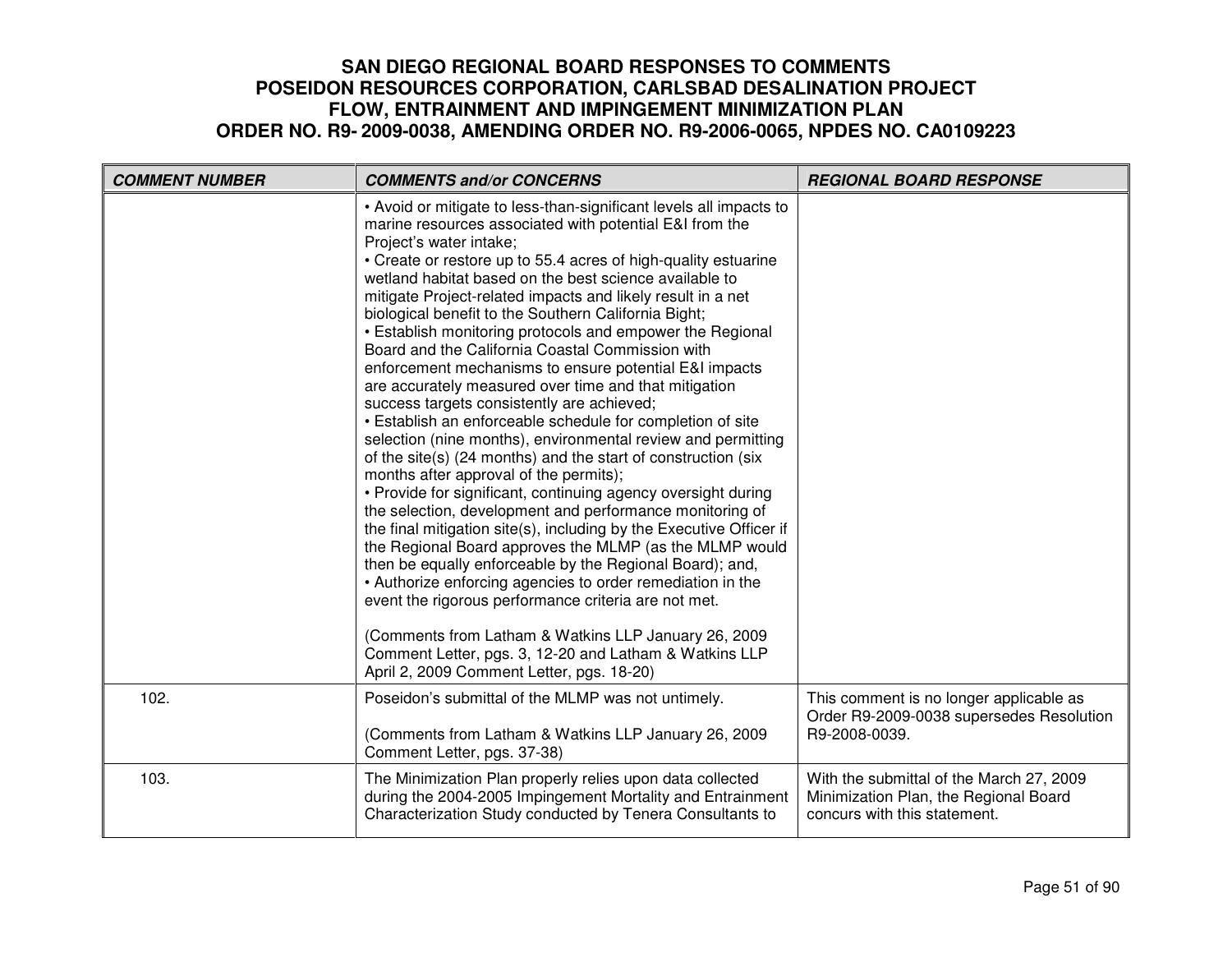# SAN DIEGO REGIONAL BOARD RESPONSES TO COMMENTS
# POSEIDON RESOURCES CORPORATION, CARLSBAD DESALINATION PROJECT
# FLOW, ENTRAINMENT AND IMPINGEMENT MINIMIZATION PLAN
# ORDER NO. R9- 2009-0038, AMENDING ORDER NO. R9-2006-0065, NPDES NO. CA0109223

| COMMENT NUMBER | COMMENTS and/or CONCERNS | REGIONAL BOARD RESPONSE |
|---|---|---|
| | • Avoid or mitigate to less-than-significant levels all impacts to marine resources associated with potential E&I from the Project's water intake;<br>• Create or restore up to 55.4 acres of high-quality estuarine wetland habitat based on the best science available to mitigate Project-related impacts and likely result in a net biological benefit to the Southern California Bight;<br>• Establish monitoring protocols and empower the Regional Board and the California Coastal Commission with enforcement mechanisms to ensure potential E&I impacts are accurately measured over time and that mitigation success targets consistently are achieved;<br>• Establish an enforceable schedule for completion of site selection (nine months), environmental review and permitting of the site(s) (24 months) and the start of construction (six months after approval of the permits);<br>• Provide for significant, continuing agency oversight during the selection, development and performance monitoring of the final mitigation site(s), including by the Executive Officer if the Regional Board approves the MLMP (as the MLMP would then be equally enforceable by the Regional Board); and,<br>• Authorize enforcing agencies to order remediation in the event the rigorous performance criteria are not met.<br><br>(Comments from Latham & Watkins LLP January 26, 2009 Comment Letter, pgs. 3, 12-20 and Latham & Watkins LLP April 2, 2009 Comment Letter, pgs. 18-20) | |
| 102. | Poseidon's submittal of the MLMP was not untimely.<br><br>(Comments from Latham & Watkins LLP January 26, 2009 Comment Letter, pgs. 37-38) | This comment is no longer applicable as Order R9-2009-0038 supersedes Resolution R9-2008-0039. |
| 103. | The Minimization Plan properly relies upon data collected during the 2004-2005 Impingement Mortality and Entrainment Characterization Study conducted by Tenera Consultants to | With the submittal of the March 27, 2009 Minimization Plan, the Regional Board concurs with this statement. |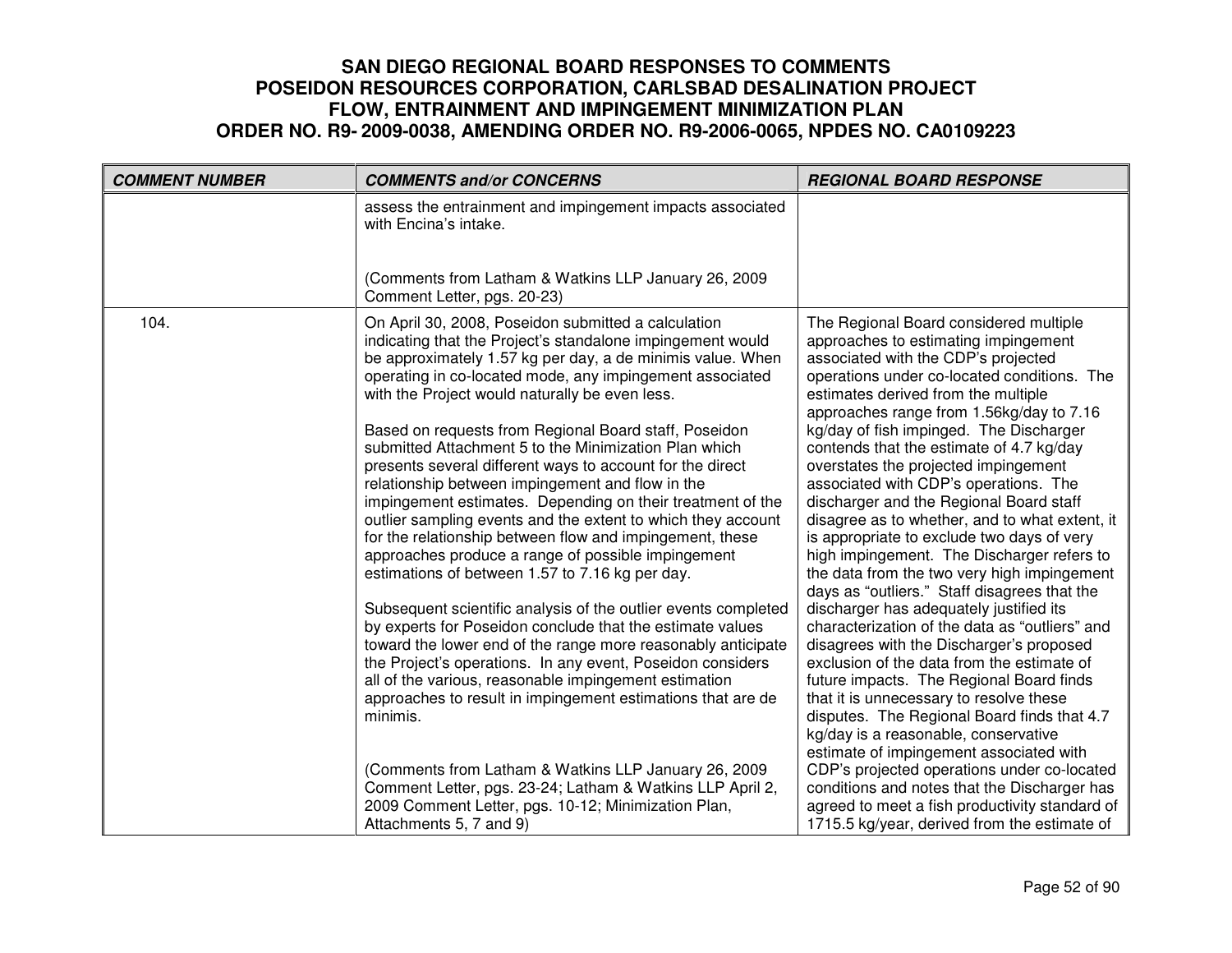# SAN DIEGO REGIONAL BOARD RESPONSES TO COMMENTS POSEIDON RESOURCES CORPORATION, CARLSBAD DESALINATION PROJECT FLOW, ENTRAINMENT AND IMPINGEMENT MINIMIZATION PLAN ORDER NO. R9- 2009-0038, AMENDING ORDER NO. R9-2006-0065, NPDES NO. CA0109223

| COMMENT NUMBER | COMMENTS and/or CONCERNS | REGIONAL BOARD RESPONSE |
|---|---|---|
| | assess the entrainment and impingement impacts associated with Encina's intake.<br><br>(Comments from Latham & Watkins LLP January 26, 2009 Comment Letter, pgs. 20-23) | |
| 104. | On April 30, 2008, Poseidon submitted a calculation indicating that the Project's standalone impingement would be approximately 1.57 kg per day, a de minimis value. When operating in co-located mode, any impingement associated with the Project would naturally be even less.<br><br>Based on requests from Regional Board staff, Poseidon submitted Attachment 5 to the Minimization Plan which presents several different ways to account for the direct relationship between impingement and flow in the impingement estimates. Depending on their treatment of the outlier sampling events and the extent to which they account for the relationship between flow and impingement, these approaches produce a range of possible impingement estimations of between 1.57 to 7.16 kg per day.<br><br>Subsequent scientific analysis of the outlier events completed by experts for Poseidon conclude that the estimate values toward the lower end of the range more reasonably anticipate the Project's operations. In any event, Poseidon considers all of the various, reasonable impingement estimation approaches to result in impingement estimations that are de minimis.<br><br>(Comments from Latham & Watkins LLP January 26, 2009 Comment Letter, pgs. 23-24; Latham & Watkins LLP April 2, 2009 Comment Letter, pgs. 10-12; Minimization Plan, Attachments 5, 7 and 9) | The Regional Board considered multiple approaches to estimating impingement associated with the CDP's projected operations under co-located conditions. The estimates derived from the multiple approaches range from 1.56kg/day to 7.16 kg/day of fish impinged. The Discharger contends that the estimate of 4.7 kg/day overstates the projected impingement associated with CDP's operations. The discharger and the Regional Board staff disagree as to whether, and to what extent, it is appropriate to exclude two days of very high impingement. The Discharger refers to the data from the two very high impingement days as "outliers." Staff disagrees that the discharger has adequately justified its characterization of the data as "outliers" and disagrees with the Discharger's proposed exclusion of the data from the estimate of future impacts. The Regional Board finds that it is unnecessary to resolve these disputes. The Regional Board finds that 4.7 kg/day is a reasonable, conservative estimate of impingement associated with CDP's projected operations under co-located conditions and notes that the Discharger has agreed to meet a fish productivity standard of 1715.5 kg/year, derived from the estimate of |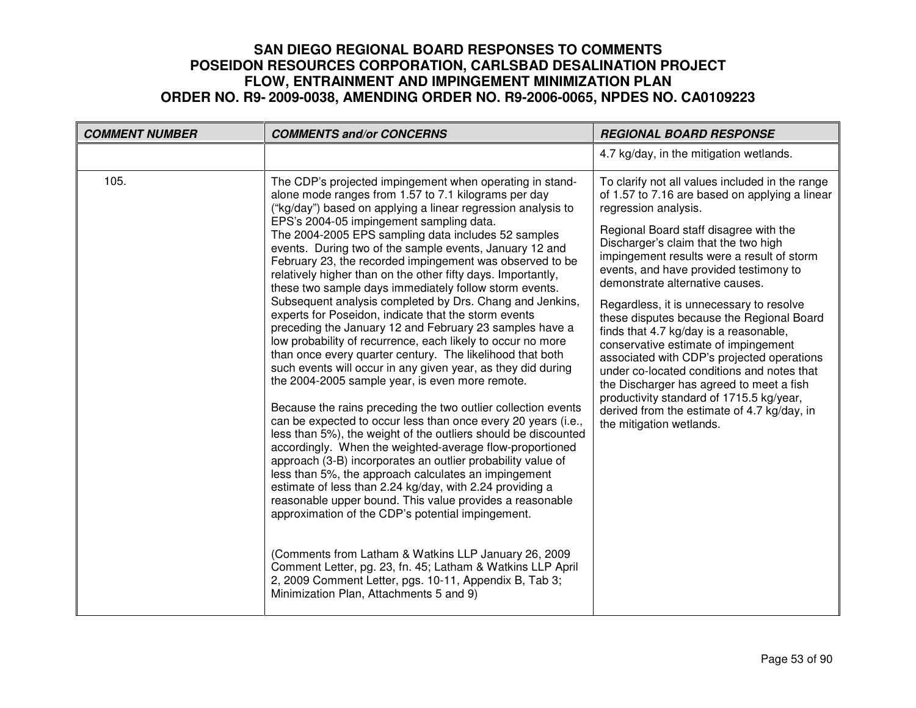# SAN DIEGO REGIONAL BOARD RESPONSES TO COMMENTS
# POSEIDON RESOURCES CORPORATION, CARLSBAD DESALINATION PROJECT
# FLOW, ENTRAINMENT AND IMPINGEMENT MINIMIZATION PLAN
# ORDER NO. R9- 2009-0038, AMENDING ORDER NO. R9-2006-0065, NPDES NO. CA0109223

| *COMMENT NUMBER* | *COMMENTS and/or CONCERNS* | *REGIONAL BOARD RESPONSE* |
|---|---|---|
| | | 4.7 kg/day, in the mitigation wetlands. |
| 105. | The CDP's projected impingement when operating in stand-alone mode ranges from 1.57 to 7.1 kilograms per day ("kg/day") based on applying a linear regression analysis to EPS's 2004-05 impingement sampling data.<br>The 2004-2005 EPS sampling data includes 52 samples events. During two of the sample events, January 12 and February 23, the recorded impingement was observed to be relatively higher than on the other fifty days. Importantly, these two sample days immediately follow storm events. Subsequent analysis completed by Drs. Chang and Jenkins, experts for Poseidon, indicate that the storm events preceding the January 12 and February 23 samples have a low probability of recurrence, each likely to occur no more than once every quarter century. The likelihood that both such events will occur in any given year, as they did during the 2004-2005 sample year, is even more remote.<br><br>Because the rains preceding the two outlier collection events can be expected to occur less than once every 20 years (i.e., less than 5%), the weight of the outliers should be discounted accordingly. When the weighted-average flow-proportioned approach (3-B) incorporates an outlier probability value of less than 5%, the approach calculates an impingement estimate of less than 2.24 kg/day, with 2.24 providing a reasonable upper bound. This value provides a reasonable approximation of the CDP's potential impingement.<br><br>(Comments from Latham & Watkins LLP January 26, 2009 Comment Letter, pg. 23, fn. 45; Latham & Watkins LLP April 2, 2009 Comment Letter, pgs. 10-11, Appendix B, Tab 3; Minimization Plan, Attachments 5 and 9) | To clarify not all values included in the range of 1.57 to 7.16 are based on applying a linear regression analysis.<br><br>Regional Board staff disagree with the Discharger's claim that the two high impingement results were a result of storm events, and have provided testimony to demonstrate alternative causes.<br><br>Regardless, it is unnecessary to resolve these disputes because the Regional Board finds that 4.7 kg/day is a reasonable, conservative estimate of impingement associated with CDP's projected operations under co-located conditions and notes that the Discharger has agreed to meet a fish productivity standard of 1715.5 kg/year, derived from the estimate of 4.7 kg/day, in the mitigation wetlands. |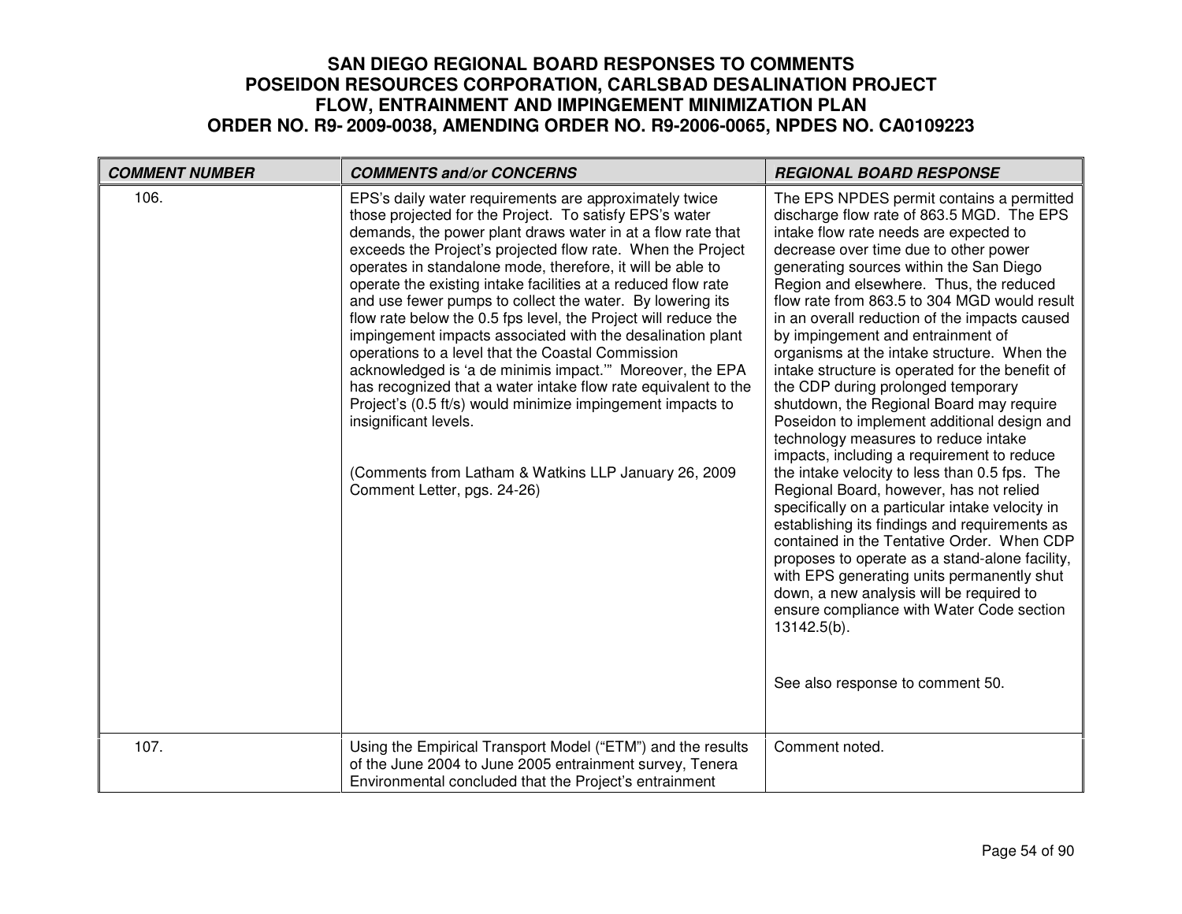# SAN DIEGO REGIONAL BOARD RESPONSES TO COMMENTS
# POSEIDON RESOURCES CORPORATION, CARLSBAD DESALINATION PROJECT
# FLOW, ENTRAINMENT AND IMPINGEMENT MINIMIZATION PLAN
# ORDER NO. R9- 2009-0038, AMENDING ORDER NO. R9-2006-0065, NPDES NO. CA0109223

| *COMMENT NUMBER* | *COMMENTS and/or CONCERNS* | *REGIONAL BOARD RESPONSE* |
|---|---|---|
| 106. | EPS's daily water requirements are approximately twice those projected for the Project. To satisfy EPS's water demands, the power plant draws water in at a flow rate that exceeds the Project's projected flow rate. When the Project operates in standalone mode, therefore, it will be able to operate the existing intake facilities at a reduced flow rate and use fewer pumps to collect the water. By lowering its flow rate below the 0.5 fps level, the Project will reduce the impingement impacts associated with the desalination plant operations to a level that the Coastal Commission acknowledged is 'a de minimis impact.'" Moreover, the EPA has recognized that a water intake flow rate equivalent to the Project's (0.5 ft/s) would minimize impingement impacts to insignificant levels.<br><br>(Comments from Latham & Watkins LLP January 26, 2009 Comment Letter, pgs. 24-26) | The EPS NPDES permit contains a permitted discharge flow rate of 863.5 MGD. The EPS intake flow rate needs are expected to decrease over time due to other power generating sources within the San Diego Region and elsewhere. Thus, the reduced flow rate from 863.5 to 304 MGD would result in an overall reduction of the impacts caused by impingement and entrainment of organisms at the intake structure. When the intake structure is operated for the benefit of the CDP during prolonged temporary shutdown, the Regional Board may require Poseidon to implement additional design and technology measures to reduce intake impacts, including a requirement to reduce the intake velocity to less than 0.5 fps. The Regional Board, however, has not relied specifically on a particular intake velocity in establishing its findings and requirements as contained in the Tentative Order. When CDP proposes to operate as a stand-alone facility, with EPS generating units permanently shut down, a new analysis will be required to ensure compliance with Water Code section 13142.5(b).<br><br>See also response to comment 50. |
| 107. | Using the Empirical Transport Model ("ETM") and the results of the June 2004 to June 2005 entrainment survey, Tenera Environmental concluded that the Project's entrainment | Comment noted. |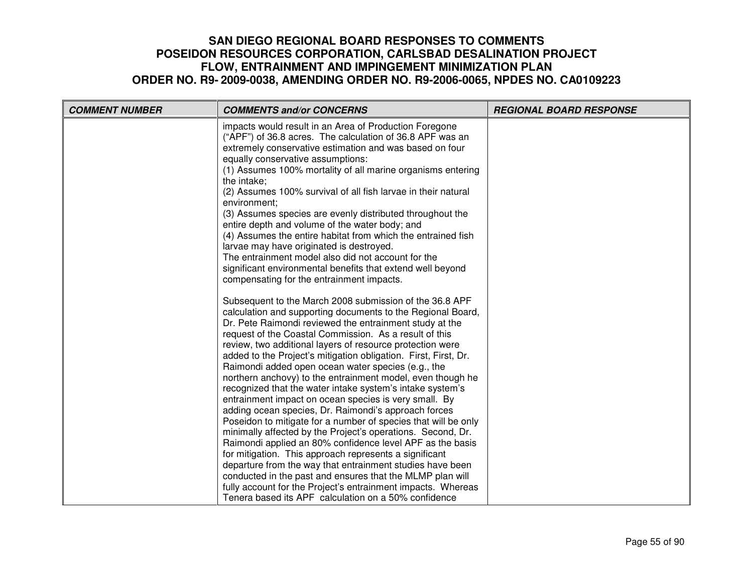# SAN DIEGO REGIONAL BOARD RESPONSES TO COMMENTS
# POSEIDON RESOURCES CORPORATION, CARLSBAD DESALINATION PROJECT
# FLOW, ENTRAINMENT AND IMPINGEMENT MINIMIZATION PLAN
# ORDER NO. R9- 2009-0038, AMENDING ORDER NO. R9-2006-0065, NPDES NO. CA0109223

| COMMENT NUMBER | COMMENTS and/or CONCERNS | REGIONAL BOARD RESPONSE |
|---|---|---|
| | impacts would result in an Area of Production Foregone ("APF") of 36.8 acres. The calculation of 36.8 APF was an extremely conservative estimation and was based on four equally conservative assumptions:<br>(1) Assumes 100% mortality of all marine organisms entering the intake;<br>(2) Assumes 100% survival of all fish larvae in their natural environment;<br>(3) Assumes species are evenly distributed throughout the entire depth and volume of the water body; and<br>(4) Assumes the entire habitat from which the entrained fish larvae may have originated is destroyed.<br>The entrainment model also did not account for the significant environmental benefits that extend well beyond compensating for the entrainment impacts.<br><br>Subsequent to the March 2008 submission of the 36.8 APF calculation and supporting documents to the Regional Board, Dr. Pete Raimondi reviewed the entrainment study at the request of the Coastal Commission. As a result of this review, two additional layers of resource protection were added to the Project's mitigation obligation. First, First, Dr. Raimondi added open ocean water species (e.g., the northern anchovy) to the entrainment model, even though he recognized that the water intake system's intake system's entrainment impact on ocean species is very small. By adding ocean species, Dr. Raimondi's approach forces Poseidon to mitigate for a number of species that will be only minimally affected by the Project's operations. Second, Dr. Raimondi applied an 80% confidence level APF as the basis for mitigation. This approach represents a significant departure from the way that entrainment studies have been conducted in the past and ensures that the MLMP plan will fully account for the Project's entrainment impacts. Whereas Tenera based its APF calculation on a 50% confidence | |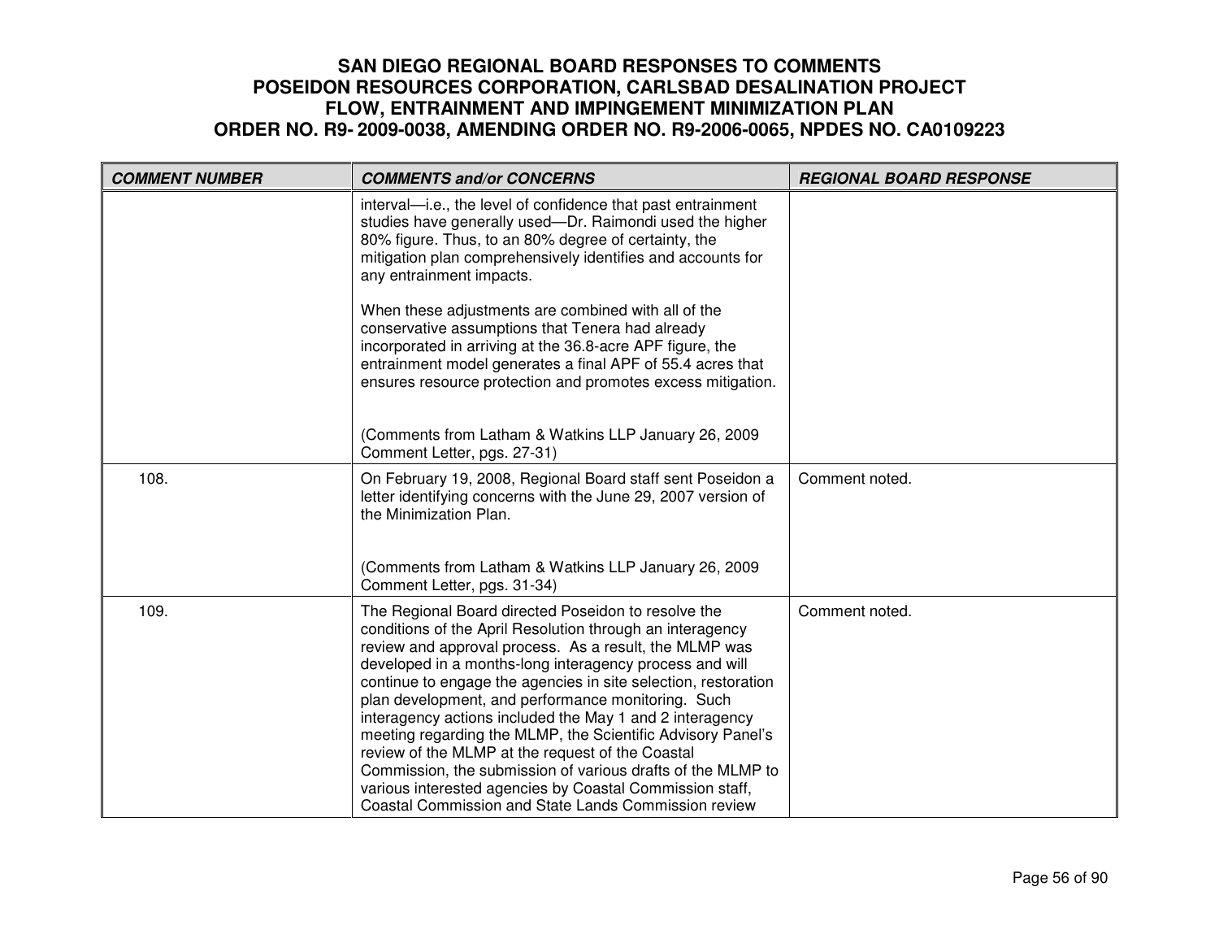| COMMENT NUMBER | COMMENTS and/or CONCERNS | REGIONAL BOARD RESPONSE |
|---|---|---|
| | interval—i.e., the level of confidence that past entrainment studies have generally used—Dr. Raimondi used the higher 80% figure. Thus, to an 80% degree of certainty, the mitigation plan comprehensively identifies and accounts for any entrainment impacts.<br><br>When these adjustments are combined with all of the conservative assumptions that Tenera had already incorporated in arriving at the 36.8-acre APF figure, the entrainment model generates a final APF of 55.4 acres that ensures resource protection and promotes excess mitigation.<br><br>(Comments from Latham & Watkins LLP January 26, 2009 Comment Letter, pgs. 27-31) | |
| 108. | On February 19, 2008, Regional Board staff sent Poseidon a letter identifying concerns with the June 29, 2007 version of the Minimization Plan.<br><br>(Comments from Latham & Watkins LLP January 26, 2009 Comment Letter, pgs. 31-34) | Comment noted. |
| 109. | The Regional Board directed Poseidon to resolve the conditions of the April Resolution through an interagency review and approval process. As a result, the MLMP was developed in a months-long interagency process and will continue to engage the agencies in site selection, restoration plan development, and performance monitoring. Such interagency actions included the May 1 and 2 interagency meeting regarding the MLMP, the Scientific Advisory Panel's review of the MLMP at the request of the Coastal Commission, the submission of various drafts of the MLMP to various interested agencies by Coastal Commission staff, Coastal Commission and State Lands Commission review | Comment noted. |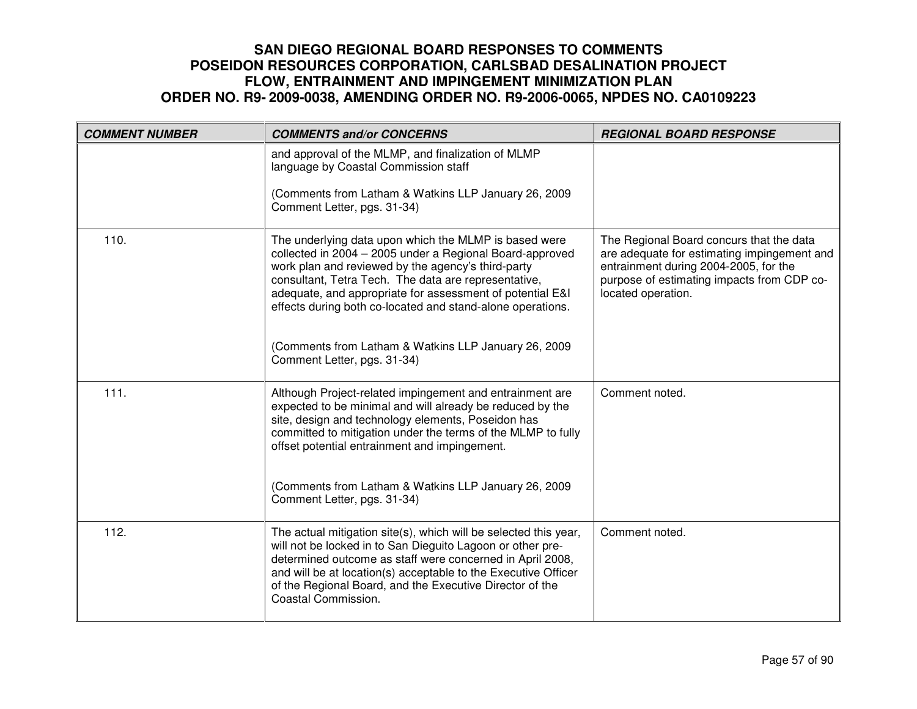# SAN DIEGO REGIONAL BOARD RESPONSES TO COMMENTS
# POSEIDON RESOURCES CORPORATION, CARLSBAD DESALINATION PROJECT
# FLOW, ENTRAINMENT AND IMPINGEMENT MINIMIZATION PLAN
# ORDER NO. R9- 2009-0038, AMENDING ORDER NO. R9-2006-0065, NPDES NO. CA0109223

| ***COMMENT NUMBER*** | ***COMMENTS and/or CONCERNS*** | ***REGIONAL BOARD RESPONSE*** |
|---|---|---|
| | and approval of the MLMP, and finalization of MLMP language by Coastal Commission staff<br><br>(Comments from Latham & Watkins LLP January 26, 2009 Comment Letter, pgs. 31-34) | |
| 110. | The underlying data upon which the MLMP is based were collected in 2004 – 2005 under a Regional Board-approved work plan and reviewed by the agency's third-party consultant, Tetra Tech. The data are representative, adequate, and appropriate for assessment of potential E&I effects during both co-located and stand-alone operations.<br><br>(Comments from Latham & Watkins LLP January 26, 2009 Comment Letter, pgs. 31-34) | The Regional Board concurs that the data are adequate for estimating impingement and entrainment during 2004-2005, for the purpose of estimating impacts from CDP co-located operation. |
| 111. | Although Project-related impingement and entrainment are expected to be minimal and will already be reduced by the site, design and technology elements, Poseidon has committed to mitigation under the terms of the MLMP to fully offset potential entrainment and impingement.<br><br>(Comments from Latham & Watkins LLP January 26, 2009 Comment Letter, pgs. 31-34) | Comment noted. |
| 112. | The actual mitigation site(s), which will be selected this year, will not be locked in to San Dieguito Lagoon or other pre-determined outcome as staff were concerned in April 2008, and will be at location(s) acceptable to the Executive Officer of the Regional Board, and the Executive Director of the Coastal Commission. | Comment noted. |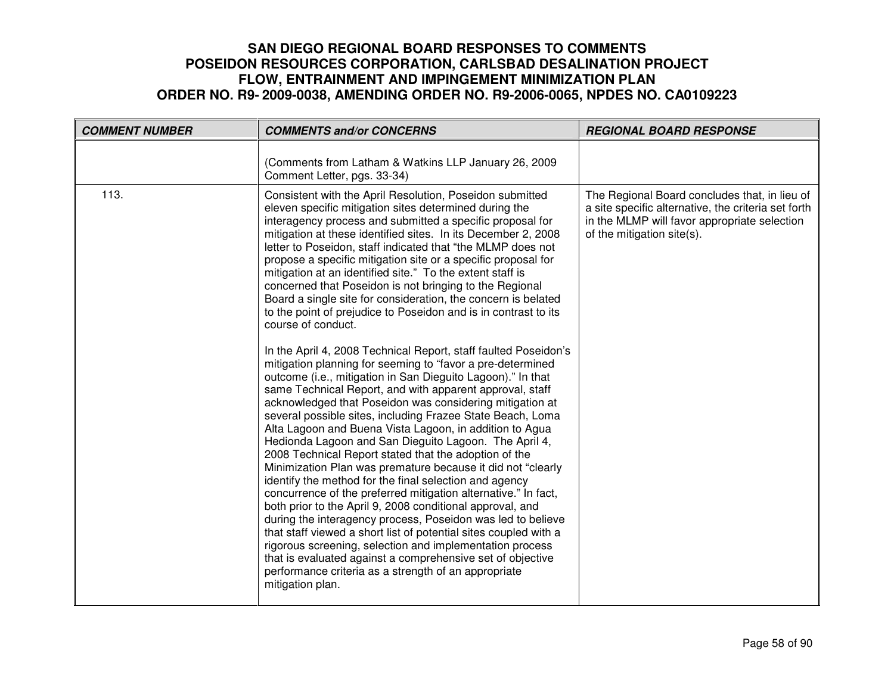| COMMENT NUMBER | COMMENTS and/or CONCERNS | REGIONAL BOARD RESPONSE |
|---|---|---|
| | (Comments from Latham & Watkins LLP January 26, 2009 Comment Letter, pgs. 33-34) | |
| 113. | Consistent with the April Resolution, Poseidon submitted eleven specific mitigation sites determined during the interagency process and submitted a specific proposal for mitigation at these identified sites. In its December 2, 2008 letter to Poseidon, staff indicated that "the MLMP does not propose a specific mitigation site or a specific proposal for mitigation at an identified site." To the extent staff is concerned that Poseidon is not bringing to the Regional Board a single site for consideration, the concern is belated to the point of prejudice to Poseidon and is in contrast to its course of conduct.<br><br>In the April 4, 2008 Technical Report, staff faulted Poseidon's mitigation planning for seeming to "favor a pre-determined outcome (i.e., mitigation in San Dieguito Lagoon)." In that same Technical Report, and with apparent approval, staff acknowledged that Poseidon was considering mitigation at several possible sites, including Frazee State Beach, Loma Alta Lagoon and Buena Vista Lagoon, in addition to Agua Hedionda Lagoon and San Dieguito Lagoon. The April 4, 2008 Technical Report stated that the adoption of the Minimization Plan was premature because it did not "clearly identify the method for the final selection and agency concurrence of the preferred mitigation alternative." In fact, both prior to the April 9, 2008 conditional approval, and during the interagency process, Poseidon was led to believe that staff viewed a short list of potential sites coupled with a rigorous screening, selection and implementation process that is evaluated against a comprehensive set of objective performance criteria as a strength of an appropriate mitigation plan. | The Regional Board concludes that, in lieu of a site specific alternative, the criteria set forth in the MLMP will favor appropriate selection of the mitigation site(s). |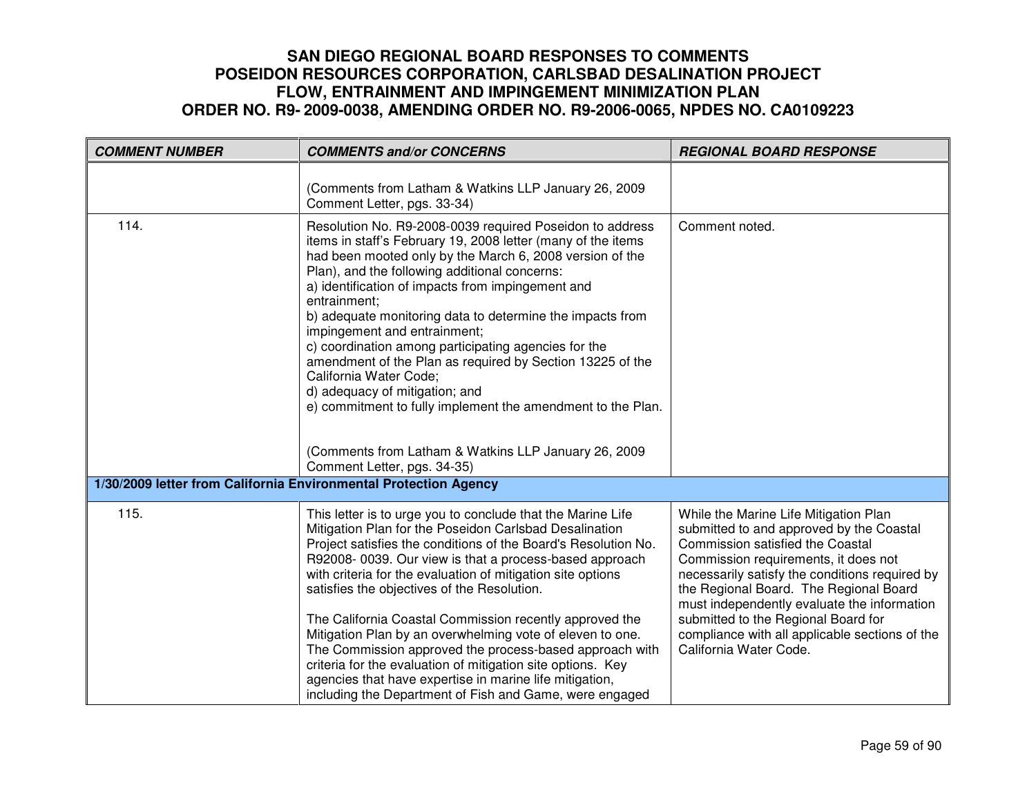# SAN DIEGO REGIONAL BOARD RESPONSES TO COMMENTS
# POSEIDON RESOURCES CORPORATION, CARLSBAD DESALINATION PROJECT
# FLOW, ENTRAINMENT AND IMPINGEMENT MINIMIZATION PLAN
# ORDER NO. R9- 2009-0038, AMENDING ORDER NO. R9-2006-0065, NPDES NO. CA0109223

| COMMENT NUMBER | COMMENTS and/or CONCERNS | REGIONAL BOARD RESPONSE |
|---|---|---|
| | (Comments from Latham & Watkins LLP January 26, 2009 Comment Letter, pgs. 33-34) | |
| 114. | Resolution No. R9-2008-0039 required Poseidon to address items in staff's February 19, 2008 letter (many of the items had been mooted only by the March 6, 2008 version of the Plan), and the following additional concerns:<br>a) identification of impacts from impingement and entrainment;<br>b) adequate monitoring data to determine the impacts from impingement and entrainment;<br>c) coordination among participating agencies for the amendment of the Plan as required by Section 13225 of the California Water Code;<br>d) adequacy of mitigation; and<br>e) commitment to fully implement the amendment to the Plan.<br><br>(Comments from Latham & Watkins LLP January 26, 2009 Comment Letter, pgs. 34-35) | Comment noted. |
| **1/30/2009 letter from California Environmental Protection Agency** | | |
| 115. | This letter is to urge you to conclude that the Marine Life Mitigation Plan for the Poseidon Carlsbad Desalination Project satisfies the conditions of the Board's Resolution No. R92008- 0039. Our view is that a process-based approach with criteria for the evaluation of mitigation site options satisfies the objectives of the Resolution.<br><br>The California Coastal Commission recently approved the Mitigation Plan by an overwhelming vote of eleven to one. The Commission approved the process-based approach with criteria for the evaluation of mitigation site options. Key agencies that have expertise in marine life mitigation, including the Department of Fish and Game, were engaged | While the Marine Life Mitigation Plan submitted to and approved by the Coastal Commission satisfied the Coastal Commission requirements, it does not necessarily satisfy the conditions required by the Regional Board. The Regional Board must independently evaluate the information submitted to the Regional Board for compliance with all applicable sections of the California Water Code. |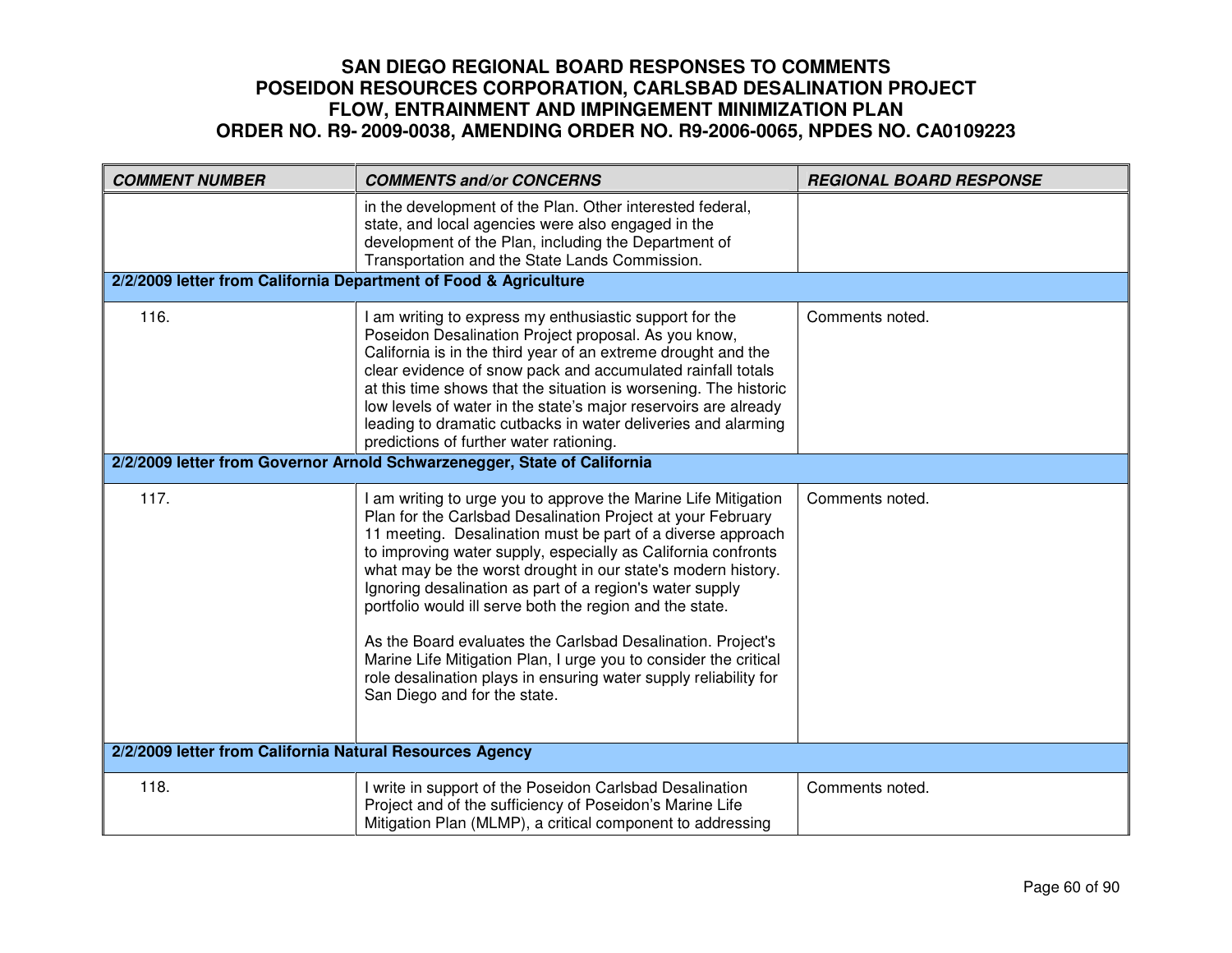| COMMENT NUMBER | COMMENTS and/or CONCERNS | REGIONAL BOARD RESPONSE |
|---|---|---|
| | in the development of the Plan. Other interested federal, state, and local agencies were also engaged in the development of the Plan, including the Department of Transportation and the State Lands Commission. | |
| **2/2/2009 letter from California Department of Food & Agriculture** | | |
| 116. | I am writing to express my enthusiastic support for the Poseidon Desalination Project proposal. As you know, California is in the third year of an extreme drought and the clear evidence of snow pack and accumulated rainfall totals at this time shows that the situation is worsening. The historic low levels of water in the state's major reservoirs are already leading to dramatic cutbacks in water deliveries and alarming predictions of further water rationing. | Comments noted. |
| **2/2/2009 letter from Governor Arnold Schwarzenegger, State of California** | | |
| 117. | I am writing to urge you to approve the Marine Life Mitigation Plan for the Carlsbad Desalination Project at your February 11 meeting. Desalination must be part of a diverse approach to improving water supply, especially as California confronts what may be the worst drought in our state's modern history. Ignoring desalination as part of a region's water supply portfolio would ill serve both the region and the state.<br><br>As the Board evaluates the Carlsbad Desalination. Project's Marine Life Mitigation Plan, I urge you to consider the critical role desalination plays in ensuring water supply reliability for San Diego and for the state. | Comments noted. |
| **2/2/2009 letter from California Natural Resources Agency** | | |
| 118. | I write in support of the Poseidon Carlsbad Desalination Project and of the sufficiency of Poseidon's Marine Life Mitigation Plan (MLMP), a critical component to addressing | Comments noted. |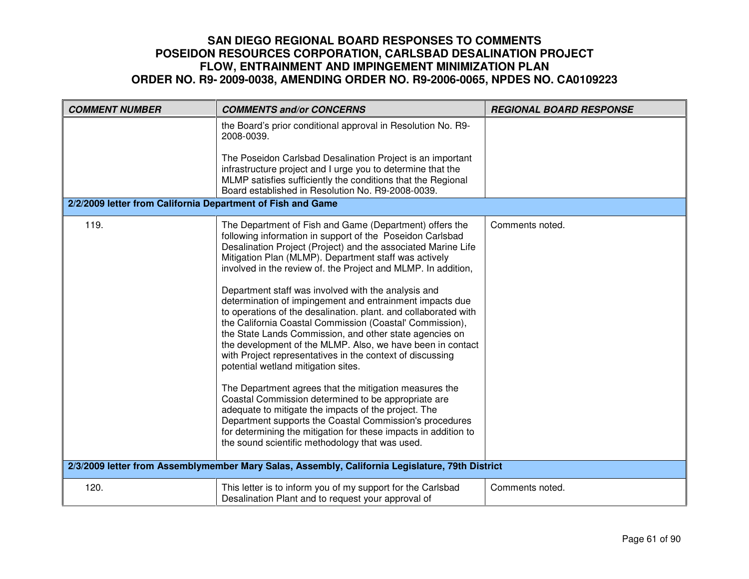# SAN DIEGO REGIONAL BOARD RESPONSES TO COMMENTS POSEIDON RESOURCES CORPORATION, CARLSBAD DESALINATION PROJECT FLOW, ENTRAINMENT AND IMPINGEMENT MINIMIZATION PLAN ORDER NO. R9- 2009-0038, AMENDING ORDER NO. R9-2006-0065, NPDES NO. CA0109223

| *COMMENT NUMBER* | *COMMENTS and/or CONCERNS* | *REGIONAL BOARD RESPONSE* |
|---|---|---|
| | the Board's prior conditional approval in Resolution No. R9-2008-0039.<br><br>The Poseidon Carlsbad Desalination Project is an important infrastructure project and I urge you to determine that the MLMP satisfies sufficiently the conditions that the Regional Board established in Resolution No. R9-2008-0039. | |
| **2/2/2009 letter from California Department of Fish and Game** | | |
| 119. | The Department of Fish and Game (Department) offers the following information in support of the Poseidon Carlsbad Desalination Project (Project) and the associated Marine Life Mitigation Plan (MLMP). Department staff was actively involved in the review of. the Project and MLMP. In addition,<br><br>Department staff was involved with the analysis and determination of impingement and entrainment impacts due to operations of the desalination. plant. and collaborated with the California Coastal Commission (Coastal' Commission), the State Lands Commission, and other state agencies on the development of the MLMP. Also, we have been in contact with Project representatives in the context of discussing potential wetland mitigation sites.<br><br>The Department agrees that the mitigation measures the Coastal Commission determined to be appropriate are adequate to mitigate the impacts of the project. The Department supports the Coastal Commission's procedures for determining the mitigation for these impacts in addition to the sound scientific methodology that was used. | Comments noted. |
| **2/3/2009 letter from Assemblymember Mary Salas, Assembly, California Legislature, 79th District** | | |
| 120. | This letter is to inform you of my support for the Carlsbad Desalination Plant and to request your approval of | Comments noted. |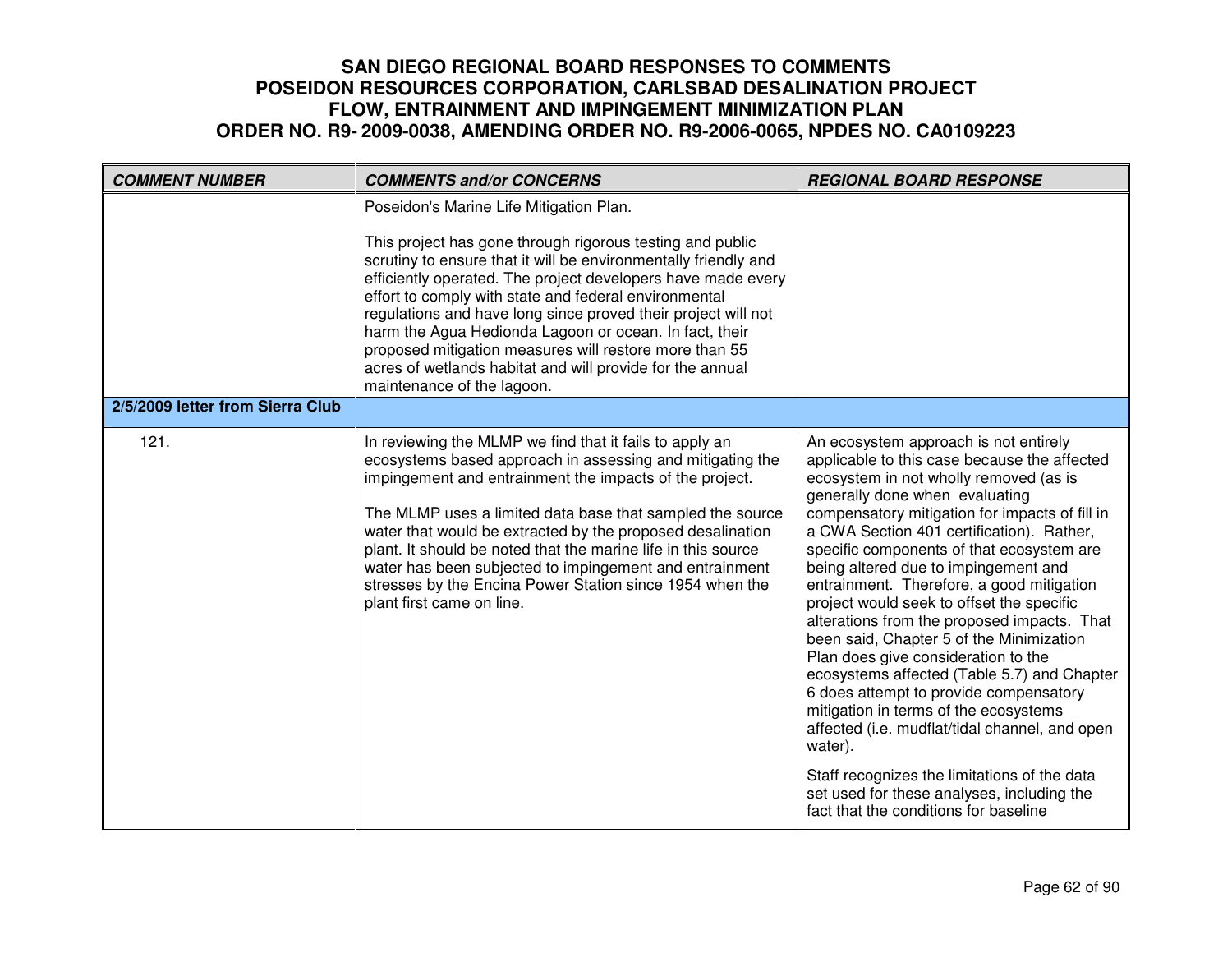# SAN DIEGO REGIONAL BOARD RESPONSES TO COMMENTS
# POSEIDON RESOURCES CORPORATION, CARLSBAD DESALINATION PROJECT
# FLOW, ENTRAINMENT AND IMPINGEMENT MINIMIZATION PLAN
# ORDER NO. R9- 2009-0038, AMENDING ORDER NO. R9-2006-0065, NPDES NO. CA0109223

| COMMENT NUMBER | COMMENTS and/or CONCERNS | REGIONAL BOARD RESPONSE |
|---|---|---|
| | Poseidon's Marine Life Mitigation Plan.<br><br>This project has gone through rigorous testing and public scrutiny to ensure that it will be environmentally friendly and efficiently operated. The project developers have made every effort to comply with state and federal environmental regulations and have long since proved their project will not harm the Agua Hedionda Lagoon or ocean. In fact, their proposed mitigation measures will restore more than 55 acres of wetlands habitat and will provide for the annual maintenance of the lagoon. | |
| **2/5/2009 letter from Sierra Club** | | |
| 121. | In reviewing the MLMP we find that it fails to apply an ecosystems based approach in assessing and mitigating the impingement and entrainment the impacts of the project.<br><br>The MLMP uses a limited data base that sampled the source water that would be extracted by the proposed desalination plant. It should be noted that the marine life in this source water has been subjected to impingement and entrainment stresses by the Encina Power Station since 1954 when the plant first came on line. | An ecosystem approach is not entirely applicable to this case because the affected ecosystem in not wholly removed (as is generally done when evaluating compensatory mitigation for impacts of fill in a CWA Section 401 certification). Rather, specific components of that ecosystem are being altered due to impingement and entrainment. Therefore, a good mitigation project would seek to offset the specific alterations from the proposed impacts. That been said, Chapter 5 of the Minimization Plan does give consideration to the ecosystems affected (Table 5.7) and Chapter 6 does attempt to provide compensatory mitigation in terms of the ecosystems affected (i.e. mudflat/tidal channel, and open water).<br><br>Staff recognizes the limitations of the data set used for these analyses, including the fact that the conditions for baseline |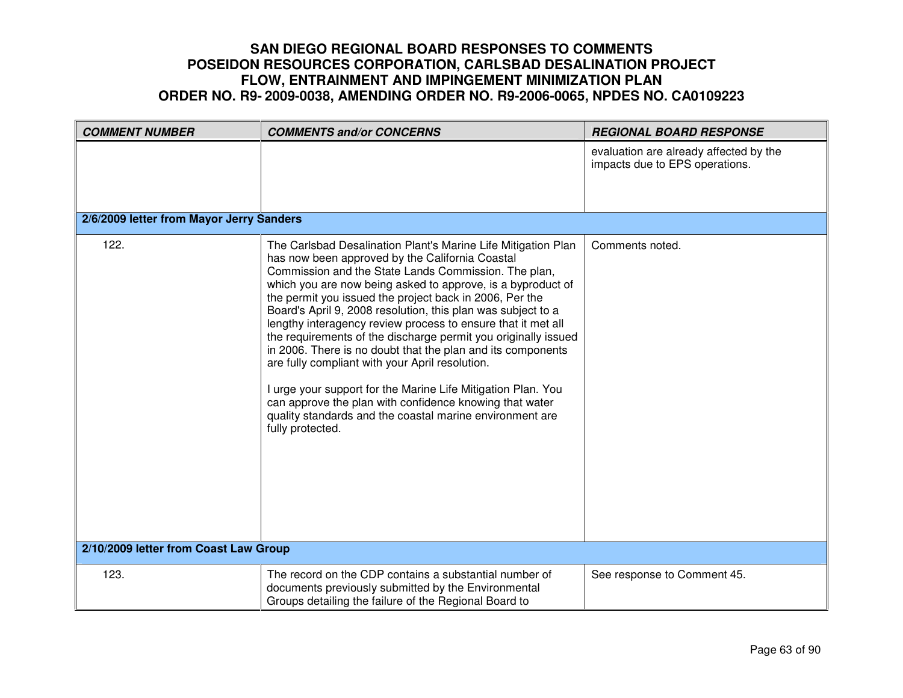| COMMENT NUMBER | COMMENTS and/or CONCERNS | REGIONAL BOARD RESPONSE |
|---|---|---|
| | | evaluation are already affected by the impacts due to EPS operations. |
| **2/6/2009 letter from Mayor Jerry Sanders** | | |
| 122. | The Carlsbad Desalination Plant's Marine Life Mitigation Plan has now been approved by the California Coastal Commission and the State Lands Commission. The plan, which you are now being asked to approve, is a byproduct of the permit you issued the project back in 2006, Per the Board's April 9, 2008 resolution, this plan was subject to a lengthy interagency review process to ensure that it met all the requirements of the discharge permit you originally issued in 2006. There is no doubt that the plan and its components are fully compliant with your April resolution.<br><br>I urge your support for the Marine Life Mitigation Plan. You can approve the plan with confidence knowing that water quality standards and the coastal marine environment are fully protected. | Comments noted. |
| **2/10/2009 letter from Coast Law Group** | | |
| 123. | The record on the CDP contains a substantial number of documents previously submitted by the Environmental Groups detailing the failure of the Regional Board to | See response to Comment 45. |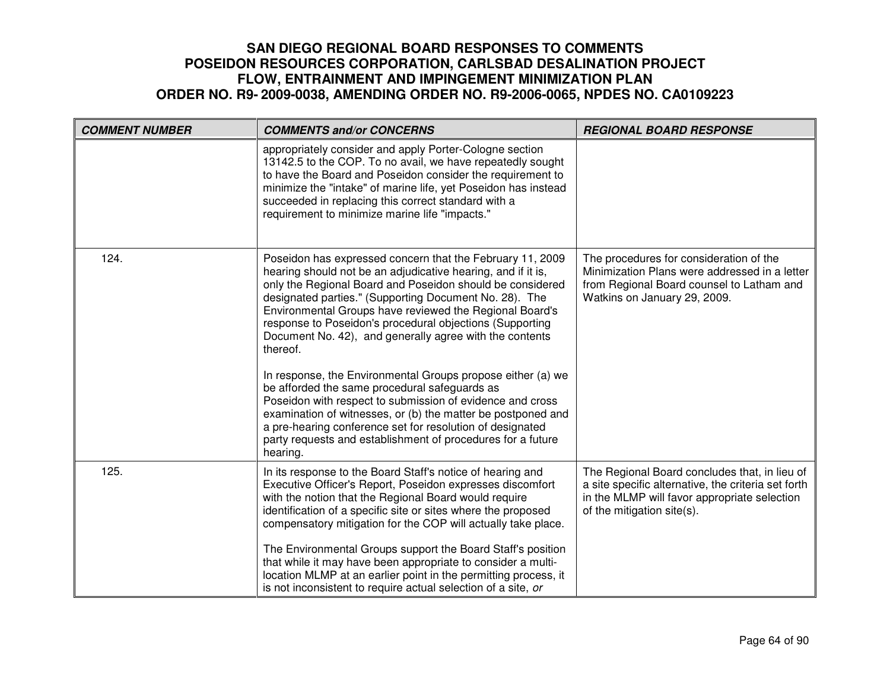# SAN DIEGO REGIONAL BOARD RESPONSES TO COMMENTS POSEIDON RESOURCES CORPORATION, CARLSBAD DESALINATION PROJECT FLOW, ENTRAINMENT AND IMPINGEMENT MINIMIZATION PLAN ORDER NO. R9- 2009-0038, AMENDING ORDER NO. R9-2006-0065, NPDES NO. CA0109223

| ***COMMENT NUMBER*** | ***COMMENTS and/or CONCERNS*** | ***REGIONAL BOARD RESPONSE*** |
|---|---|---|
| | appropriately consider and apply Porter-Cologne section 13142.5 to the COP. To no avail, we have repeatedly sought to have the Board and Poseidon consider the requirement to minimize the "intake" of marine life, yet Poseidon has instead succeeded in replacing this correct standard with a requirement to minimize marine life "impacts." | |
| 124. | Poseidon has expressed concern that the February 11, 2009 hearing should not be an adjudicative hearing, and if it is, only the Regional Board and Poseidon should be considered designated parties." (Supporting Document No. 28). The Environmental Groups have reviewed the Regional Board's response to Poseidon's procedural objections (Supporting Document No. 42), and generally agree with the contents thereof.<br><br>In response, the Environmental Groups propose either (a) we be afforded the same procedural safeguards as Poseidon with respect to submission of evidence and cross examination of witnesses, or (b) the matter be postponed and a pre-hearing conference set for resolution of designated party requests and establishment of procedures for a future hearing. | The procedures for consideration of the Minimization Plans were addressed in a letter from Regional Board counsel to Latham and Watkins on January 29, 2009. |
| 125. | In its response to the Board Staff's notice of hearing and Executive Officer's Report, Poseidon expresses discomfort with the notion that the Regional Board would require identification of a specific site or sites where the proposed compensatory mitigation for the COP will actually take place.<br><br>The Environmental Groups support the Board Staff's position that while it may have been appropriate to consider a multi-location MLMP at an earlier point in the permitting process, it is not inconsistent to require actual selection of a site, *or* | The Regional Board concludes that, in lieu of a site specific alternative, the criteria set forth in the MLMP will favor appropriate selection of the mitigation site(s). |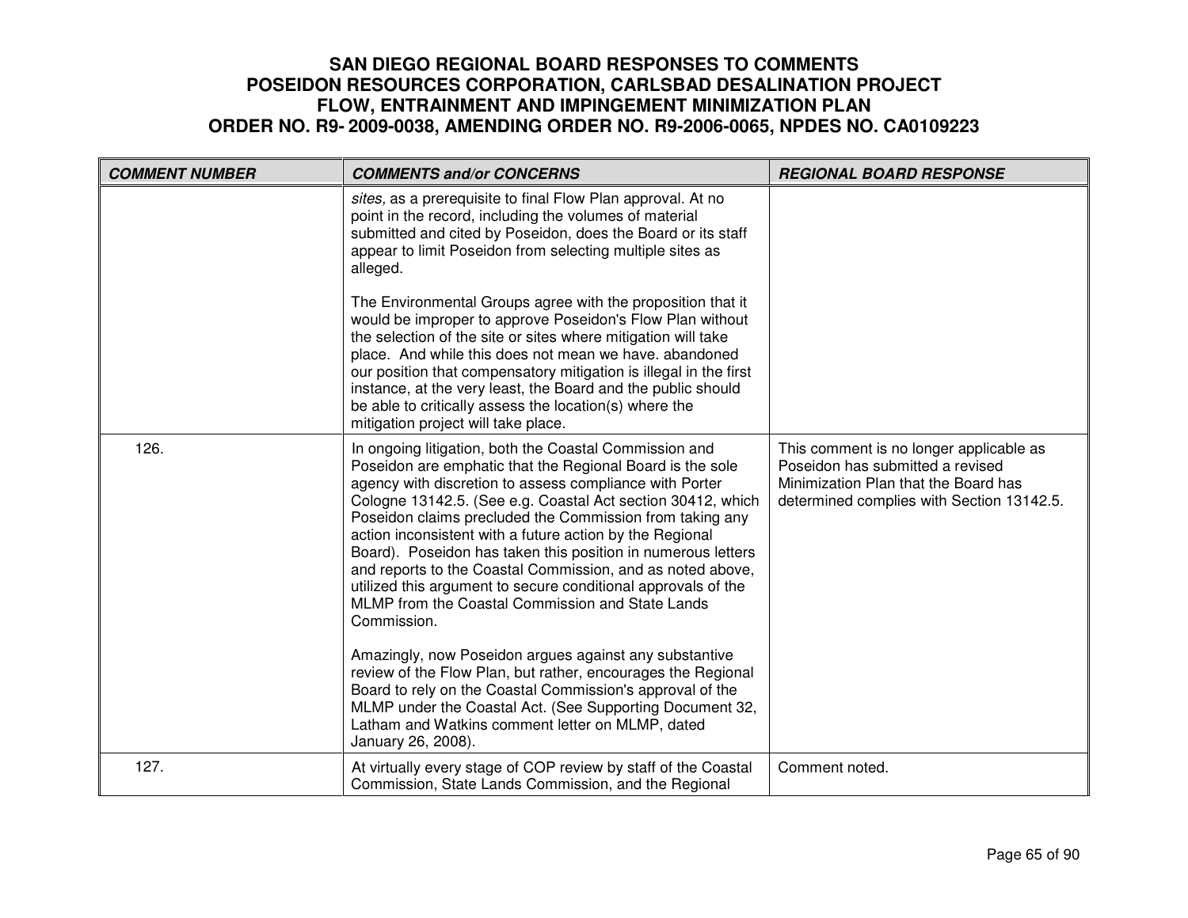| COMMENT NUMBER | COMMENTS and/or CONCERNS | REGIONAL BOARD RESPONSE |
|---|---|---|
| | *sites,* as a prerequisite to final Flow Plan approval. At no point in the record, including the volumes of material submitted and cited by Poseidon, does the Board or its staff appear to limit Poseidon from selecting multiple sites as alleged.<br><br>The Environmental Groups agree with the proposition that it would be improper to approve Poseidon's Flow Plan without the selection of the site or sites where mitigation will take place. And while this does not mean we have. abandoned our position that compensatory mitigation is illegal in the first instance, at the very least, the Board and the public should be able to critically assess the location(s) where the mitigation project will take place. | |
| 126. | In ongoing litigation, both the Coastal Commission and Poseidon are emphatic that the Regional Board is the sole agency with discretion to assess compliance with Porter Cologne 13142.5. (See e.g. Coastal Act section 30412, which Poseidon claims precluded the Commission from taking any action inconsistent with a future action by the Regional Board). Poseidon has taken this position in numerous letters and reports to the Coastal Commission, and as noted above, utilized this argument to secure conditional approvals of the MLMP from the Coastal Commission and State Lands Commission.<br><br>Amazingly, now Poseidon argues against any substantive review of the Flow Plan, but rather, encourages the Regional Board to rely on the Coastal Commission's approval of the MLMP under the Coastal Act. (See Supporting Document 32, Latham and Watkins comment letter on MLMP, dated January 26, 2008). | This comment is no longer applicable as Poseidon has submitted a revised Minimization Plan that the Board has determined complies with Section 13142.5. |
| 127. | At virtually every stage of COP review by staff of the Coastal Commission, State Lands Commission, and the Regional | Comment noted. |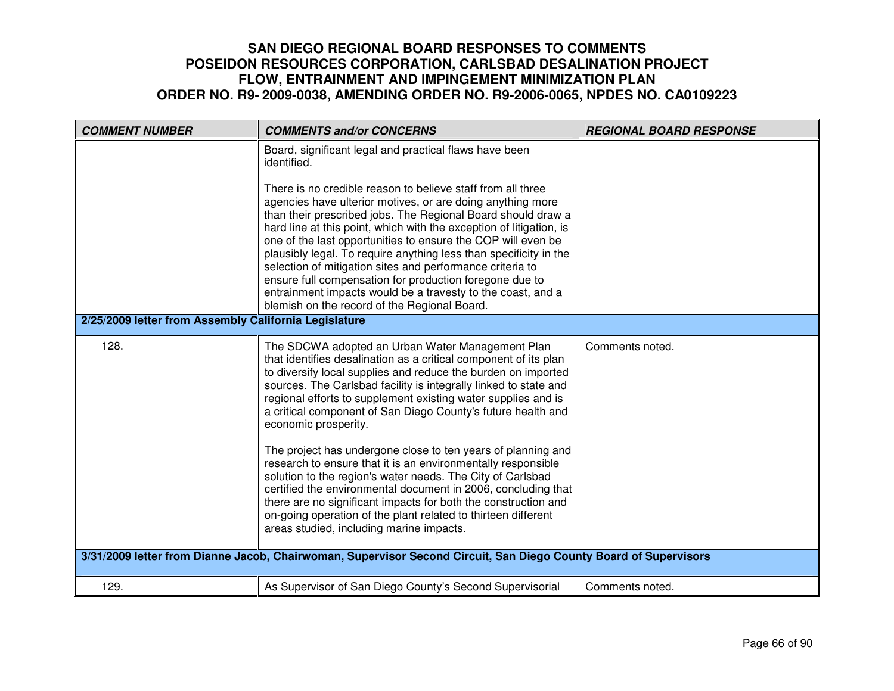# SAN DIEGO REGIONAL BOARD RESPONSES TO COMMENTS
# POSEIDON RESOURCES CORPORATION, CARLSBAD DESALINATION PROJECT
# FLOW, ENTRAINMENT AND IMPINGEMENT MINIMIZATION PLAN
# ORDER NO. R9- 2009-0038, AMENDING ORDER NO. R9-2006-0065, NPDES NO. CA0109223

| *COMMENT NUMBER* | *COMMENTS and/or CONCERNS* | *REGIONAL BOARD RESPONSE* |
|---|---|---|
| | Board, significant legal and practical flaws have been identified.<br><br>There is no credible reason to believe staff from all three agencies have ulterior motives, or are doing anything more than their prescribed jobs. The Regional Board should draw a hard line at this point, which with the exception of litigation, is one of the last opportunities to ensure the COP will even be plausibly legal. To require anything less than specificity in the selection of mitigation sites and performance criteria to ensure full compensation for production foregone due to entrainment impacts would be a travesty to the coast, and a blemish on the record of the Regional Board. | |
| **2/25/2009 letter from Assembly California Legislature** | | |
| 128. | The SDCWA adopted an Urban Water Management Plan that identifies desalination as a critical component of its plan to diversify local supplies and reduce the burden on imported sources. The Carlsbad facility is integrally linked to state and regional efforts to supplement existing water supplies and is a critical component of San Diego County's future health and economic prosperity.<br><br>The project has undergone close to ten years of planning and research to ensure that it is an environmentally responsible solution to the region's water needs. The City of Carlsbad certified the environmental document in 2006, concluding that there are no significant impacts for both the construction and on-going operation of the plant related to thirteen different areas studied, including marine impacts. | Comments noted. |
| **3/31/2009 letter from Dianne Jacob, Chairwoman, Supervisor Second Circuit, San Diego County Board of Supervisors** | | |
| 129. | As Supervisor of San Diego County's Second Supervisorial | Comments noted. |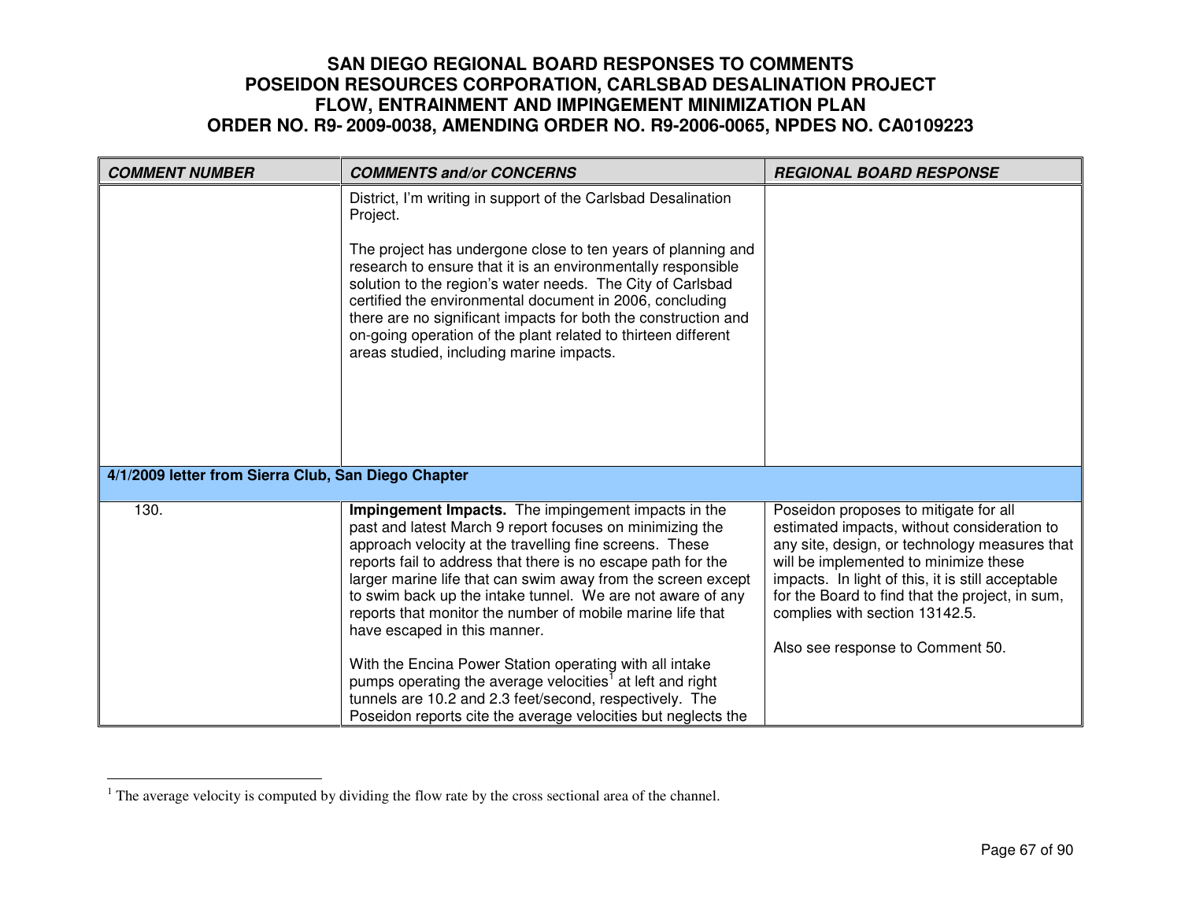# SAN DIEGO REGIONAL BOARD RESPONSES TO COMMENTS
# POSEIDON RESOURCES CORPORATION, CARLSBAD DESALINATION PROJECT
# FLOW, ENTRAINMENT AND IMPINGEMENT MINIMIZATION PLAN
# ORDER NO. R9- 2009-0038, AMENDING ORDER NO. R9-2006-0065, NPDES NO. CA0109223

| ***COMMENT NUMBER*** | ***COMMENTS and/or CONCERNS*** | ***REGIONAL BOARD RESPONSE*** |
|---|---|---|
| | District, I'm writing in support of the Carlsbad Desalination Project.<br><br>The project has undergone close to ten years of planning and research to ensure that it is an environmentally responsible solution to the region's water needs. The City of Carlsbad certified the environmental document in 2006, concluding there are no significant impacts for both the construction and on-going operation of the plant related to thirteen different areas studied, including marine impacts. | |
| **4/1/2009 letter from Sierra Club, San Diego Chapter** | | |
| 130. | **Impingement Impacts.** The impingement impacts in the past and latest March 9 report focuses on minimizing the approach velocity at the travelling fine screens. These reports fail to address that there is no escape path for the larger marine life that can swim away from the screen except to swim back up the intake tunnel. We are not aware of any reports that monitor the number of mobile marine life that have escaped in this manner.<br><br>With the Encina Power Station operating with all intake pumps operating the average velocities[1] at left and right tunnels are 10.2 and 2.3 feet/second, respectively. The Poseidon reports cite the average velocities but neglects the | Poseidon proposes to mitigate for all estimated impacts, without consideration to any site, design, or technology measures that will be implemented to minimize these impacts. In light of this, it is still acceptable for the Board to find that the project, in sum, complies with section 13142.5.<br><br>Also see response to Comment 50. |

[1] The average velocity is computed by dividing the flow rate by the cross sectional area of the channel.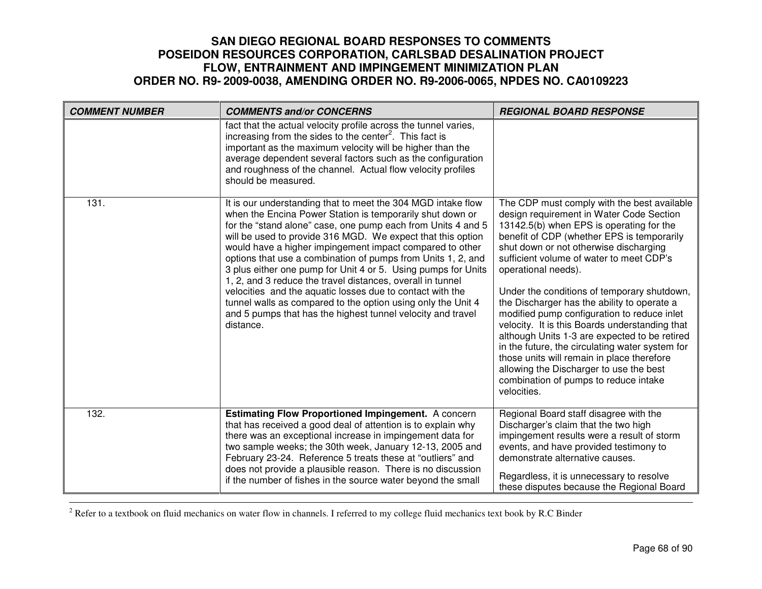# SAN DIEGO REGIONAL BOARD RESPONSES TO COMMENTS
# POSEIDON RESOURCES CORPORATION, CARLSBAD DESALINATION PROJECT
# FLOW, ENTRAINMENT AND IMPINGEMENT MINIMIZATION PLAN
# ORDER NO. R9- 2009-0038, AMENDING ORDER NO. R9-2006-0065, NPDES NO. CA0109223

| COMMENT NUMBER | COMMENTS and/or CONCERNS | REGIONAL BOARD RESPONSE |
|---|---|---|
| | fact that the actual velocity profile across the tunnel varies, increasing from the sides to the center[2]. This fact is important as the maximum velocity will be higher than the average dependent several factors such as the configuration and roughness of the channel. Actual flow velocity profiles should be measured. | |
| 131. | It is our understanding that to meet the 304 MGD intake flow when the Encina Power Station is temporarily shut down or for the "stand alone" case, one pump each from Units 4 and 5 will be used to provide 316 MGD. We expect that this option would have a higher impingement impact compared to other options that use a combination of pumps from Units 1, 2, and 3 plus either one pump for Unit 4 or 5. Using pumps for Units 1, 2, and 3 reduce the travel distances, overall in tunnel velocities and the aquatic losses due to contact with the tunnel walls as compared to the option using only the Unit 4 and 5 pumps that has the highest tunnel velocity and travel distance. | The CDP must comply with the best available design requirement in Water Code Section 13142.5(b) when EPS is operating for the benefit of CDP (whether EPS is temporarily shut down or not otherwise discharging sufficient volume of water to meet CDP's operational needs).<br><br>Under the conditions of temporary shutdown, the Discharger has the ability to operate a modified pump configuration to reduce inlet velocity. It is this Boards understanding that although Units 1-3 are expected to be retired in the future, the circulating water system for those units will remain in place therefore allowing the Discharger to use the best combination of pumps to reduce intake velocities. |
| 132. | **Estimating Flow Proportioned Impingement.** A concern that has received a good deal of attention is to explain why there was an exceptional increase in impingement data for two sample weeks; the 30th week, January 12-13, 2005 and February 23-24. Reference 5 treats these at "outliers" and does not provide a plausible reason. There is no discussion if the number of fishes in the source water beyond the small | Regional Board staff disagree with the Discharger's claim that the two high impingement results were a result of storm events, and have provided testimony to demonstrate alternative causes.<br><br>Regardless, it is unnecessary to resolve these disputes because the Regional Board |

[2] Refer to a textbook on fluid mechanics on water flow in channels. I referred to my college fluid mechanics text book by R.C Binder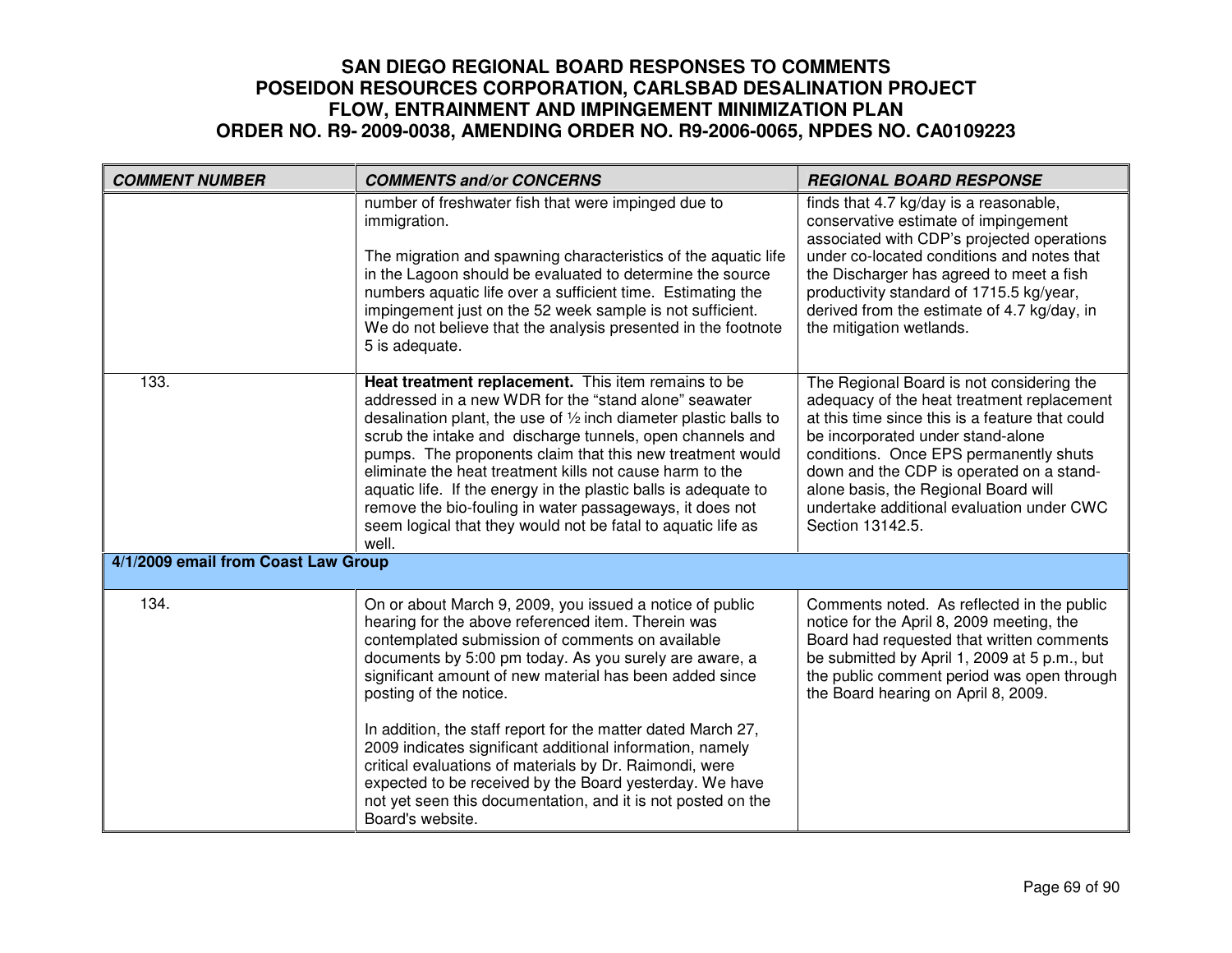# SAN DIEGO REGIONAL BOARD RESPONSES TO COMMENTS
# POSEIDON RESOURCES CORPORATION, CARLSBAD DESALINATION PROJECT
# FLOW, ENTRAINMENT AND IMPINGEMENT MINIMIZATION PLAN
# ORDER NO. R9- 2009-0038, AMENDING ORDER NO. R9-2006-0065, NPDES NO. CA0109223

| *COMMENT NUMBER* | *COMMENTS and/or CONCERNS* | *REGIONAL BOARD RESPONSE* |
|---|---|---|
| | number of freshwater fish that were impinged due to immigration.<br><br>The migration and spawning characteristics of the aquatic life in the Lagoon should be evaluated to determine the source numbers aquatic life over a sufficient time. Estimating the impingement just on the 52 week sample is not sufficient. We do not believe that the analysis presented in the footnote 5 is adequate. | finds that 4.7 kg/day is a reasonable, conservative estimate of impingement associated with CDP's projected operations under co-located conditions and notes that the Discharger has agreed to meet a fish productivity standard of 1715.5 kg/year, derived from the estimate of 4.7 kg/day, in the mitigation wetlands. |
| 133. | **Heat treatment replacement.** This item remains to be addressed in a new WDR for the "stand alone" seawater desalination plant, the use of ½ inch diameter plastic balls to scrub the intake and discharge tunnels, open channels and pumps. The proponents claim that this new treatment would eliminate the heat treatment kills not cause harm to the aquatic life. If the energy in the plastic balls is adequate to remove the bio-fouling in water passageways, it does not seem logical that they would not be fatal to aquatic life as well. | The Regional Board is not considering the adequacy of the heat treatment replacement at this time since this is a feature that could be incorporated under stand-alone conditions. Once EPS permanently shuts down and the CDP is operated on a stand-alone basis, the Regional Board will undertake additional evaluation under CWC Section 13142.5. |
| **4/1/2009 email from Coast Law Group** | | |
| 134. | On or about March 9, 2009, you issued a notice of public hearing for the above referenced item. Therein was contemplated submission of comments on available documents by 5:00 pm today. As you surely are aware, a significant amount of new material has been added since posting of the notice.<br><br>In addition, the staff report for the matter dated March 27, 2009 indicates significant additional information, namely critical evaluations of materials by Dr. Raimondi, were expected to be received by the Board yesterday. We have not yet seen this documentation, and it is not posted on the Board's website. | Comments noted. As reflected in the public notice for the April 8, 2009 meeting, the Board had requested that written comments be submitted by April 1, 2009 at 5 p.m., but the public comment period was open through the Board hearing on April 8, 2009. |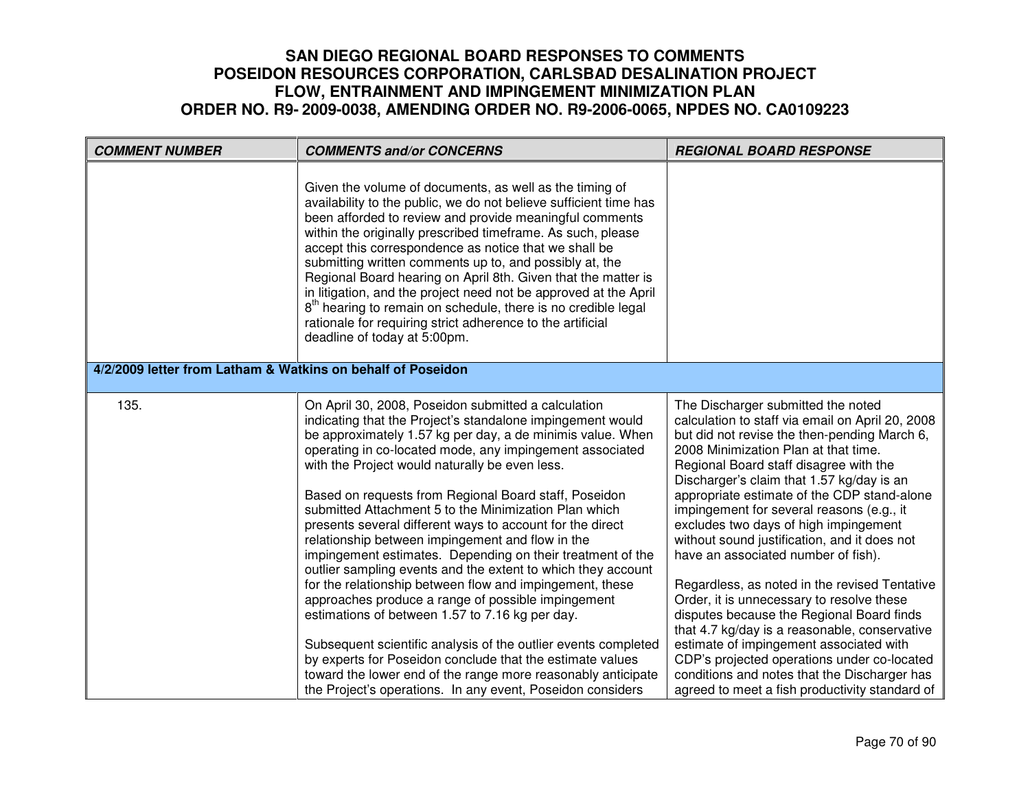# SAN DIEGO REGIONAL BOARD RESPONSES TO COMMENTS
# POSEIDON RESOURCES CORPORATION, CARLSBAD DESALINATION PROJECT
# FLOW, ENTRAINMENT AND IMPINGEMENT MINIMIZATION PLAN
# ORDER NO. R9- 2009-0038, AMENDING ORDER NO. R9-2006-0065, NPDES NO. CA0109223

| *COMMENT NUMBER* | *COMMENTS and/or CONCERNS* | *REGIONAL BOARD RESPONSE* |
|---|---|---|
| | Given the volume of documents, as well as the timing of availability to the public, we do not believe sufficient time has been afforded to review and provide meaningful comments within the originally prescribed timeframe. As such, please accept this correspondence as notice that we shall be submitting written comments up to, and possibly at, the Regional Board hearing on April 8th. Given that the matter is in litigation, and the project need not be approved at the April 8th hearing to remain on schedule, there is no credible legal rationale for requiring strict adherence to the artificial deadline of today at 5:00pm. | |
| **4/2/2009 letter from Latham & Watkins on behalf of Poseidon** | | |
| 135. | On April 30, 2008, Poseidon submitted a calculation indicating that the Project's standalone impingement would be approximately 1.57 kg per day, a de minimis value. When operating in co-located mode, any impingement associated with the Project would naturally be even less.<br><br>Based on requests from Regional Board staff, Poseidon submitted Attachment 5 to the Minimization Plan which presents several different ways to account for the direct relationship between impingement and flow in the impingement estimates. Depending on their treatment of the outlier sampling events and the extent to which they account for the relationship between flow and impingement, these approaches produce a range of possible impingement estimations of between 1.57 to 7.16 kg per day.<br><br>Subsequent scientific analysis of the outlier events completed by experts for Poseidon conclude that the estimate values toward the lower end of the range more reasonably anticipate the Project's operations. In any event, Poseidon considers | The Discharger submitted the noted calculation to staff via email on April 20, 2008 but did not revise the then-pending March 6, 2008 Minimization Plan at that time. Regional Board staff disagree with the Discharger's claim that 1.57 kg/day is an appropriate estimate of the CDP stand-alone impingement for several reasons (e.g., it excludes two days of high impingement without sound justification, and it does not have an associated number of fish).<br><br>Regardless, as noted in the revised Tentative Order, it is unnecessary to resolve these disputes because the Regional Board finds that 4.7 kg/day is a reasonable, conservative estimate of impingement associated with CDP's projected operations under co-located conditions and notes that the Discharger has agreed to meet a fish productivity standard of |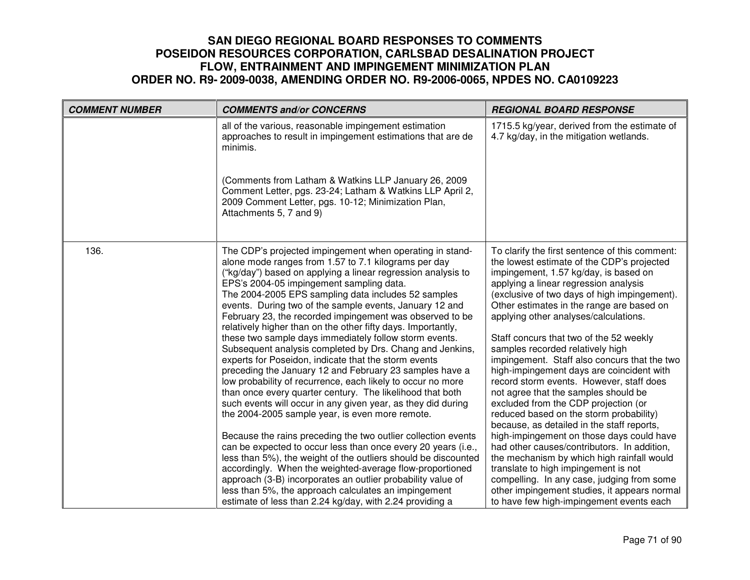# SAN DIEGO REGIONAL BOARD RESPONSES TO COMMENTS
# POSEIDON RESOURCES CORPORATION, CARLSBAD DESALINATION PROJECT
# FLOW, ENTRAINMENT AND IMPINGEMENT MINIMIZATION PLAN
# ORDER NO. R9- 2009-0038, AMENDING ORDER NO. R9-2006-0065, NPDES NO. CA0109223

| COMMENT NUMBER | COMMENTS and/or CONCERNS | REGIONAL BOARD RESPONSE |
|---|---|---|
| | all of the various, reasonable impingement estimation approaches to result in impingement estimations that are de minimis.<br><br>(Comments from Latham & Watkins LLP January 26, 2009 Comment Letter, pgs. 23-24; Latham & Watkins LLP April 2, 2009 Comment Letter, pgs. 10-12; Minimization Plan, Attachments 5, 7 and 9) | 1715.5 kg/year, derived from the estimate of 4.7 kg/day, in the mitigation wetlands. |
| 136. | The CDP's projected impingement when operating in stand-alone mode ranges from 1.57 to 7.1 kilograms per day ("kg/day") based on applying a linear regression analysis to EPS's 2004-05 impingement sampling data.<br>The 2004-2005 EPS sampling data includes 52 samples events. During two of the sample events, January 12 and February 23, the recorded impingement was observed to be relatively higher than on the other fifty days. Importantly, these two sample days immediately follow storm events. Subsequent analysis completed by Drs. Chang and Jenkins, experts for Poseidon, indicate that the storm events preceding the January 12 and February 23 samples have a low probability of recurrence, each likely to occur no more than once every quarter century. The likelihood that both such events will occur in any given year, as they did during the 2004-2005 sample year, is even more remote.<br><br>Because the rains preceding the two outlier collection events can be expected to occur less than once every 20 years (i.e., less than 5%), the weight of the outliers should be discounted accordingly. When the weighted-average flow-proportioned approach (3-B) incorporates an outlier probability value of less than 5%, the approach calculates an impingement estimate of less than 2.24 kg/day, with 2.24 providing a | To clarify the first sentence of this comment: the lowest estimate of the CDP's projected impingement, 1.57 kg/day, is based on applying a linear regression analysis (exclusive of two days of high impingement). Other estimates in the range are based on applying other analyses/calculations.<br><br>Staff concurs that two of the 52 weekly samples recorded relatively high impingement. Staff also concurs that the two high-impingement days are coincident with record storm events. However, staff does not agree that the samples should be excluded from the CDP projection (or reduced based on the storm probability) because, as detailed in the staff reports, high-impingement on those days could have had other causes/contributors. In addition, the mechanism by which high rainfall would translate to high impingement is not compelling. In any case, judging from some other impingement studies, it appears normal to have few high-impingement events each |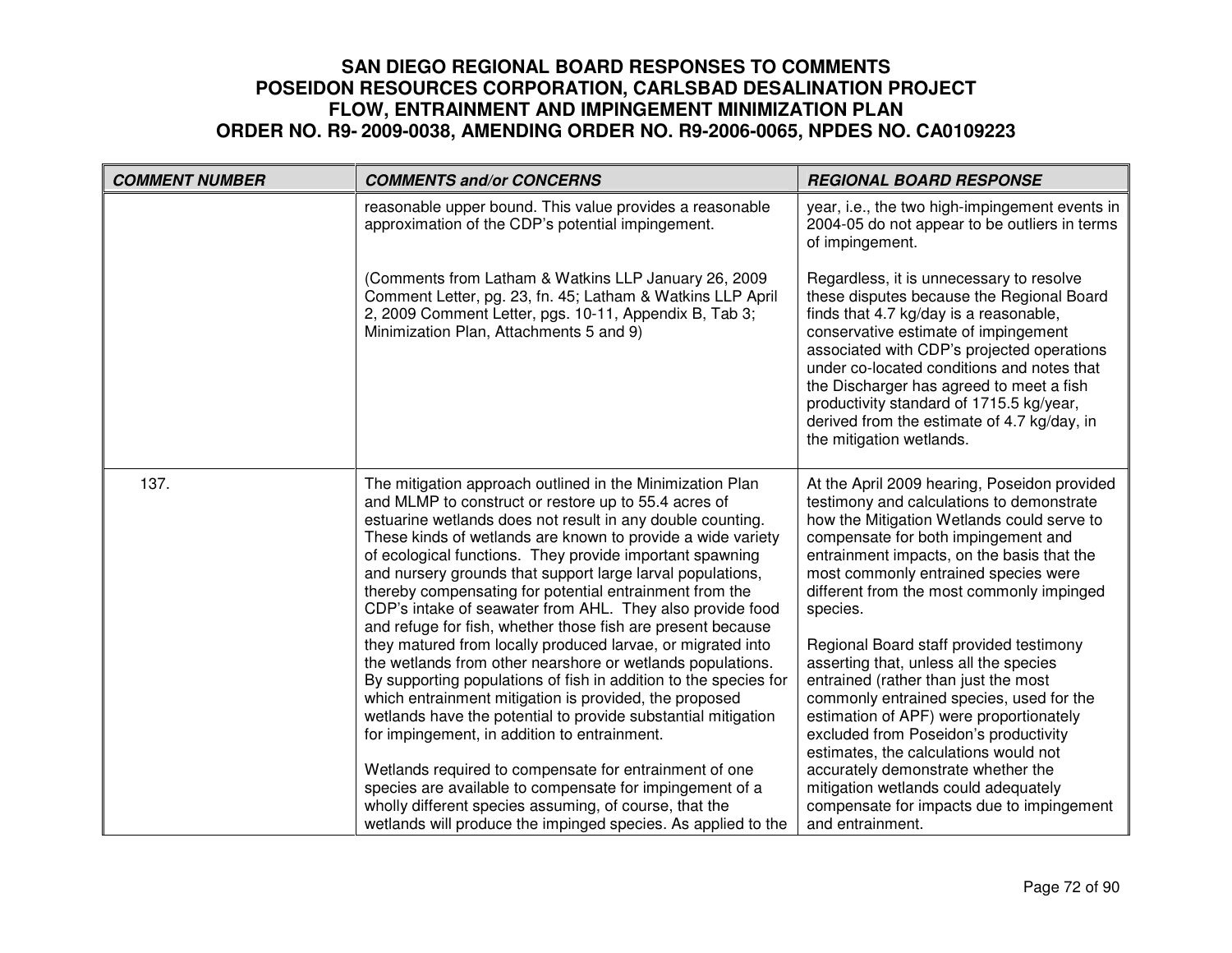# SAN DIEGO REGIONAL BOARD RESPONSES TO COMMENTS
# POSEIDON RESOURCES CORPORATION, CARLSBAD DESALINATION PROJECT
# FLOW, ENTRAINMENT AND IMPINGEMENT MINIMIZATION PLAN
# ORDER NO. R9- 2009-0038, AMENDING ORDER NO. R9-2006-0065, NPDES NO. CA0109223

| COMMENT NUMBER | COMMENTS and/or CONCERNS | REGIONAL BOARD RESPONSE |
|---|---|---|
| | reasonable upper bound. This value provides a reasonable approximation of the CDP's potential impingement.<br><br>(Comments from Latham & Watkins LLP January 26, 2009 Comment Letter, pg. 23, fn. 45; Latham & Watkins LLP April 2, 2009 Comment Letter, pgs. 10-11, Appendix B, Tab 3; Minimization Plan, Attachments 5 and 9) | year, i.e., the two high-impingement events in 2004-05 do not appear to be outliers in terms of impingement.<br><br>Regardless, it is unnecessary to resolve these disputes because the Regional Board finds that 4.7 kg/day is a reasonable, conservative estimate of impingement associated with CDP's projected operations under co-located conditions and notes that the Discharger has agreed to meet a fish productivity standard of 1715.5 kg/year, derived from the estimate of 4.7 kg/day, in the mitigation wetlands. |
| 137. | The mitigation approach outlined in the Minimization Plan and MLMP to construct or restore up to 55.4 acres of estuarine wetlands does not result in any double counting. These kinds of wetlands are known to provide a wide variety of ecological functions. They provide important spawning and nursery grounds that support large larval populations, thereby compensating for potential entrainment from the CDP's intake of seawater from AHL. They also provide food and refuge for fish, whether those fish are present because they matured from locally produced larvae, or migrated into the wetlands from other nearshore or wetlands populations. By supporting populations of fish in addition to the species for which entrainment mitigation is provided, the proposed wetlands have the potential to provide substantial mitigation for impingement, in addition to entrainment.<br><br>Wetlands required to compensate for entrainment of one species are available to compensate for impingement of a wholly different species assuming, of course, that the wetlands will produce the impinged species. As applied to the | At the April 2009 hearing, Poseidon provided testimony and calculations to demonstrate how the Mitigation Wetlands could serve to compensate for both impingement and entrainment impacts, on the basis that the most commonly entrained species were different from the most commonly impinged species.<br><br>Regional Board staff provided testimony asserting that, unless all the species entrained (rather than just the most commonly entrained species, used for the estimation of APF) were proportionately excluded from Poseidon's productivity estimates, the calculations would not accurately demonstrate whether the mitigation wetlands could adequately compensate for impacts due to impingement and entrainment. |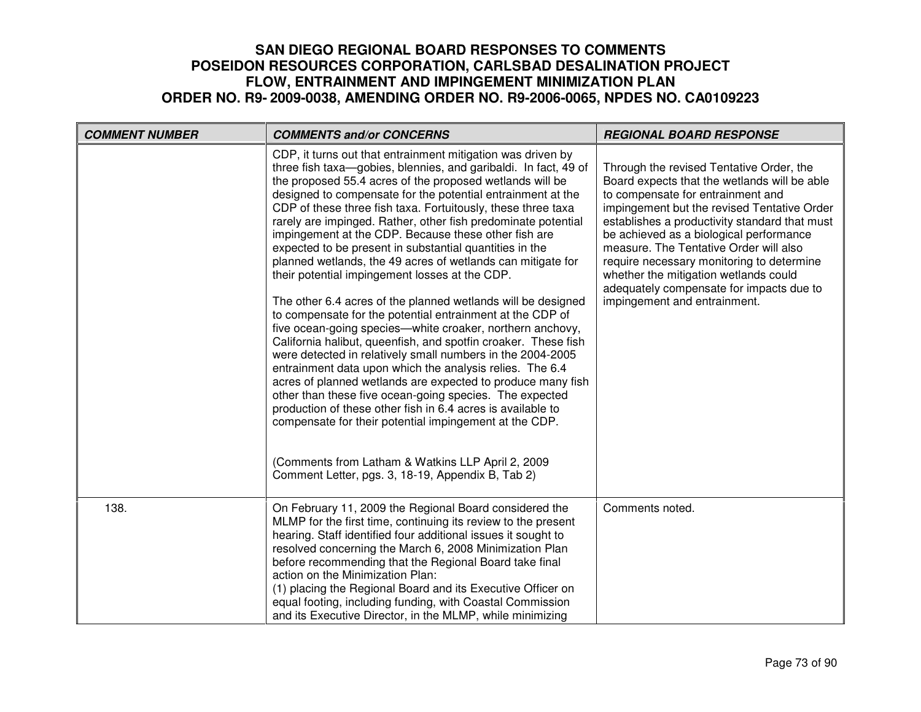| COMMENT NUMBER | COMMENTS and/or CONCERNS | REGIONAL BOARD RESPONSE |
|---|---|---|
| | CDP, it turns out that entrainment mitigation was driven by three fish taxa—gobies, blennies, and garibaldi. In fact, 49 of the proposed 55.4 acres of the proposed wetlands will be designed to compensate for the potential entrainment at the CDP of these three fish taxa. Fortuitously, these three taxa rarely are impinged. Rather, other fish predominate potential impingement at the CDP. Because these other fish are expected to be present in substantial quantities in the planned wetlands, the 49 acres of wetlands can mitigate for their potential impingement losses at the CDP.<br><br>The other 6.4 acres of the planned wetlands will be designed to compensate for the potential entrainment at the CDP of five ocean-going species—white croaker, northern anchovy, California halibut, queenfish, and spotfin croaker. These fish were detected in relatively small numbers in the 2004-2005 entrainment data upon which the analysis relies. The 6.4 acres of planned wetlands are expected to produce many fish other than these five ocean-going species. The expected production of these other fish in 6.4 acres is available to compensate for their potential impingement at the CDP.<br><br>(Comments from Latham & Watkins LLP April 2, 2009 Comment Letter, pgs. 3, 18-19, Appendix B, Tab 2) | Through the revised Tentative Order, the Board expects that the wetlands will be able to compensate for entrainment and impingement but the revised Tentative Order establishes a productivity standard that must be achieved as a biological performance measure. The Tentative Order will also require necessary monitoring to determine whether the mitigation wetlands could adequately compensate for impacts due to impingement and entrainment. |
| 138. | On February 11, 2009 the Regional Board considered the MLMP for the first time, continuing its review to the present hearing. Staff identified four additional issues it sought to resolved concerning the March 6, 2008 Minimization Plan before recommending that the Regional Board take final action on the Minimization Plan:<br>(1) placing the Regional Board and its Executive Officer on equal footing, including funding, with Coastal Commission and its Executive Director, in the MLMP, while minimizing | Comments noted. |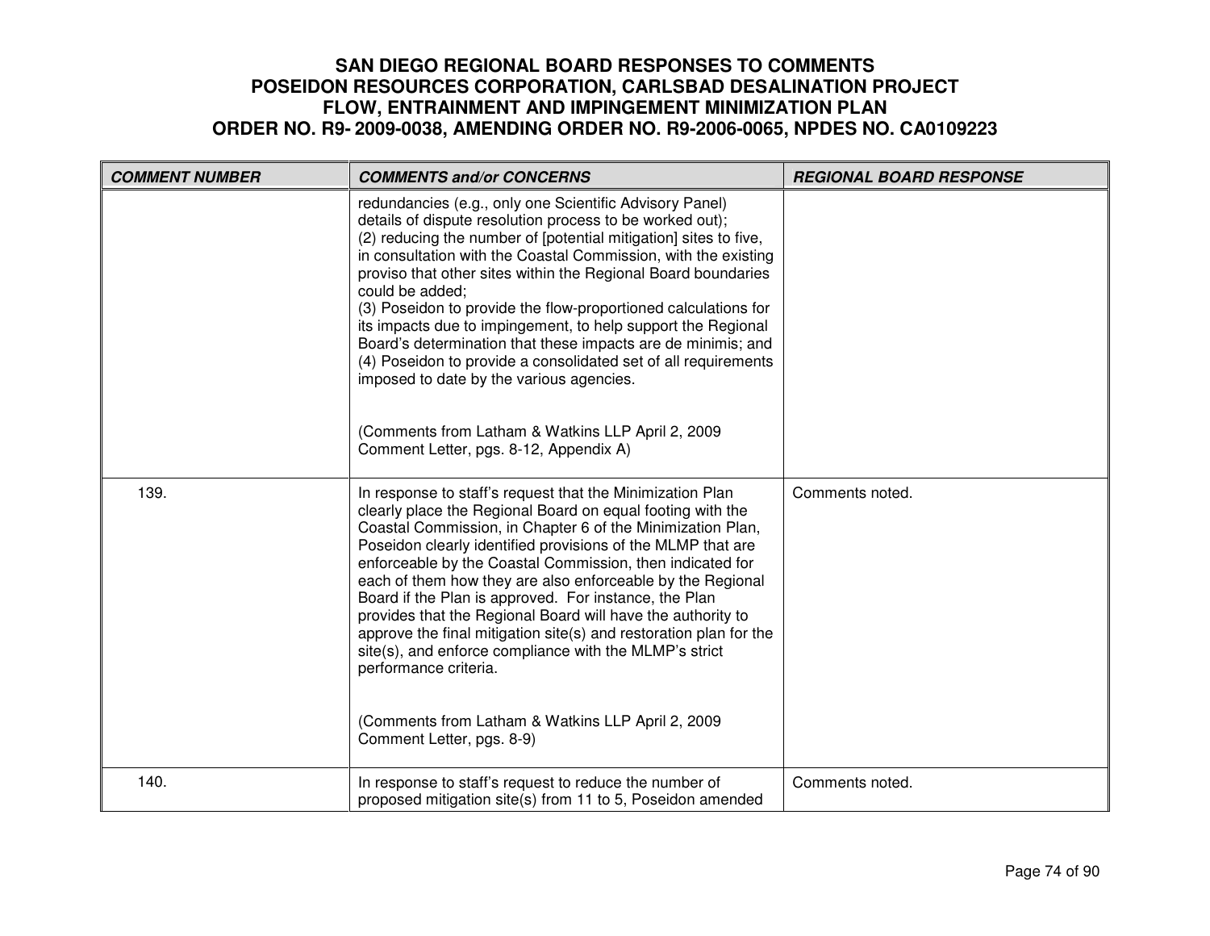| COMMENT NUMBER | COMMENTS and/or CONCERNS | REGIONAL BOARD RESPONSE |
|---|---|---|
| | redundancies (e.g., only one Scientific Advisory Panel) details of dispute resolution process to be worked out);<br>(2) reducing the number of [potential mitigation] sites to five, in consultation with the Coastal Commission, with the existing proviso that other sites within the Regional Board boundaries could be added;<br>(3) Poseidon to provide the flow-proportioned calculations for its impacts due to impingement, to help support the Regional Board's determination that these impacts are de minimis; and<br>(4) Poseidon to provide a consolidated set of all requirements imposed to date by the various agencies.<br><br>(Comments from Latham & Watkins LLP April 2, 2009 Comment Letter, pgs. 8-12, Appendix A) | |
| 139. | In response to staff's request that the Minimization Plan clearly place the Regional Board on equal footing with the Coastal Commission, in Chapter 6 of the Minimization Plan, Poseidon clearly identified provisions of the MLMP that are enforceable by the Coastal Commission, then indicated for each of them how they are also enforceable by the Regional Board if the Plan is approved. For instance, the Plan provides that the Regional Board will have the authority to approve the final mitigation site(s) and restoration plan for the site(s), and enforce compliance with the MLMP's strict performance criteria.<br><br>(Comments from Latham & Watkins LLP April 2, 2009 Comment Letter, pgs. 8-9) | Comments noted. |
| 140. | In response to staff's request to reduce the number of proposed mitigation site(s) from 11 to 5, Poseidon amended | Comments noted. |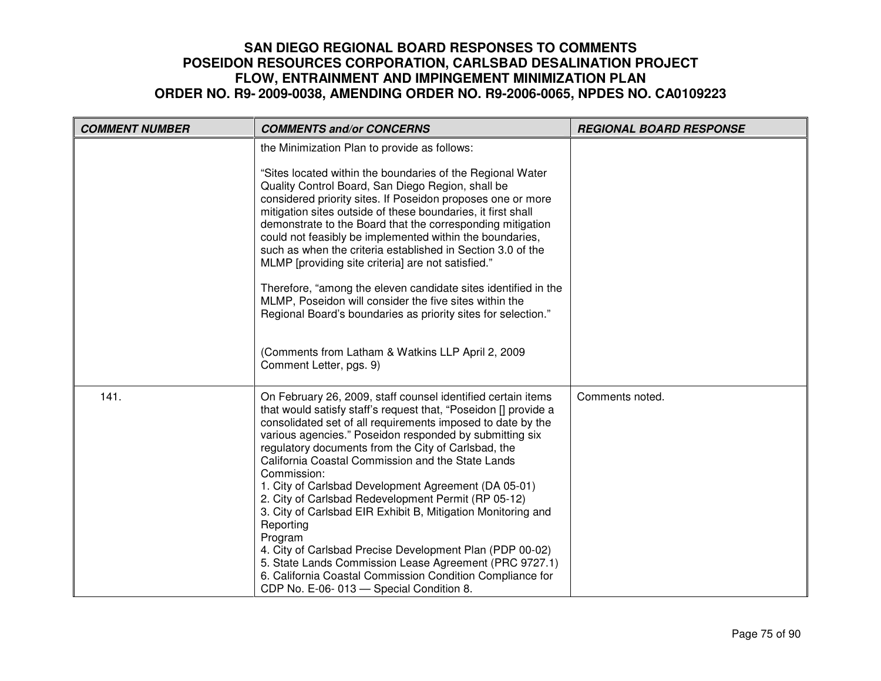# SAN DIEGO REGIONAL BOARD RESPONSES TO COMMENTS
# POSEIDON RESOURCES CORPORATION, CARLSBAD DESALINATION PROJECT
# FLOW, ENTRAINMENT AND IMPINGEMENT MINIMIZATION PLAN
# ORDER NO. R9- 2009-0038, AMENDING ORDER NO. R9-2006-0065, NPDES NO. CA0109223

| COMMENT NUMBER | COMMENTS and/or CONCERNS | REGIONAL BOARD RESPONSE |
|---|---|---|
| | the Minimization Plan to provide as follows:<br><br>"Sites located within the boundaries of the Regional Water Quality Control Board, San Diego Region, shall be considered priority sites. If Poseidon proposes one or more mitigation sites outside of these boundaries, it first shall demonstrate to the Board that the corresponding mitigation could not feasibly be implemented within the boundaries, such as when the criteria established in Section 3.0 of the MLMP [providing site criteria] are not satisfied."<br><br>Therefore, "among the eleven candidate sites identified in the MLMP, Poseidon will consider the five sites within the Regional Board's boundaries as priority sites for selection."<br><br>(Comments from Latham & Watkins LLP April 2, 2009 Comment Letter, pgs. 9) | |
| 141. | On February 26, 2009, staff counsel identified certain items that would satisfy staff's request that, "Poseidon [] provide a consolidated set of all requirements imposed to date by the various agencies." Poseidon responded by submitting six regulatory documents from the City of Carlsbad, the California Coastal Commission and the State Lands Commission:<br>1. City of Carlsbad Development Agreement (DA 05-01)<br>2. City of Carlsbad Redevelopment Permit (RP 05-12)<br>3. City of Carlsbad EIR Exhibit B, Mitigation Monitoring and Reporting Program<br>4. City of Carlsbad Precise Development Plan (PDP 00-02)<br>5. State Lands Commission Lease Agreement (PRC 9727.1)<br>6. California Coastal Commission Condition Compliance for CDP No. E-06- 013 — Special Condition 8. | Comments noted. |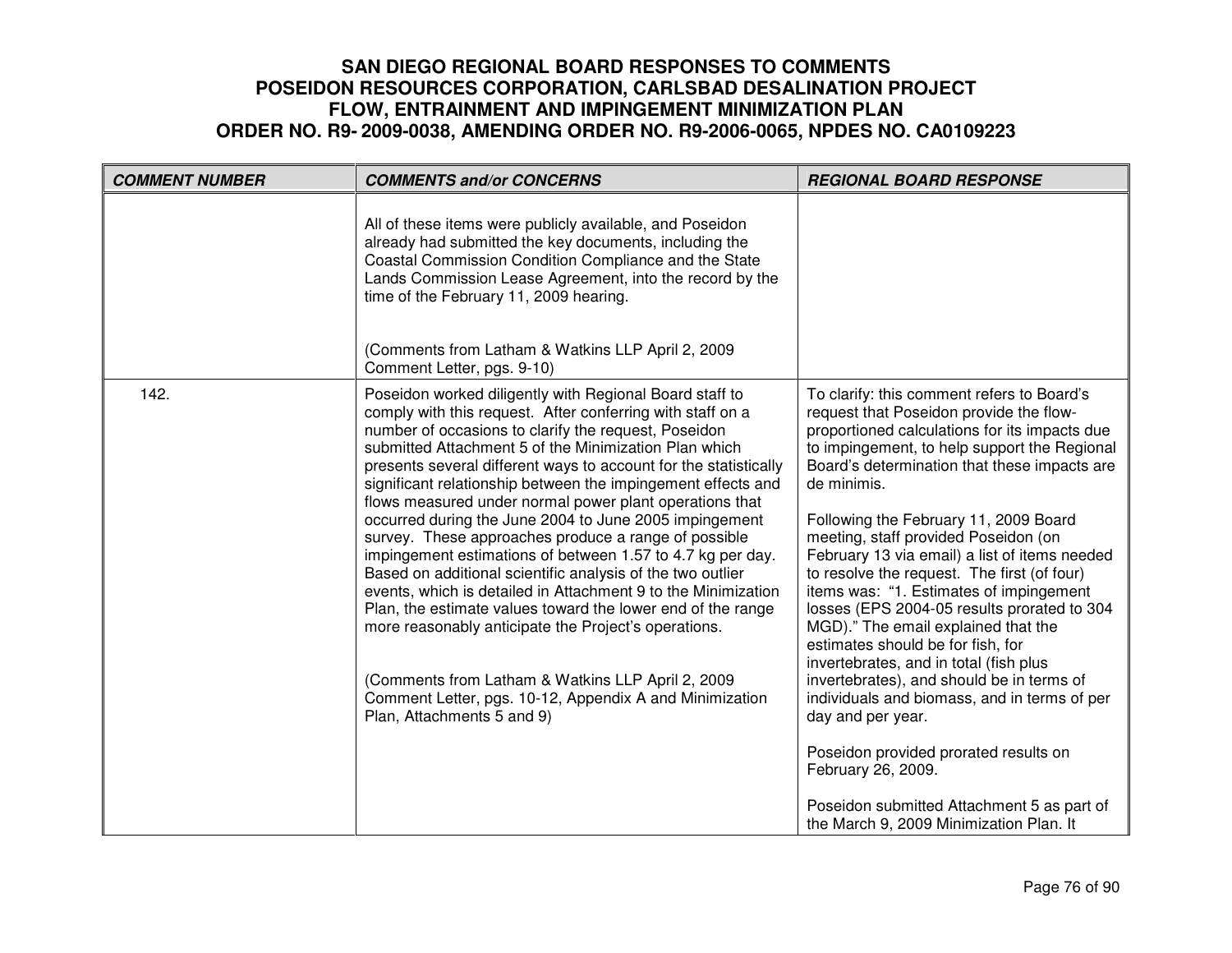# SAN DIEGO REGIONAL BOARD RESPONSES TO COMMENTS POSEIDON RESOURCES CORPORATION, CARLSBAD DESALINATION PROJECT FLOW, ENTRAINMENT AND IMPINGEMENT MINIMIZATION PLAN ORDER NO. R9- 2009-0038, AMENDING ORDER NO. R9-2006-0065, NPDES NO. CA0109223

| COMMENT NUMBER | COMMENTS and/or CONCERNS | REGIONAL BOARD RESPONSE |
|---|---|---|
| | All of these items were publicly available, and Poseidon already had submitted the key documents, including the Coastal Commission Condition Compliance and the State Lands Commission Lease Agreement, into the record by the time of the February 11, 2009 hearing.<br><br>(Comments from Latham & Watkins LLP April 2, 2009 Comment Letter, pgs. 9-10) | |
| 142. | Poseidon worked diligently with Regional Board staff to comply with this request. After conferring with staff on a number of occasions to clarify the request, Poseidon submitted Attachment 5 of the Minimization Plan which presents several different ways to account for the statistically significant relationship between the impingement effects and flows measured under normal power plant operations that occurred during the June 2004 to June 2005 impingement survey. These approaches produce a range of possible impingement estimations of between 1.57 to 4.7 kg per day. Based on additional scientific analysis of the two outlier events, which is detailed in Attachment 9 to the Minimization Plan, the estimate values toward the lower end of the range more reasonably anticipate the Project's operations.<br><br>(Comments from Latham & Watkins LLP April 2, 2009 Comment Letter, pgs. 10-12, Appendix A and Minimization Plan, Attachments 5 and 9) | To clarify: this comment refers to Board's request that Poseidon provide the flow-proportioned calculations for its impacts due to impingement, to help support the Regional Board's determination that these impacts are de minimis.<br><br>Following the February 11, 2009 Board meeting, staff provided Poseidon (on February 13 via email) a list of items needed to resolve the request. The first (of four) items was: "1. Estimates of impingement losses (EPS 2004-05 results prorated to 304 MGD)." The email explained that the estimates should be for fish, for invertebrates, and in total (fish plus invertebrates), and should be in terms of individuals and biomass, and in terms of per day and per year.<br><br>Poseidon provided prorated results on February 26, 2009.<br><br>Poseidon submitted Attachment 5 as part of the March 9, 2009 Minimization Plan. It |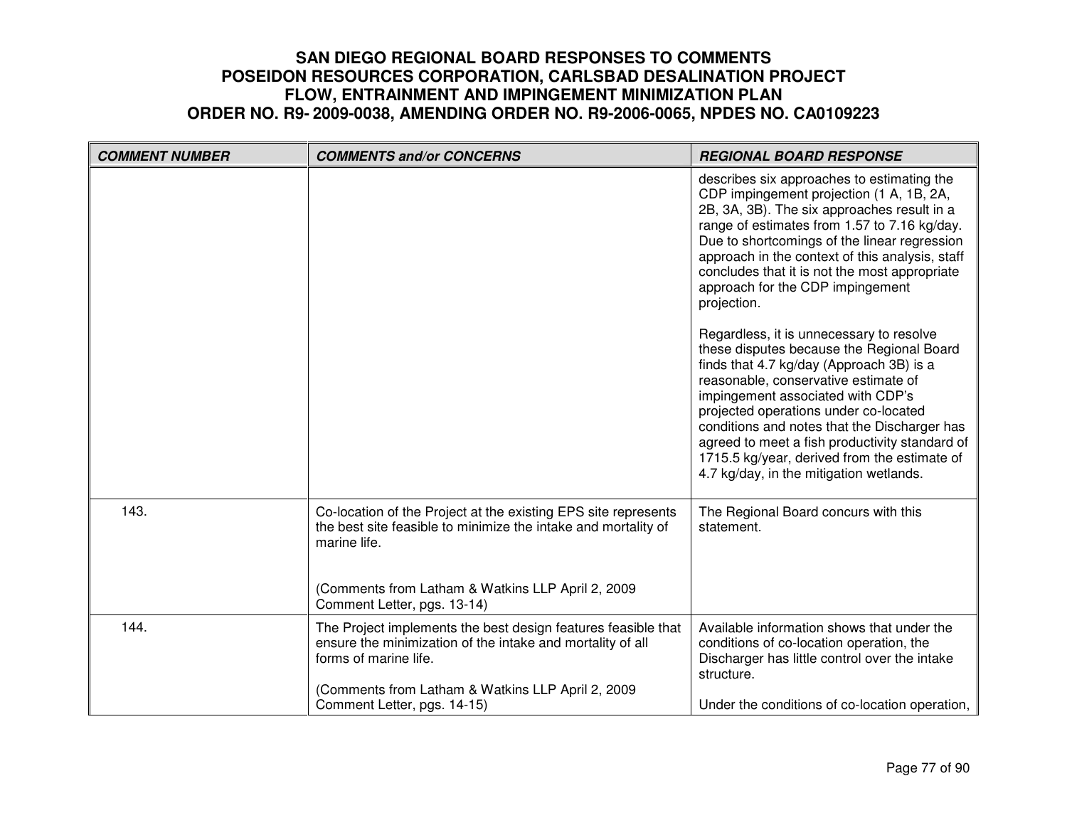# SAN DIEGO REGIONAL BOARD RESPONSES TO COMMENTS
# POSEIDON RESOURCES CORPORATION, CARLSBAD DESALINATION PROJECT
# FLOW, ENTRAINMENT AND IMPINGEMENT MINIMIZATION PLAN
# ORDER NO. R9- 2009-0038, AMENDING ORDER NO. R9-2006-0065, NPDES NO. CA0109223

| COMMENT NUMBER | COMMENTS and/or CONCERNS | REGIONAL BOARD RESPONSE |
|---|---|---|
| | | describes six approaches to estimating the CDP impingement projection (1 A, 1B, 2A, 2B, 3A, 3B). The six approaches result in a range of estimates from 1.57 to 7.16 kg/day. Due to shortcomings of the linear regression approach in the context of this analysis, staff concludes that it is not the most appropriate approach for the CDP impingement projection.<br><br>Regardless, it is unnecessary to resolve these disputes because the Regional Board finds that 4.7 kg/day (Approach 3B) is a reasonable, conservative estimate of impingement associated with CDP's projected operations under co-located conditions and notes that the Discharger has agreed to meet a fish productivity standard of 1715.5 kg/year, derived from the estimate of 4.7 kg/day, in the mitigation wetlands. |
| 143. | Co-location of the Project at the existing EPS site represents the best site feasible to minimize the intake and mortality of marine life.<br><br>(Comments from Latham & Watkins LLP April 2, 2009 Comment Letter, pgs. 13-14) | The Regional Board concurs with this statement. |
| 144. | The Project implements the best design features feasible that ensure the minimization of the intake and mortality of all forms of marine life.<br><br>(Comments from Latham & Watkins LLP April 2, 2009 Comment Letter, pgs. 14-15) | Available information shows that under the conditions of co-location operation, the Discharger has little control over the intake structure.<br><br>Under the conditions of co-location operation, |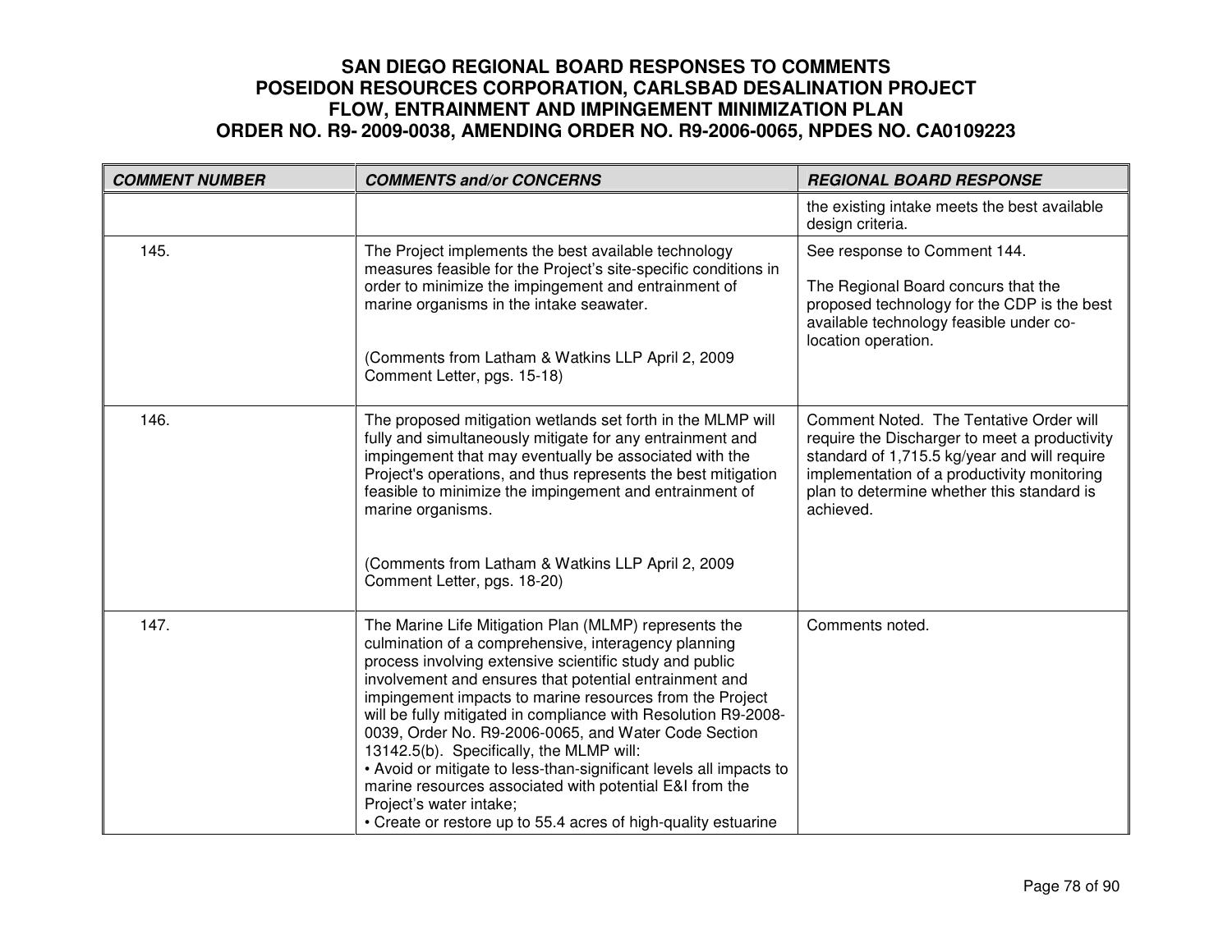# SAN DIEGO REGIONAL BOARD RESPONSES TO COMMENTS
# POSEIDON RESOURCES CORPORATION, CARLSBAD DESALINATION PROJECT
# FLOW, ENTRAINMENT AND IMPINGEMENT MINIMIZATION PLAN
# ORDER NO. R9- 2009-0038, AMENDING ORDER NO. R9-2006-0065, NPDES NO. CA0109223

| *COMMENT NUMBER* | *COMMENTS and/or CONCERNS* | *REGIONAL BOARD RESPONSE* |
|---|---|---|
| | | the existing intake meets the best available design criteria. |
| 145. | The Project implements the best available technology measures feasible for the Project's site-specific conditions in order to minimize the impingement and entrainment of marine organisms in the intake seawater.<br><br>(Comments from Latham & Watkins LLP April 2, 2009 Comment Letter, pgs. 15-18) | See response to Comment 144.<br><br>The Regional Board concurs that the proposed technology for the CDP is the best available technology feasible under co-location operation. |
| 146. | The proposed mitigation wetlands set forth in the MLMP will fully and simultaneously mitigate for any entrainment and impingement that may eventually be associated with the Project's operations, and thus represents the best mitigation feasible to minimize the impingement and entrainment of marine organisms.<br><br>(Comments from Latham & Watkins LLP April 2, 2009 Comment Letter, pgs. 18-20) | Comment Noted. The Tentative Order will require the Discharger to meet a productivity standard of 1,715.5 kg/year and will require implementation of a productivity monitoring plan to determine whether this standard is achieved. |
| 147. | The Marine Life Mitigation Plan (MLMP) represents the culmination of a comprehensive, interagency planning process involving extensive scientific study and public involvement and ensures that potential entrainment and impingement impacts to marine resources from the Project will be fully mitigated in compliance with Resolution R9-2008-0039, Order No. R9-2006-0065, and Water Code Section 13142.5(b). Specifically, the MLMP will:<br>• Avoid or mitigate to less-than-significant levels all impacts to marine resources associated with potential E&I from the Project's water intake;<br>• Create or restore up to 55.4 acres of high-quality estuarine | Comments noted. |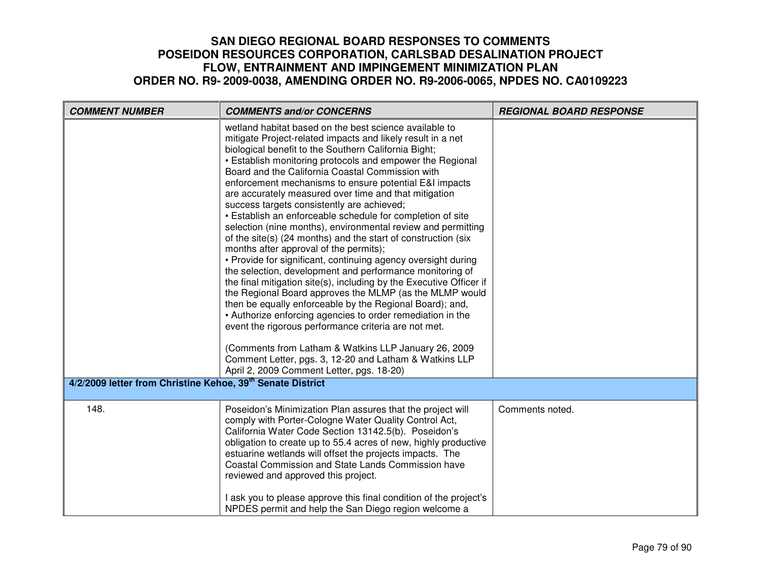# SAN DIEGO REGIONAL BOARD RESPONSES TO COMMENTS
# POSEIDON RESOURCES CORPORATION, CARLSBAD DESALINATION PROJECT
# FLOW, ENTRAINMENT AND IMPINGEMENT MINIMIZATION PLAN
# ORDER NO. R9- 2009-0038, AMENDING ORDER NO. R9-2006-0065, NPDES NO. CA0109223

| COMMENT NUMBER | COMMENTS and/or CONCERNS | REGIONAL BOARD RESPONSE |
|---|---|---|
| | wetland habitat based on the best science available to mitigate Project-related impacts and likely result in a net biological benefit to the Southern California Bight;<br>• Establish monitoring protocols and empower the Regional Board and the California Coastal Commission with enforcement mechanisms to ensure potential E&I impacts are accurately measured over time and that mitigation success targets consistently are achieved;<br>• Establish an enforceable schedule for completion of site selection (nine months), environmental review and permitting of the site(s) (24 months) and the start of construction (six months after approval of the permits);<br>• Provide for significant, continuing agency oversight during the selection, development and performance monitoring of the final mitigation site(s), including by the Executive Officer if the Regional Board approves the MLMP (as the MLMP would then be equally enforceable by the Regional Board); and,<br>• Authorize enforcing agencies to order remediation in the event the rigorous performance criteria are not met.<br><br>(Comments from Latham & Watkins LLP January 26, 2009 Comment Letter, pgs. 3, 12-20 and Latham & Watkins LLP April 2, 2009 Comment Letter, pgs. 18-20) | |
| **4/2/2009 letter from Christine Kehoe, 39th Senate District** | | |
| 148. | Poseidon's Minimization Plan assures that the project will comply with Porter-Cologne Water Quality Control Act, California Water Code Section 13142.5(b). Poseidon's obligation to create up to 55.4 acres of new, highly productive estuarine wetlands will offset the projects impacts. The Coastal Commission and State Lands Commission have reviewed and approved this project.<br><br>I ask you to please approve this final condition of the project's NPDES permit and help the San Diego region welcome a | Comments noted. |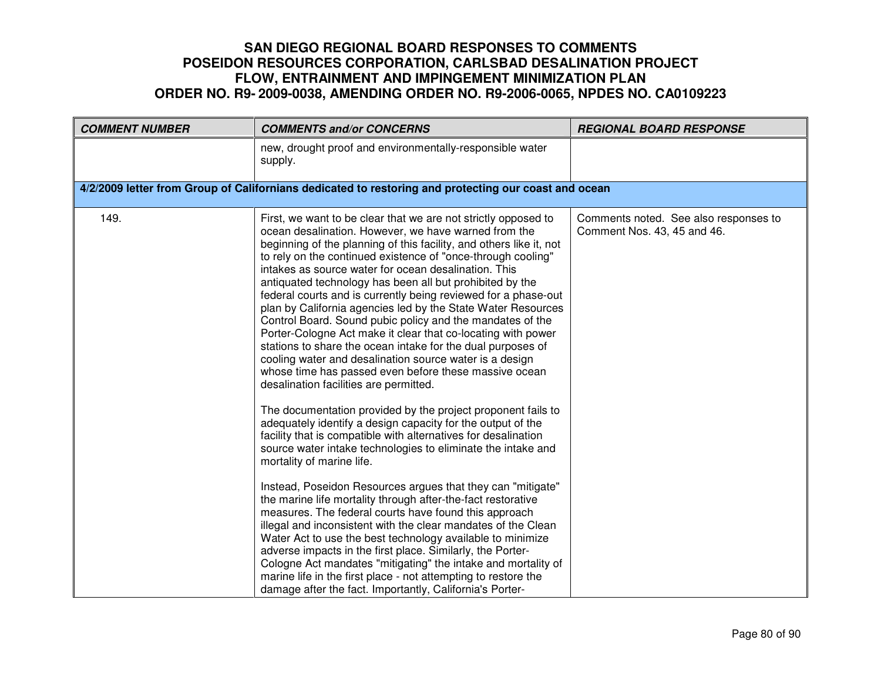| COMMENT NUMBER | COMMENTS and/or CONCERNS | REGIONAL BOARD RESPONSE |
|---|---|---|
| | new, drought proof and environmentally-responsible water supply. | |
| **4/2/2009 letter from Group of Californians dedicated to restoring and protecting our coast and ocean** | | |
| 149. | First, we want to be clear that we are not strictly opposed to ocean desalination. However, we have warned from the beginning of the planning of this facility, and others like it, not to rely on the continued existence of "once-through cooling" intakes as source water for ocean desalination. This antiquated technology has been all but prohibited by the federal courts and is currently being reviewed for a phase-out plan by California agencies led by the State Water Resources Control Board. Sound pubic policy and the mandates of the Porter-Cologne Act make it clear that co-locating with power stations to share the ocean intake for the dual purposes of cooling water and desalination source water is a design whose time has passed even before these massive ocean desalination facilities are permitted.<br><br>The documentation provided by the project proponent fails to adequately identify a design capacity for the output of the facility that is compatible with alternatives for desalination source water intake technologies to eliminate the intake and mortality of marine life.<br><br>Instead, Poseidon Resources argues that they can "mitigate" the marine life mortality through after-the-fact restorative measures. The federal courts have found this approach illegal and inconsistent with the clear mandates of the Clean Water Act to use the best technology available to minimize adverse impacts in the first place. Similarly, the Porter-Cologne Act mandates "mitigating" the intake and mortality of marine life in the first place - not attempting to restore the damage after the fact. Importantly, California's Porter- | Comments noted. See also responses to Comment Nos. 43, 45 and 46. |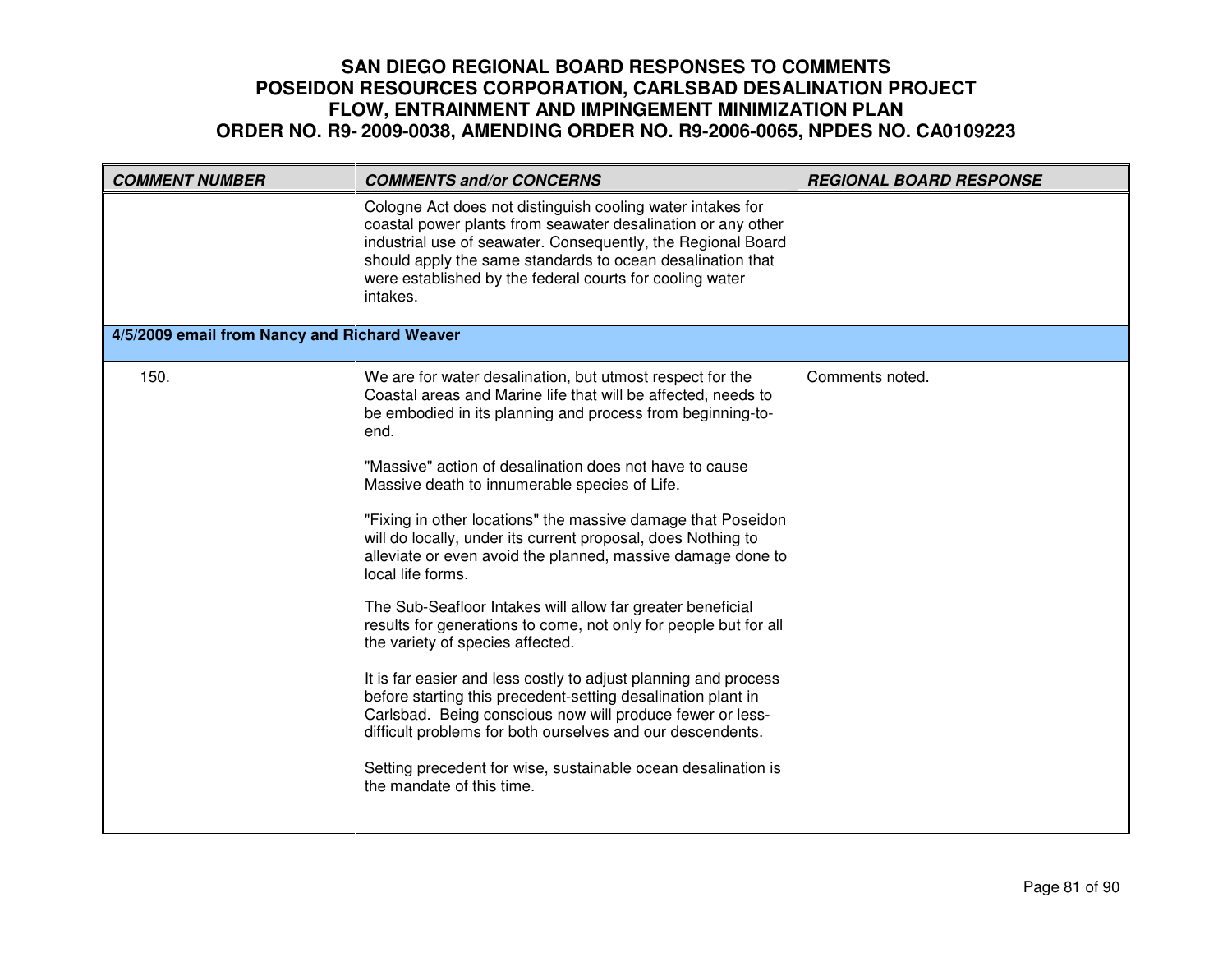# SAN DIEGO REGIONAL BOARD RESPONSES TO COMMENTS POSEIDON RESOURCES CORPORATION, CARLSBAD DESALINATION PROJECT FLOW, ENTRAINMENT AND IMPINGEMENT MINIMIZATION PLAN ORDER NO. R9- 2009-0038, AMENDING ORDER NO. R9-2006-0065, NPDES NO. CA0109223

| *COMMENT NUMBER* | *COMMENTS and/or CONCERNS* | *REGIONAL BOARD RESPONSE* |
|---|---|---|
| | Cologne Act does not distinguish cooling water intakes for coastal power plants from seawater desalination or any other industrial use of seawater. Consequently, the Regional Board should apply the same standards to ocean desalination that were established by the federal courts for cooling water intakes. | |
| **4/5/2009 email from Nancy and Richard Weaver** | | |
| 150. | We are for water desalination, but utmost respect for the Coastal areas and Marine life that will be affected, needs to be embodied in its planning and process from beginning-to-end.<br><br>"Massive" action of desalination does not have to cause Massive death to innumerable species of Life.<br><br>"Fixing in other locations" the massive damage that Poseidon will do locally, under its current proposal, does Nothing to alleviate or even avoid the planned, massive damage done to local life forms.<br><br>The Sub-Seafloor Intakes will allow far greater beneficial results for generations to come, not only for people but for all the variety of species affected.<br><br>It is far easier and less costly to adjust planning and process before starting this precedent-setting desalination plant in Carlsbad. Being conscious now will produce fewer or less-difficult problems for both ourselves and our descendents.<br><br>Setting precedent for wise, sustainable ocean desalination is the mandate of this time. | Comments noted. |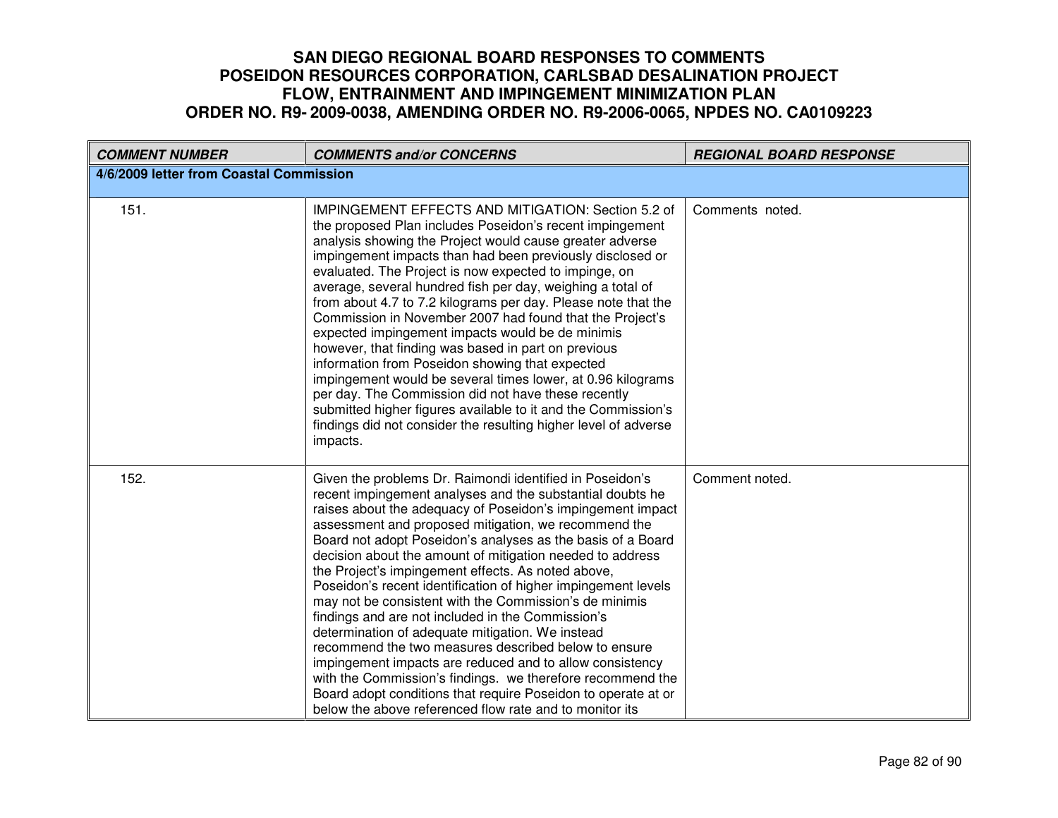# SAN DIEGO REGIONAL BOARD RESPONSES TO COMMENTS POSEIDON RESOURCES CORPORATION, CARLSBAD DESALINATION PROJECT FLOW, ENTRAINMENT AND IMPINGEMENT MINIMIZATION PLAN ORDER NO. R9- 2009-0038, AMENDING ORDER NO. R9-2006-0065, NPDES NO. CA0109223

| ***COMMENT NUMBER*** | ***COMMENTS and/or CONCERNS*** | ***REGIONAL BOARD RESPONSE*** |
|---|---|---|
| **4/6/2009 letter from Coastal Commission** | | |
| 151. | IMPINGEMENT EFFECTS AND MITIGATION: Section 5.2 of the proposed Plan includes Poseidon's recent impingement analysis showing the Project would cause greater adverse impingement impacts than had been previously disclosed or evaluated. The Project is now expected to impinge, on average, several hundred fish per day, weighing a total of from about 4.7 to 7.2 kilograms per day. Please note that the Commission in November 2007 had found that the Project's expected impingement impacts would be de minimis however, that finding was based in part on previous information from Poseidon showing that expected impingement would be several times lower, at 0.96 kilograms per day. The Commission did not have these recently submitted higher figures available to it and the Commission's findings did not consider the resulting higher level of adverse impacts. | Comments noted. |
| 152. | Given the problems Dr. Raimondi identified in Poseidon's recent impingement analyses and the substantial doubts he raises about the adequacy of Poseidon's impingement impact assessment and proposed mitigation, we recommend the Board not adopt Poseidon's analyses as the basis of a Board decision about the amount of mitigation needed to address the Project's impingement effects. As noted above, Poseidon's recent identification of higher impingement levels may not be consistent with the Commission's de minimis findings and are not included in the Commission's determination of adequate mitigation. We instead recommend the two measures described below to ensure impingement impacts are reduced and to allow consistency with the Commission's findings. we therefore recommend the Board adopt conditions that require Poseidon to operate at or below the above referenced flow rate and to monitor its | Comment noted. |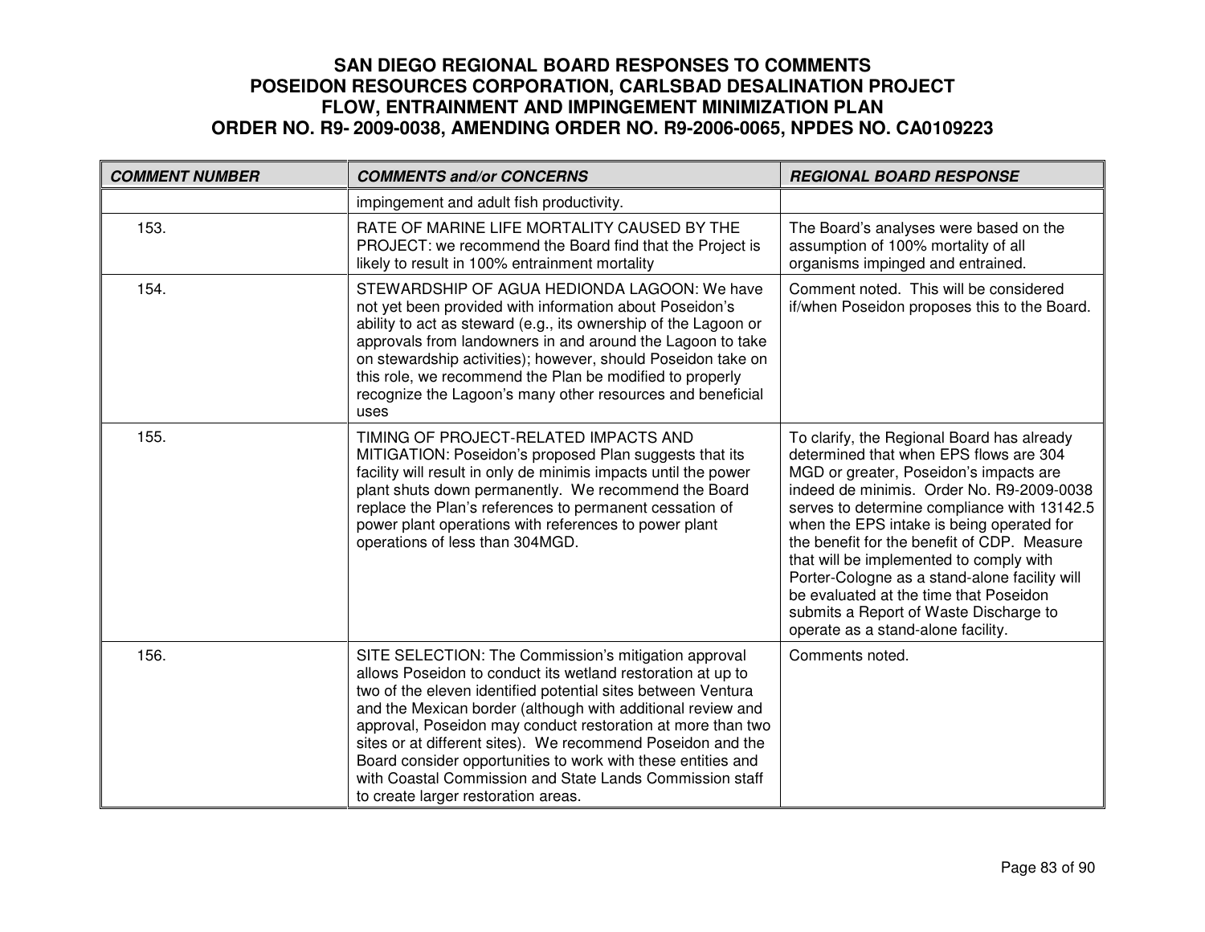# SAN DIEGO REGIONAL BOARD RESPONSES TO COMMENTS
# POSEIDON RESOURCES CORPORATION, CARLSBAD DESALINATION PROJECT
# FLOW, ENTRAINMENT AND IMPINGEMENT MINIMIZATION PLAN
# ORDER NO. R9- 2009-0038, AMENDING ORDER NO. R9-2006-0065, NPDES NO. CA0109223

| *COMMENT NUMBER* | *COMMENTS and/or CONCERNS* | *REGIONAL BOARD RESPONSE* |
|---|---|---|
| | impingement and adult fish productivity. | |
| 153. | RATE OF MARINE LIFE MORTALITY CAUSED BY THE PROJECT: we recommend the Board find that the Project is likely to result in 100% entrainment mortality | The Board's analyses were based on the assumption of 100% mortality of all organisms impinged and entrained. |
| 154. | STEWARDSHIP OF AGUA HEDIONDA LAGOON: We have not yet been provided with information about Poseidon's ability to act as steward (e.g., its ownership of the Lagoon or approvals from landowners in and around the Lagoon to take on stewardship activities); however, should Poseidon take on this role, we recommend the Plan be modified to properly recognize the Lagoon's many other resources and beneficial uses | Comment noted. This will be considered if/when Poseidon proposes this to the Board. |
| 155. | TIMING OF PROJECT-RELATED IMPACTS AND MITIGATION: Poseidon's proposed Plan suggests that its facility will result in only de minimis impacts until the power plant shuts down permanently. We recommend the Board replace the Plan's references to permanent cessation of power plant operations with references to power plant operations of less than 304MGD. | To clarify, the Regional Board has already determined that when EPS flows are 304 MGD or greater, Poseidon's impacts are indeed de minimis. Order No. R9-2009-0038 serves to determine compliance with 13142.5 when the EPS intake is being operated for the benefit for the benefit of CDP. Measure that will be implemented to comply with Porter-Cologne as a stand-alone facility will be evaluated at the time that Poseidon submits a Report of Waste Discharge to operate as a stand-alone facility. |
| 156. | SITE SELECTION: The Commission's mitigation approval allows Poseidon to conduct its wetland restoration at up to two of the eleven identified potential sites between Ventura and the Mexican border (although with additional review and approval, Poseidon may conduct restoration at more than two sites or at different sites). We recommend Poseidon and the Board consider opportunities to work with these entities and with Coastal Commission and State Lands Commission staff to create larger restoration areas. | Comments noted. |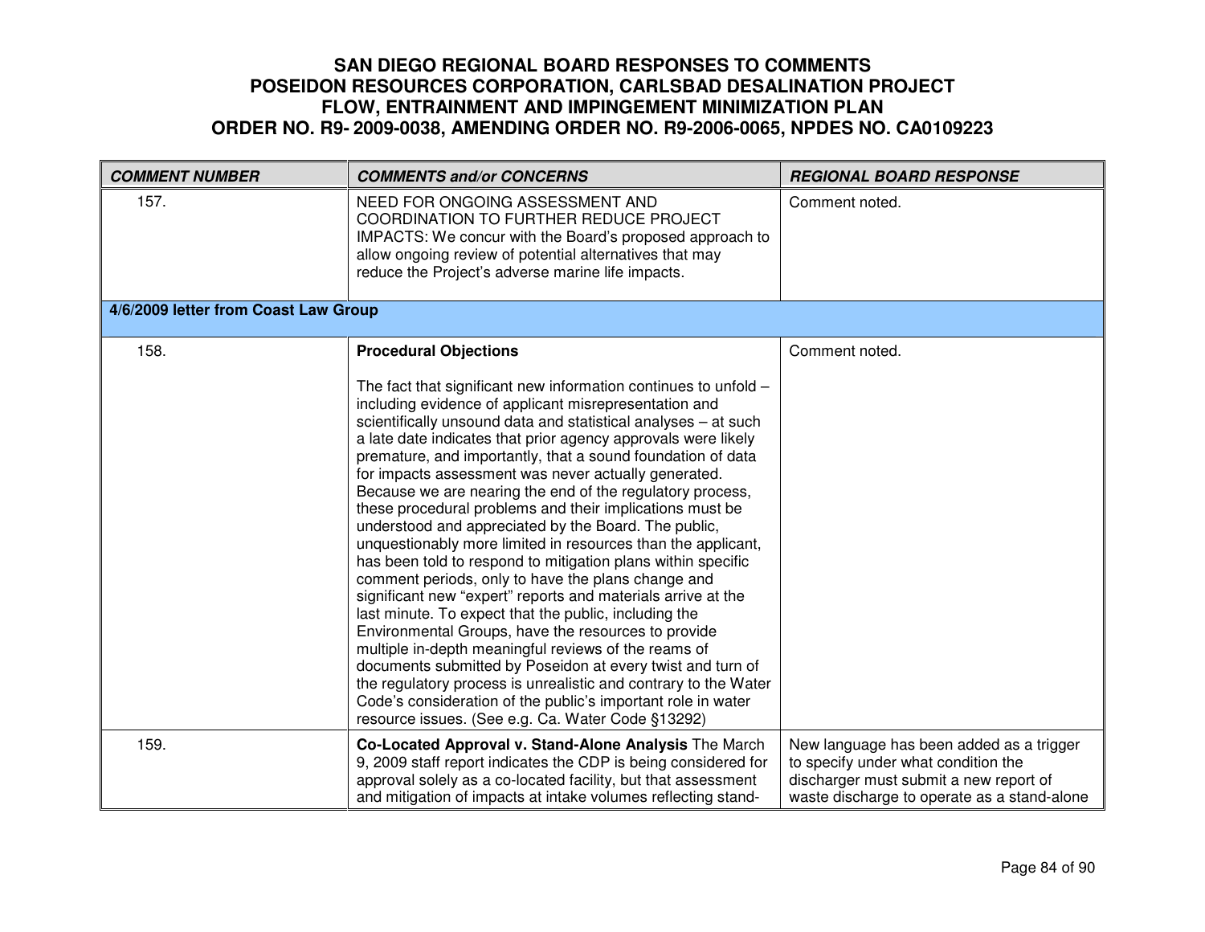| COMMENT NUMBER | COMMENTS and/or CONCERNS | REGIONAL BOARD RESPONSE |
|---|---|---|
| 157. | NEED FOR ONGOING ASSESSMENT AND COORDINATION TO FURTHER REDUCE PROJECT IMPACTS: We concur with the Board's proposed approach to allow ongoing review of potential alternatives that may reduce the Project's adverse marine life impacts. | Comment noted. |
| **4/6/2009 letter from Coast Law Group** | | |
| 158. | **Procedural Objections**<br><br>The fact that significant new information continues to unfold – including evidence of applicant misrepresentation and scientifically unsound data and statistical analyses – at such a late date indicates that prior agency approvals were likely premature, and importantly, that a sound foundation of data for impacts assessment was never actually generated. Because we are nearing the end of the regulatory process, these procedural problems and their implications must be understood and appreciated by the Board. The public, unquestionably more limited in resources than the applicant, has been told to respond to mitigation plans within specific comment periods, only to have the plans change and significant new "expert" reports and materials arrive at the last minute. To expect that the public, including the Environmental Groups, have the resources to provide multiple in-depth meaningful reviews of the reams of documents submitted by Poseidon at every twist and turn of the regulatory process is unrealistic and contrary to the Water Code's consideration of the public's important role in water resource issues. (See e.g. Ca. Water Code §13292) | Comment noted. |
| 159. | **Co-Located Approval v. Stand-Alone Analysis** The March 9, 2009 staff report indicates the CDP is being considered for approval solely as a co-located facility, but that assessment and mitigation of impacts at intake volumes reflecting stand- | New language has been added as a trigger to specify under what condition the discharger must submit a new report of waste discharge to operate as a stand-alone |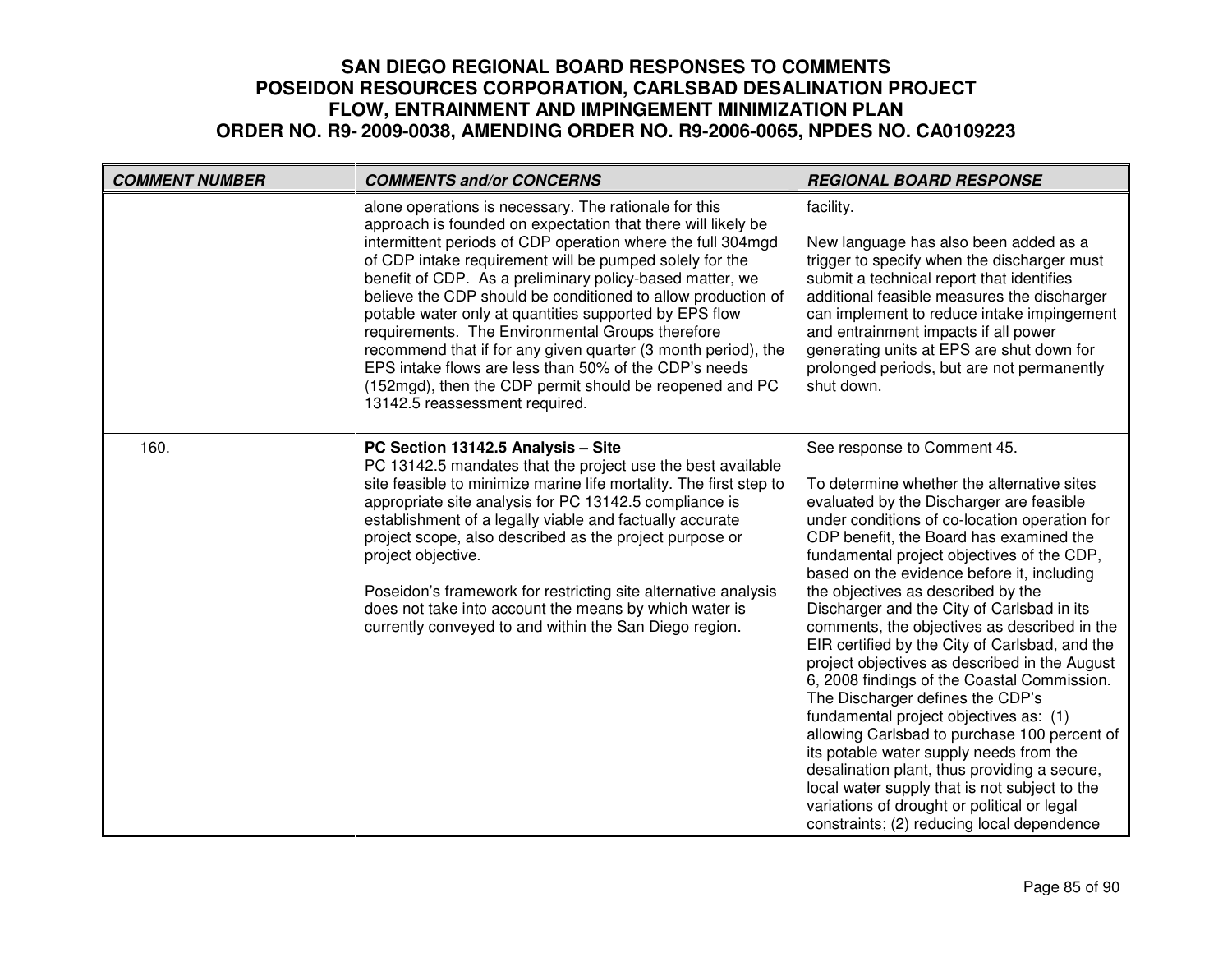| COMMENT NUMBER | COMMENTS and/or CONCERNS | REGIONAL BOARD RESPONSE |
|---|---|---|
| | alone operations is necessary. The rationale for this approach is founded on expectation that there will likely be intermittent periods of CDP operation where the full 304mgd of CDP intake requirement will be pumped solely for the benefit of CDP. As a preliminary policy-based matter, we believe the CDP should be conditioned to allow production of potable water only at quantities supported by EPS flow requirements. The Environmental Groups therefore recommend that if for any given quarter (3 month period), the EPS intake flows are less than 50% of the CDP's needs (152mgd), then the CDP permit should be reopened and PC 13142.5 reassessment required. | facility.<br><br>New language has also been added as a trigger to specify when the discharger must submit a technical report that identifies additional feasible measures the discharger can implement to reduce intake impingement and entrainment impacts if all power generating units at EPS are shut down for prolonged periods, but are not permanently shut down. |
| 160. | **PC Section 13142.5 Analysis – Site**<br>PC 13142.5 mandates that the project use the best available site feasible to minimize marine life mortality. The first step to appropriate site analysis for PC 13142.5 compliance is establishment of a legally viable and factually accurate project scope, also described as the project purpose or project objective.<br><br>Poseidon's framework for restricting site alternative analysis does not take into account the means by which water is currently conveyed to and within the San Diego region. | See response to Comment 45.<br><br>To determine whether the alternative sites evaluated by the Discharger are feasible under conditions of co-location operation for CDP benefit, the Board has examined the fundamental project objectives of the CDP, based on the evidence before it, including the objectives as described by the Discharger and the City of Carlsbad in its comments, the objectives as described in the EIR certified by the City of Carlsbad, and the project objectives as described in the August 6, 2008 findings of the Coastal Commission. The Discharger defines the CDP's fundamental project objectives as: (1) allowing Carlsbad to purchase 100 percent of its potable water supply needs from the desalination plant, thus providing a secure, local water supply that is not subject to the variations of drought or political or legal constraints; (2) reducing local dependence |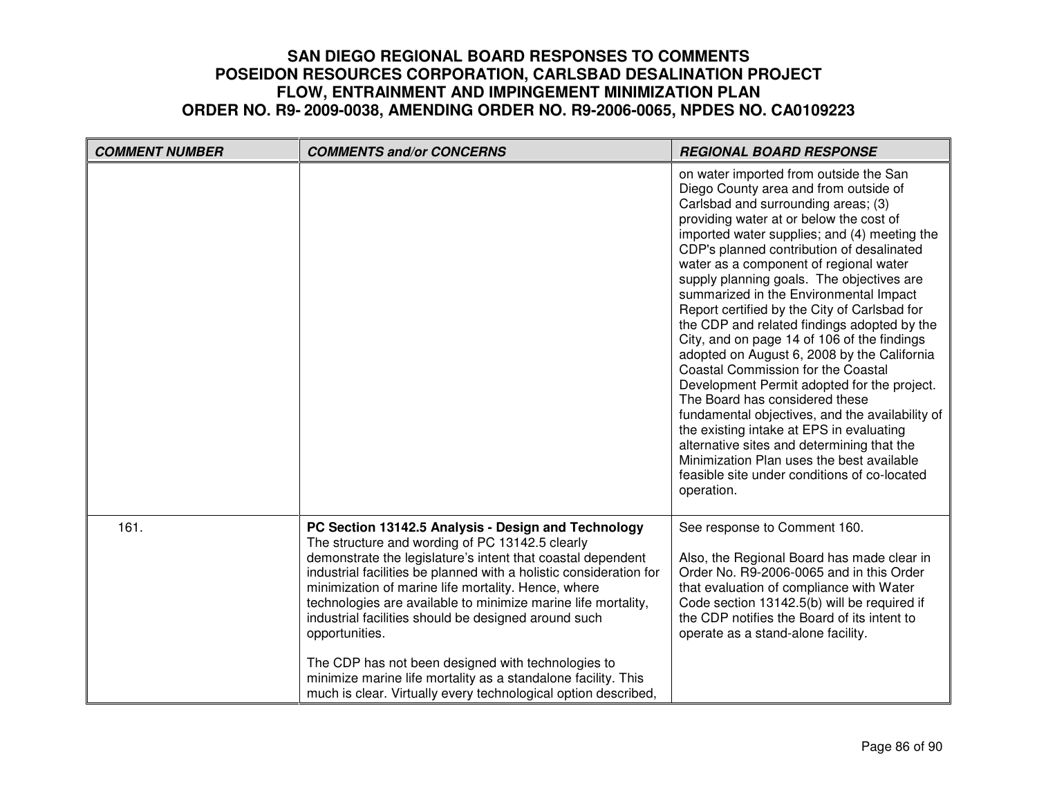| COMMENT NUMBER | COMMENTS and/or CONCERNS | REGIONAL BOARD RESPONSE |
|---|---|---|
| | | on water imported from outside the San Diego County area and from outside of Carlsbad and surrounding areas; (3) providing water at or below the cost of imported water supplies; and (4) meeting the CDP's planned contribution of desalinated water as a component of regional water supply planning goals. The objectives are summarized in the Environmental Impact Report certified by the City of Carlsbad for the CDP and related findings adopted by the City, and on page 14 of 106 of the findings adopted on August 6, 2008 by the California Coastal Commission for the Coastal Development Permit adopted for the project. The Board has considered these fundamental objectives, and the availability of the existing intake at EPS in evaluating alternative sites and determining that the Minimization Plan uses the best available feasible site under conditions of co-located operation. |
| 161. | **PC Section 13142.5 Analysis - Design and Technology** The structure and wording of PC 13142.5 clearly demonstrate the legislature's intent that coastal dependent industrial facilities be planned with a holistic consideration for minimization of marine life mortality. Hence, where technologies are available to minimize marine life mortality, industrial facilities should be designed around such opportunities.<br><br>The CDP has not been designed with technologies to minimize marine life mortality as a standalone facility. This much is clear. Virtually every technological option described, | See response to Comment 160.<br><br>Also, the Regional Board has made clear in Order No. R9-2006-0065 and in this Order that evaluation of compliance with Water Code section 13142.5(b) will be required if the CDP notifies the Board of its intent to operate as a stand-alone facility. |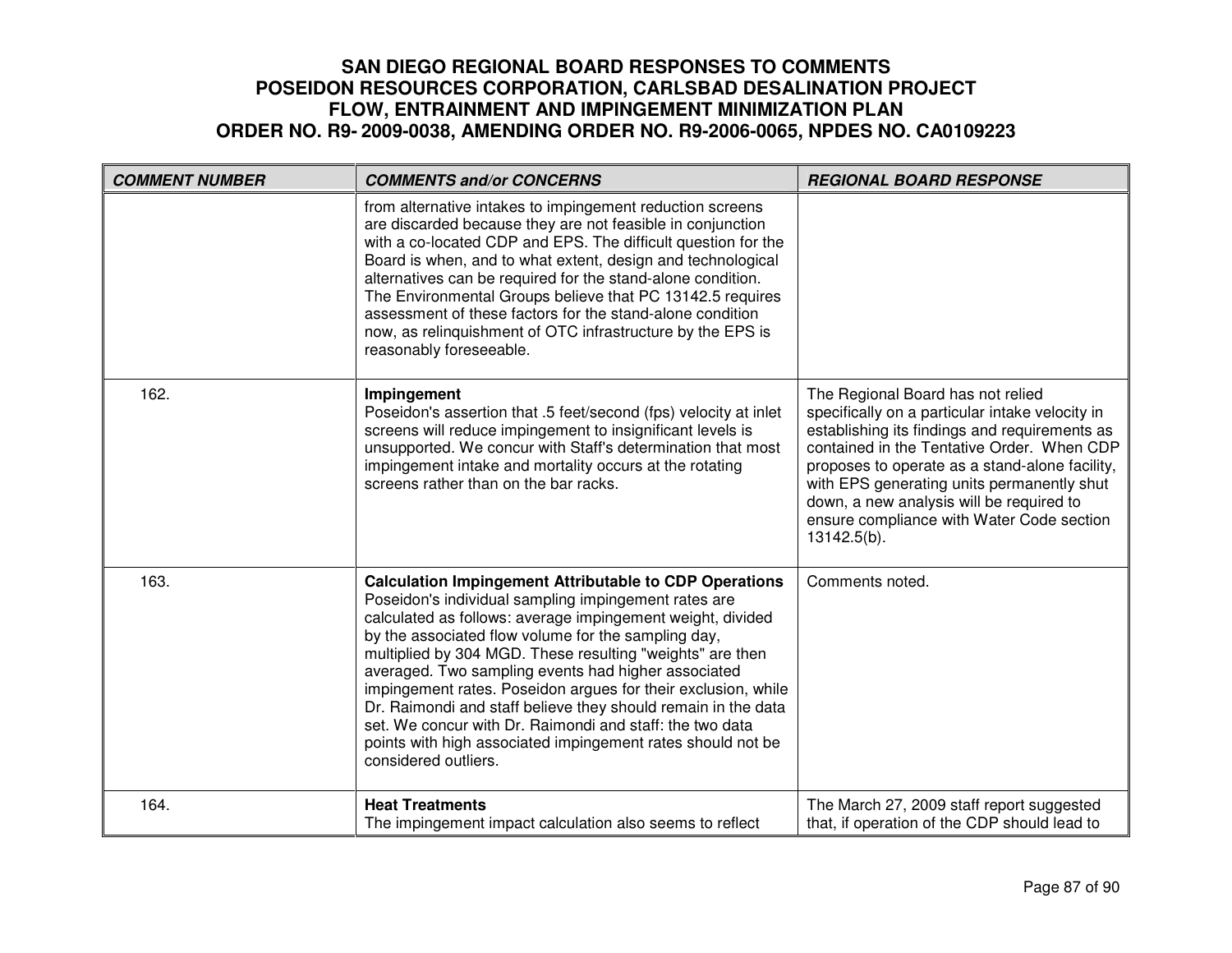# SAN DIEGO REGIONAL BOARD RESPONSES TO COMMENTS POSEIDON RESOURCES CORPORATION, CARLSBAD DESALINATION PROJECT FLOW, ENTRAINMENT AND IMPINGEMENT MINIMIZATION PLAN ORDER NO. R9- 2009-0038, AMENDING ORDER NO. R9-2006-0065, NPDES NO. CA0109223

| *COMMENT NUMBER* | *COMMENTS and/or CONCERNS* | *REGIONAL BOARD RESPONSE* |
|---|---|---|
| | from alternative intakes to impingement reduction screens are discarded because they are not feasible in conjunction with a co-located CDP and EPS. The difficult question for the Board is when, and to what extent, design and technological alternatives can be required for the stand-alone condition. The Environmental Groups believe that PC 13142.5 requires assessment of these factors for the stand-alone condition now, as relinquishment of OTC infrastructure by the EPS is reasonably foreseeable. | |
| 162. | **Impingement** Poseidon's assertion that .5 feet/second (fps) velocity at inlet screens will reduce impingement to insignificant levels is unsupported. We concur with Staff's determination that most impingement intake and mortality occurs at the rotating screens rather than on the bar racks. | The Regional Board has not relied specifically on a particular intake velocity in establishing its findings and requirements as contained in the Tentative Order. When CDP proposes to operate as a stand-alone facility, with EPS generating units permanently shut down, a new analysis will be required to ensure compliance with Water Code section 13142.5(b). |
| 163. | **Calculation Impingement Attributable to CDP Operations** Poseidon's individual sampling impingement rates are calculated as follows: average impingement weight, divided by the associated flow volume for the sampling day, multiplied by 304 MGD. These resulting "weights" are then averaged. Two sampling events had higher associated impingement rates. Poseidon argues for their exclusion, while Dr. Raimondi and staff believe they should remain in the data set. We concur with Dr. Raimondi and staff: the two data points with high associated impingement rates should not be considered outliers. | Comments noted. |
| 164. | **Heat Treatments** The impingement impact calculation also seems to reflect | The March 27, 2009 staff report suggested that, if operation of the CDP should lead to |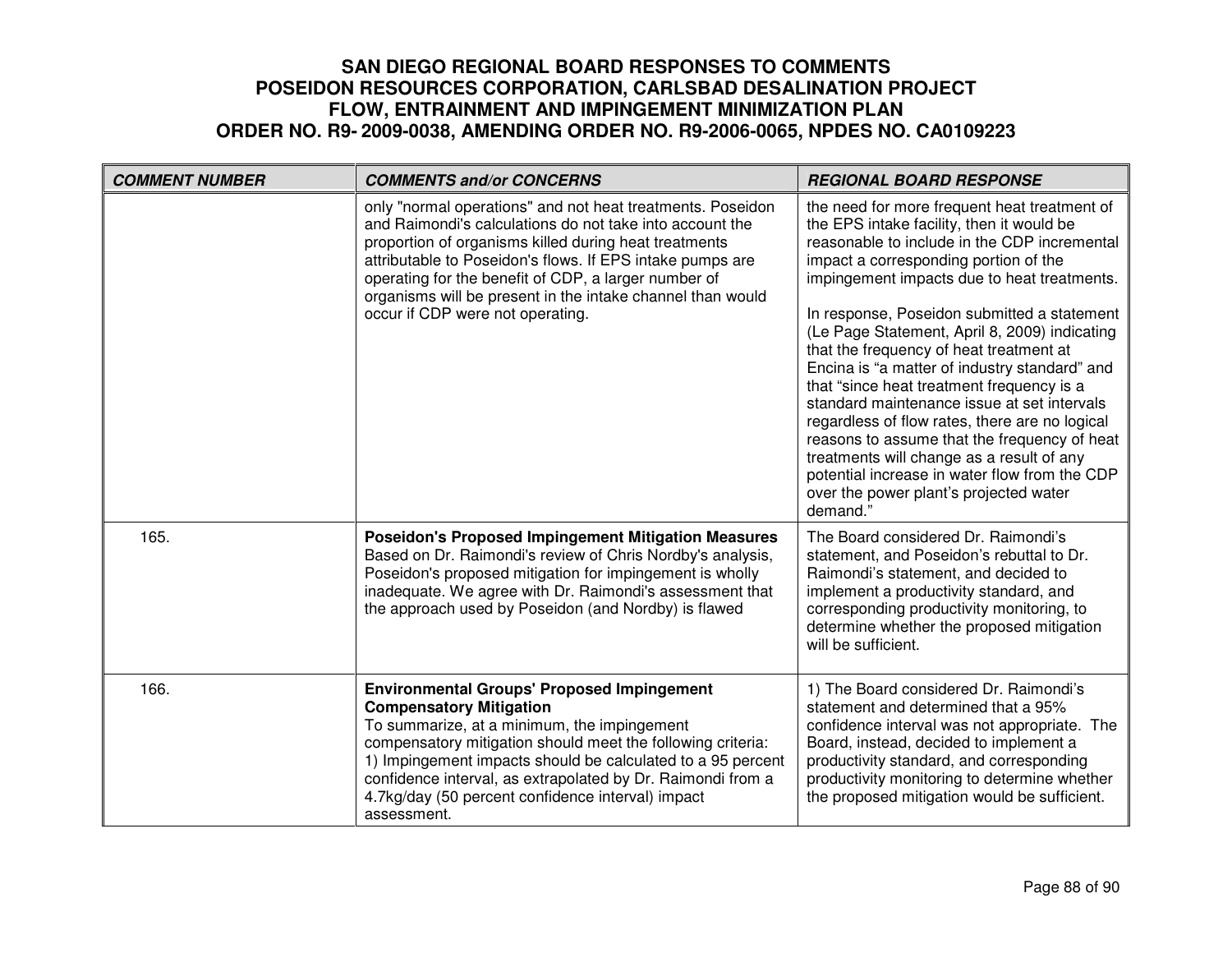# SAN DIEGO REGIONAL BOARD RESPONSES TO COMMENTS
# POSEIDON RESOURCES CORPORATION, CARLSBAD DESALINATION PROJECT
# FLOW, ENTRAINMENT AND IMPINGEMENT MINIMIZATION PLAN
# ORDER NO. R9- 2009-0038, AMENDING ORDER NO. R9-2006-0065, NPDES NO. CA0109223

| COMMENT NUMBER | COMMENTS and/or CONCERNS | REGIONAL BOARD RESPONSE |
|---|---|---|
| | only "normal operations" and not heat treatments. Poseidon and Raimondi's calculations do not take into account the proportion of organisms killed during heat treatments attributable to Poseidon's flows. If EPS intake pumps are operating for the benefit of CDP, a larger number of organisms will be present in the intake channel than would occur if CDP were not operating. | the need for more frequent heat treatment of the EPS intake facility, then it would be reasonable to include in the CDP incremental impact a corresponding portion of the impingement impacts due to heat treatments.<br><br>In response, Poseidon submitted a statement (Le Page Statement, April 8, 2009) indicating that the frequency of heat treatment at Encina is "a matter of industry standard" and that "since heat treatment frequency is a standard maintenance issue at set intervals regardless of flow rates, there are no logical reasons to assume that the frequency of heat treatments will change as a result of any potential increase in water flow from the CDP over the power plant's projected water demand." |
| 165. | **Poseidon's Proposed Impingement Mitigation Measures**<br>Based on Dr. Raimondi's review of Chris Nordby's analysis, Poseidon's proposed mitigation for impingement is wholly inadequate. We agree with Dr. Raimondi's assessment that the approach used by Poseidon (and Nordby) is flawed | The Board considered Dr. Raimondi's statement, and Poseidon's rebuttal to Dr. Raimondi's statement, and decided to implement a productivity standard, and corresponding productivity monitoring, to determine whether the proposed mitigation will be sufficient. |
| 166. | **Environmental Groups' Proposed Impingement Compensatory Mitigation**<br>To summarize, at a minimum, the impingement compensatory mitigation should meet the following criteria:<br>1) Impingement impacts should be calculated to a 95 percent confidence interval, as extrapolated by Dr. Raimondi from a 4.7kg/day (50 percent confidence interval) impact assessment. | 1) The Board considered Dr. Raimondi's statement and determined that a 95% confidence interval was not appropriate. The Board, instead, decided to implement a productivity standard, and corresponding productivity monitoring to determine whether the proposed mitigation would be sufficient. |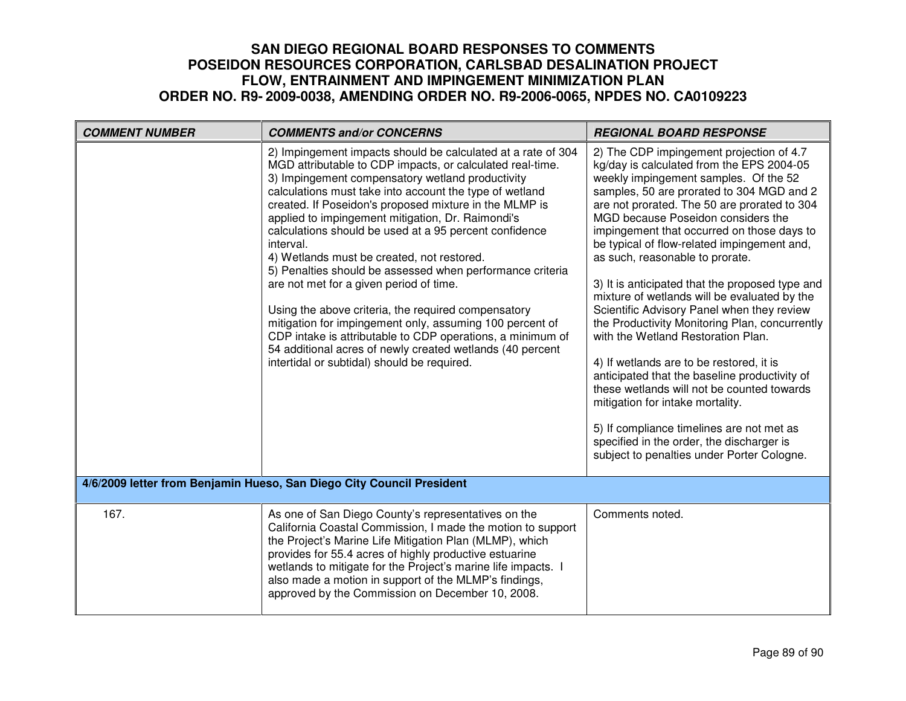# SAN DIEGO REGIONAL BOARD RESPONSES TO COMMENTS
# POSEIDON RESOURCES CORPORATION, CARLSBAD DESALINATION PROJECT
# FLOW, ENTRAINMENT AND IMPINGEMENT MINIMIZATION PLAN
# ORDER NO. R9- 2009-0038, AMENDING ORDER NO. R9-2006-0065, NPDES NO. CA0109223

| ***COMMENT NUMBER*** | ***COMMENTS and/or CONCERNS*** | ***REGIONAL BOARD RESPONSE*** |
|---|---|---|
| | 2) Impingement impacts should be calculated at a rate of 304 MGD attributable to CDP impacts, or calculated real-time.<br>3) Impingement compensatory wetland productivity calculations must take into account the type of wetland created. If Poseidon's proposed mixture in the MLMP is applied to impingement mitigation, Dr. Raimondi's calculations should be used at a 95 percent confidence interval.<br>4) Wetlands must be created, not restored.<br>5) Penalties should be assessed when performance criteria are not met for a given period of time.<br><br>Using the above criteria, the required compensatory mitigation for impingement only, assuming 100 percent of CDP intake is attributable to CDP operations, a minimum of 54 additional acres of newly created wetlands (40 percent intertidal or subtidal) should be required. | 2) The CDP impingement projection of 4.7 kg/day is calculated from the EPS 2004-05 weekly impingement samples. Of the 52 samples, 50 are prorated to 304 MGD and 2 are not prorated. The 50 are prorated to 304 MGD because Poseidon considers the impingement that occurred on those days to be typical of flow-related impingement and, as such, reasonable to prorate.<br><br>3) It is anticipated that the proposed type and mixture of wetlands will be evaluated by the Scientific Advisory Panel when they review the Productivity Monitoring Plan, concurrently with the Wetland Restoration Plan.<br><br>4) If wetlands are to be restored, it is anticipated that the baseline productivity of these wetlands will not be counted towards mitigation for intake mortality.<br><br>5) If compliance timelines are not met as specified in the order, the discharger is subject to penalties under Porter Cologne. |
| **4/6/2009 letter from Benjamin Hueso, San Diego City Council President** | | |
| 167. | As one of San Diego County's representatives on the California Coastal Commission, I made the motion to support the Project's Marine Life Mitigation Plan (MLMP), which provides for 55.4 acres of highly productive estuarine wetlands to mitigate for the Project's marine life impacts. I also made a motion in support of the MLMP's findings, approved by the Commission on December 10, 2008. | Comments noted. |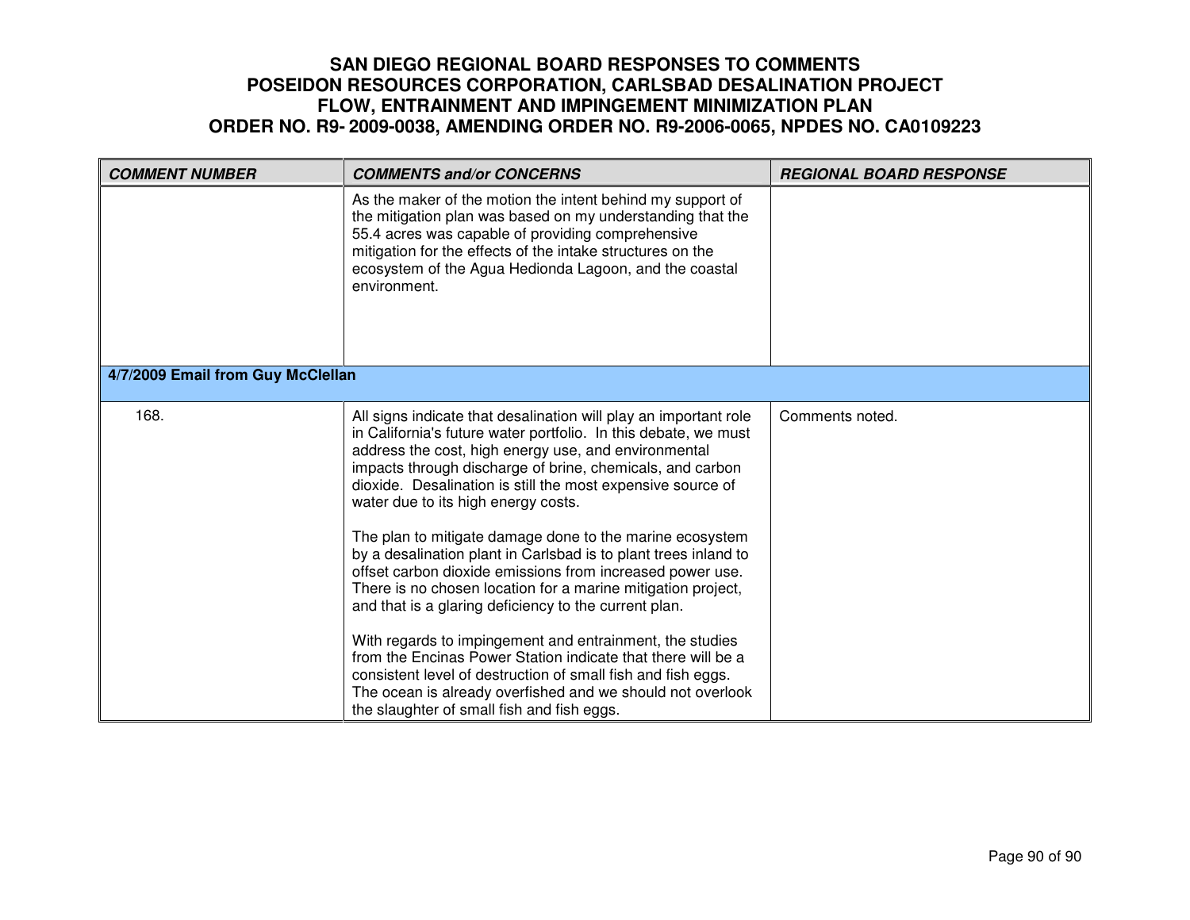# SAN DIEGO REGIONAL BOARD RESPONSES TO COMMENTS
# POSEIDON RESOURCES CORPORATION, CARLSBAD DESALINATION PROJECT
# FLOW, ENTRAINMENT AND IMPINGEMENT MINIMIZATION PLAN
# ORDER NO. R9- 2009-0038, AMENDING ORDER NO. R9-2006-0065, NPDES NO. CA0109223

| ***COMMENT NUMBER*** | ***COMMENTS and/or CONCERNS*** | ***REGIONAL BOARD RESPONSE*** |
|---|---|---|
| | As the maker of the motion the intent behind my support of the mitigation plan was based on my understanding that the 55.4 acres was capable of providing comprehensive mitigation for the effects of the intake structures on the ecosystem of the Agua Hedionda Lagoon, and the coastal environment. | |
| **4/7/2009 Email from Guy McClellan** | | |
| 168. | All signs indicate that desalination will play an important role in California's future water portfolio. In this debate, we must address the cost, high energy use, and environmental impacts through discharge of brine, chemicals, and carbon dioxide. Desalination is still the most expensive source of water due to its high energy costs.<br><br>The plan to mitigate damage done to the marine ecosystem by a desalination plant in Carlsbad is to plant trees inland to offset carbon dioxide emissions from increased power use. There is no chosen location for a marine mitigation project, and that is a glaring deficiency to the current plan.<br><br>With regards to impingement and entrainment, the studies from the Encinas Power Station indicate that there will be a consistent level of destruction of small fish and fish eggs. The ocean is already overfished and we should not overlook the slaughter of small fish and fish eggs. | Comments noted. |